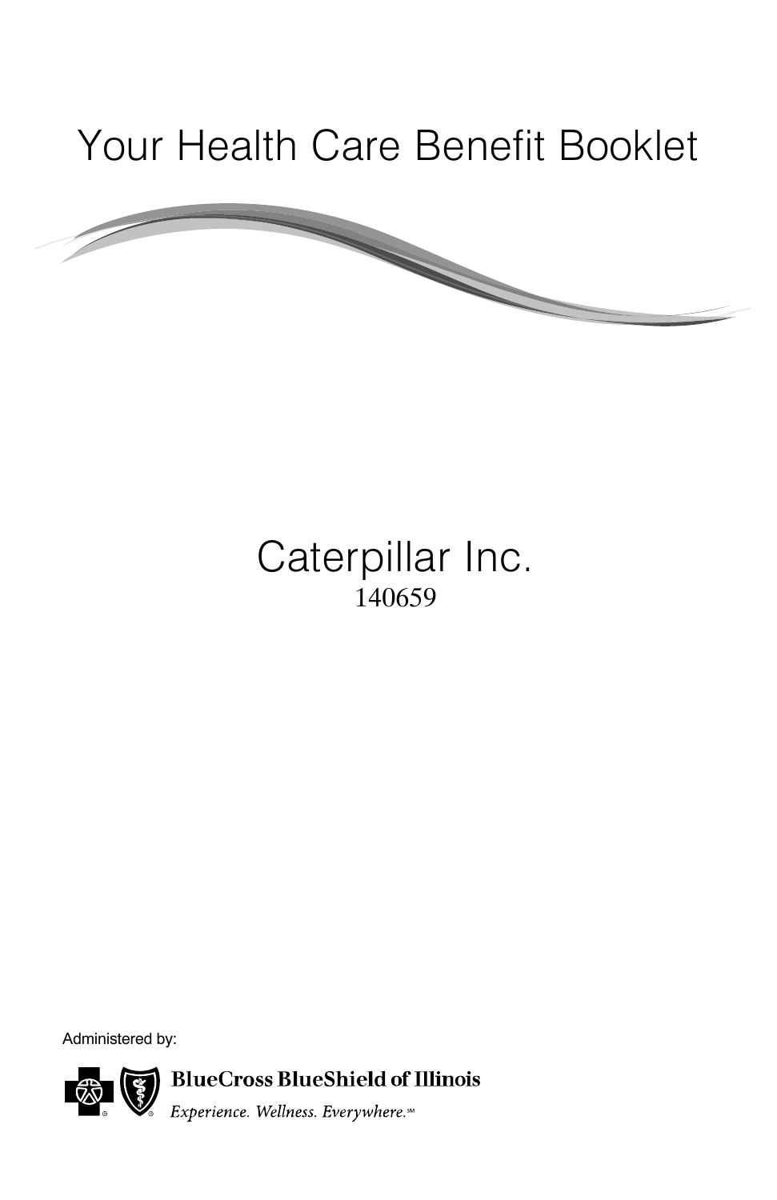# Your Health Care Benefit Booklet

## Caterpillar Inc.

140659

Administered by:

BlueCross BlueShield of Illinois

*Experience. Wellness. Everywhere.*℠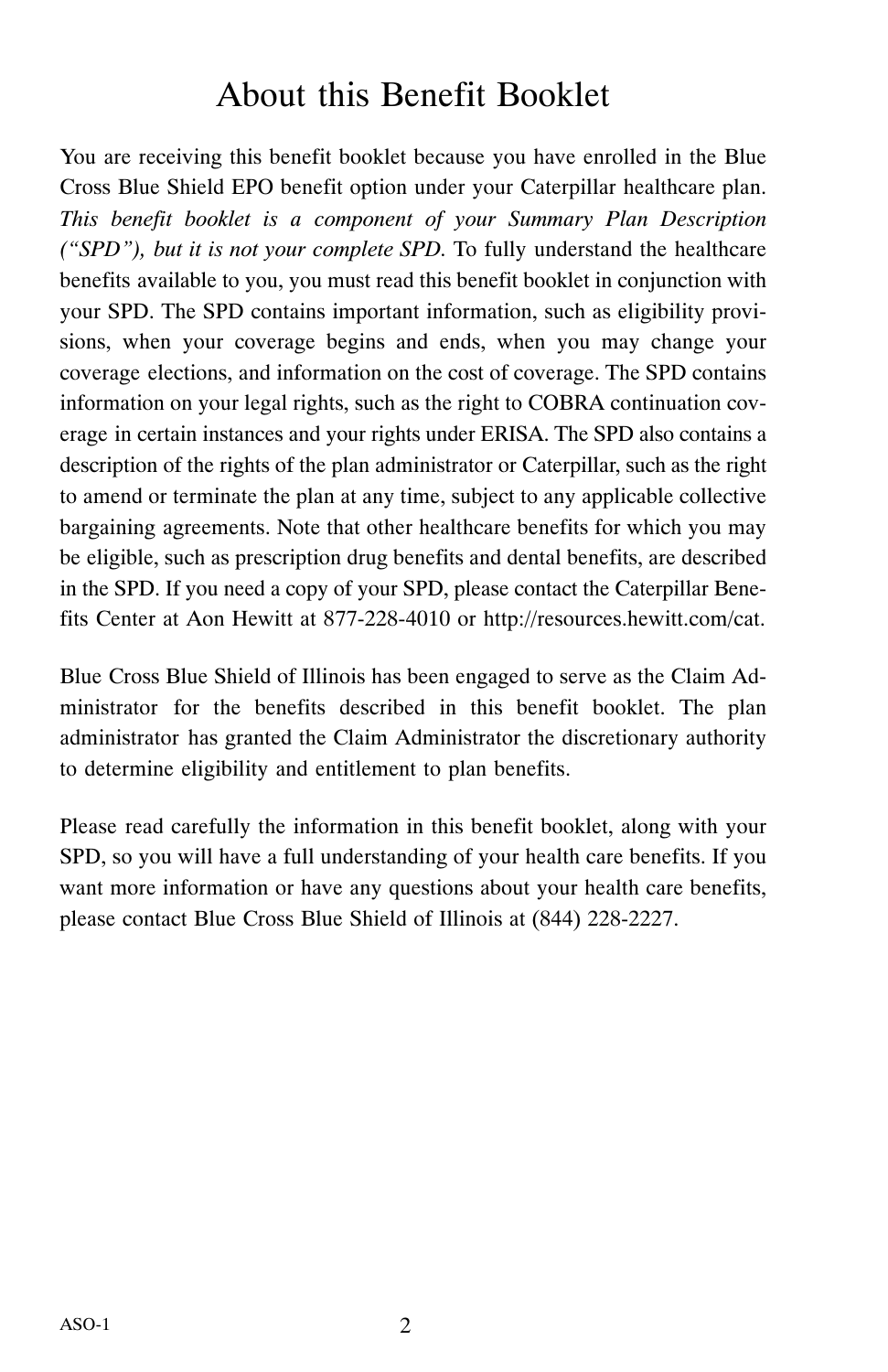# About this Benefit Booklet

You are receiving this benefit booklet because you have enrolled in the Blue Cross Blue Shield EPO benefit option under your Caterpillar healthcare plan. *This benefit booklet is a component of your Summary Plan Description ("SPD"), but it is not your complete SPD.* To fully understand the healthcare benefits available to you, you must read this benefit booklet in conjunction with your SPD. The SPD contains important information, such as eligibility provisions, when your coverage begins and ends, when you may change your coverage elections, and information on the cost of coverage. The SPD contains information on your legal rights, such as the right to COBRA continuation coverage in certain instances and your rights under ERISA. The SPD also contains a description of the rights of the plan administrator or Caterpillar, such as the right to amend or terminate the plan at any time, subject to any applicable collective bargaining agreements. Note that other healthcare benefits for which you may be eligible, such as prescription drug benefits and dental benefits, are described in the SPD. If you need a copy of your SPD, please contact the Caterpillar Benefits Center at Aon Hewitt at 877-228-4010 or http://resources.hewitt.com/cat.

Blue Cross Blue Shield of Illinois has been engaged to serve as the Claim Administrator for the benefits described in this benefit booklet. The plan administrator has granted the Claim Administrator the discretionary authority to determine eligibility and entitlement to plan benefits.

Please read carefully the information in this benefit booklet, along with your SPD, so you will have a full understanding of your health care benefits. If you want more information or have any questions about your health care benefits, please contact Blue Cross Blue Shield of Illinois at (844) 228-2227.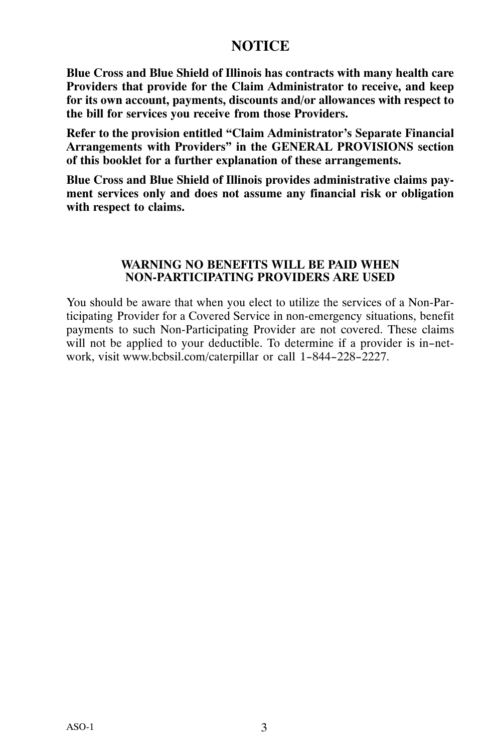# NOTICE

**Blue Cross and Blue Shield of Illinois has contracts with many health care Providers that provide for the Claim Administrator to receive, and keep for its own account, payments, discounts and/or allowances with respect to the bill for services you receive from those Providers.**

**Refer to the provision entitled "Claim Administrator's Separate Financial Arrangements with Providers" in the GENERAL PROVISIONS section of this booklet for a further explanation of these arrangements.**

**Blue Cross and Blue Shield of Illinois provides administrative claims payment services only and does not assume any financial risk or obligation with respect to claims.**

## WARNING NO BENEFITS WILL BE PAID WHEN NON-PARTICIPATING PROVIDERS ARE USED

You should be aware that when you elect to utilize the services of a Non-Participating Provider for a Covered Service in non-emergency situations, benefit payments to such Non-Participating Provider are not covered. These claims will not be applied to your deductible. To determine if a provider is in-network, visit www.bcbsil.com/caterpillar or call 1-844-228-2227.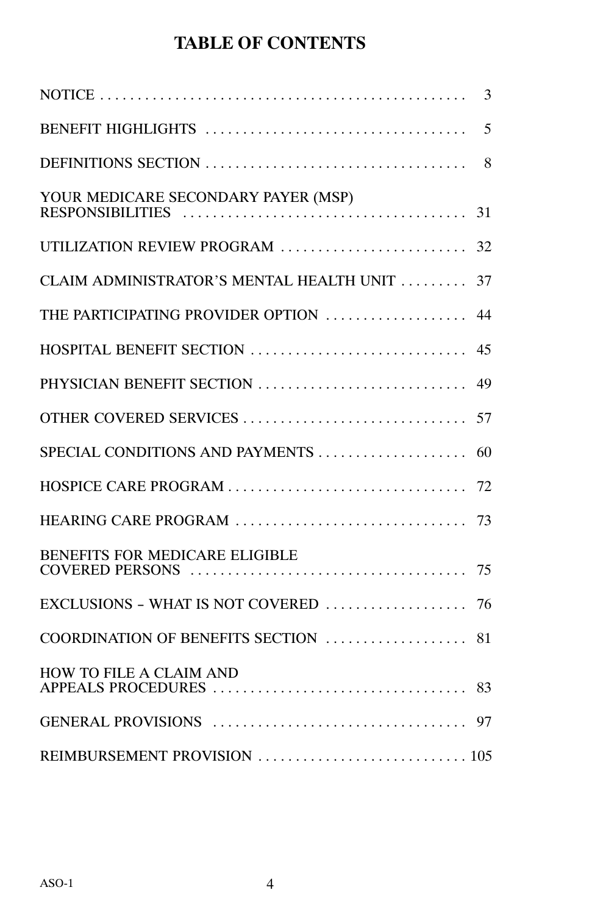# TABLE OF CONTENTS

| | |
|---|---|
| NOTICE | 3 |
| BENEFIT HIGHLIGHTS | 5 |
| DEFINITIONS SECTION | 8 |
| YOUR MEDICARE SECONDARY PAYER (MSP) RESPONSIBILITIES | 31 |
| UTILIZATION REVIEW PROGRAM | 32 |
| CLAIM ADMINISTRATOR'S MENTAL HEALTH UNIT | 37 |
| THE PARTICIPATING PROVIDER OPTION | 44 |
| HOSPITAL BENEFIT SECTION | 45 |
| PHYSICIAN BENEFIT SECTION | 49 |
| OTHER COVERED SERVICES | 57 |
| SPECIAL CONDITIONS AND PAYMENTS | 60 |
| HOSPICE CARE PROGRAM | 72 |
| HEARING CARE PROGRAM | 73 |
| BENEFITS FOR MEDICARE ELIGIBLE COVERED PERSONS | 75 |
| EXCLUSIONS – WHAT IS NOT COVERED | 76 |
| COORDINATION OF BENEFITS SECTION | 81 |
| HOW TO FILE A CLAIM AND APPEALS PROCEDURES | 83 |
| GENERAL PROVISIONS | 97 |
| REIMBURSEMENT PROVISION | 105 |

ASO-1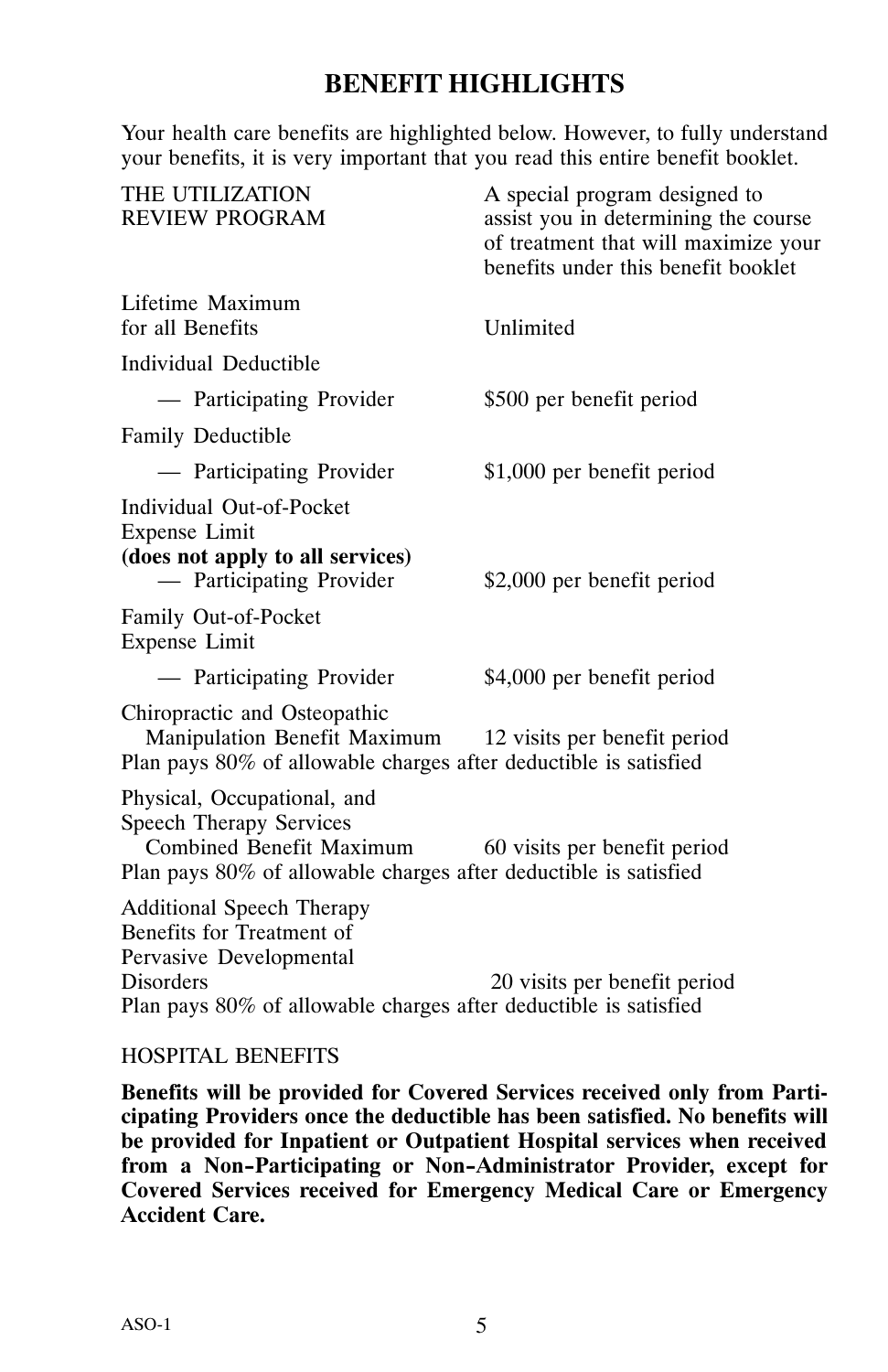# BENEFIT HIGHLIGHTS

Your health care benefits are highlighted below. However, to fully understand your benefits, it is very important that you read this entire benefit booklet.

| | |
|---|---|
| THE UTILIZATION REVIEW PROGRAM | A special program designed to assist you in determining the course of treatment that will maximize your benefits under this benefit booklet |
| Lifetime Maximum for all Benefits | Unlimited |
| Individual Deductible | |
| — Participating Provider | $500 per benefit period |
| Family Deductible | |
| — Participating Provider | $1,000 per benefit period |
| Individual Out-of-Pocket Expense Limit **(does not apply to all services)** | |
| — Participating Provider | $2,000 per benefit period |
| Family Out-of-Pocket Expense Limit | |
| — Participating Provider | $4,000 per benefit period |
| Chiropractic and Osteopathic Manipulation Benefit Maximum | 12 visits per benefit period |

Plan pays 80% of allowable charges after deductible is satisfied

| | |
|---|---|
| Physical, Occupational, and Speech Therapy Services Combined Benefit Maximum | 60 visits per benefit period |

Plan pays 80% of allowable charges after deductible is satisfied

| | |
|---|---|
| Additional Speech Therapy Benefits for Treatment of Pervasive Developmental Disorders | 20 visits per benefit period |

Plan pays 80% of allowable charges after deductible is satisfied

HOSPITAL BENEFITS

**Benefits will be provided for Covered Services received only from Participating Providers once the deductible has been satisfied. No benefits will be provided for Inpatient or Outpatient Hospital services when received from a Non-Participating or Non-Administrator Provider, except for Covered Services received for Emergency Medical Care or Emergency Accident Care.**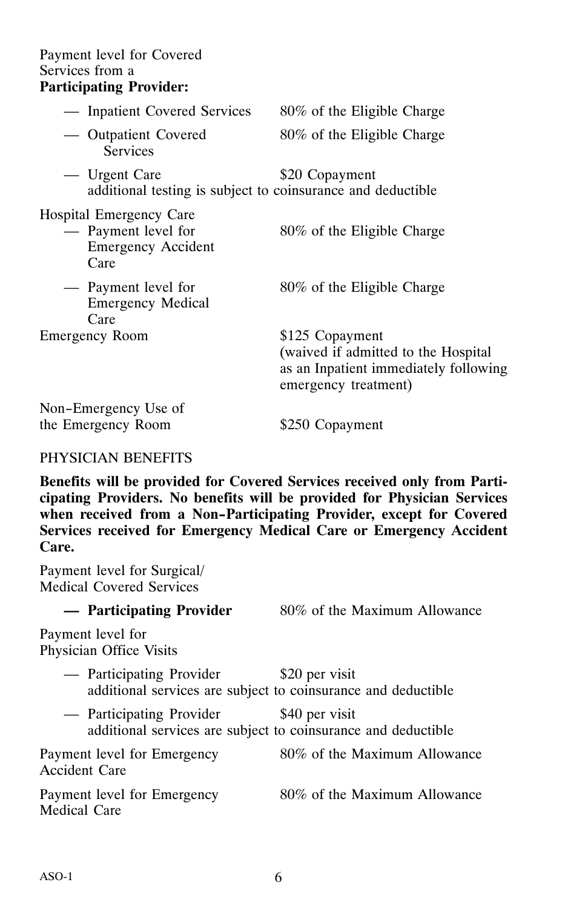Payment level for Covered Services from a **Participating Provider:**

| | |
|---|---|
| — Inpatient Covered Services | 80% of the Eligible Charge |
| — Outpatient Covered Services | 80% of the Eligible Charge |
| — Urgent Care | $20 Copayment |

additional testing is subject to coinsurance and deductible

Hospital Emergency Care

| | |
|---|---|
| — Payment level for Emergency Accident Care | 80% of the Eligible Charge |
| — Payment level for Emergency Medical Care | 80% of the Eligible Charge |
| Emergency Room | $125 Copayment (waived if admitted to the Hospital as an Inpatient immediately following emergency treatment) |
| Non-Emergency Use of the Emergency Room | $250 Copayment |

PHYSICIAN BENEFITS

**Benefits will be provided for Covered Services received only from Participating Providers. No benefits will be provided for Physician Services when received from a Non-Participating Provider, except for Covered Services received for Emergency Medical Care or Emergency Accident Care.**

Payment level for Surgical/ Medical Covered Services

| | |
|---|---|
| **— Participating Provider** | 80% of the Maximum Allowance |

Payment level for Physician Office Visits

| | |
|---|---|
| — Participating Provider | $20 per visit |

additional services are subject to coinsurance and deductible

| | |
|---|---|
| — Participating Provider | $40 per visit |

additional services are subject to coinsurance and deductible

| | |
|---|---|
| Payment level for Emergency Accident Care | 80% of the Maximum Allowance |
| Payment level for Emergency Medical Care | 80% of the Maximum Allowance |

ASO-1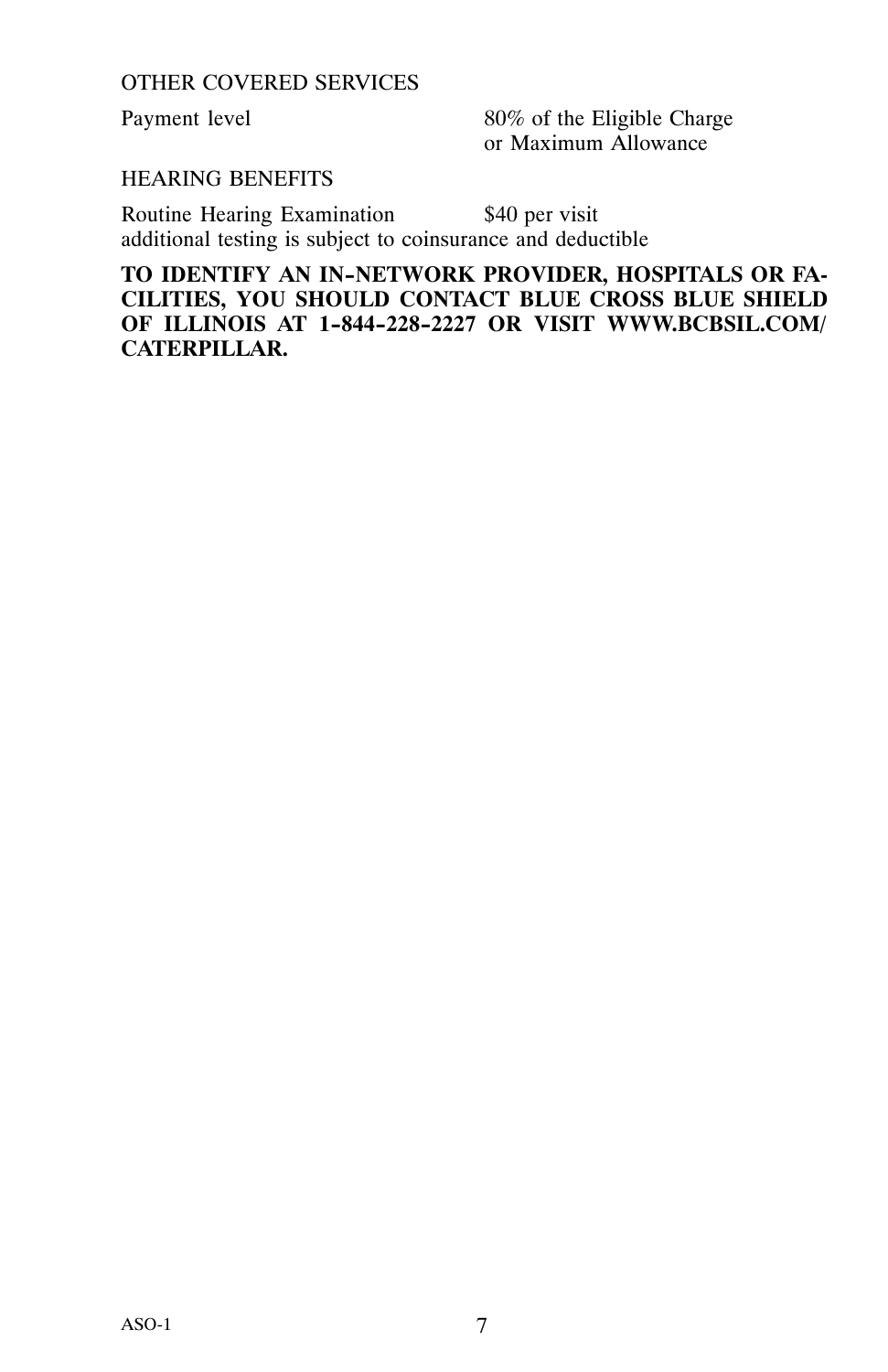OTHER COVERED SERVICES

| | |
|---|---|
| Payment level | 80% of the Eligible Charge or Maximum Allowance |

HEARING BENEFITS

| | |
|---|---|
| Routine Hearing Examination | $40 per visit |

additional testing is subject to coinsurance and deductible

**TO IDENTIFY AN IN-NETWORK PROVIDER, HOSPITALS OR FACILITIES, YOU SHOULD CONTACT BLUE CROSS BLUE SHIELD OF ILLINOIS AT 1-844-228-2227 OR VISIT WWW.BCBSIL.COM/CATERPILLAR.**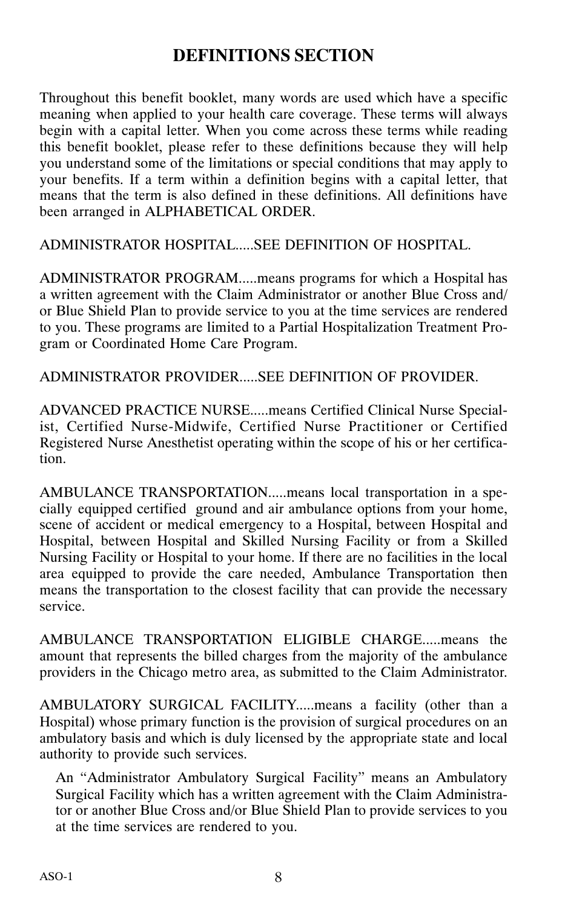## DEFINITIONS SECTION

Throughout this benefit booklet, many words are used which have a specific meaning when applied to your health care coverage. These terms will always begin with a capital letter. When you come across these terms while reading this benefit booklet, please refer to these definitions because they will help you understand some of the limitations or special conditions that may apply to your benefits. If a term within a definition begins with a capital letter, that means that the term is also defined in these definitions. All definitions have been arranged in ALPHABETICAL ORDER.

ADMINISTRATOR HOSPITAL.....SEE DEFINITION OF HOSPITAL.

ADMINISTRATOR PROGRAM.....means programs for which a Hospital has a written agreement with the Claim Administrator or another Blue Cross and/or Blue Shield Plan to provide service to you at the time services are rendered to you. These programs are limited to a Partial Hospitalization Treatment Program or Coordinated Home Care Program.

ADMINISTRATOR PROVIDER.....SEE DEFINITION OF PROVIDER.

ADVANCED PRACTICE NURSE.....means Certified Clinical Nurse Specialist, Certified Nurse-Midwife, Certified Nurse Practitioner or Certified Registered Nurse Anesthetist operating within the scope of his or her certification.

AMBULANCE TRANSPORTATION.....means local transportation in a specially equipped certified ground and air ambulance options from your home, scene of accident or medical emergency to a Hospital, between Hospital and Hospital, between Hospital and Skilled Nursing Facility or from a Skilled Nursing Facility or Hospital to your home. If there are no facilities in the local area equipped to provide the care needed, Ambulance Transportation then means the transportation to the closest facility that can provide the necessary service.

AMBULANCE TRANSPORTATION ELIGIBLE CHARGE.....means the amount that represents the billed charges from the majority of the ambulance providers in the Chicago metro area, as submitted to the Claim Administrator.

AMBULATORY SURGICAL FACILITY.....means a facility (other than a Hospital) whose primary function is the provision of surgical procedures on an ambulatory basis and which is duly licensed by the appropriate state and local authority to provide such services.

An "Administrator Ambulatory Surgical Facility" means an Ambulatory Surgical Facility which has a written agreement with the Claim Administrator or another Blue Cross and/or Blue Shield Plan to provide services to you at the time services are rendered to you.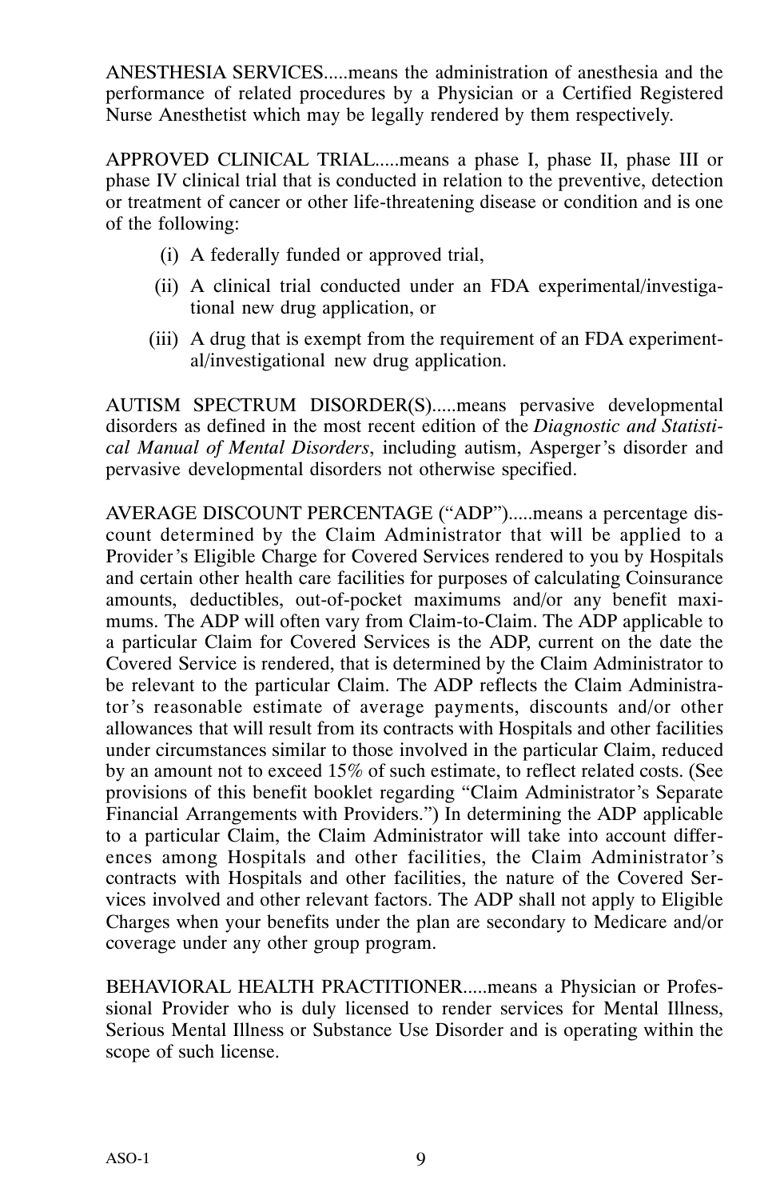ANESTHESIA SERVICES.....means the administration of anesthesia and the performance of related procedures by a Physician or a Certified Registered Nurse Anesthetist which may be legally rendered by them respectively.

APPROVED CLINICAL TRIAL.....means a phase I, phase II, phase III or phase IV clinical trial that is conducted in relation to the preventive, detection or treatment of cancer or other life-threatening disease or condition and is one of the following:

(i) A federally funded or approved trial,

(ii) A clinical trial conducted under an FDA experimental/investigational new drug application, or

(iii) A drug that is exempt from the requirement of an FDA experimental/investigational new drug application.

AUTISM SPECTRUM DISORDER(S).....means pervasive developmental disorders as defined in the most recent edition of the *Diagnostic and Statistical Manual of Mental Disorders*, including autism, Asperger's disorder and pervasive developmental disorders not otherwise specified.

AVERAGE DISCOUNT PERCENTAGE ("ADP").....means a percentage discount determined by the Claim Administrator that will be applied to a Provider's Eligible Charge for Covered Services rendered to you by Hospitals and certain other health care facilities for purposes of calculating Coinsurance amounts, deductibles, out-of-pocket maximums and/or any benefit maximums. The ADP will often vary from Claim-to-Claim. The ADP applicable to a particular Claim for Covered Services is the ADP, current on the date the Covered Service is rendered, that is determined by the Claim Administrator to be relevant to the particular Claim. The ADP reflects the Claim Administrator's reasonable estimate of average payments, discounts and/or other allowances that will result from its contracts with Hospitals and other facilities under circumstances similar to those involved in the particular Claim, reduced by an amount not to exceed 15% of such estimate, to reflect related costs. (See provisions of this benefit booklet regarding "Claim Administrator's Separate Financial Arrangements with Providers.") In determining the ADP applicable to a particular Claim, the Claim Administrator will take into account differences among Hospitals and other facilities, the Claim Administrator's contracts with Hospitals and other facilities, the nature of the Covered Services involved and other relevant factors. The ADP shall not apply to Eligible Charges when your benefits under the plan are secondary to Medicare and/or coverage under any other group program.

BEHAVIORAL HEALTH PRACTITIONER.....means a Physician or Professional Provider who is duly licensed to render services for Mental Illness, Serious Mental Illness or Substance Use Disorder and is operating within the scope of such license.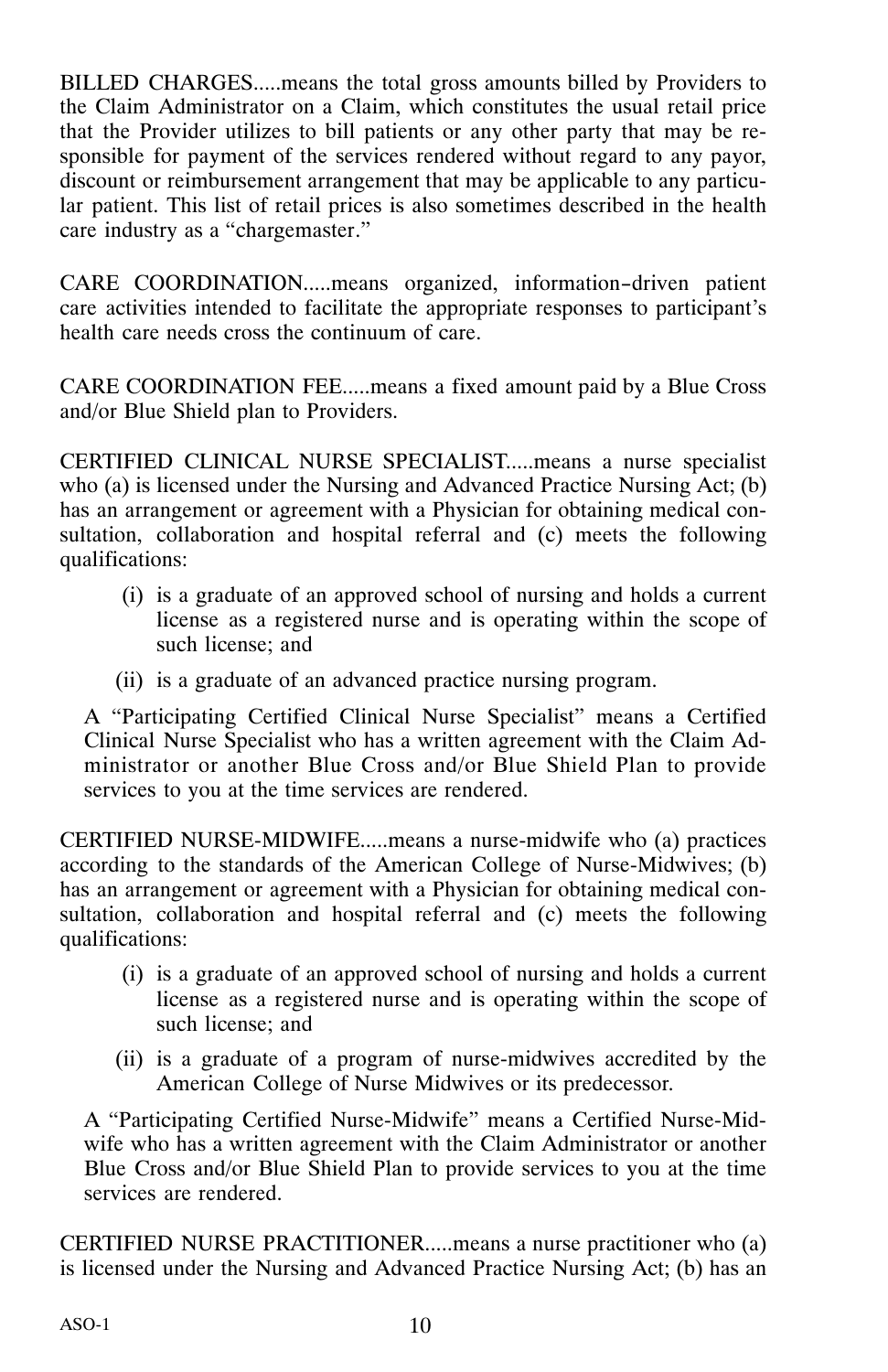BILLED CHARGES.....means the total gross amounts billed by Providers to the Claim Administrator on a Claim, which constitutes the usual retail price that the Provider utilizes to bill patients or any other party that may be responsible for payment of the services rendered without regard to any payor, discount or reimbursement arrangement that may be applicable to any particular patient. This list of retail prices is also sometimes described in the health care industry as a "chargemaster."

CARE COORDINATION.....means organized, information-driven patient care activities intended to facilitate the appropriate responses to participant's health care needs cross the continuum of care.

CARE COORDINATION FEE.....means a fixed amount paid by a Blue Cross and/or Blue Shield plan to Providers.

CERTIFIED CLINICAL NURSE SPECIALIST.....means a nurse specialist who (a) is licensed under the Nursing and Advanced Practice Nursing Act; (b) has an arrangement or agreement with a Physician for obtaining medical consultation, collaboration and hospital referral and (c) meets the following qualifications:

- (i) is a graduate of an approved school of nursing and holds a current license as a registered nurse and is operating within the scope of such license; and
- (ii) is a graduate of an advanced practice nursing program.

A "Participating Certified Clinical Nurse Specialist" means a Certified Clinical Nurse Specialist who has a written agreement with the Claim Administrator or another Blue Cross and/or Blue Shield Plan to provide services to you at the time services are rendered.

CERTIFIED NURSE-MIDWIFE.....means a nurse-midwife who (a) practices according to the standards of the American College of Nurse-Midwives; (b) has an arrangement or agreement with a Physician for obtaining medical consultation, collaboration and hospital referral and (c) meets the following qualifications:

- (i) is a graduate of an approved school of nursing and holds a current license as a registered nurse and is operating within the scope of such license; and
- (ii) is a graduate of a program of nurse-midwives accredited by the American College of Nurse Midwives or its predecessor.

A "Participating Certified Nurse-Midwife" means a Certified Nurse-Midwife who has a written agreement with the Claim Administrator or another Blue Cross and/or Blue Shield Plan to provide services to you at the time services are rendered.

CERTIFIED NURSE PRACTITIONER.....means a nurse practitioner who (a) is licensed under the Nursing and Advanced Practice Nursing Act; (b) has an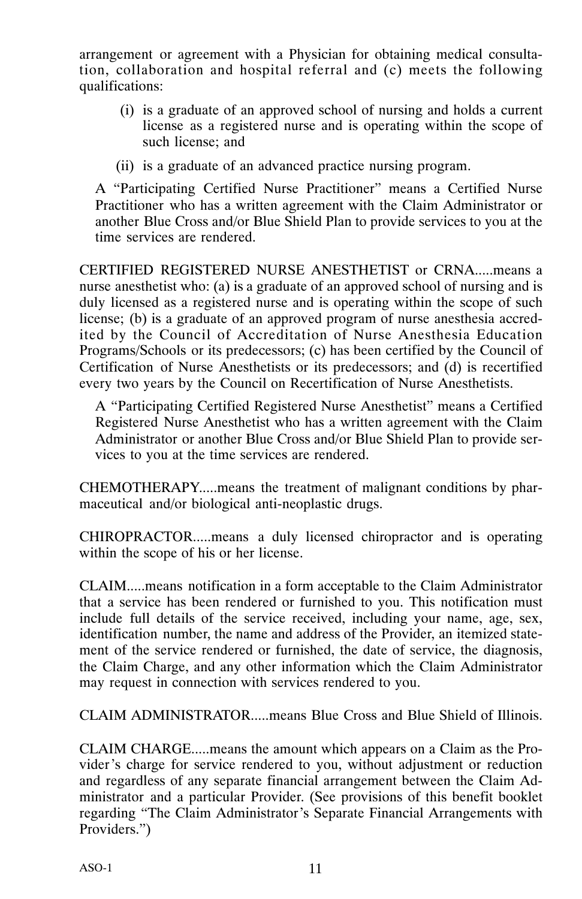arrangement or agreement with a Physician for obtaining medical consultation, collaboration and hospital referral and (c) meets the following qualifications:

(i) is a graduate of an approved school of nursing and holds a current license as a registered nurse and is operating within the scope of such license; and

(ii) is a graduate of an advanced practice nursing program.

A "Participating Certified Nurse Practitioner" means a Certified Nurse Practitioner who has a written agreement with the Claim Administrator or another Blue Cross and/or Blue Shield Plan to provide services to you at the time services are rendered.

CERTIFIED REGISTERED NURSE ANESTHETIST or CRNA.....means a nurse anesthetist who: (a) is a graduate of an approved school of nursing and is duly licensed as a registered nurse and is operating within the scope of such license; (b) is a graduate of an approved program of nurse anesthesia accredited by the Council of Accreditation of Nurse Anesthesia Education Programs/Schools or its predecessors; (c) has been certified by the Council of Certification of Nurse Anesthetists or its predecessors; and (d) is recertified every two years by the Council on Recertification of Nurse Anesthetists.

A "Participating Certified Registered Nurse Anesthetist" means a Certified Registered Nurse Anesthetist who has a written agreement with the Claim Administrator or another Blue Cross and/or Blue Shield Plan to provide services to you at the time services are rendered.

CHEMOTHERAPY.....means the treatment of malignant conditions by pharmaceutical and/or biological anti-neoplastic drugs.

CHIROPRACTOR.....means a duly licensed chiropractor and is operating within the scope of his or her license.

CLAIM.....means notification in a form acceptable to the Claim Administrator that a service has been rendered or furnished to you. This notification must include full details of the service received, including your name, age, sex, identification number, the name and address of the Provider, an itemized statement of the service rendered or furnished, the date of service, the diagnosis, the Claim Charge, and any other information which the Claim Administrator may request in connection with services rendered to you.

CLAIM ADMINISTRATOR.....means Blue Cross and Blue Shield of Illinois.

CLAIM CHARGE.....means the amount which appears on a Claim as the Provider's charge for service rendered to you, without adjustment or reduction and regardless of any separate financial arrangement between the Claim Administrator and a particular Provider. (See provisions of this benefit booklet regarding "The Claim Administrator's Separate Financial Arrangements with Providers.")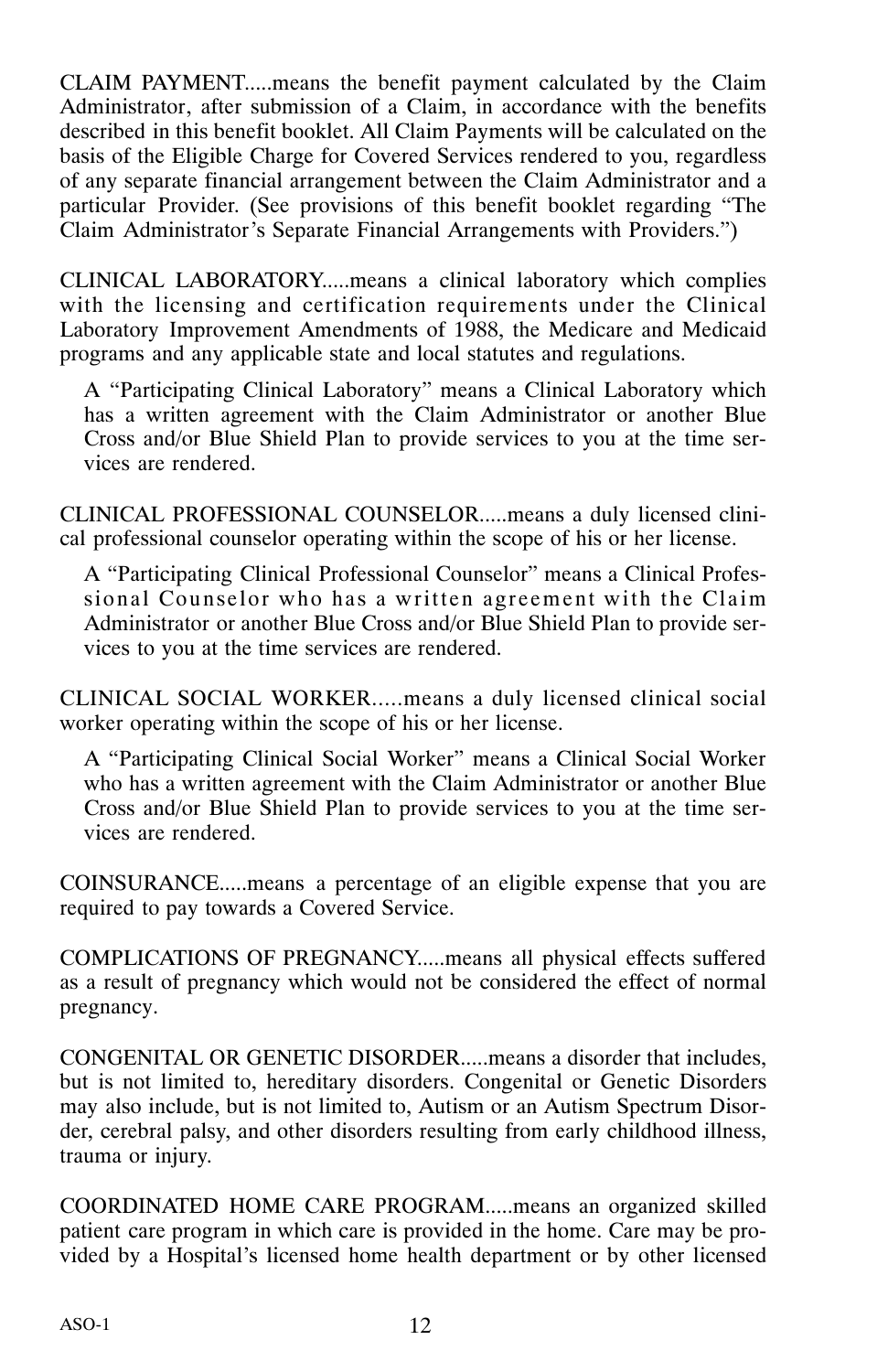CLAIM PAYMENT.....means the benefit payment calculated by the Claim Administrator, after submission of a Claim, in accordance with the benefits described in this benefit booklet. All Claim Payments will be calculated on the basis of the Eligible Charge for Covered Services rendered to you, regardless of any separate financial arrangement between the Claim Administrator and a particular Provider. (See provisions of this benefit booklet regarding "The Claim Administrator's Separate Financial Arrangements with Providers.")

CLINICAL LABORATORY.....means a clinical laboratory which complies with the licensing and certification requirements under the Clinical Laboratory Improvement Amendments of 1988, the Medicare and Medicaid programs and any applicable state and local statutes and regulations.

A "Participating Clinical Laboratory" means a Clinical Laboratory which has a written agreement with the Claim Administrator or another Blue Cross and/or Blue Shield Plan to provide services to you at the time services are rendered.

CLINICAL PROFESSIONAL COUNSELOR.....means a duly licensed clinical professional counselor operating within the scope of his or her license.

A "Participating Clinical Professional Counselor" means a Clinical Professional Counselor who has a written agreement with the Claim Administrator or another Blue Cross and/or Blue Shield Plan to provide services to you at the time services are rendered.

CLINICAL SOCIAL WORKER.....means a duly licensed clinical social worker operating within the scope of his or her license.

A "Participating Clinical Social Worker" means a Clinical Social Worker who has a written agreement with the Claim Administrator or another Blue Cross and/or Blue Shield Plan to provide services to you at the time services are rendered.

COINSURANCE.....means a percentage of an eligible expense that you are required to pay towards a Covered Service.

COMPLICATIONS OF PREGNANCY.....means all physical effects suffered as a result of pregnancy which would not be considered the effect of normal pregnancy.

CONGENITAL OR GENETIC DISORDER.....means a disorder that includes, but is not limited to, hereditary disorders. Congenital or Genetic Disorders may also include, but is not limited to, Autism or an Autism Spectrum Disorder, cerebral palsy, and other disorders resulting from early childhood illness, trauma or injury.

COORDINATED HOME CARE PROGRAM.....means an organized skilled patient care program in which care is provided in the home. Care may be provided by a Hospital's licensed home health department or by other licensed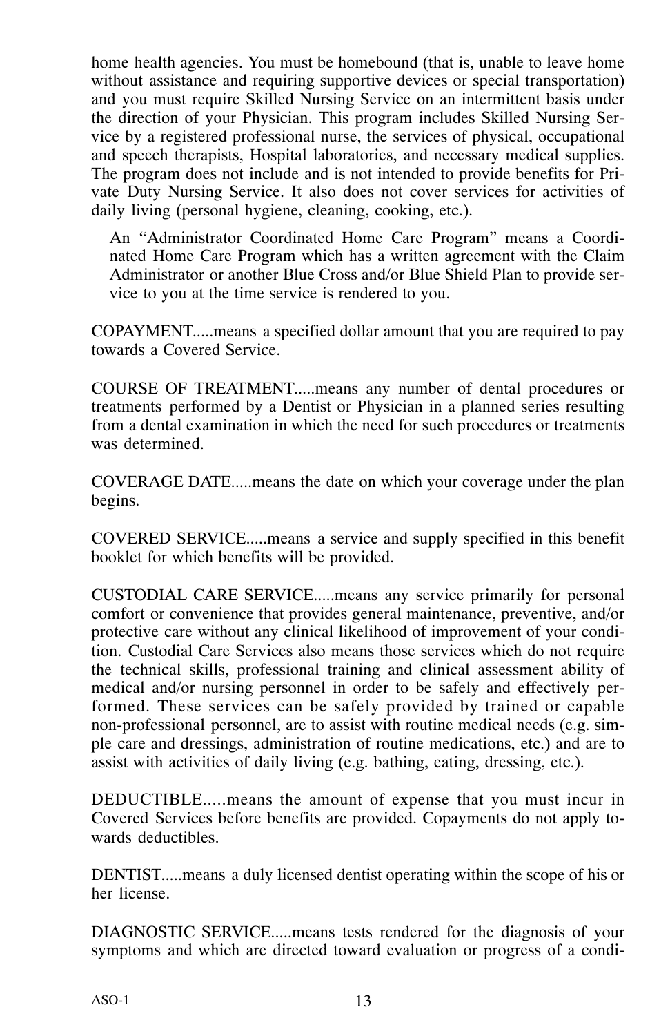home health agencies. You must be homebound (that is, unable to leave home without assistance and requiring supportive devices or special transportation) and you must require Skilled Nursing Service on an intermittent basis under the direction of your Physician. This program includes Skilled Nursing Service by a registered professional nurse, the services of physical, occupational and speech therapists, Hospital laboratories, and necessary medical supplies. The program does not include and is not intended to provide benefits for Private Duty Nursing Service. It also does not cover services for activities of daily living (personal hygiene, cleaning, cooking, etc.).

An "Administrator Coordinated Home Care Program" means a Coordinated Home Care Program which has a written agreement with the Claim Administrator or another Blue Cross and/or Blue Shield Plan to provide service to you at the time service is rendered to you.

COPAYMENT.....means a specified dollar amount that you are required to pay towards a Covered Service.

COURSE OF TREATMENT.....means any number of dental procedures or treatments performed by a Dentist or Physician in a planned series resulting from a dental examination in which the need for such procedures or treatments was determined.

COVERAGE DATE.....means the date on which your coverage under the plan begins.

COVERED SERVICE.....means a service and supply specified in this benefit booklet for which benefits will be provided.

CUSTODIAL CARE SERVICE.....means any service primarily for personal comfort or convenience that provides general maintenance, preventive, and/or protective care without any clinical likelihood of improvement of your condition. Custodial Care Services also means those services which do not require the technical skills, professional training and clinical assessment ability of medical and/or nursing personnel in order to be safely and effectively performed. These services can be safely provided by trained or capable non-professional personnel, are to assist with routine medical needs (e.g. simple care and dressings, administration of routine medications, etc.) and are to assist with activities of daily living (e.g. bathing, eating, dressing, etc.).

DEDUCTIBLE.....means the amount of expense that you must incur in Covered Services before benefits are provided. Copayments do not apply towards deductibles.

DENTIST.....means a duly licensed dentist operating within the scope of his or her license.

DIAGNOSTIC SERVICE.....means tests rendered for the diagnosis of your symptoms and which are directed toward evaluation or progress of a condi-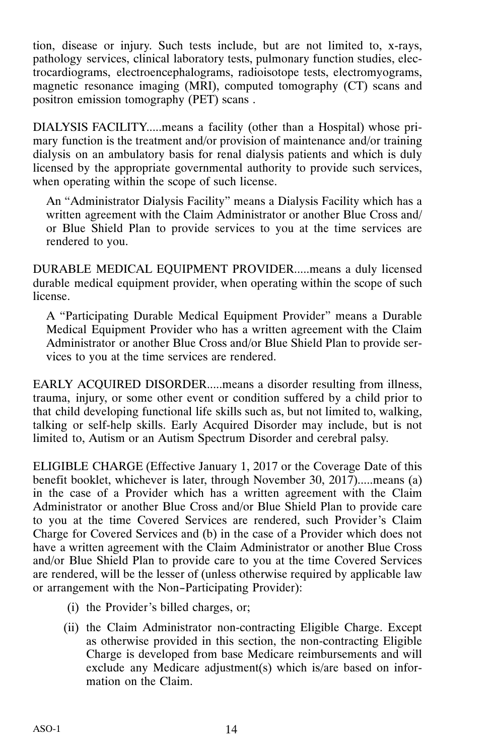tion, disease or injury. Such tests include, but are not limited to, x-rays, pathology services, clinical laboratory tests, pulmonary function studies, electrocardiograms, electroencephalograms, radioisotope tests, electromyograms, magnetic resonance imaging (MRI), computed tomography (CT) scans and positron emission tomography (PET) scans .

DIALYSIS FACILITY.....means a facility (other than a Hospital) whose primary function is the treatment and/or provision of maintenance and/or training dialysis on an ambulatory basis for renal dialysis patients and which is duly licensed by the appropriate governmental authority to provide such services, when operating within the scope of such license.

An “Administrator Dialysis Facility” means a Dialysis Facility which has a written agreement with the Claim Administrator or another Blue Cross and/or Blue Shield Plan to provide services to you at the time services are rendered to you.

DURABLE MEDICAL EQUIPMENT PROVIDER.....means a duly licensed durable medical equipment provider, when operating within the scope of such license.

A “Participating Durable Medical Equipment Provider” means a Durable Medical Equipment Provider who has a written agreement with the Claim Administrator or another Blue Cross and/or Blue Shield Plan to provide services to you at the time services are rendered.

EARLY ACQUIRED DISORDER.....means a disorder resulting from illness, trauma, injury, or some other event or condition suffered by a child prior to that child developing functional life skills such as, but not limited to, walking, talking or self-help skills. Early Acquired Disorder may include, but is not limited to, Autism or an Autism Spectrum Disorder and cerebral palsy.

ELIGIBLE CHARGE (Effective January 1, 2017 or the Coverage Date of this benefit booklet, whichever is later, through November 30, 2017).....means (a) in the case of a Provider which has a written agreement with the Claim Administrator or another Blue Cross and/or Blue Shield Plan to provide care to you at the time Covered Services are rendered, such Provider’s Claim Charge for Covered Services and (b) in the case of a Provider which does not have a written agreement with the Claim Administrator or another Blue Cross and/or Blue Shield Plan to provide care to you at the time Covered Services are rendered, will be the lesser of (unless otherwise required by applicable law or arrangement with the Non-Participating Provider):

(i) the Provider’s billed charges, or;

(ii) the Claim Administrator non-contracting Eligible Charge. Except as otherwise provided in this section, the non-contracting Eligible Charge is developed from base Medicare reimbursements and will exclude any Medicare adjustment(s) which is/are based on information on the Claim.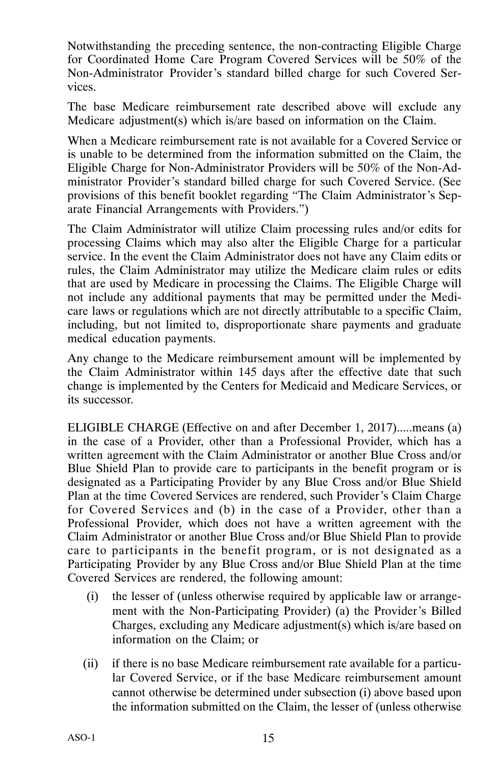Notwithstanding the preceding sentence, the non-contracting Eligible Charge for Coordinated Home Care Program Covered Services will be 50% of the Non-Administrator Provider's standard billed charge for such Covered Services.

The base Medicare reimbursement rate described above will exclude any Medicare adjustment(s) which is/are based on information on the Claim.

When a Medicare reimbursement rate is not available for a Covered Service or is unable to be determined from the information submitted on the Claim, the Eligible Charge for Non-Administrator Providers will be 50% of the Non-Administrator Provider's standard billed charge for such Covered Service. (See provisions of this benefit booklet regarding "The Claim Administrator's Separate Financial Arrangements with Providers.")

The Claim Administrator will utilize Claim processing rules and/or edits for processing Claims which may also alter the Eligible Charge for a particular service. In the event the Claim Administrator does not have any Claim edits or rules, the Claim Administrator may utilize the Medicare claim rules or edits that are used by Medicare in processing the Claims. The Eligible Charge will not include any additional payments that may be permitted under the Medicare laws or regulations which are not directly attributable to a specific Claim, including, but not limited to, disproportionate share payments and graduate medical education payments.

Any change to the Medicare reimbursement amount will be implemented by the Claim Administrator within 145 days after the effective date that such change is implemented by the Centers for Medicaid and Medicare Services, or its successor.

ELIGIBLE CHARGE (Effective on and after December 1, 2017).....means (a) in the case of a Provider, other than a Professional Provider, which has a written agreement with the Claim Administrator or another Blue Cross and/or Blue Shield Plan to provide care to participants in the benefit program or is designated as a Participating Provider by any Blue Cross and/or Blue Shield Plan at the time Covered Services are rendered, such Provider's Claim Charge for Covered Services and (b) in the case of a Provider, other than a Professional Provider, which does not have a written agreement with the Claim Administrator or another Blue Cross and/or Blue Shield Plan to provide care to participants in the benefit program, or is not designated as a Participating Provider by any Blue Cross and/or Blue Shield Plan at the time Covered Services are rendered, the following amount:

(i) the lesser of (unless otherwise required by applicable law or arrangement with the Non-Participating Provider) (a) the Provider's Billed Charges, excluding any Medicare adjustment(s) which is/are based on information on the Claim; or

(ii) if there is no base Medicare reimbursement rate available for a particular Covered Service, or if the base Medicare reimbursement amount cannot otherwise be determined under subsection (i) above based upon the information submitted on the Claim, the lesser of (unless otherwise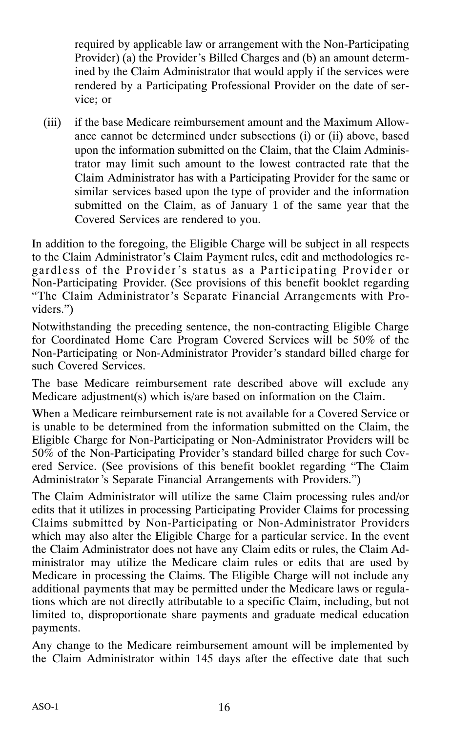required by applicable law or arrangement with the Non-Participating Provider) (a) the Provider's Billed Charges and (b) an amount determined by the Claim Administrator that would apply if the services were rendered by a Participating Professional Provider on the date of service; or

(iii) if the base Medicare reimbursement amount and the Maximum Allowance cannot be determined under subsections (i) or (ii) above, based upon the information submitted on the Claim, that the Claim Administrator may limit such amount to the lowest contracted rate that the Claim Administrator has with a Participating Provider for the same or similar services based upon the type of provider and the information submitted on the Claim, as of January 1 of the same year that the Covered Services are rendered to you.

In addition to the foregoing, the Eligible Charge will be subject in all respects to the Claim Administrator's Claim Payment rules, edit and methodologies regardless of the Provider's status as a Participating Provider or Non-Participating Provider. (See provisions of this benefit booklet regarding "The Claim Administrator's Separate Financial Arrangements with Providers.")

Notwithstanding the preceding sentence, the non-contracting Eligible Charge for Coordinated Home Care Program Covered Services will be 50% of the Non-Participating or Non-Administrator Provider's standard billed charge for such Covered Services.

The base Medicare reimbursement rate described above will exclude any Medicare adjustment(s) which is/are based on information on the Claim.

When a Medicare reimbursement rate is not available for a Covered Service or is unable to be determined from the information submitted on the Claim, the Eligible Charge for Non-Participating or Non-Administrator Providers will be 50% of the Non-Participating Provider's standard billed charge for such Covered Service. (See provisions of this benefit booklet regarding "The Claim Administrator's Separate Financial Arrangements with Providers.")

The Claim Administrator will utilize the same Claim processing rules and/or edits that it utilizes in processing Participating Provider Claims for processing Claims submitted by Non-Participating or Non-Administrator Providers which may also alter the Eligible Charge for a particular service. In the event the Claim Administrator does not have any Claim edits or rules, the Claim Administrator may utilize the Medicare claim rules or edits that are used by Medicare in processing the Claims. The Eligible Charge will not include any additional payments that may be permitted under the Medicare laws or regulations which are not directly attributable to a specific Claim, including, but not limited to, disproportionate share payments and graduate medical education payments.

Any change to the Medicare reimbursement amount will be implemented by the Claim Administrator within 145 days after the effective date that such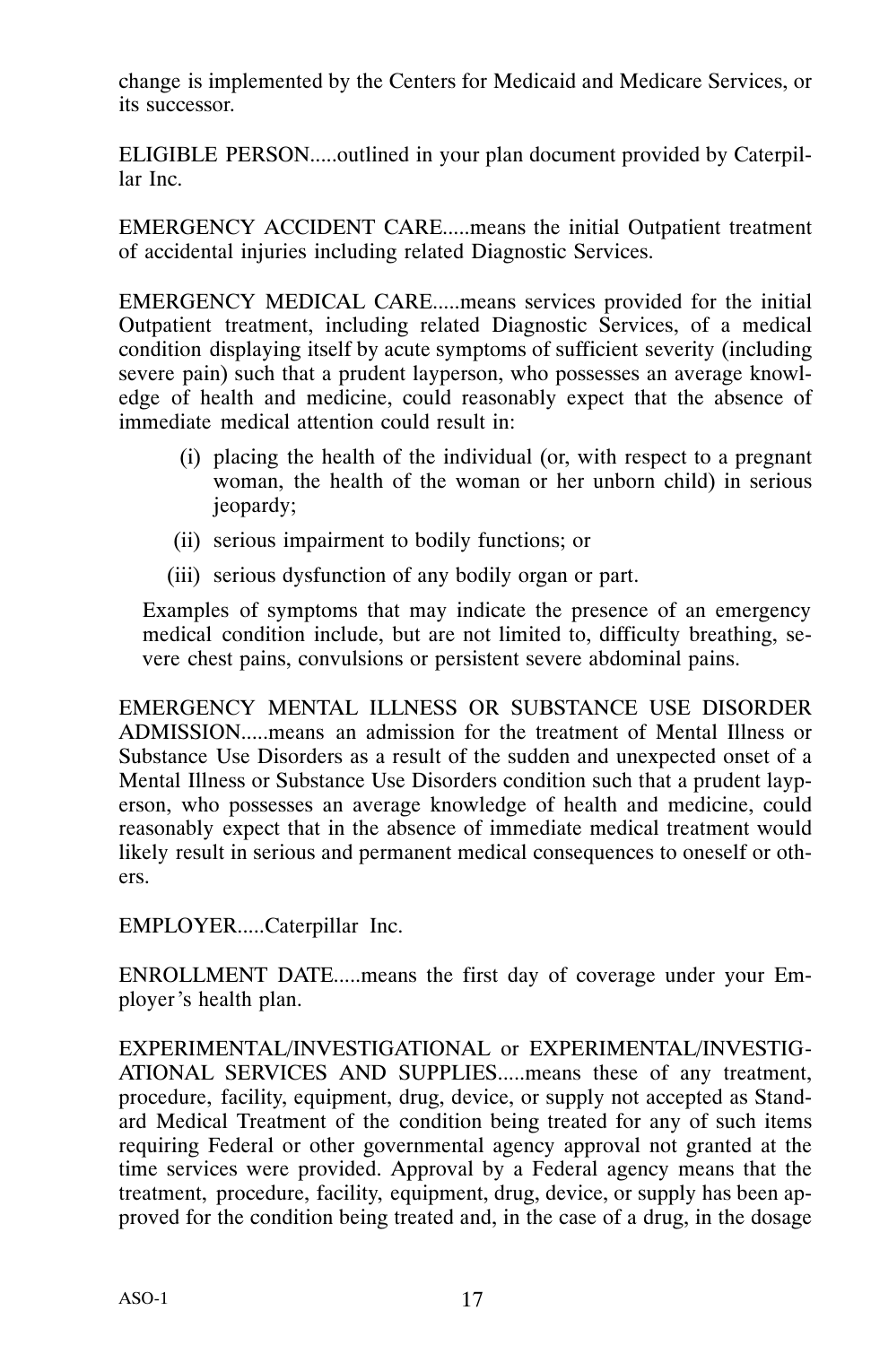change is implemented by the Centers for Medicaid and Medicare Services, or its successor.

ELIGIBLE PERSON.....outlined in your plan document provided by Caterpillar Inc.

EMERGENCY ACCIDENT CARE.....means the initial Outpatient treatment of accidental injuries including related Diagnostic Services.

EMERGENCY MEDICAL CARE.....means services provided for the initial Outpatient treatment, including related Diagnostic Services, of a medical condition displaying itself by acute symptoms of sufficient severity (including severe pain) such that a prudent layperson, who possesses an average knowledge of health and medicine, could reasonably expect that the absence of immediate medical attention could result in:

(i) placing the health of the individual (or, with respect to a pregnant woman, the health of the woman or her unborn child) in serious jeopardy;

(ii) serious impairment to bodily functions; or

(iii) serious dysfunction of any bodily organ or part.

Examples of symptoms that may indicate the presence of an emergency medical condition include, but are not limited to, difficulty breathing, severe chest pains, convulsions or persistent severe abdominal pains.

EMERGENCY MENTAL ILLNESS OR SUBSTANCE USE DISORDER ADMISSION.....means an admission for the treatment of Mental Illness or Substance Use Disorders as a result of the sudden and unexpected onset of a Mental Illness or Substance Use Disorders condition such that a prudent layperson, who possesses an average knowledge of health and medicine, could reasonably expect that in the absence of immediate medical treatment would likely result in serious and permanent medical consequences to oneself or others.

EMPLOYER.....Caterpillar Inc.

ENROLLMENT DATE.....means the first day of coverage under your Employer's health plan.

EXPERIMENTAL/INVESTIGATIONAL or EXPERIMENTAL/INVESTIGATIONAL SERVICES AND SUPPLIES.....means these of any treatment, procedure, facility, equipment, drug, device, or supply not accepted as Standard Medical Treatment of the condition being treated for any of such items requiring Federal or other governmental agency approval not granted at the time services were provided. Approval by a Federal agency means that the treatment, procedure, facility, equipment, drug, device, or supply has been approved for the condition being treated and, in the case of a drug, in the dosage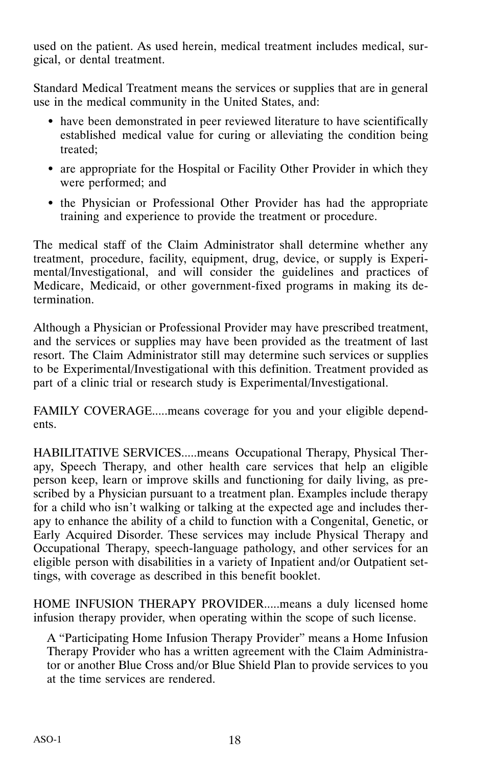used on the patient. As used herein, medical treatment includes medical, surgical, or dental treatment.

Standard Medical Treatment means the services or supplies that are in general use in the medical community in the United States, and:

- have been demonstrated in peer reviewed literature to have scientifically established medical value for curing or alleviating the condition being treated;
- are appropriate for the Hospital or Facility Other Provider in which they were performed; and
- the Physician or Professional Other Provider has had the appropriate training and experience to provide the treatment or procedure.

The medical staff of the Claim Administrator shall determine whether any treatment, procedure, facility, equipment, drug, device, or supply is Experimental/Investigational, and will consider the guidelines and practices of Medicare, Medicaid, or other government-fixed programs in making its determination.

Although a Physician or Professional Provider may have prescribed treatment, and the services or supplies may have been provided as the treatment of last resort. The Claim Administrator still may determine such services or supplies to be Experimental/Investigational with this definition. Treatment provided as part of a clinic trial or research study is Experimental/Investigational.

FAMILY COVERAGE.....means coverage for you and your eligible dependents.

HABILITATIVE SERVICES.....means Occupational Therapy, Physical Therapy, Speech Therapy, and other health care services that help an eligible person keep, learn or improve skills and functioning for daily living, as prescribed by a Physician pursuant to a treatment plan. Examples include therapy for a child who isn't walking or talking at the expected age and includes therapy to enhance the ability of a child to function with a Congenital, Genetic, or Early Acquired Disorder. These services may include Physical Therapy and Occupational Therapy, speech-language pathology, and other services for an eligible person with disabilities in a variety of Inpatient and/or Outpatient settings, with coverage as described in this benefit booklet.

HOME INFUSION THERAPY PROVIDER.....means a duly licensed home infusion therapy provider, when operating within the scope of such license.

A "Participating Home Infusion Therapy Provider" means a Home Infusion Therapy Provider who has a written agreement with the Claim Administrator or another Blue Cross and/or Blue Shield Plan to provide services to you at the time services are rendered.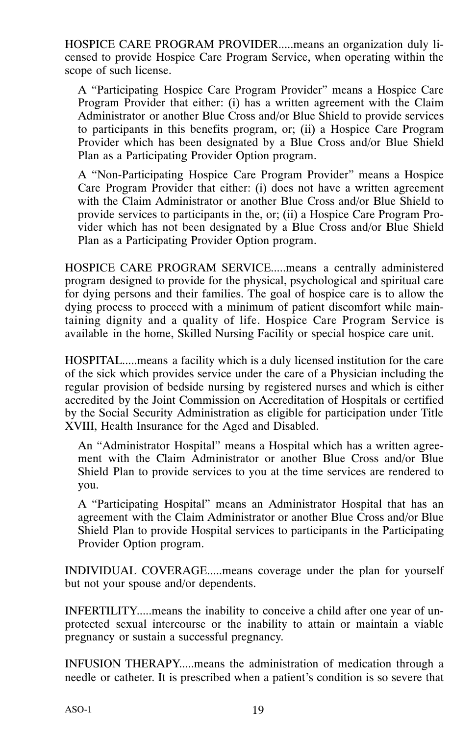HOSPICE CARE PROGRAM PROVIDER.....means an organization duly licensed to provide Hospice Care Program Service, when operating within the scope of such license.

A "Participating Hospice Care Program Provider" means a Hospice Care Program Provider that either: (i) has a written agreement with the Claim Administrator or another Blue Cross and/or Blue Shield to provide services to participants in this benefits program, or; (ii) a Hospice Care Program Provider which has been designated by a Blue Cross and/or Blue Shield Plan as a Participating Provider Option program.

A "Non-Participating Hospice Care Program Provider" means a Hospice Care Program Provider that either: (i) does not have a written agreement with the Claim Administrator or another Blue Cross and/or Blue Shield to provide services to participants in the, or; (ii) a Hospice Care Program Provider which has not been designated by a Blue Cross and/or Blue Shield Plan as a Participating Provider Option program.

HOSPICE CARE PROGRAM SERVICE.....means a centrally administered program designed to provide for the physical, psychological and spiritual care for dying persons and their families. The goal of hospice care is to allow the dying process to proceed with a minimum of patient discomfort while maintaining dignity and a quality of life. Hospice Care Program Service is available in the home, Skilled Nursing Facility or special hospice care unit.

HOSPITAL.....means a facility which is a duly licensed institution for the care of the sick which provides service under the care of a Physician including the regular provision of bedside nursing by registered nurses and which is either accredited by the Joint Commission on Accreditation of Hospitals or certified by the Social Security Administration as eligible for participation under Title XVIII, Health Insurance for the Aged and Disabled.

An "Administrator Hospital" means a Hospital which has a written agreement with the Claim Administrator or another Blue Cross and/or Blue Shield Plan to provide services to you at the time services are rendered to you.

A "Participating Hospital" means an Administrator Hospital that has an agreement with the Claim Administrator or another Blue Cross and/or Blue Shield Plan to provide Hospital services to participants in the Participating Provider Option program.

INDIVIDUAL COVERAGE.....means coverage under the plan for yourself but not your spouse and/or dependents.

INFERTILITY.....means the inability to conceive a child after one year of unprotected sexual intercourse or the inability to attain or maintain a viable pregnancy or sustain a successful pregnancy.

INFUSION THERAPY.....means the administration of medication through a needle or catheter. It is prescribed when a patient's condition is so severe that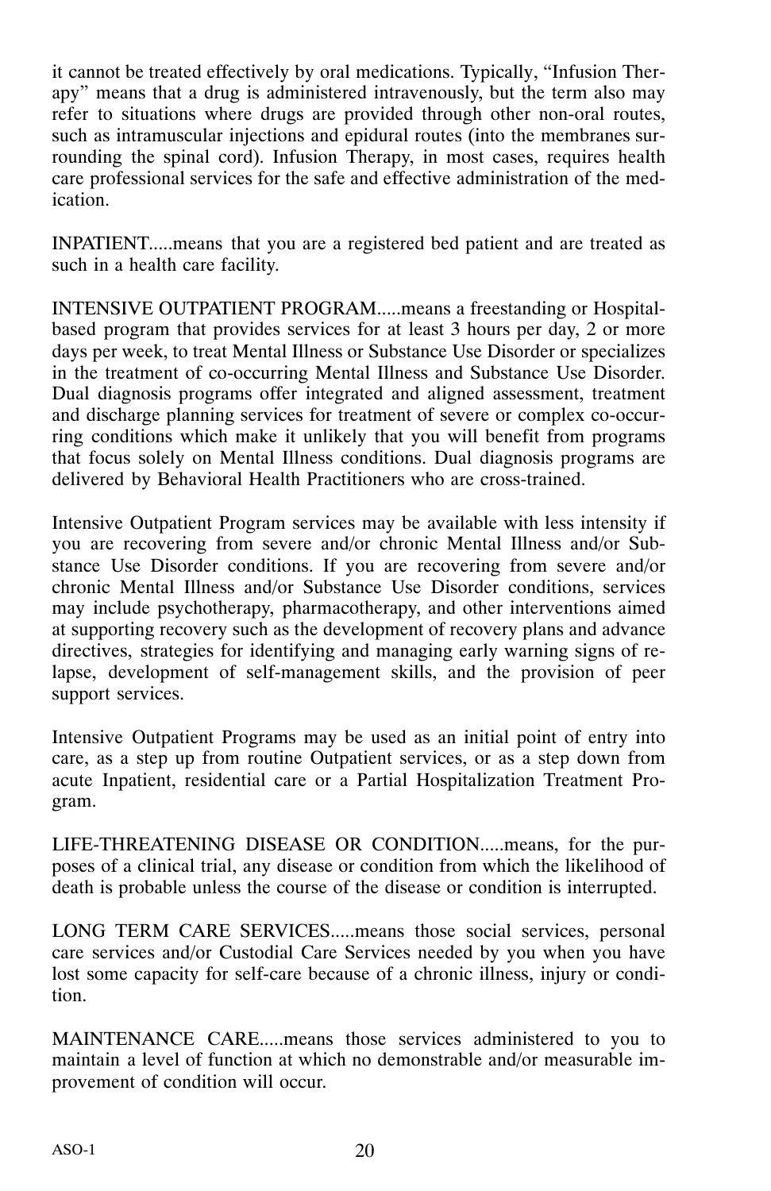it cannot be treated effectively by oral medications. Typically, "Infusion Therapy" means that a drug is administered intravenously, but the term also may refer to situations where drugs are provided through other non-oral routes, such as intramuscular injections and epidural routes (into the membranes surrounding the spinal cord). Infusion Therapy, in most cases, requires health care professional services for the safe and effective administration of the medication.

INPATIENT.....means that you are a registered bed patient and are treated as such in a health care facility.

INTENSIVE OUTPATIENT PROGRAM.....means a freestanding or Hospital-based program that provides services for at least 3 hours per day, 2 or more days per week, to treat Mental Illness or Substance Use Disorder or specializes in the treatment of co-occurring Mental Illness and Substance Use Disorder. Dual diagnosis programs offer integrated and aligned assessment, treatment and discharge planning services for treatment of severe or complex co-occurring conditions which make it unlikely that you will benefit from programs that focus solely on Mental Illness conditions. Dual diagnosis programs are delivered by Behavioral Health Practitioners who are cross-trained.

Intensive Outpatient Program services may be available with less intensity if you are recovering from severe and/or chronic Mental Illness and/or Substance Use Disorder conditions. If you are recovering from severe and/or chronic Mental Illness and/or Substance Use Disorder conditions, services may include psychotherapy, pharmacotherapy, and other interventions aimed at supporting recovery such as the development of recovery plans and advance directives, strategies for identifying and managing early warning signs of relapse, development of self-management skills, and the provision of peer support services.

Intensive Outpatient Programs may be used as an initial point of entry into care, as a step up from routine Outpatient services, or as a step down from acute Inpatient, residential care or a Partial Hospitalization Treatment Program.

LIFE-THREATENING DISEASE OR CONDITION.....means, for the purposes of a clinical trial, any disease or condition from which the likelihood of death is probable unless the course of the disease or condition is interrupted.

LONG TERM CARE SERVICES.....means those social services, personal care services and/or Custodial Care Services needed by you when you have lost some capacity for self-care because of a chronic illness, injury or condition.

MAINTENANCE CARE.....means those services administered to you to maintain a level of function at which no demonstrable and/or measurable improvement of condition will occur.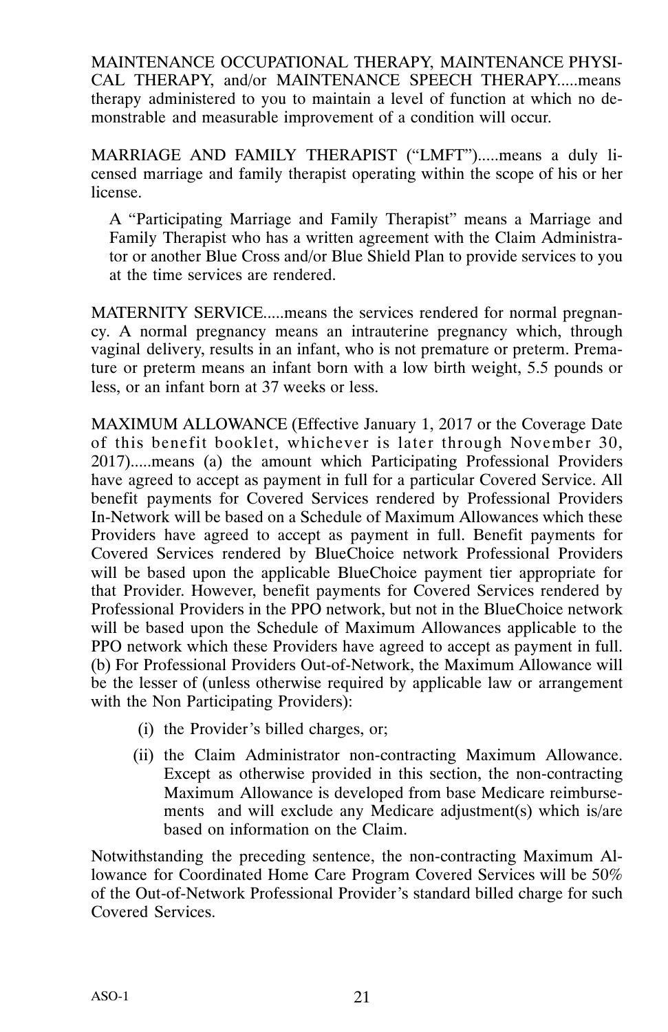MAINTENANCE OCCUPATIONAL THERAPY, MAINTENANCE PHYSICAL THERAPY, and/or MAINTENANCE SPEECH THERAPY.....means therapy administered to you to maintain a level of function at which no demonstrable and measurable improvement of a condition will occur.

MARRIAGE AND FAMILY THERAPIST ("LMFT").....means a duly licensed marriage and family therapist operating within the scope of his or her license.

A "Participating Marriage and Family Therapist" means a Marriage and Family Therapist who has a written agreement with the Claim Administrator or another Blue Cross and/or Blue Shield Plan to provide services to you at the time services are rendered.

MATERNITY SERVICE.....means the services rendered for normal pregnancy. A normal pregnancy means an intrauterine pregnancy which, through vaginal delivery, results in an infant, who is not premature or preterm. Premature or preterm means an infant born with a low birth weight, 5.5 pounds or less, or an infant born at 37 weeks or less.

MAXIMUM ALLOWANCE (Effective January 1, 2017 or the Coverage Date of this benefit booklet, whichever is later through November 30, 2017).....means (a) the amount which Participating Professional Providers have agreed to accept as payment in full for a particular Covered Service. All benefit payments for Covered Services rendered by Professional Providers In-Network will be based on a Schedule of Maximum Allowances which these Providers have agreed to accept as payment in full. Benefit payments for Covered Services rendered by BlueChoice network Professional Providers will be based upon the applicable BlueChoice payment tier appropriate for that Provider. However, benefit payments for Covered Services rendered by Professional Providers in the PPO network, but not in the BlueChoice network will be based upon the Schedule of Maximum Allowances applicable to the PPO network which these Providers have agreed to accept as payment in full. (b) For Professional Providers Out-of-Network, the Maximum Allowance will be the lesser of (unless otherwise required by applicable law or arrangement with the Non Participating Providers):

(i) the Provider's billed charges, or;

(ii) the Claim Administrator non-contracting Maximum Allowance. Except as otherwise provided in this section, the non-contracting Maximum Allowance is developed from base Medicare reimbursements and will exclude any Medicare adjustment(s) which is/are based on information on the Claim.

Notwithstanding the preceding sentence, the non-contracting Maximum Allowance for Coordinated Home Care Program Covered Services will be 50% of the Out-of-Network Professional Provider's standard billed charge for such Covered Services.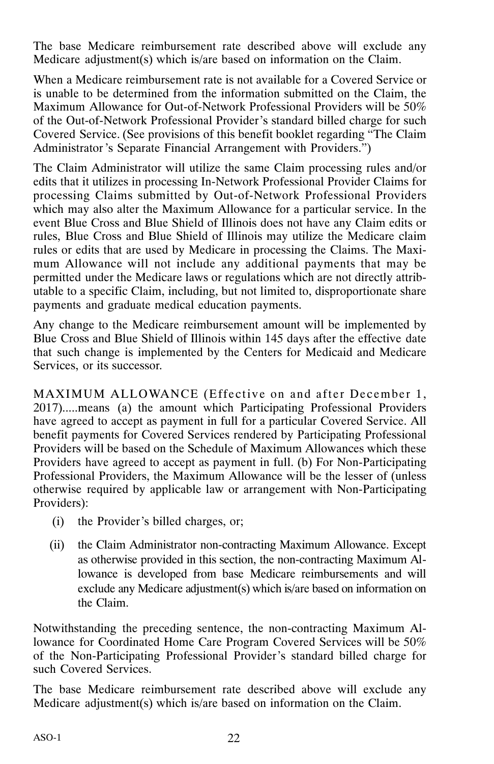The base Medicare reimbursement rate described above will exclude any Medicare adjustment(s) which is/are based on information on the Claim.

When a Medicare reimbursement rate is not available for a Covered Service or is unable to be determined from the information submitted on the Claim, the Maximum Allowance for Out-of-Network Professional Providers will be 50% of the Out-of-Network Professional Provider's standard billed charge for such Covered Service. (See provisions of this benefit booklet regarding "The Claim Administrator's Separate Financial Arrangement with Providers.")

The Claim Administrator will utilize the same Claim processing rules and/or edits that it utilizes in processing In-Network Professional Provider Claims for processing Claims submitted by Out-of-Network Professional Providers which may also alter the Maximum Allowance for a particular service. In the event Blue Cross and Blue Shield of Illinois does not have any Claim edits or rules, Blue Cross and Blue Shield of Illinois may utilize the Medicare claim rules or edits that are used by Medicare in processing the Claims. The Maximum Allowance will not include any additional payments that may be permitted under the Medicare laws or regulations which are not directly attributable to a specific Claim, including, but not limited to, disproportionate share payments and graduate medical education payments.

Any change to the Medicare reimbursement amount will be implemented by Blue Cross and Blue Shield of Illinois within 145 days after the effective date that such change is implemented by the Centers for Medicaid and Medicare Services, or its successor.

MAXIMUM ALLOWANCE (Effective on and after December 1, 2017).....means (a) the amount which Participating Professional Providers have agreed to accept as payment in full for a particular Covered Service. All benefit payments for Covered Services rendered by Participating Professional Providers will be based on the Schedule of Maximum Allowances which these Providers have agreed to accept as payment in full. (b) For Non-Participating Professional Providers, the Maximum Allowance will be the lesser of (unless otherwise required by applicable law or arrangement with Non-Participating Providers):

(i) the Provider's billed charges, or;

(ii) the Claim Administrator non-contracting Maximum Allowance. Except as otherwise provided in this section, the non-contracting Maximum Allowance is developed from base Medicare reimbursements and will exclude any Medicare adjustment(s) which is/are based on information on the Claim.

Notwithstanding the preceding sentence, the non-contracting Maximum Allowance for Coordinated Home Care Program Covered Services will be 50% of the Non-Participating Professional Provider's standard billed charge for such Covered Services.

The base Medicare reimbursement rate described above will exclude any Medicare adjustment(s) which is/are based on information on the Claim.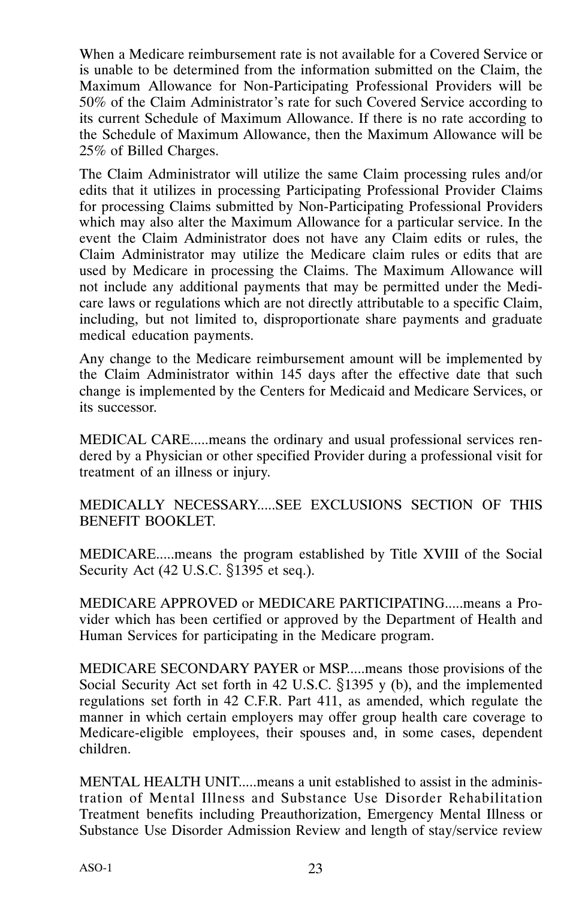When a Medicare reimbursement rate is not available for a Covered Service or is unable to be determined from the information submitted on the Claim, the Maximum Allowance for Non-Participating Professional Providers will be 50% of the Claim Administrator's rate for such Covered Service according to its current Schedule of Maximum Allowance. If there is no rate according to the Schedule of Maximum Allowance, then the Maximum Allowance will be 25% of Billed Charges.

The Claim Administrator will utilize the same Claim processing rules and/or edits that it utilizes in processing Participating Professional Provider Claims for processing Claims submitted by Non-Participating Professional Providers which may also alter the Maximum Allowance for a particular service. In the event the Claim Administrator does not have any Claim edits or rules, the Claim Administrator may utilize the Medicare claim rules or edits that are used by Medicare in processing the Claims. The Maximum Allowance will not include any additional payments that may be permitted under the Medicare laws or regulations which are not directly attributable to a specific Claim, including, but not limited to, disproportionate share payments and graduate medical education payments.

Any change to the Medicare reimbursement amount will be implemented by the Claim Administrator within 145 days after the effective date that such change is implemented by the Centers for Medicaid and Medicare Services, or its successor.

MEDICAL CARE.....means the ordinary and usual professional services rendered by a Physician or other specified Provider during a professional visit for treatment of an illness or injury.

MEDICALLY NECESSARY.....SEE EXCLUSIONS SECTION OF THIS BENEFIT BOOKLET.

MEDICARE.....means the program established by Title XVIII of the Social Security Act (42 U.S.C. §1395 et seq.).

MEDICARE APPROVED or MEDICARE PARTICIPATING.....means a Provider which has been certified or approved by the Department of Health and Human Services for participating in the Medicare program.

MEDICARE SECONDARY PAYER or MSP.....means those provisions of the Social Security Act set forth in 42 U.S.C. §1395 y (b), and the implemented regulations set forth in 42 C.F.R. Part 411, as amended, which regulate the manner in which certain employers may offer group health care coverage to Medicare-eligible employees, their spouses and, in some cases, dependent children.

MENTAL HEALTH UNIT.....means a unit established to assist in the administration of Mental Illness and Substance Use Disorder Rehabilitation Treatment benefits including Preauthorization, Emergency Mental Illness or Substance Use Disorder Admission Review and length of stay/service review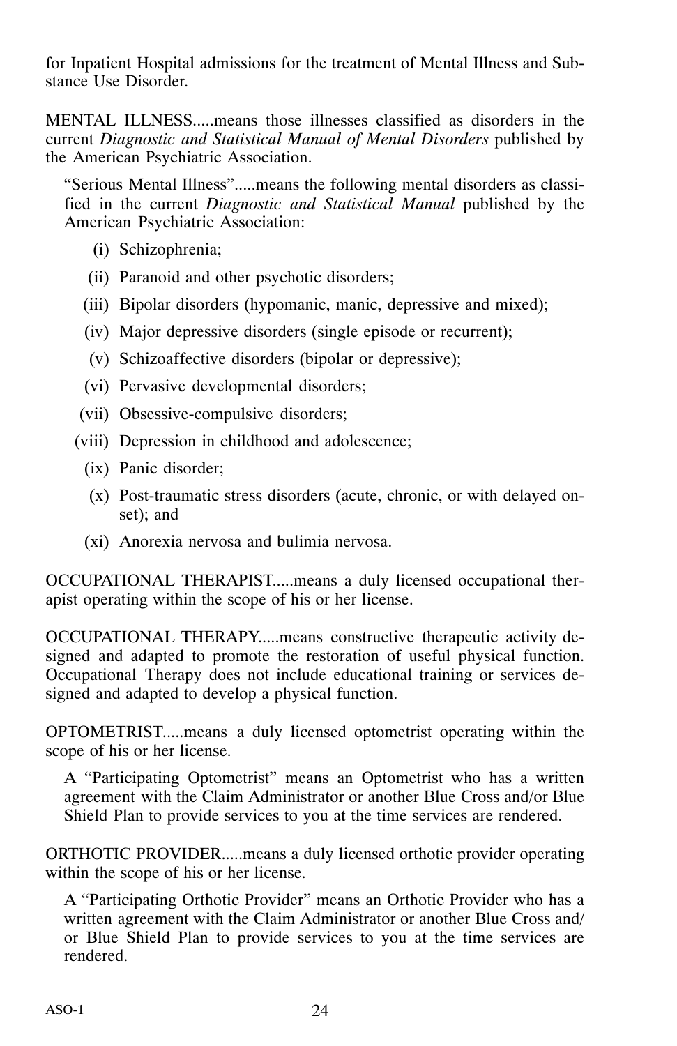for Inpatient Hospital admissions for the treatment of Mental Illness and Substance Use Disorder.

MENTAL ILLNESS.....means those illnesses classified as disorders in the current *Diagnostic and Statistical Manual of Mental Disorders* published by the American Psychiatric Association.

"Serious Mental Illness".....means the following mental disorders as classified in the current *Diagnostic and Statistical Manual* published by the American Psychiatric Association:

(i) Schizophrenia;

(ii) Paranoid and other psychotic disorders;

(iii) Bipolar disorders (hypomanic, manic, depressive and mixed);

(iv) Major depressive disorders (single episode or recurrent);

(v) Schizoaffective disorders (bipolar or depressive);

(vi) Pervasive developmental disorders;

(vii) Obsessive-compulsive disorders;

(viii) Depression in childhood and adolescence;

(ix) Panic disorder;

(x) Post-traumatic stress disorders (acute, chronic, or with delayed onset); and

(xi) Anorexia nervosa and bulimia nervosa.

OCCUPATIONAL THERAPIST.....means a duly licensed occupational therapist operating within the scope of his or her license.

OCCUPATIONAL THERAPY.....means constructive therapeutic activity designed and adapted to promote the restoration of useful physical function. Occupational Therapy does not include educational training or services designed and adapted to develop a physical function.

OPTOMETRIST.....means a duly licensed optometrist operating within the scope of his or her license.

A "Participating Optometrist" means an Optometrist who has a written agreement with the Claim Administrator or another Blue Cross and/or Blue Shield Plan to provide services to you at the time services are rendered.

ORTHOTIC PROVIDER.....means a duly licensed orthotic provider operating within the scope of his or her license.

A "Participating Orthotic Provider" means an Orthotic Provider who has a written agreement with the Claim Administrator or another Blue Cross and/or Blue Shield Plan to provide services to you at the time services are rendered.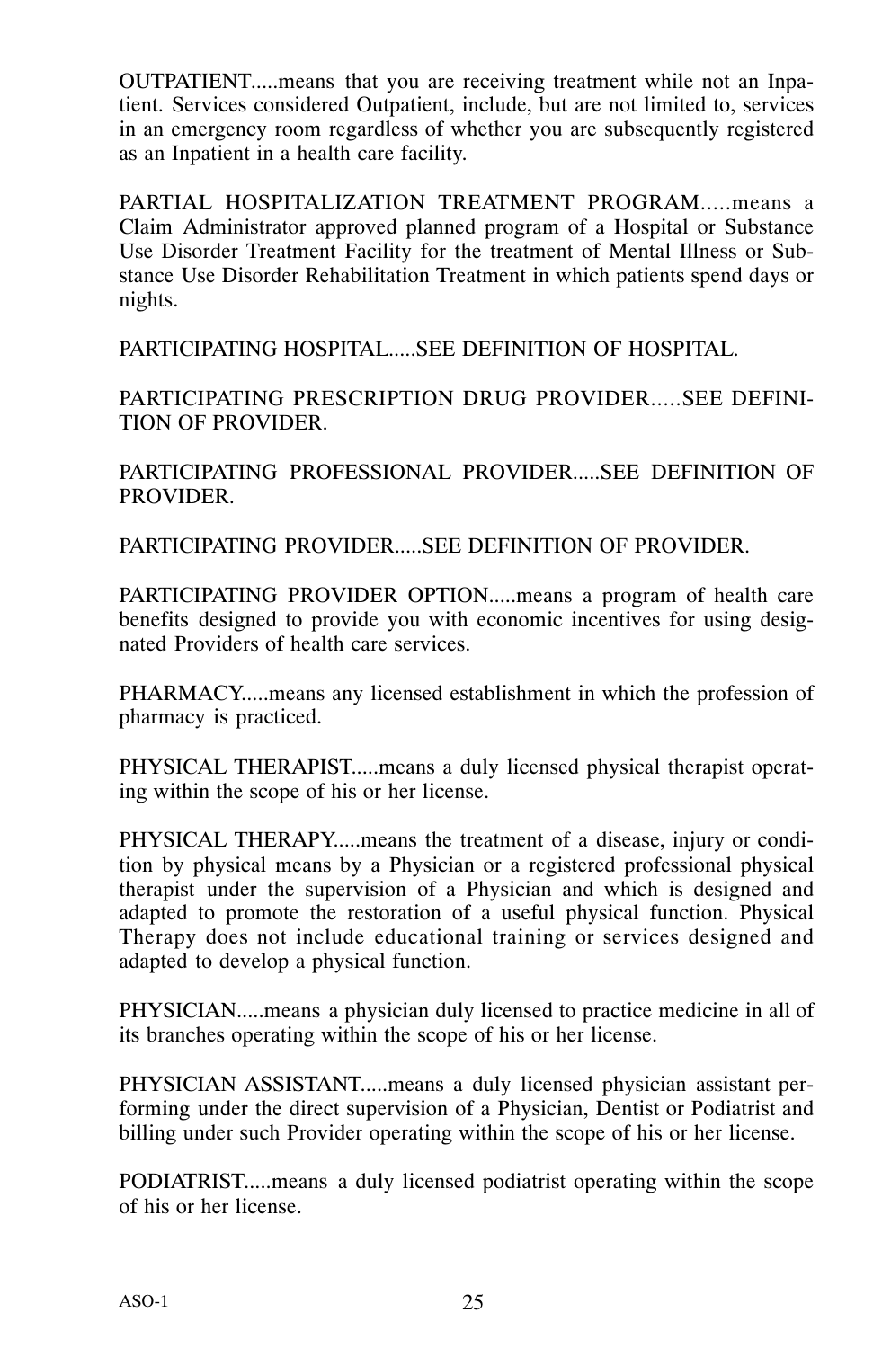OUTPATIENT.....means that you are receiving treatment while not an Inpatient. Services considered Outpatient, include, but are not limited to, services in an emergency room regardless of whether you are subsequently registered as an Inpatient in a health care facility.

PARTIAL HOSPITALIZATION TREATMENT PROGRAM.....means a Claim Administrator approved planned program of a Hospital or Substance Use Disorder Treatment Facility for the treatment of Mental Illness or Substance Use Disorder Rehabilitation Treatment in which patients spend days or nights.

PARTICIPATING HOSPITAL.....SEE DEFINITION OF HOSPITAL.

PARTICIPATING PRESCRIPTION DRUG PROVIDER.....SEE DEFINITION OF PROVIDER.

PARTICIPATING PROFESSIONAL PROVIDER.....SEE DEFINITION OF PROVIDER.

PARTICIPATING PROVIDER.....SEE DEFINITION OF PROVIDER.

PARTICIPATING PROVIDER OPTION.....means a program of health care benefits designed to provide you with economic incentives for using designated Providers of health care services.

PHARMACY.....means any licensed establishment in which the profession of pharmacy is practiced.

PHYSICAL THERAPIST.....means a duly licensed physical therapist operating within the scope of his or her license.

PHYSICAL THERAPY.....means the treatment of a disease, injury or condition by physical means by a Physician or a registered professional physical therapist under the supervision of a Physician and which is designed and adapted to promote the restoration of a useful physical function. Physical Therapy does not include educational training or services designed and adapted to develop a physical function.

PHYSICIAN.....means a physician duly licensed to practice medicine in all of its branches operating within the scope of his or her license.

PHYSICIAN ASSISTANT.....means a duly licensed physician assistant performing under the direct supervision of a Physician, Dentist or Podiatrist and billing under such Provider operating within the scope of his or her license.

PODIATRIST.....means a duly licensed podiatrist operating within the scope of his or her license.

ASO-1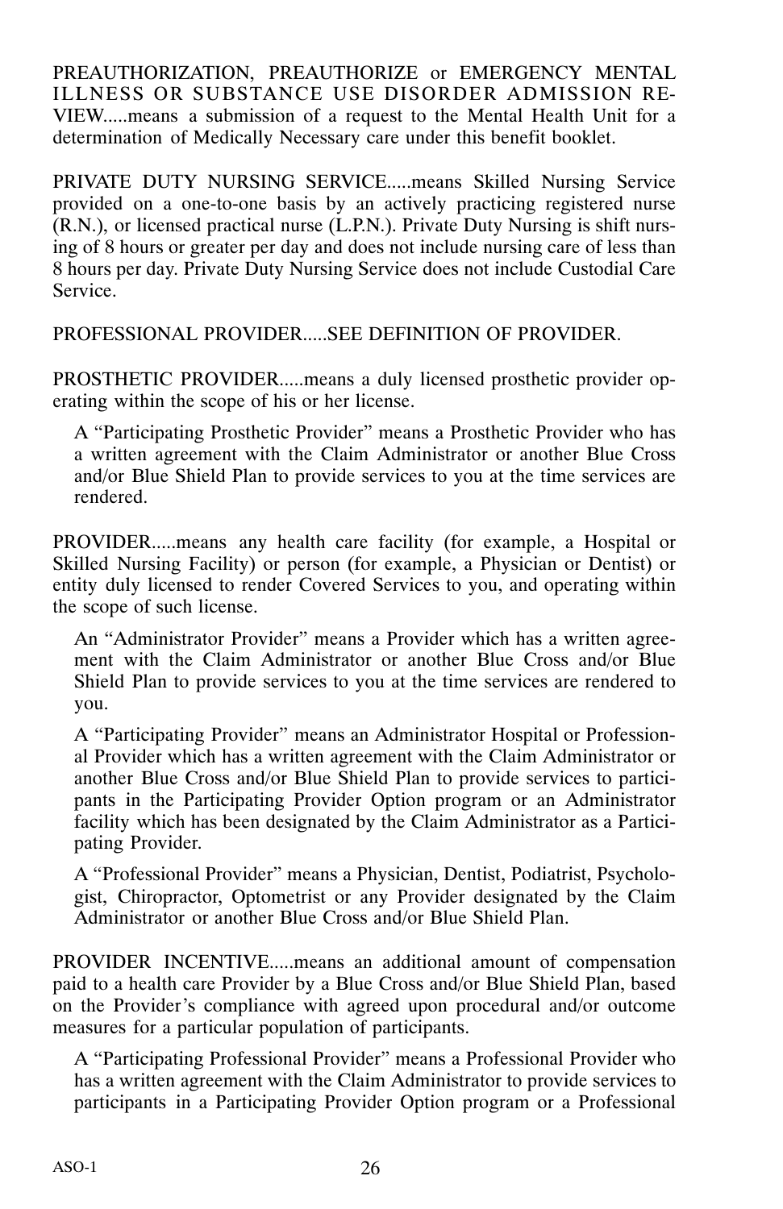PREAUTHORIZATION, PREAUTHORIZE or EMERGENCY MENTAL ILLNESS OR SUBSTANCE USE DISORDER ADMISSION REVIEW.....means a submission of a request to the Mental Health Unit for a determination of Medically Necessary care under this benefit booklet.

PRIVATE DUTY NURSING SERVICE.....means Skilled Nursing Service provided on a one-to-one basis by an actively practicing registered nurse (R.N.), or licensed practical nurse (L.P.N.). Private Duty Nursing is shift nursing of 8 hours or greater per day and does not include nursing care of less than 8 hours per day. Private Duty Nursing Service does not include Custodial Care Service.

PROFESSIONAL PROVIDER.....SEE DEFINITION OF PROVIDER.

PROSTHETIC PROVIDER.....means a duly licensed prosthetic provider operating within the scope of his or her license.

A "Participating Prosthetic Provider" means a Prosthetic Provider who has a written agreement with the Claim Administrator or another Blue Cross and/or Blue Shield Plan to provide services to you at the time services are rendered.

PROVIDER.....means any health care facility (for example, a Hospital or Skilled Nursing Facility) or person (for example, a Physician or Dentist) or entity duly licensed to render Covered Services to you, and operating within the scope of such license.

An "Administrator Provider" means a Provider which has a written agreement with the Claim Administrator or another Blue Cross and/or Blue Shield Plan to provide services to you at the time services are rendered to you.

A "Participating Provider" means an Administrator Hospital or Professional Provider which has a written agreement with the Claim Administrator or another Blue Cross and/or Blue Shield Plan to provide services to participants in the Participating Provider Option program or an Administrator facility which has been designated by the Claim Administrator as a Participating Provider.

A "Professional Provider" means a Physician, Dentist, Podiatrist, Psychologist, Chiropractor, Optometrist or any Provider designated by the Claim Administrator or another Blue Cross and/or Blue Shield Plan.

PROVIDER INCENTIVE.....means an additional amount of compensation paid to a health care Provider by a Blue Cross and/or Blue Shield Plan, based on the Provider's compliance with agreed upon procedural and/or outcome measures for a particular population of participants.

A "Participating Professional Provider" means a Professional Provider who has a written agreement with the Claim Administrator to provide services to participants in a Participating Provider Option program or a Professional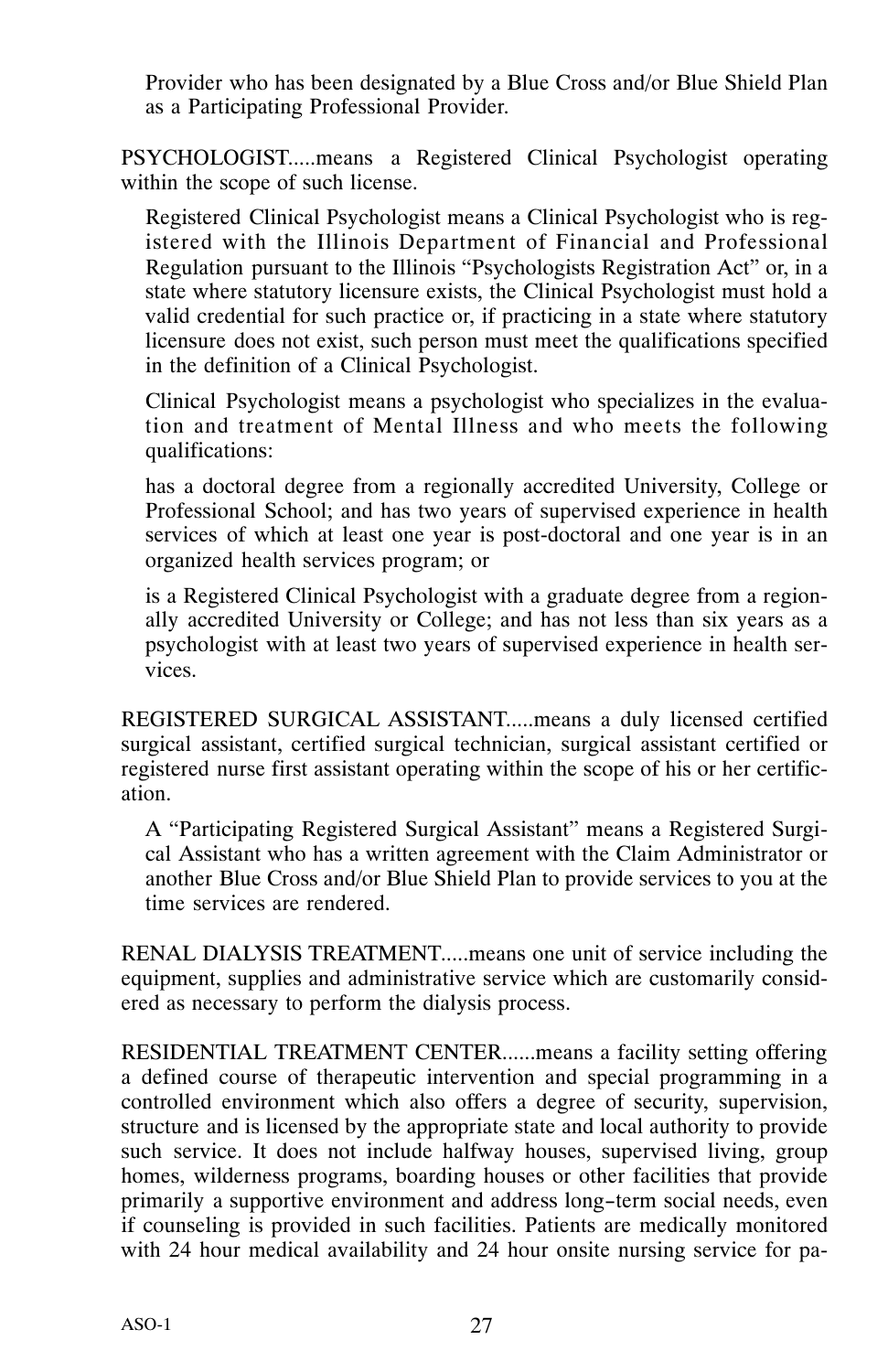Provider who has been designated by a Blue Cross and/or Blue Shield Plan as a Participating Professional Provider.

PSYCHOLOGIST.....means a Registered Clinical Psychologist operating within the scope of such license.

Registered Clinical Psychologist means a Clinical Psychologist who is registered with the Illinois Department of Financial and Professional Regulation pursuant to the Illinois "Psychologists Registration Act" or, in a state where statutory licensure exists, the Clinical Psychologist must hold a valid credential for such practice or, if practicing in a state where statutory licensure does not exist, such person must meet the qualifications specified in the definition of a Clinical Psychologist.

Clinical Psychologist means a psychologist who specializes in the evaluation and treatment of Mental Illness and who meets the following qualifications:

has a doctoral degree from a regionally accredited University, College or Professional School; and has two years of supervised experience in health services of which at least one year is post-doctoral and one year is in an organized health services program; or

is a Registered Clinical Psychologist with a graduate degree from a regionally accredited University or College; and has not less than six years as a psychologist with at least two years of supervised experience in health services.

REGISTERED SURGICAL ASSISTANT.....means a duly licensed certified surgical assistant, certified surgical technician, surgical assistant certified or registered nurse first assistant operating within the scope of his or her certification.

A "Participating Registered Surgical Assistant" means a Registered Surgical Assistant who has a written agreement with the Claim Administrator or another Blue Cross and/or Blue Shield Plan to provide services to you at the time services are rendered.

RENAL DIALYSIS TREATMENT.....means one unit of service including the equipment, supplies and administrative service which are customarily considered as necessary to perform the dialysis process.

RESIDENTIAL TREATMENT CENTER......means a facility setting offering a defined course of therapeutic intervention and special programming in a controlled environment which also offers a degree of security, supervision, structure and is licensed by the appropriate state and local authority to provide such service. It does not include halfway houses, supervised living, group homes, wilderness programs, boarding houses or other facilities that provide primarily a supportive environment and address long-term social needs, even if counseling is provided in such facilities. Patients are medically monitored with 24 hour medical availability and 24 hour onsite nursing service for pa-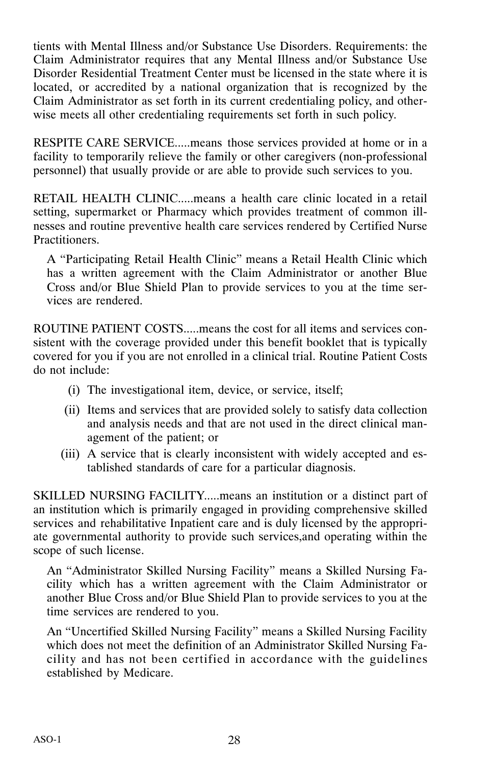tients with Mental Illness and/or Substance Use Disorders. Requirements: the Claim Administrator requires that any Mental Illness and/or Substance Use Disorder Residential Treatment Center must be licensed in the state where it is located, or accredited by a national organization that is recognized by the Claim Administrator as set forth in its current credentialing policy, and otherwise meets all other credentialing requirements set forth in such policy.

RESPITE CARE SERVICE.....means those services provided at home or in a facility to temporarily relieve the family or other caregivers (non-professional personnel) that usually provide or are able to provide such services to you.

RETAIL HEALTH CLINIC.....means a health care clinic located in a retail setting, supermarket or Pharmacy which provides treatment of common illnesses and routine preventive health care services rendered by Certified Nurse Practitioners.

A "Participating Retail Health Clinic" means a Retail Health Clinic which has a written agreement with the Claim Administrator or another Blue Cross and/or Blue Shield Plan to provide services to you at the time services are rendered.

ROUTINE PATIENT COSTS.....means the cost for all items and services consistent with the coverage provided under this benefit booklet that is typically covered for you if you are not enrolled in a clinical trial. Routine Patient Costs do not include:

(i) The investigational item, device, or service, itself;

(ii) Items and services that are provided solely to satisfy data collection and analysis needs and that are not used in the direct clinical management of the patient; or

(iii) A service that is clearly inconsistent with widely accepted and established standards of care for a particular diagnosis.

SKILLED NURSING FACILITY.....means an institution or a distinct part of an institution which is primarily engaged in providing comprehensive skilled services and rehabilitative Inpatient care and is duly licensed by the appropriate governmental authority to provide such services,and operating within the scope of such license.

An "Administrator Skilled Nursing Facility" means a Skilled Nursing Facility which has a written agreement with the Claim Administrator or another Blue Cross and/or Blue Shield Plan to provide services to you at the time services are rendered to you.

An "Uncertified Skilled Nursing Facility" means a Skilled Nursing Facility which does not meet the definition of an Administrator Skilled Nursing Facility and has not been certified in accordance with the guidelines established by Medicare.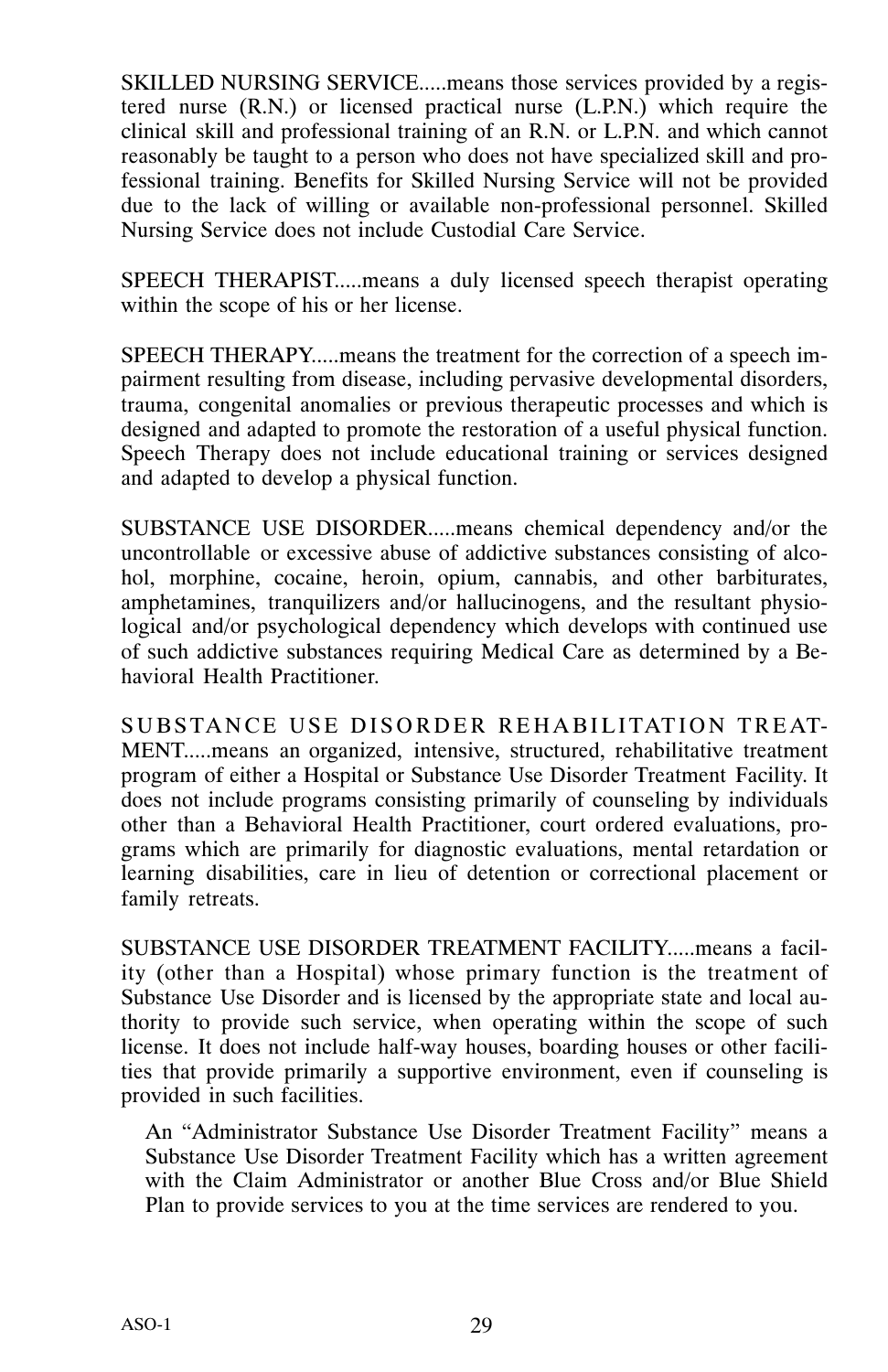SKILLED NURSING SERVICE.....means those services provided by a registered nurse (R.N.) or licensed practical nurse (L.P.N.) which require the clinical skill and professional training of an R.N. or L.P.N. and which cannot reasonably be taught to a person who does not have specialized skill and professional training. Benefits for Skilled Nursing Service will not be provided due to the lack of willing or available non-professional personnel. Skilled Nursing Service does not include Custodial Care Service.

SPEECH THERAPIST.....means a duly licensed speech therapist operating within the scope of his or her license.

SPEECH THERAPY.....means the treatment for the correction of a speech impairment resulting from disease, including pervasive developmental disorders, trauma, congenital anomalies or previous therapeutic processes and which is designed and adapted to promote the restoration of a useful physical function. Speech Therapy does not include educational training or services designed and adapted to develop a physical function.

SUBSTANCE USE DISORDER.....means chemical dependency and/or the uncontrollable or excessive abuse of addictive substances consisting of alcohol, morphine, cocaine, heroin, opium, cannabis, and other barbiturates, amphetamines, tranquilizers and/or hallucinogens, and the resultant physiological and/or psychological dependency which develops with continued use of such addictive substances requiring Medical Care as determined by a Behavioral Health Practitioner.

SUBSTANCE USE DISORDER REHABILITATION TREATMENT.....means an organized, intensive, structured, rehabilitative treatment program of either a Hospital or Substance Use Disorder Treatment Facility. It does not include programs consisting primarily of counseling by individuals other than a Behavioral Health Practitioner, court ordered evaluations, programs which are primarily for diagnostic evaluations, mental retardation or learning disabilities, care in lieu of detention or correctional placement or family retreats.

SUBSTANCE USE DISORDER TREATMENT FACILITY.....means a facility (other than a Hospital) whose primary function is the treatment of Substance Use Disorder and is licensed by the appropriate state and local authority to provide such service, when operating within the scope of such license. It does not include half-way houses, boarding houses or other facilities that provide primarily a supportive environment, even if counseling is provided in such facilities.

An “Administrator Substance Use Disorder Treatment Facility” means a Substance Use Disorder Treatment Facility which has a written agreement with the Claim Administrator or another Blue Cross and/or Blue Shield Plan to provide services to you at the time services are rendered to you.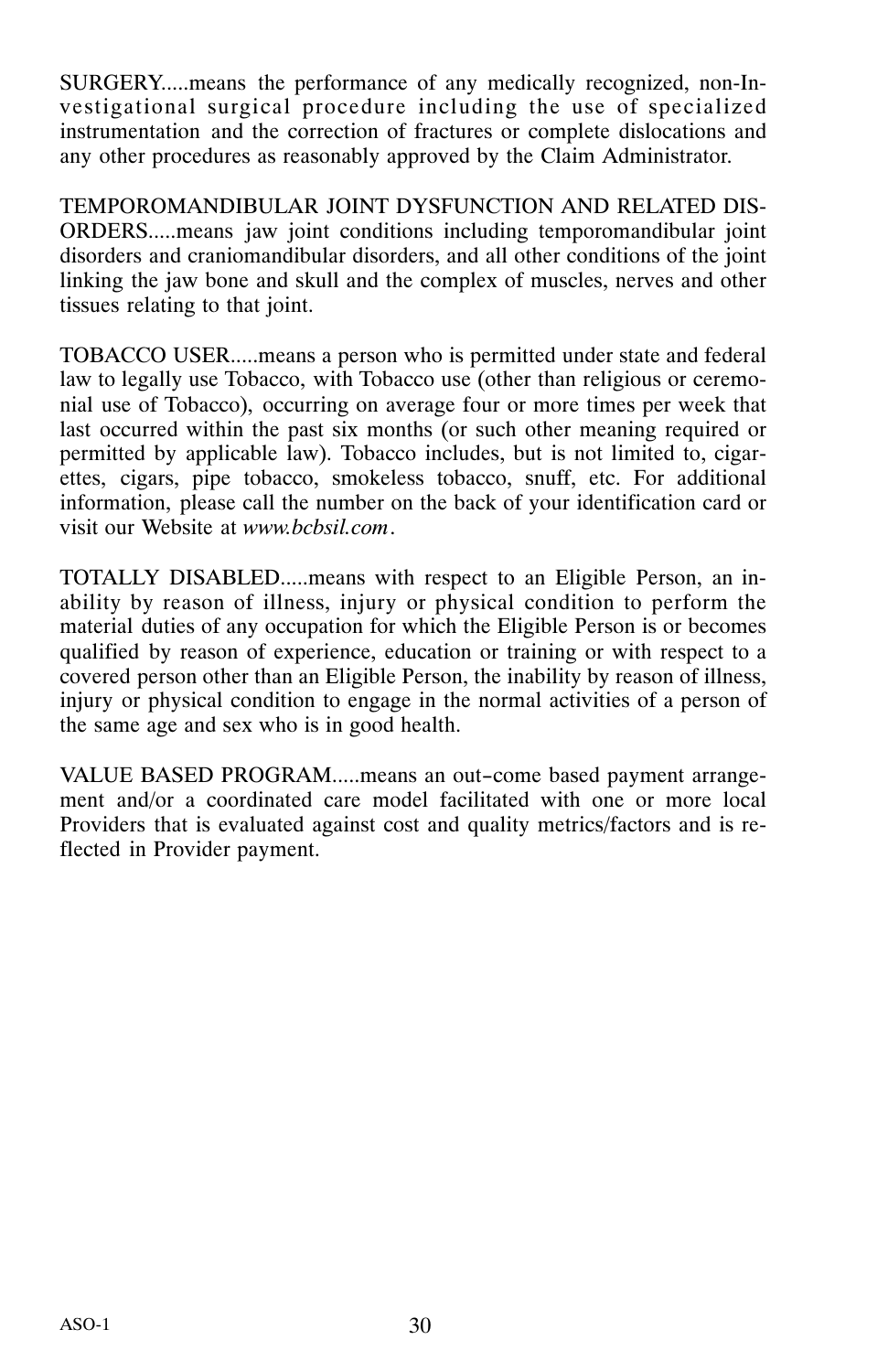SURGERY.....means the performance of any medically recognized, non-Investigational surgical procedure including the use of specialized instrumentation and the correction of fractures or complete dislocations and any other procedures as reasonably approved by the Claim Administrator.

TEMPOROMANDIBULAR JOINT DYSFUNCTION AND RELATED DISORDERS.....means jaw joint conditions including temporomandibular joint disorders and craniomandibular disorders, and all other conditions of the joint linking the jaw bone and skull and the complex of muscles, nerves and other tissues relating to that joint.

TOBACCO USER.....means a person who is permitted under state and federal law to legally use Tobacco, with Tobacco use (other than religious or ceremonial use of Tobacco), occurring on average four or more times per week that last occurred within the past six months (or such other meaning required or permitted by applicable law). Tobacco includes, but is not limited to, cigarettes, cigars, pipe tobacco, smokeless tobacco, snuff, etc. For additional information, please call the number on the back of your identification card or visit our Website at *www.bcbsil.com*.

TOTALLY DISABLED.....means with respect to an Eligible Person, an inability by reason of illness, injury or physical condition to perform the material duties of any occupation for which the Eligible Person is or becomes qualified by reason of experience, education or training or with respect to a covered person other than an Eligible Person, the inability by reason of illness, injury or physical condition to engage in the normal activities of a person of the same age and sex who is in good health.

VALUE BASED PROGRAM.....means an out-come based payment arrangement and/or a coordinated care model facilitated with one or more local Providers that is evaluated against cost and quality metrics/factors and is reflected in Provider payment.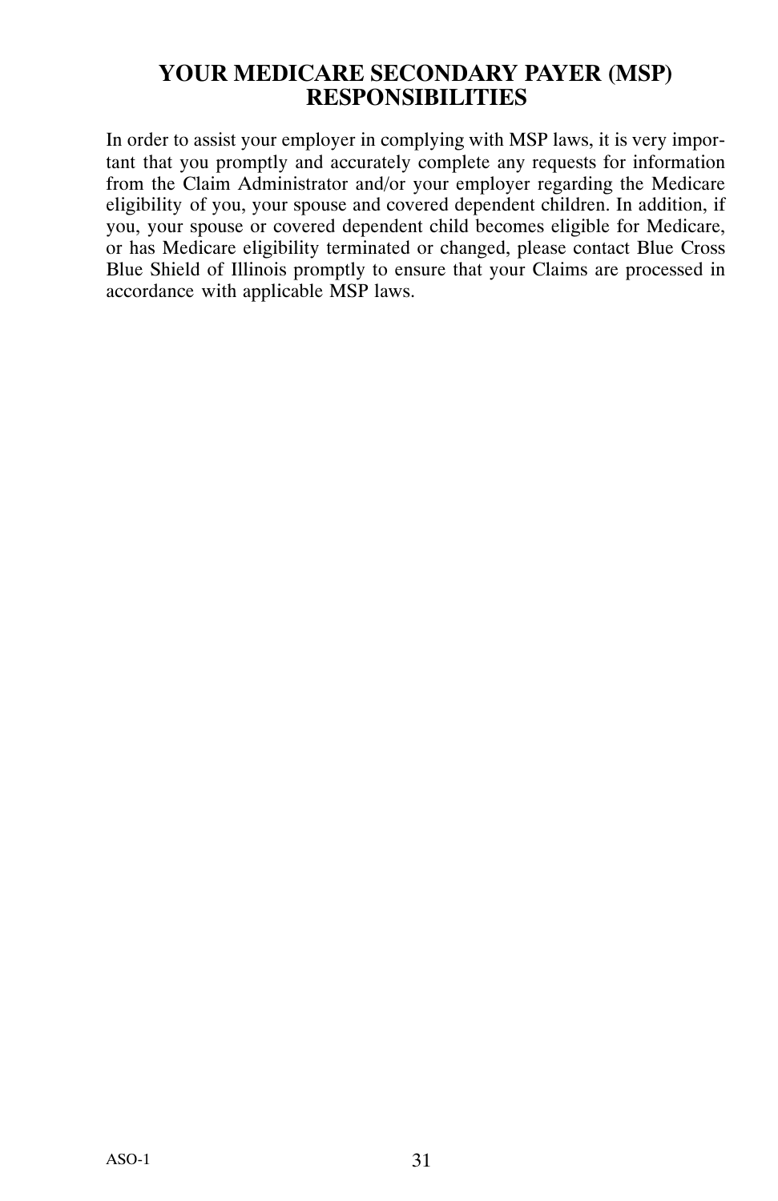# YOUR MEDICARE SECONDARY PAYER (MSP) RESPONSIBILITIES

In order to assist your employer in complying with MSP laws, it is very important that you promptly and accurately complete any requests for information from the Claim Administrator and/or your employer regarding the Medicare eligibility of you, your spouse and covered dependent children. In addition, if you, your spouse or covered dependent child becomes eligible for Medicare, or has Medicare eligibility terminated or changed, please contact Blue Cross Blue Shield of Illinois promptly to ensure that your Claims are processed in accordance with applicable MSP laws.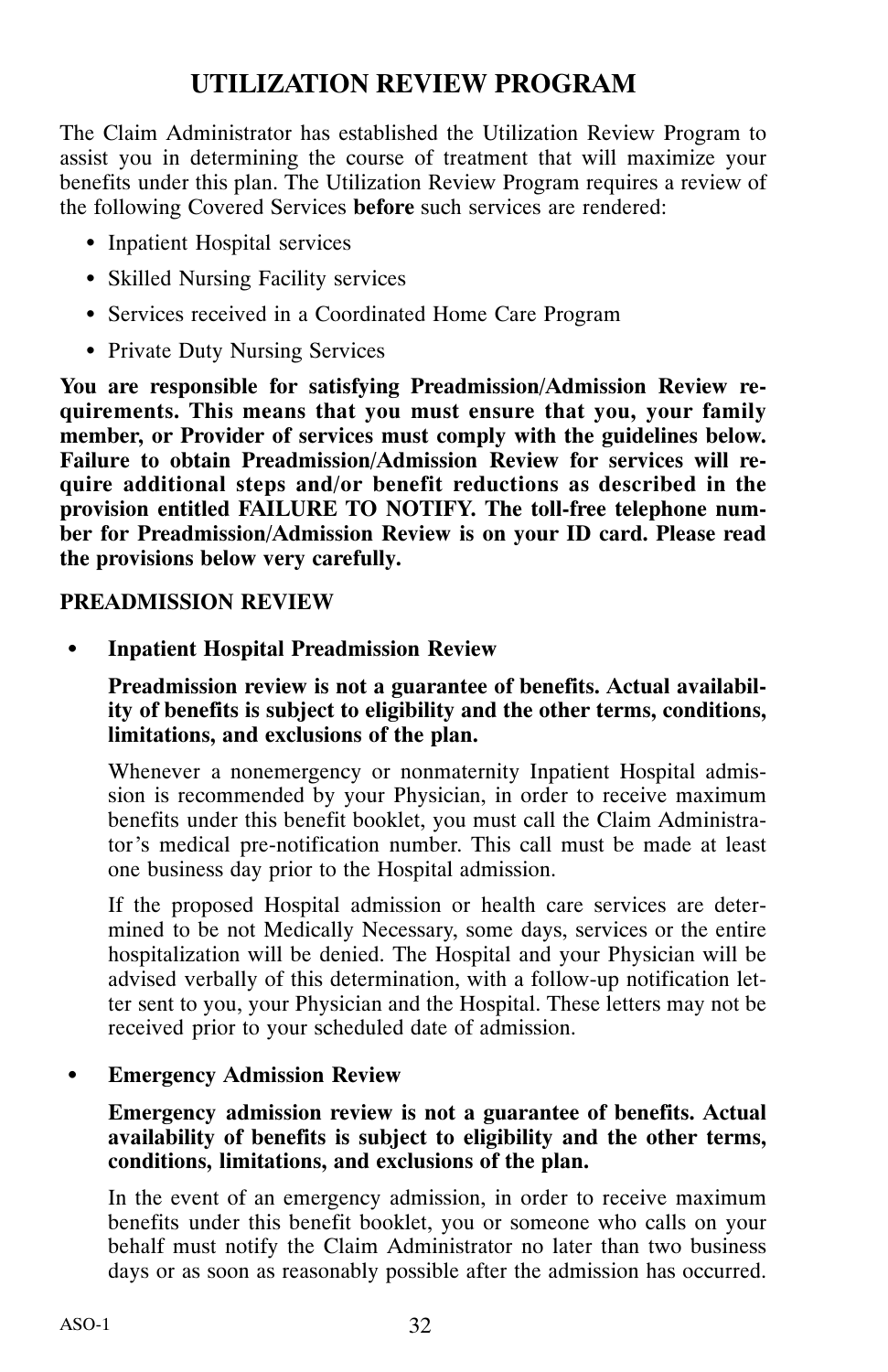## UTILIZATION REVIEW PROGRAM

The Claim Administrator has established the Utilization Review Program to assist you in determining the course of treatment that will maximize your benefits under this plan. The Utilization Review Program requires a review of the following Covered Services **before** such services are rendered:

- Inpatient Hospital services
- Skilled Nursing Facility services
- Services received in a Coordinated Home Care Program
- Private Duty Nursing Services

**You are responsible for satisfying Preadmission/Admission Review requirements. This means that you must ensure that you, your family member, or Provider of services must comply with the guidelines below. Failure to obtain Preadmission/Admission Review for services will require additional steps and/or benefit reductions as described in the provision entitled FAILURE TO NOTIFY. The toll-free telephone number for Preadmission/Admission Review is on your ID card. Please read the provisions below very carefully.**

**PREADMISSION REVIEW**

- **Inpatient Hospital Preadmission Review**

  **Preadmission review is not a guarantee of benefits. Actual availability of benefits is subject to eligibility and the other terms, conditions, limitations, and exclusions of the plan.**

  Whenever a nonemergency or nonmaternity Inpatient Hospital admission is recommended by your Physician, in order to receive maximum benefits under this benefit booklet, you must call the Claim Administrator's medical pre-notification number. This call must be made at least one business day prior to the Hospital admission.

  If the proposed Hospital admission or health care services are determined to be not Medically Necessary, some days, services or the entire hospitalization will be denied. The Hospital and your Physician will be advised verbally of this determination, with a follow-up notification letter sent to you, your Physician and the Hospital. These letters may not be received prior to your scheduled date of admission.

- **Emergency Admission Review**

  **Emergency admission review is not a guarantee of benefits. Actual availability of benefits is subject to eligibility and the other terms, conditions, limitations, and exclusions of the plan.**

  In the event of an emergency admission, in order to receive maximum benefits under this benefit booklet, you or someone who calls on your behalf must notify the Claim Administrator no later than two business days or as soon as reasonably possible after the admission has occurred.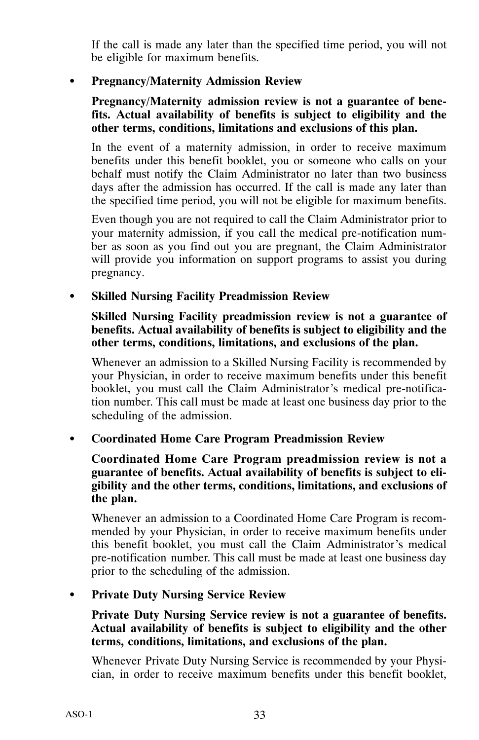If the call is made any later than the specified time period, you will not be eligible for maximum benefits.

- **Pregnancy/Maternity Admission Review**

  **Pregnancy/Maternity admission review is not a guarantee of benefits. Actual availability of benefits is subject to eligibility and the other terms, conditions, limitations and exclusions of this plan.**

  In the event of a maternity admission, in order to receive maximum benefits under this benefit booklet, you or someone who calls on your behalf must notify the Claim Administrator no later than two business days after the admission has occurred. If the call is made any later than the specified time period, you will not be eligible for maximum benefits.

  Even though you are not required to call the Claim Administrator prior to your maternity admission, if you call the medical pre-notification number as soon as you find out you are pregnant, the Claim Administrator will provide you information on support programs to assist you during pregnancy.

- **Skilled Nursing Facility Preadmission Review**

  **Skilled Nursing Facility preadmission review is not a guarantee of benefits. Actual availability of benefits is subject to eligibility and the other terms, conditions, limitations, and exclusions of the plan.**

  Whenever an admission to a Skilled Nursing Facility is recommended by your Physician, in order to receive maximum benefits under this benefit booklet, you must call the Claim Administrator's medical pre-notification number. This call must be made at least one business day prior to the scheduling of the admission.

- **Coordinated Home Care Program Preadmission Review**

  **Coordinated Home Care Program preadmission review is not a guarantee of benefits. Actual availability of benefits is subject to eligibility and the other terms, conditions, limitations, and exclusions of the plan.**

  Whenever an admission to a Coordinated Home Care Program is recommended by your Physician, in order to receive maximum benefits under this benefit booklet, you must call the Claim Administrator's medical pre-notification number. This call must be made at least one business day prior to the scheduling of the admission.

- **Private Duty Nursing Service Review**

  **Private Duty Nursing Service review is not a guarantee of benefits. Actual availability of benefits is subject to eligibility and the other terms, conditions, limitations, and exclusions of the plan.**

  Whenever Private Duty Nursing Service is recommended by your Physician, in order to receive maximum benefits under this benefit booklet,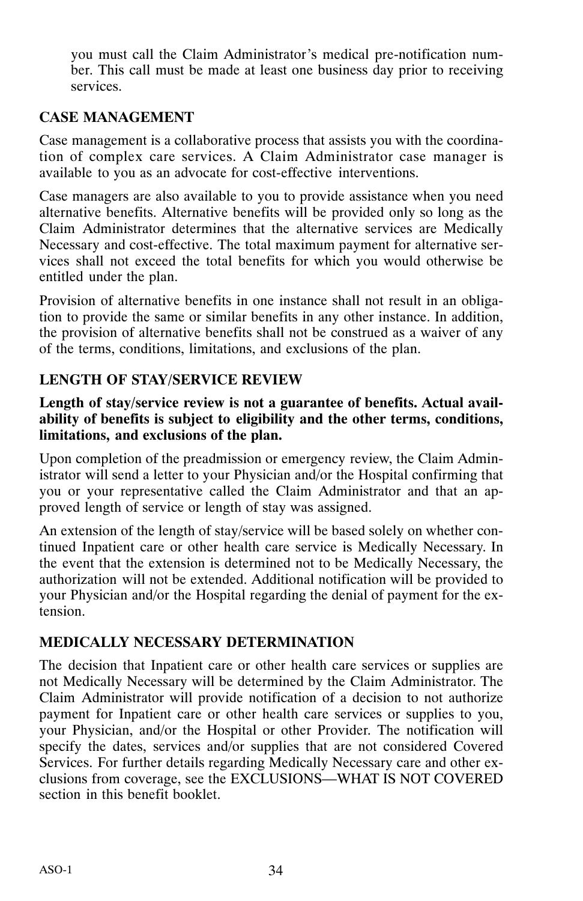you must call the Claim Administrator's medical pre-notification number. This call must be made at least one business day prior to receiving services.

## CASE MANAGEMENT

Case management is a collaborative process that assists you with the coordination of complex care services. A Claim Administrator case manager is available to you as an advocate for cost-effective interventions.

Case managers are also available to you to provide assistance when you need alternative benefits. Alternative benefits will be provided only so long as the Claim Administrator determines that the alternative services are Medically Necessary and cost-effective. The total maximum payment for alternative services shall not exceed the total benefits for which you would otherwise be entitled under the plan.

Provision of alternative benefits in one instance shall not result in an obligation to provide the same or similar benefits in any other instance. In addition, the provision of alternative benefits shall not be construed as a waiver of any of the terms, conditions, limitations, and exclusions of the plan.

## LENGTH OF STAY/SERVICE REVIEW

**Length of stay/service review is not a guarantee of benefits. Actual availability of benefits is subject to eligibility and the other terms, conditions, limitations, and exclusions of the plan.**

Upon completion of the preadmission or emergency review, the Claim Administrator will send a letter to your Physician and/or the Hospital confirming that you or your representative called the Claim Administrator and that an approved length of service or length of stay was assigned.

An extension of the length of stay/service will be based solely on whether continued Inpatient care or other health care service is Medically Necessary. In the event that the extension is determined not to be Medically Necessary, the authorization will not be extended. Additional notification will be provided to your Physician and/or the Hospital regarding the denial of payment for the extension.

## MEDICALLY NECESSARY DETERMINATION

The decision that Inpatient care or other health care services or supplies are not Medically Necessary will be determined by the Claim Administrator. The Claim Administrator will provide notification of a decision to not authorize payment for Inpatient care or other health care services or supplies to you, your Physician, and/or the Hospital or other Provider. The notification will specify the dates, services and/or supplies that are not considered Covered Services. For further details regarding Medically Necessary care and other exclusions from coverage, see the EXCLUSIONS—WHAT IS NOT COVERED section in this benefit booklet.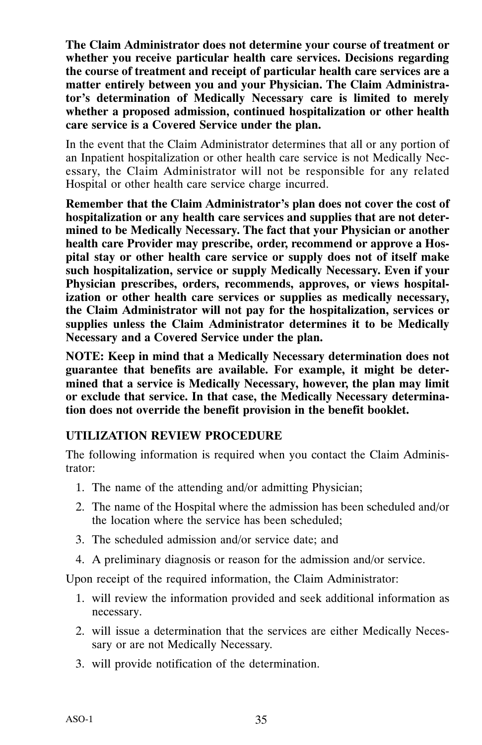**The Claim Administrator does not determine your course of treatment or whether you receive particular health care services. Decisions regarding the course of treatment and receipt of particular health care services are a matter entirely between you and your Physician. The Claim Administrator's determination of Medically Necessary care is limited to merely whether a proposed admission, continued hospitalization or other health care service is a Covered Service under the plan.**

In the event that the Claim Administrator determines that all or any portion of an Inpatient hospitalization or other health care service is not Medically Necessary, the Claim Administrator will not be responsible for any related Hospital or other health care service charge incurred.

**Remember that the Claim Administrator's plan does not cover the cost of hospitalization or any health care services and supplies that are not determined to be Medically Necessary. The fact that your Physician or another health care Provider may prescribe, order, recommend or approve a Hospital stay or other health care service or supply does not of itself make such hospitalization, service or supply Medically Necessary. Even if your Physician prescribes, orders, recommends, approves, or views hospitalization or other health care services or supplies as medically necessary, the Claim Administrator will not pay for the hospitalization, services or supplies unless the Claim Administrator determines it to be Medically Necessary and a Covered Service under the plan.**

**NOTE: Keep in mind that a Medically Necessary determination does not guarantee that benefits are available. For example, it might be determined that a service is Medically Necessary, however, the plan may limit or exclude that service. In that case, the Medically Necessary determination does not override the benefit provision in the benefit booklet.**

### UTILIZATION REVIEW PROCEDURE

The following information is required when you contact the Claim Administrator:

1. The name of the attending and/or admitting Physician;
2. The name of the Hospital where the admission has been scheduled and/or the location where the service has been scheduled;
3. The scheduled admission and/or service date; and
4. A preliminary diagnosis or reason for the admission and/or service.

Upon receipt of the required information, the Claim Administrator:

1. will review the information provided and seek additional information as necessary.
2. will issue a determination that the services are either Medically Necessary or are not Medically Necessary.
3. will provide notification of the determination.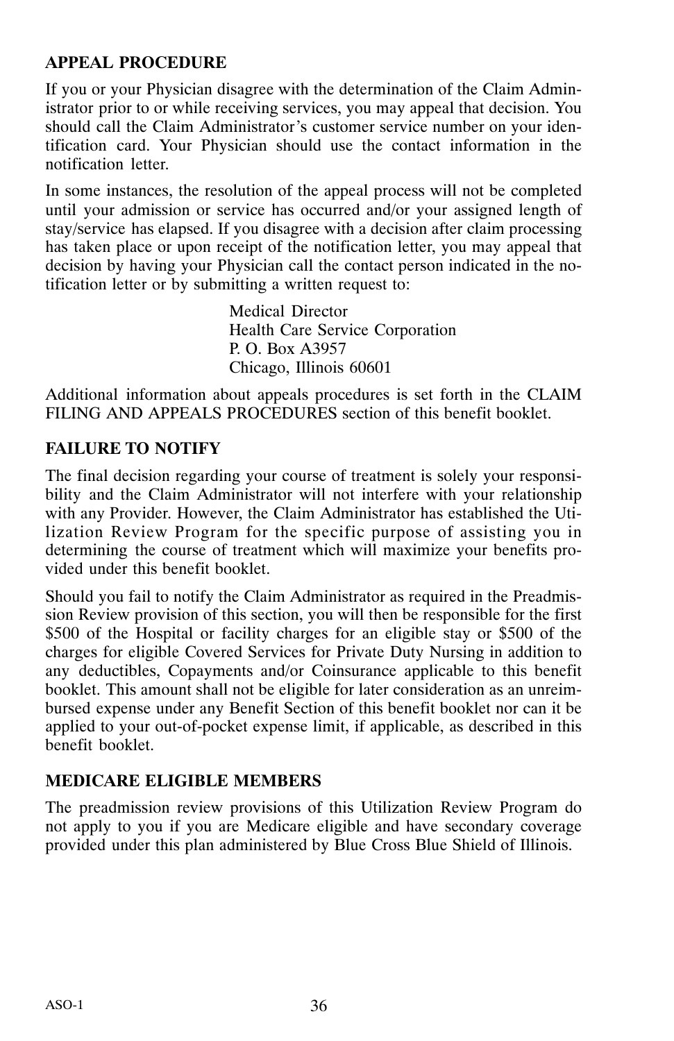**APPEAL PROCEDURE**

If you or your Physician disagree with the determination of the Claim Administrator prior to or while receiving services, you may appeal that decision. You should call the Claim Administrator's customer service number on your identification card. Your Physician should use the contact information in the notification letter.

In some instances, the resolution of the appeal process will not be completed until your admission or service has occurred and/or your assigned length of stay/service has elapsed. If you disagree with a decision after claim processing has taken place or upon receipt of the notification letter, you may appeal that decision by having your Physician call the contact person indicated in the notification letter or by submitting a written request to:

Medical Director
Health Care Service Corporation
P. O. Box A3957
Chicago, Illinois 60601

Additional information about appeals procedures is set forth in the CLAIM FILING AND APPEALS PROCEDURES section of this benefit booklet.

**FAILURE TO NOTIFY**

The final decision regarding your course of treatment is solely your responsibility and the Claim Administrator will not interfere with your relationship with any Provider. However, the Claim Administrator has established the Utilization Review Program for the specific purpose of assisting you in determining the course of treatment which will maximize your benefits provided under this benefit booklet.

Should you fail to notify the Claim Administrator as required in the Preadmission Review provision of this section, you will then be responsible for the first $500 of the Hospital or facility charges for an eligible stay or $500 of the charges for eligible Covered Services for Private Duty Nursing in addition to any deductibles, Copayments and/or Coinsurance applicable to this benefit booklet. This amount shall not be eligible for later consideration as an unreimbursed expense under any Benefit Section of this benefit booklet nor can it be applied to your out-of-pocket expense limit, if applicable, as described in this benefit booklet.

**MEDICARE ELIGIBLE MEMBERS**

The preadmission review provisions of this Utilization Review Program do not apply to you if you are Medicare eligible and have secondary coverage provided under this plan administered by Blue Cross Blue Shield of Illinois.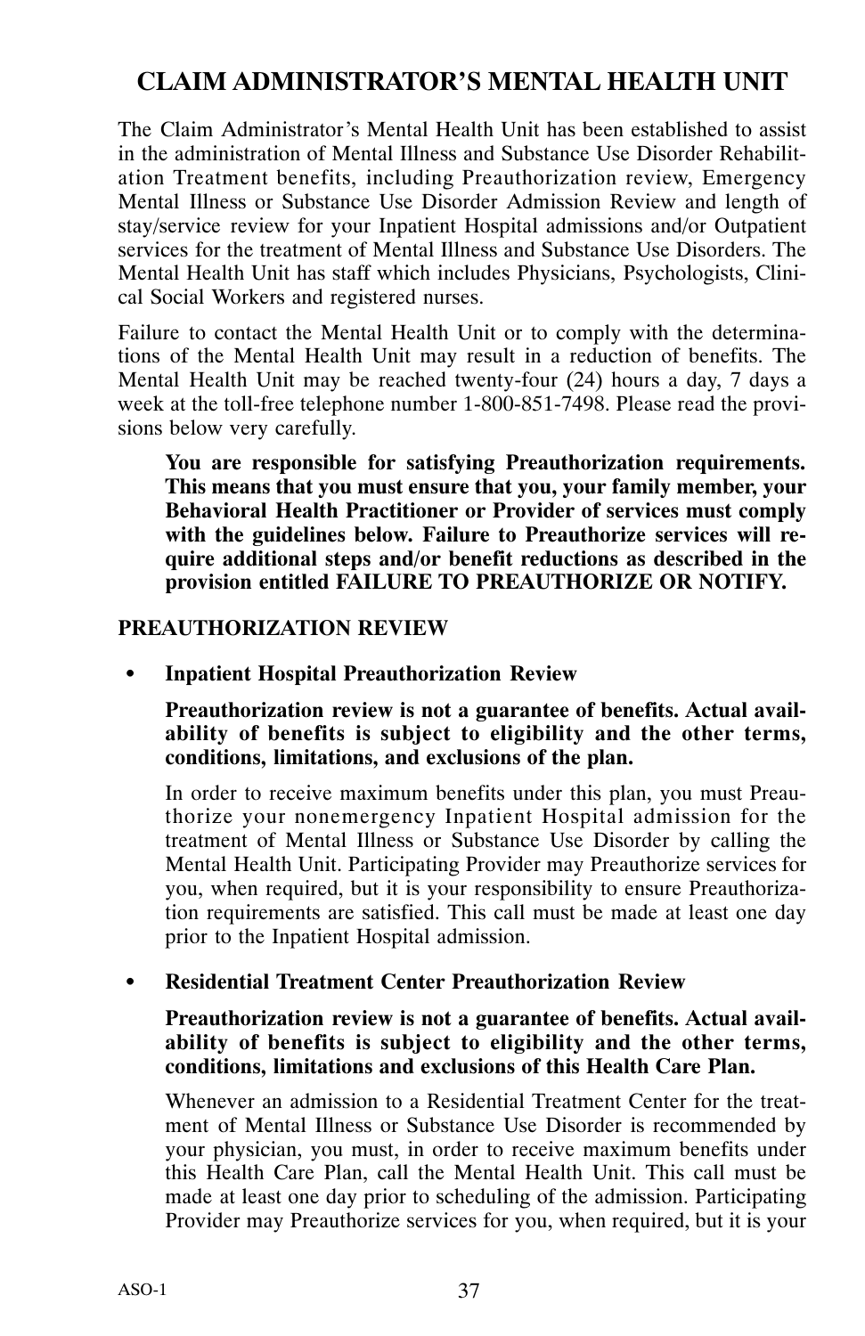## CLAIM ADMINISTRATOR'S MENTAL HEALTH UNIT

The Claim Administrator's Mental Health Unit has been established to assist in the administration of Mental Illness and Substance Use Disorder Rehabilitation Treatment benefits, including Preauthorization review, Emergency Mental Illness or Substance Use Disorder Admission Review and length of stay/service review for your Inpatient Hospital admissions and/or Outpatient services for the treatment of Mental Illness and Substance Use Disorders. The Mental Health Unit has staff which includes Physicians, Psychologists, Clinical Social Workers and registered nurses.

Failure to contact the Mental Health Unit or to comply with the determinations of the Mental Health Unit may result in a reduction of benefits. The Mental Health Unit may be reached twenty-four (24) hours a day, 7 days a week at the toll-free telephone number 1-800-851-7498. Please read the provisions below very carefully.

> **You are responsible for satisfying Preauthorization requirements. This means that you must ensure that you, your family member, your Behavioral Health Practitioner or Provider of services must comply with the guidelines below. Failure to Preauthorize services will require additional steps and/or benefit reductions as described in the provision entitled FAILURE TO PREAUTHORIZE OR NOTIFY.**

**PREAUTHORIZATION REVIEW**

- **Inpatient Hospital Preauthorization Review**

  **Preauthorization review is not a guarantee of benefits. Actual availability of benefits is subject to eligibility and the other terms, conditions, limitations, and exclusions of the plan.**

  In order to receive maximum benefits under this plan, you must Preauthorize your nonemergency Inpatient Hospital admission for the treatment of Mental Illness or Substance Use Disorder by calling the Mental Health Unit. Participating Provider may Preauthorize services for you, when required, but it is your responsibility to ensure Preauthorization requirements are satisfied. This call must be made at least one day prior to the Inpatient Hospital admission.

- **Residential Treatment Center Preauthorization Review**

  **Preauthorization review is not a guarantee of benefits. Actual availability of benefits is subject to eligibility and the other terms, conditions, limitations and exclusions of this Health Care Plan.**

  Whenever an admission to a Residential Treatment Center for the treatment of Mental Illness or Substance Use Disorder is recommended by your physician, you must, in order to receive maximum benefits under this Health Care Plan, call the Mental Health Unit. This call must be made at least one day prior to scheduling of the admission. Participating Provider may Preauthorize services for you, when required, but it is your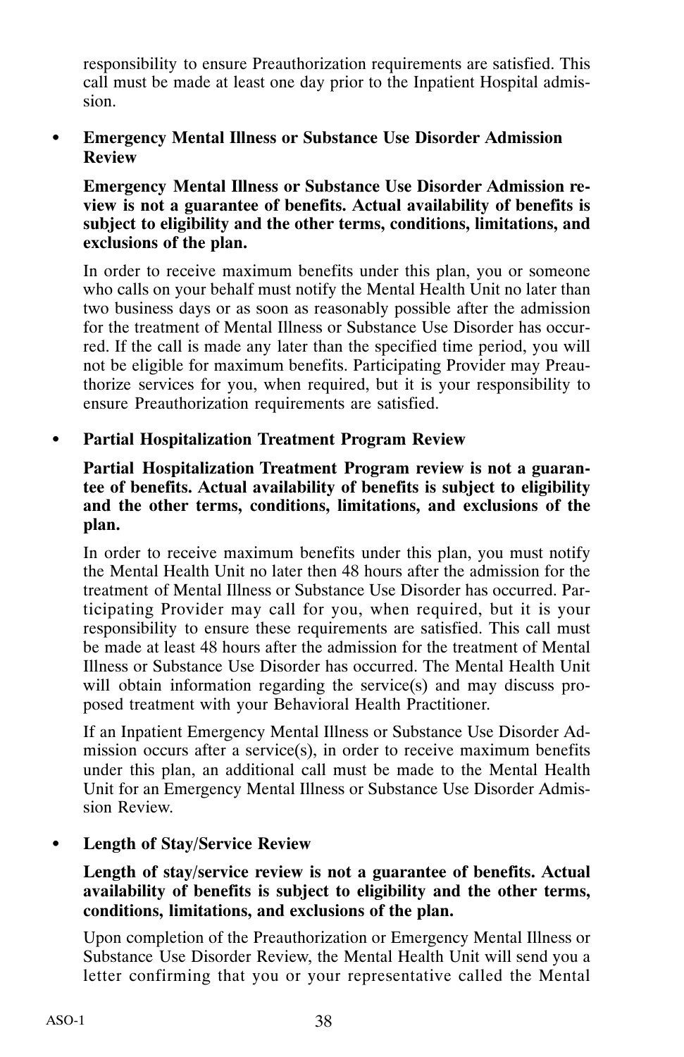responsibility to ensure Preauthorization requirements are satisfied. This call must be made at least one day prior to the Inpatient Hospital admission.

- **Emergency Mental Illness or Substance Use Disorder Admission Review**

  **Emergency Mental Illness or Substance Use Disorder Admission review is not a guarantee of benefits. Actual availability of benefits is subject to eligibility and the other terms, conditions, limitations, and exclusions of the plan.**

  In order to receive maximum benefits under this plan, you or someone who calls on your behalf must notify the Mental Health Unit no later than two business days or as soon as reasonably possible after the admission for the treatment of Mental Illness or Substance Use Disorder has occurred. If the call is made any later than the specified time period, you will not be eligible for maximum benefits. Participating Provider may Preauthorize services for you, when required, but it is your responsibility to ensure Preauthorization requirements are satisfied.

- **Partial Hospitalization Treatment Program Review**

  **Partial Hospitalization Treatment Program review is not a guarantee of benefits. Actual availability of benefits is subject to eligibility and the other terms, conditions, limitations, and exclusions of the plan.**

  In order to receive maximum benefits under this plan, you must notify the Mental Health Unit no later then 48 hours after the admission for the treatment of Mental Illness or Substance Use Disorder has occurred. Participating Provider may call for you, when required, but it is your responsibility to ensure these requirements are satisfied. This call must be made at least 48 hours after the admission for the treatment of Mental Illness or Substance Use Disorder has occurred. The Mental Health Unit will obtain information regarding the service(s) and may discuss proposed treatment with your Behavioral Health Practitioner.

  If an Inpatient Emergency Mental Illness or Substance Use Disorder Admission occurs after a service(s), in order to receive maximum benefits under this plan, an additional call must be made to the Mental Health Unit for an Emergency Mental Illness or Substance Use Disorder Admission Review.

- **Length of Stay/Service Review**

  **Length of stay/service review is not a guarantee of benefits. Actual availability of benefits is subject to eligibility and the other terms, conditions, limitations, and exclusions of the plan.**

  Upon completion of the Preauthorization or Emergency Mental Illness or Substance Use Disorder Review, the Mental Health Unit will send you a letter confirming that you or your representative called the Mental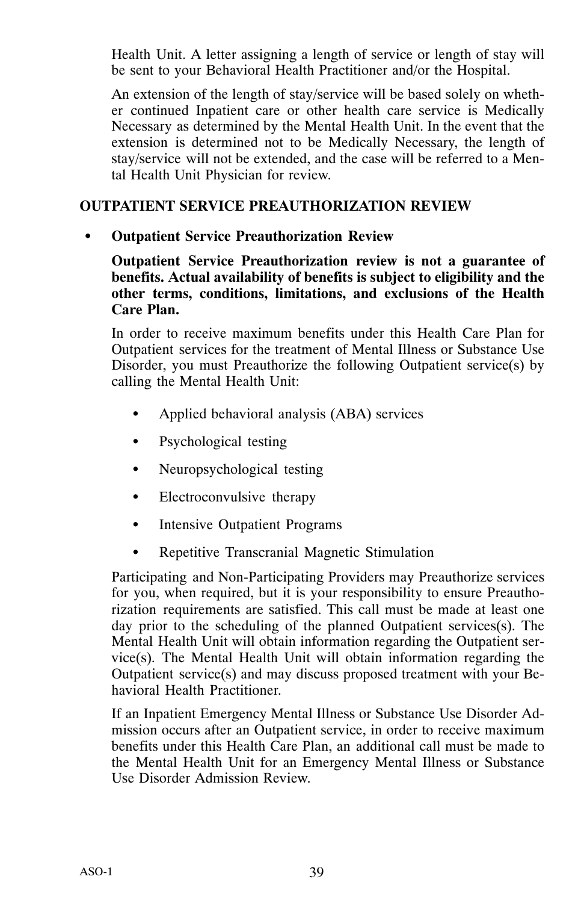Health Unit. A letter assigning a length of service or length of stay will be sent to your Behavioral Health Practitioner and/or the Hospital.

An extension of the length of stay/service will be based solely on whether continued Inpatient care or other health care service is Medically Necessary as determined by the Mental Health Unit. In the event that the extension is determined not to be Medically Necessary, the length of stay/service will not be extended, and the case will be referred to a Mental Health Unit Physician for review.

## OUTPATIENT SERVICE PREAUTHORIZATION REVIEW

- **Outpatient Service Preauthorization Review**

  **Outpatient Service Preauthorization review is not a guarantee of benefits. Actual availability of benefits is subject to eligibility and the other terms, conditions, limitations, and exclusions of the Health Care Plan.**

  In order to receive maximum benefits under this Health Care Plan for Outpatient services for the treatment of Mental Illness or Substance Use Disorder, you must Preauthorize the following Outpatient service(s) by calling the Mental Health Unit:

  - Applied behavioral analysis (ABA) services
  - Psychological testing
  - Neuropsychological testing
  - Electroconvulsive therapy
  - Intensive Outpatient Programs
  - Repetitive Transcranial Magnetic Stimulation

  Participating and Non-Participating Providers may Preauthorize services for you, when required, but it is your responsibility to ensure Preauthorization requirements are satisfied. This call must be made at least one day prior to the scheduling of the planned Outpatient services(s). The Mental Health Unit will obtain information regarding the Outpatient service(s). The Mental Health Unit will obtain information regarding the Outpatient service(s) and may discuss proposed treatment with your Behavioral Health Practitioner.

  If an Inpatient Emergency Mental Illness or Substance Use Disorder Admission occurs after an Outpatient service, in order to receive maximum benefits under this Health Care Plan, an additional call must be made to the Mental Health Unit for an Emergency Mental Illness or Substance Use Disorder Admission Review.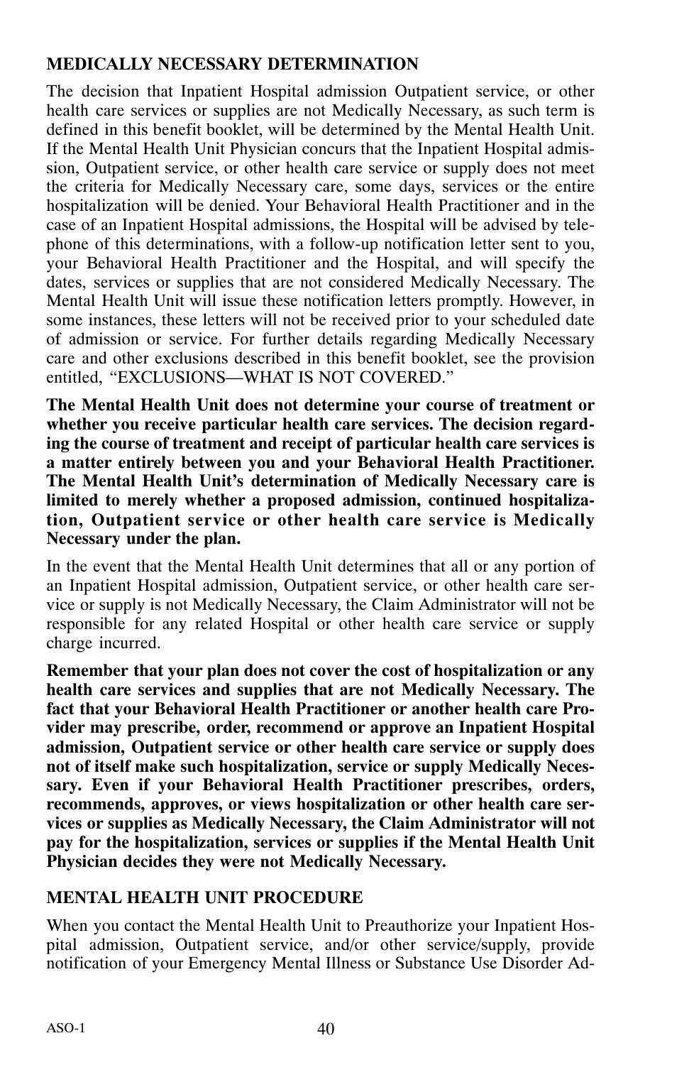## MEDICALLY NECESSARY DETERMINATION

The decision that Inpatient Hospital admission Outpatient service, or other health care services or supplies are not Medically Necessary, as such term is defined in this benefit booklet, will be determined by the Mental Health Unit. If the Mental Health Unit Physician concurs that the Inpatient Hospital admission, Outpatient service, or other health care service or supply does not meet the criteria for Medically Necessary care, some days, services or the entire hospitalization will be denied. Your Behavioral Health Practitioner and in the case of an Inpatient Hospital admissions, the Hospital will be advised by telephone of this determinations, with a follow-up notification letter sent to you, your Behavioral Health Practitioner and the Hospital, and will specify the dates, services or supplies that are not considered Medically Necessary. The Mental Health Unit will issue these notification letters promptly. However, in some instances, these letters will not be received prior to your scheduled date of admission or service. For further details regarding Medically Necessary care and other exclusions described in this benefit booklet, see the provision entitled, "EXCLUSIONS—WHAT IS NOT COVERED."

**The Mental Health Unit does not determine your course of treatment or whether you receive particular health care services. The decision regarding the course of treatment and receipt of particular health care services is a matter entirely between you and your Behavioral Health Practitioner. The Mental Health Unit's determination of Medically Necessary care is limited to merely whether a proposed admission, continued hospitalization, Outpatient service or other health care service is Medically Necessary under the plan.**

In the event that the Mental Health Unit determines that all or any portion of an Inpatient Hospital admission, Outpatient service, or other health care service or supply is not Medically Necessary, the Claim Administrator will not be responsible for any related Hospital or other health care service or supply charge incurred.

**Remember that your plan does not cover the cost of hospitalization or any health care services and supplies that are not Medically Necessary. The fact that your Behavioral Health Practitioner or another health care Provider may prescribe, order, recommend or approve an Inpatient Hospital admission, Outpatient service or other health care service or supply does not of itself make such hospitalization, service or supply Medically Necessary. Even if your Behavioral Health Practitioner prescribes, orders, recommends, approves, or views hospitalization or other health care services or supplies as Medically Necessary, the Claim Administrator will not pay for the hospitalization, services or supplies if the Mental Health Unit Physician decides they were not Medically Necessary.**

## MENTAL HEALTH UNIT PROCEDURE

When you contact the Mental Health Unit to Preauthorize your Inpatient Hospital admission, Outpatient service, and/or other service/supply, provide notification of your Emergency Mental Illness or Substance Use Disorder Ad-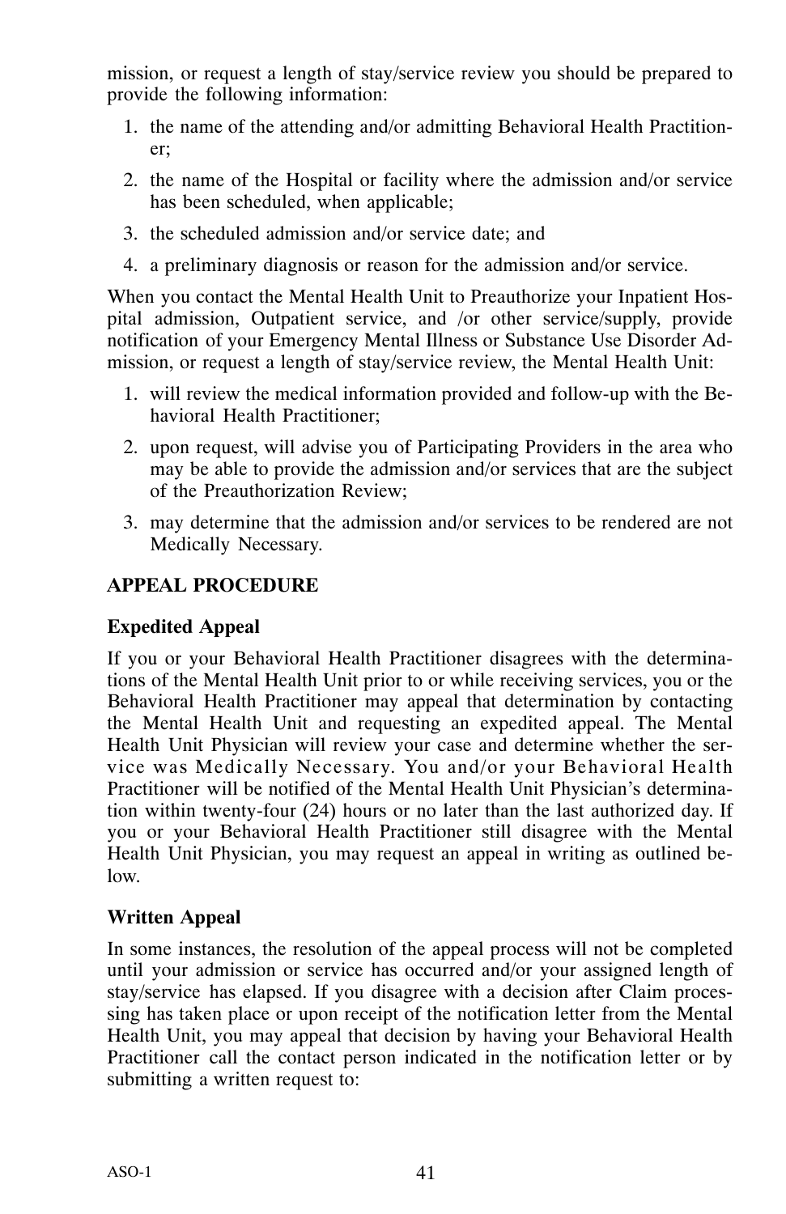mission, or request a length of stay/service review you should be prepared to provide the following information:

1. the name of the attending and/or admitting Behavioral Health Practitioner;
2. the name of the Hospital or facility where the admission and/or service has been scheduled, when applicable;
3. the scheduled admission and/or service date; and
4. a preliminary diagnosis or reason for the admission and/or service.

When you contact the Mental Health Unit to Preauthorize your Inpatient Hospital admission, Outpatient service, and /or other service/supply, provide notification of your Emergency Mental Illness or Substance Use Disorder Admission, or request a length of stay/service review, the Mental Health Unit:

1. will review the medical information provided and follow-up with the Behavioral Health Practitioner;
2. upon request, will advise you of Participating Providers in the area who may be able to provide the admission and/or services that are the subject of the Preauthorization Review;
3. may determine that the admission and/or services to be rendered are not Medically Necessary.

**APPEAL PROCEDURE**

**Expedited Appeal**

If you or your Behavioral Health Practitioner disagrees with the determinations of the Mental Health Unit prior to or while receiving services, you or the Behavioral Health Practitioner may appeal that determination by contacting the Mental Health Unit and requesting an expedited appeal. The Mental Health Unit Physician will review your case and determine whether the service was Medically Necessary. You and/or your Behavioral Health Practitioner will be notified of the Mental Health Unit Physician's determination within twenty-four (24) hours or no later than the last authorized day. If you or your Behavioral Health Practitioner still disagree with the Mental Health Unit Physician, you may request an appeal in writing as outlined below.

**Written Appeal**

In some instances, the resolution of the appeal process will not be completed until your admission or service has occurred and/or your assigned length of stay/service has elapsed. If you disagree with a decision after Claim processing has taken place or upon receipt of the notification letter from the Mental Health Unit, you may appeal that decision by having your Behavioral Health Practitioner call the contact person indicated in the notification letter or by submitting a written request to: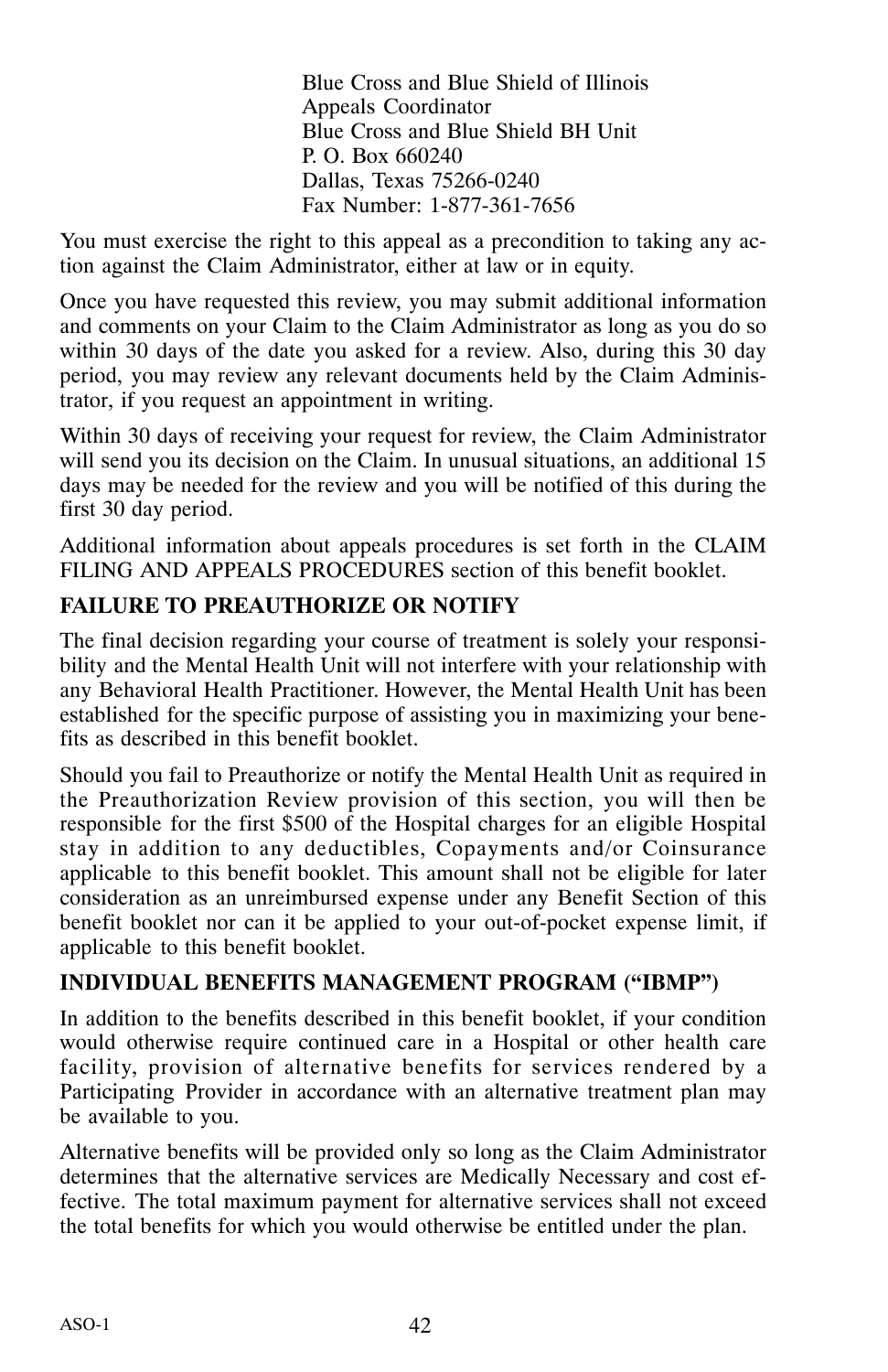Blue Cross and Blue Shield of Illinois
Appeals Coordinator
Blue Cross and Blue Shield BH Unit
P. O. Box 660240
Dallas, Texas 75266-0240
Fax Number: 1-877-361-7656

You must exercise the right to this appeal as a precondition to taking any action against the Claim Administrator, either at law or in equity.

Once you have requested this review, you may submit additional information and comments on your Claim to the Claim Administrator as long as you do so within 30 days of the date you asked for a review. Also, during this 30 day period, you may review any relevant documents held by the Claim Administrator, if you request an appointment in writing.

Within 30 days of receiving your request for review, the Claim Administrator will send you its decision on the Claim. In unusual situations, an additional 15 days may be needed for the review and you will be notified of this during the first 30 day period.

Additional information about appeals procedures is set forth in the CLAIM FILING AND APPEALS PROCEDURES section of this benefit booklet.

**FAILURE TO PREAUTHORIZE OR NOTIFY**

The final decision regarding your course of treatment is solely your responsibility and the Mental Health Unit will not interfere with your relationship with any Behavioral Health Practitioner. However, the Mental Health Unit has been established for the specific purpose of assisting you in maximizing your benefits as described in this benefit booklet.

Should you fail to Preauthorize or notify the Mental Health Unit as required in the Preauthorization Review provision of this section, you will then be responsible for the first $500 of the Hospital charges for an eligible Hospital stay in addition to any deductibles, Copayments and/or Coinsurance applicable to this benefit booklet. This amount shall not be eligible for later consideration as an unreimbursed expense under any Benefit Section of this benefit booklet nor can it be applied to your out-of-pocket expense limit, if applicable to this benefit booklet.

**INDIVIDUAL BENEFITS MANAGEMENT PROGRAM ("IBMP")**

In addition to the benefits described in this benefit booklet, if your condition would otherwise require continued care in a Hospital or other health care facility, provision of alternative benefits for services rendered by a Participating Provider in accordance with an alternative treatment plan may be available to you.

Alternative benefits will be provided only so long as the Claim Administrator determines that the alternative services are Medically Necessary and cost effective. The total maximum payment for alternative services shall not exceed the total benefits for which you would otherwise be entitled under the plan.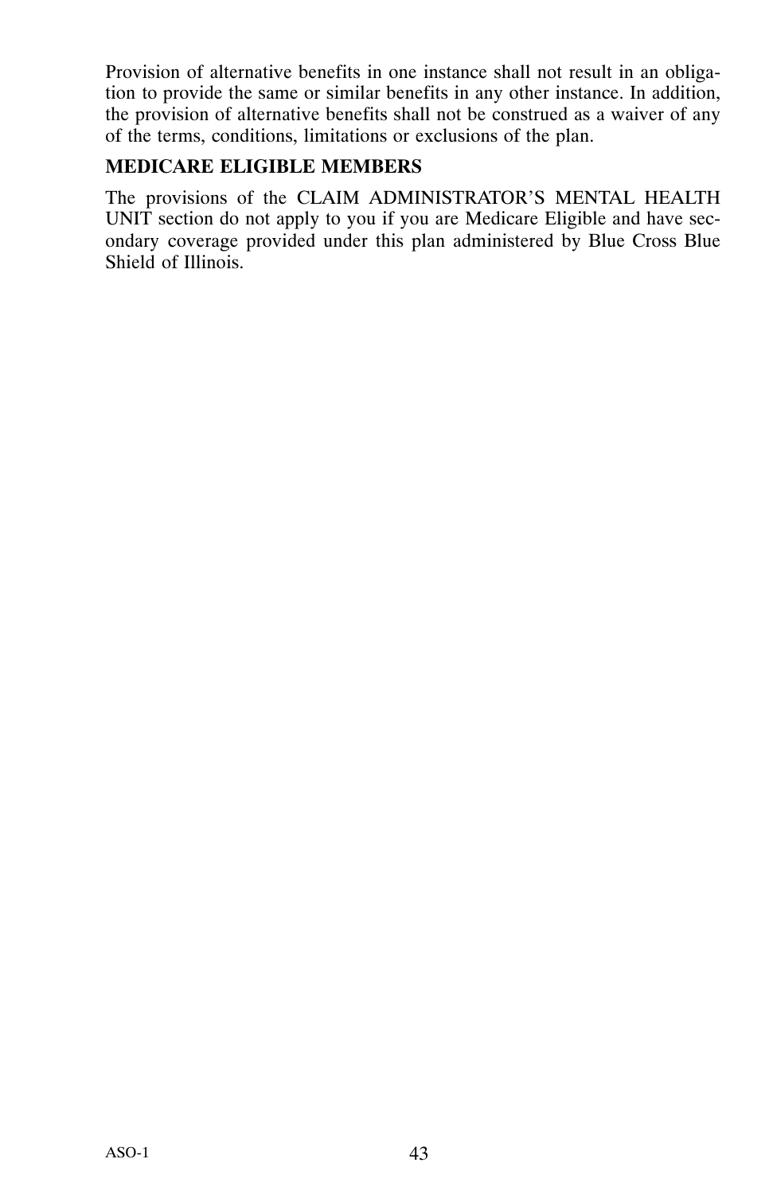Provision of alternative benefits in one instance shall not result in an obligation to provide the same or similar benefits in any other instance. In addition, the provision of alternative benefits shall not be construed as a waiver of any of the terms, conditions, limitations or exclusions of the plan.

**MEDICARE ELIGIBLE MEMBERS**

The provisions of the CLAIM ADMINISTRATOR'S MENTAL HEALTH UNIT section do not apply to you if you are Medicare Eligible and have secondary coverage provided under this plan administered by Blue Cross Blue Shield of Illinois.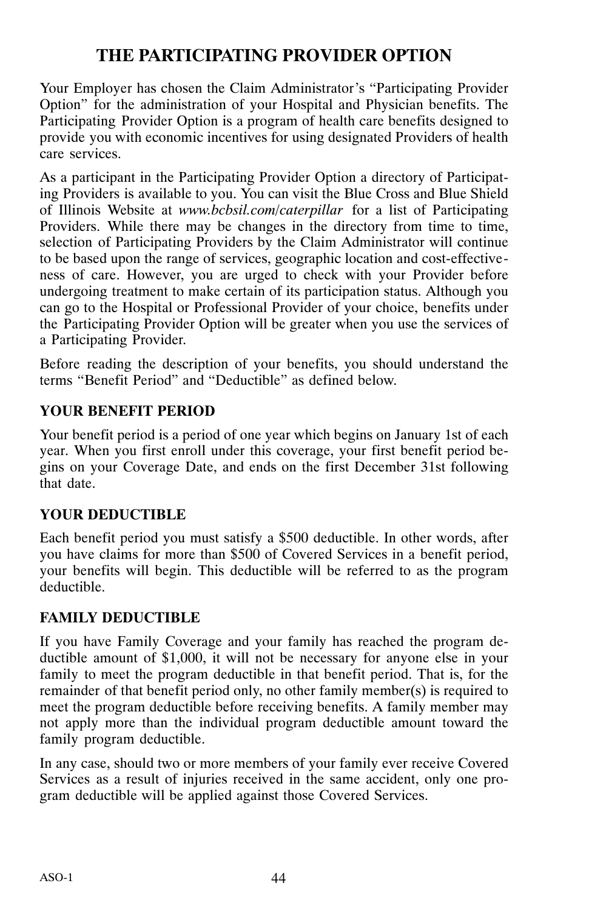# THE PARTICIPATING PROVIDER OPTION

Your Employer has chosen the Claim Administrator's "Participating Provider Option" for the administration of your Hospital and Physician benefits. The Participating Provider Option is a program of health care benefits designed to provide you with economic incentives for using designated Providers of health care services.

As a participant in the Participating Provider Option a directory of Participating Providers is available to you. You can visit the Blue Cross and Blue Shield of Illinois Website at *www.bcbsil.com/caterpillar* for a list of Participating Providers. While there may be changes in the directory from time to time, selection of Participating Providers by the Claim Administrator will continue to be based upon the range of services, geographic location and cost-effectiveness of care. However, you are urged to check with your Provider before undergoing treatment to make certain of its participation status. Although you can go to the Hospital or Professional Provider of your choice, benefits under the Participating Provider Option will be greater when you use the services of a Participating Provider.

Before reading the description of your benefits, you should understand the terms "Benefit Period" and "Deductible" as defined below.

## YOUR BENEFIT PERIOD

Your benefit period is a period of one year which begins on January 1st of each year. When you first enroll under this coverage, your first benefit period begins on your Coverage Date, and ends on the first December 31st following that date.

## YOUR DEDUCTIBLE

Each benefit period you must satisfy a $500 deductible. In other words, after you have claims for more than $500 of Covered Services in a benefit period, your benefits will begin. This deductible will be referred to as the program deductible.

## FAMILY DEDUCTIBLE

If you have Family Coverage and your family has reached the program deductible amount of $1,000, it will not be necessary for anyone else in your family to meet the program deductible in that benefit period. That is, for the remainder of that benefit period only, no other family member(s) is required to meet the program deductible before receiving benefits. A family member may not apply more than the individual program deductible amount toward the family program deductible.

In any case, should two or more members of your family ever receive Covered Services as a result of injuries received in the same accident, only one program deductible will be applied against those Covered Services.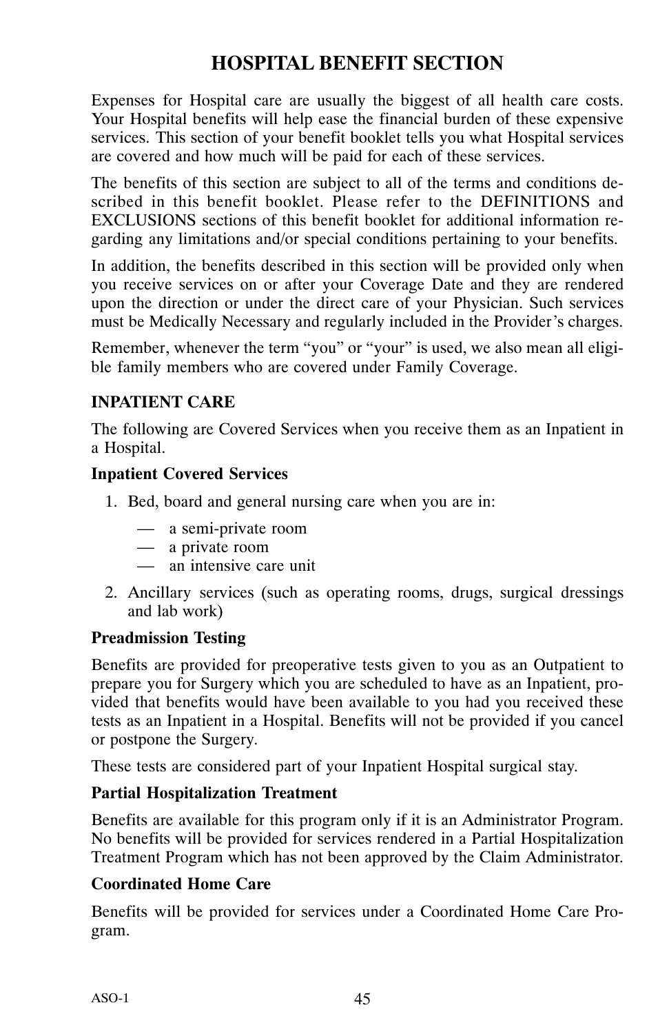# HOSPITAL BENEFIT SECTION

Expenses for Hospital care are usually the biggest of all health care costs. Your Hospital benefits will help ease the financial burden of these expensive services. This section of your benefit booklet tells you what Hospital services are covered and how much will be paid for each of these services.

The benefits of this section are subject to all of the terms and conditions described in this benefit booklet. Please refer to the DEFINITIONS and EXCLUSIONS sections of this benefit booklet for additional information regarding any limitations and/or special conditions pertaining to your benefits.

In addition, the benefits described in this section will be provided only when you receive services on or after your Coverage Date and they are rendered upon the direction or under the direct care of your Physician. Such services must be Medically Necessary and regularly included in the Provider's charges.

Remember, whenever the term "you" or "your" is used, we also mean all eligible family members who are covered under Family Coverage.

## INPATIENT CARE

The following are Covered Services when you receive them as an Inpatient in a Hospital.

### Inpatient Covered Services

1. Bed, board and general nursing care when you are in:
   - a semi-private room
   - a private room
   - an intensive care unit
2. Ancillary services (such as operating rooms, drugs, surgical dressings and lab work)

### Preadmission Testing

Benefits are provided for preoperative tests given to you as an Outpatient to prepare you for Surgery which you are scheduled to have as an Inpatient, provided that benefits would have been available to you had you received these tests as an Inpatient in a Hospital. Benefits will not be provided if you cancel or postpone the Surgery.

These tests are considered part of your Inpatient Hospital surgical stay.

### Partial Hospitalization Treatment

Benefits are available for this program only if it is an Administrator Program. No benefits will be provided for services rendered in a Partial Hospitalization Treatment Program which has not been approved by the Claim Administrator.

### Coordinated Home Care

Benefits will be provided for services under a Coordinated Home Care Program.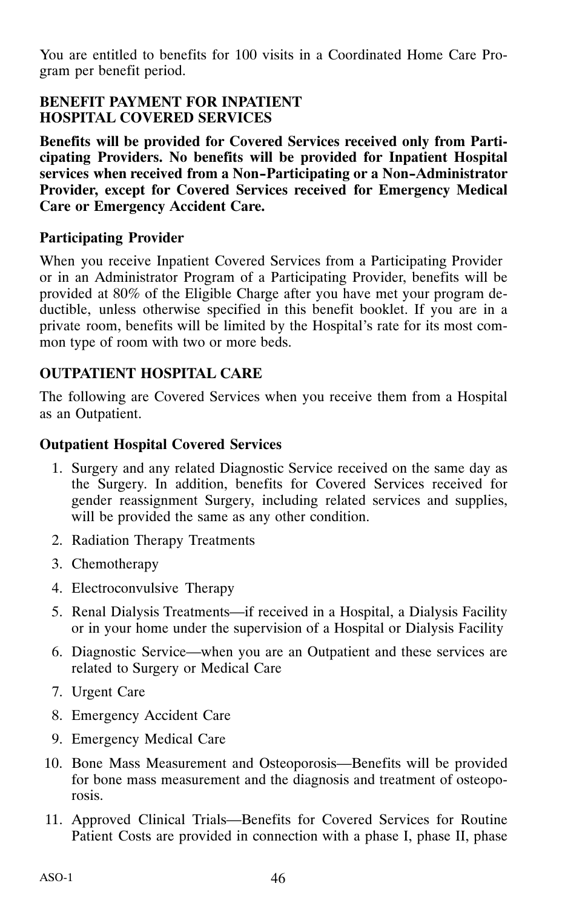You are entitled to benefits for 100 visits in a Coordinated Home Care Program per benefit period.

**BENEFIT PAYMENT FOR INPATIENT HOSPITAL COVERED SERVICES**

**Benefits will be provided for Covered Services received only from Participating Providers. No benefits will be provided for Inpatient Hospital services when received from a Non-Participating or a Non-Administrator Provider, except for Covered Services received for Emergency Medical Care or Emergency Accident Care.**

**Participating Provider**

When you receive Inpatient Covered Services from a Participating Provider or in an Administrator Program of a Participating Provider, benefits will be provided at 80% of the Eligible Charge after you have met your program deductible, unless otherwise specified in this benefit booklet. If you are in a private room, benefits will be limited by the Hospital's rate for its most common type of room with two or more beds.

**OUTPATIENT HOSPITAL CARE**

The following are Covered Services when you receive them from a Hospital as an Outpatient.

**Outpatient Hospital Covered Services**

1. Surgery and any related Diagnostic Service received on the same day as the Surgery. In addition, benefits for Covered Services received for gender reassignment Surgery, including related services and supplies, will be provided the same as any other condition.
2. Radiation Therapy Treatments
3. Chemotherapy
4. Electroconvulsive Therapy
5. Renal Dialysis Treatments—if received in a Hospital, a Dialysis Facility or in your home under the supervision of a Hospital or Dialysis Facility
6. Diagnostic Service—when you are an Outpatient and these services are related to Surgery or Medical Care
7. Urgent Care
8. Emergency Accident Care
9. Emergency Medical Care
10. Bone Mass Measurement and Osteoporosis—Benefits will be provided for bone mass measurement and the diagnosis and treatment of osteoporosis.
11. Approved Clinical Trials—Benefits for Covered Services for Routine Patient Costs are provided in connection with a phase I, phase II, phase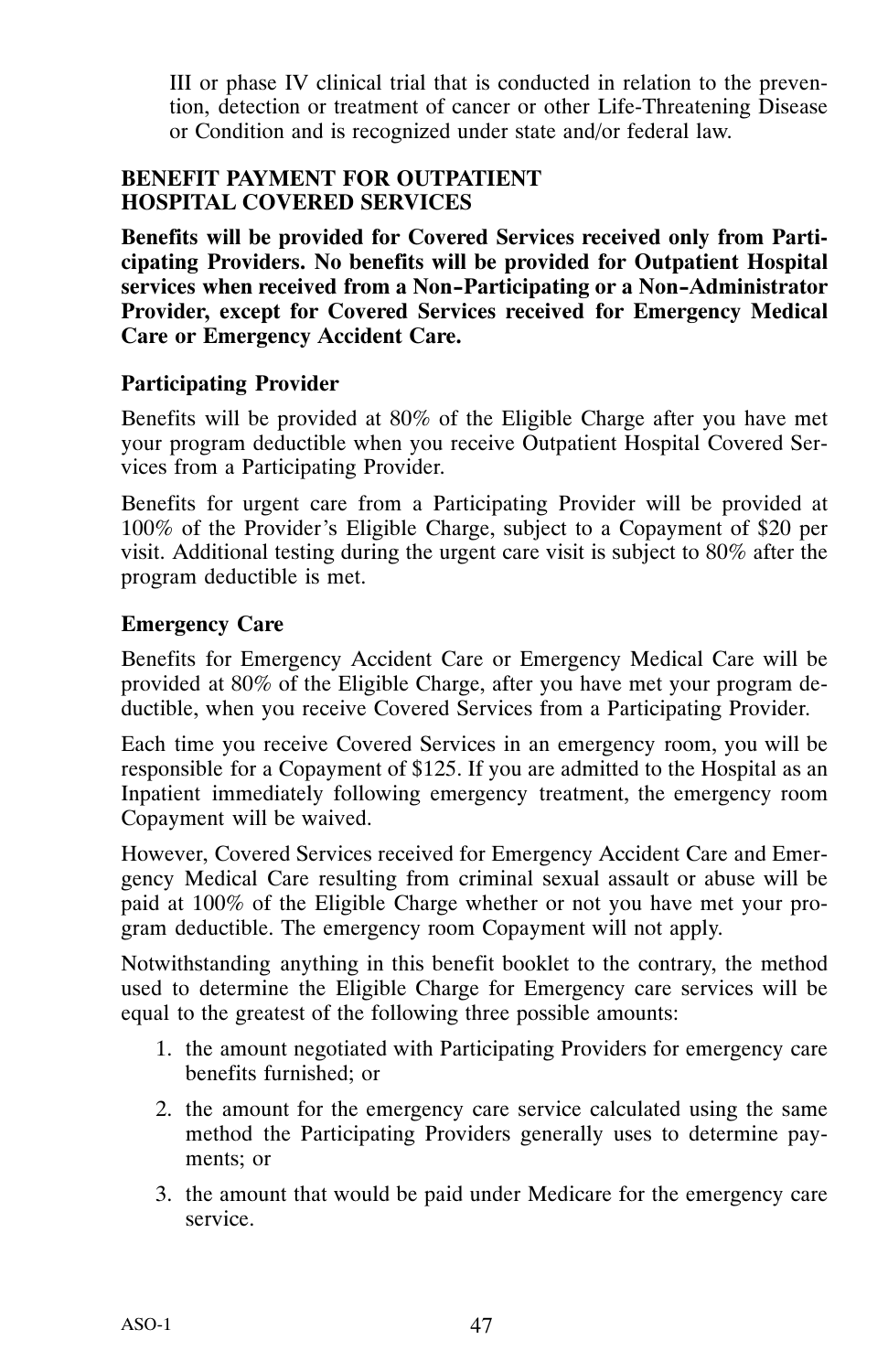III or phase IV clinical trial that is conducted in relation to the prevention, detection or treatment of cancer or other Life-Threatening Disease or Condition and is recognized under state and/or federal law.

**BENEFIT PAYMENT FOR OUTPATIENT HOSPITAL COVERED SERVICES**

**Benefits will be provided for Covered Services received only from Participating Providers. No benefits will be provided for Outpatient Hospital services when received from a Non-Participating or a Non-Administrator Provider, except for Covered Services received for Emergency Medical Care or Emergency Accident Care.**

**Participating Provider**

Benefits will be provided at 80% of the Eligible Charge after you have met your program deductible when you receive Outpatient Hospital Covered Services from a Participating Provider.

Benefits for urgent care from a Participating Provider will be provided at 100% of the Provider's Eligible Charge, subject to a Copayment of $20 per visit. Additional testing during the urgent care visit is subject to 80% after the program deductible is met.

**Emergency Care**

Benefits for Emergency Accident Care or Emergency Medical Care will be provided at 80% of the Eligible Charge, after you have met your program deductible, when you receive Covered Services from a Participating Provider.

Each time you receive Covered Services in an emergency room, you will be responsible for a Copayment of $125. If you are admitted to the Hospital as an Inpatient immediately following emergency treatment, the emergency room Copayment will be waived.

However, Covered Services received for Emergency Accident Care and Emergency Medical Care resulting from criminal sexual assault or abuse will be paid at 100% of the Eligible Charge whether or not you have met your program deductible. The emergency room Copayment will not apply.

Notwithstanding anything in this benefit booklet to the contrary, the method used to determine the Eligible Charge for Emergency care services will be equal to the greatest of the following three possible amounts:

1. the amount negotiated with Participating Providers for emergency care benefits furnished; or
2. the amount for the emergency care service calculated using the same method the Participating Providers generally uses to determine payments; or
3. the amount that would be paid under Medicare for the emergency care service.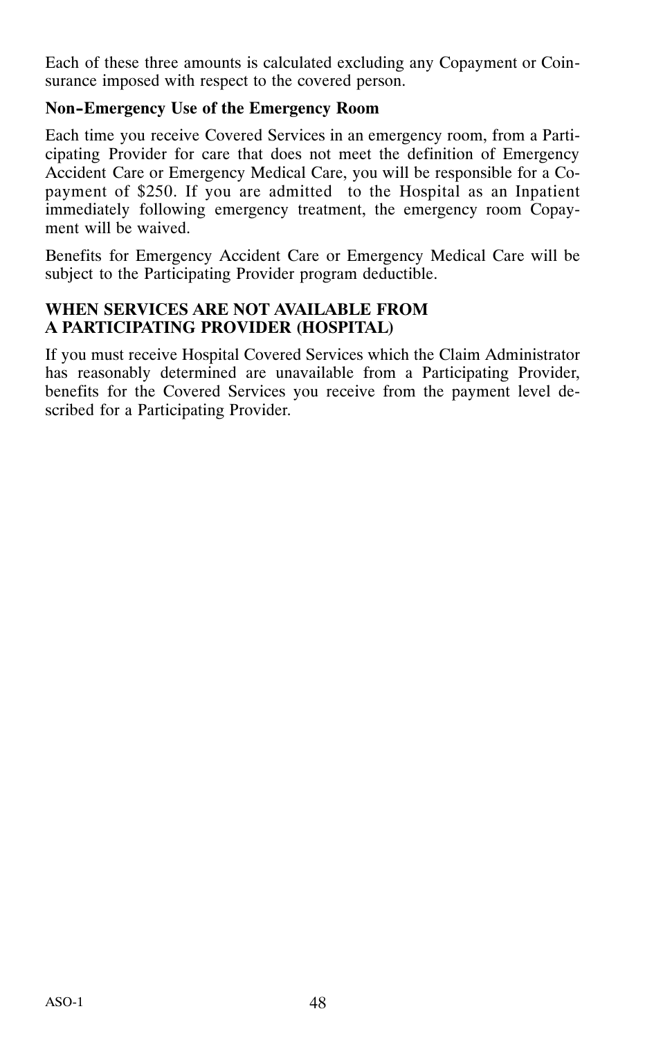Each of these three amounts is calculated excluding any Copayment or Coinsurance imposed with respect to the covered person.

**Non-Emergency Use of the Emergency Room**

Each time you receive Covered Services in an emergency room, from a Participating Provider for care that does not meet the definition of Emergency Accident Care or Emergency Medical Care, you will be responsible for a Copayment of $250. If you are admitted to the Hospital as an Inpatient immediately following emergency treatment, the emergency room Copayment will be waived.

Benefits for Emergency Accident Care or Emergency Medical Care will be subject to the Participating Provider program deductible.

**WHEN SERVICES ARE NOT AVAILABLE FROM A PARTICIPATING PROVIDER (HOSPITAL)**

If you must receive Hospital Covered Services which the Claim Administrator has reasonably determined are unavailable from a Participating Provider, benefits for the Covered Services you receive from the payment level described for a Participating Provider.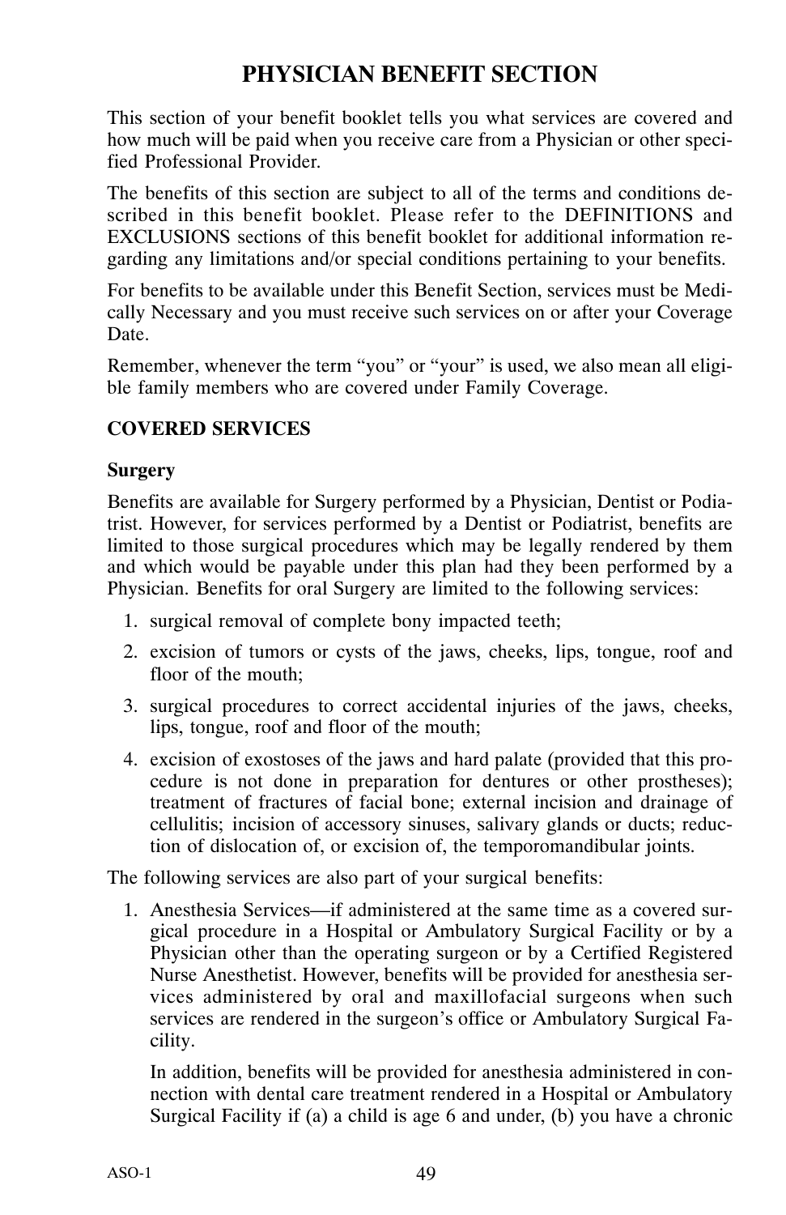# PHYSICIAN BENEFIT SECTION

This section of your benefit booklet tells you what services are covered and how much will be paid when you receive care from a Physician or other specified Professional Provider.

The benefits of this section are subject to all of the terms and conditions described in this benefit booklet. Please refer to the DEFINITIONS and EXCLUSIONS sections of this benefit booklet for additional information regarding any limitations and/or special conditions pertaining to your benefits.

For benefits to be available under this Benefit Section, services must be Medically Necessary and you must receive such services on or after your Coverage Date.

Remember, whenever the term "you" or "your" is used, we also mean all eligible family members who are covered under Family Coverage.

## COVERED SERVICES

### Surgery

Benefits are available for Surgery performed by a Physician, Dentist or Podiatrist. However, for services performed by a Dentist or Podiatrist, benefits are limited to those surgical procedures which may be legally rendered by them and which would be payable under this plan had they been performed by a Physician. Benefits for oral Surgery are limited to the following services:

1. surgical removal of complete bony impacted teeth;
2. excision of tumors or cysts of the jaws, cheeks, lips, tongue, roof and floor of the mouth;
3. surgical procedures to correct accidental injuries of the jaws, cheeks, lips, tongue, roof and floor of the mouth;
4. excision of exostoses of the jaws and hard palate (provided that this procedure is not done in preparation for dentures or other prostheses); treatment of fractures of facial bone; external incision and drainage of cellulitis; incision of accessory sinuses, salivary glands or ducts; reduction of dislocation of, or excision of, the temporomandibular joints.

The following services are also part of your surgical benefits:

1. Anesthesia Services—if administered at the same time as a covered surgical procedure in a Hospital or Ambulatory Surgical Facility or by a Physician other than the operating surgeon or by a Certified Registered Nurse Anesthetist. However, benefits will be provided for anesthesia services administered by oral and maxillofacial surgeons when such services are rendered in the surgeon's office or Ambulatory Surgical Facility.

   In addition, benefits will be provided for anesthesia administered in connection with dental care treatment rendered in a Hospital or Ambulatory Surgical Facility if (a) a child is age 6 and under, (b) you have a chronic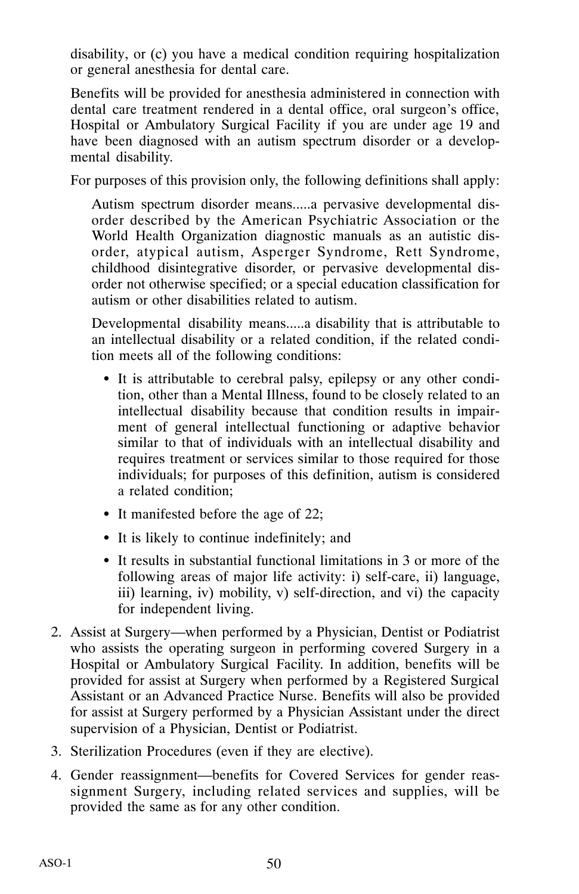disability, or (c) you have a medical condition requiring hospitalization or general anesthesia for dental care.

Benefits will be provided for anesthesia administered in connection with dental care treatment rendered in a dental office, oral surgeon's office, Hospital or Ambulatory Surgical Facility if you are under age 19 and have been diagnosed with an autism spectrum disorder or a developmental disability.

For purposes of this provision only, the following definitions shall apply:

Autism spectrum disorder means.....a pervasive developmental disorder described by the American Psychiatric Association or the World Health Organization diagnostic manuals as an autistic disorder, atypical autism, Asperger Syndrome, Rett Syndrome, childhood disintegrative disorder, or pervasive developmental disorder not otherwise specified; or a special education classification for autism or other disabilities related to autism.

Developmental disability means.....a disability that is attributable to an intellectual disability or a related condition, if the related condition meets all of the following conditions:

- It is attributable to cerebral palsy, epilepsy or any other condition, other than a Mental Illness, found to be closely related to an intellectual disability because that condition results in impairment of general intellectual functioning or adaptive behavior similar to that of individuals with an intellectual disability and requires treatment or services similar to those required for those individuals; for purposes of this definition, autism is considered a related condition;
- It manifested before the age of 22;
- It is likely to continue indefinitely; and
- It results in substantial functional limitations in 3 or more of the following areas of major life activity: i) self-care, ii) language, iii) learning, iv) mobility, v) self-direction, and vi) the capacity for independent living.

2. Assist at Surgery—when performed by a Physician, Dentist or Podiatrist who assists the operating surgeon in performing covered Surgery in a Hospital or Ambulatory Surgical Facility. In addition, benefits will be provided for assist at Surgery when performed by a Registered Surgical Assistant or an Advanced Practice Nurse. Benefits will also be provided for assist at Surgery performed by a Physician Assistant under the direct supervision of a Physician, Dentist or Podiatrist.
3. Sterilization Procedures (even if they are elective).
4. Gender reassignment—benefits for Covered Services for gender reassignment Surgery, including related services and supplies, will be provided the same as for any other condition.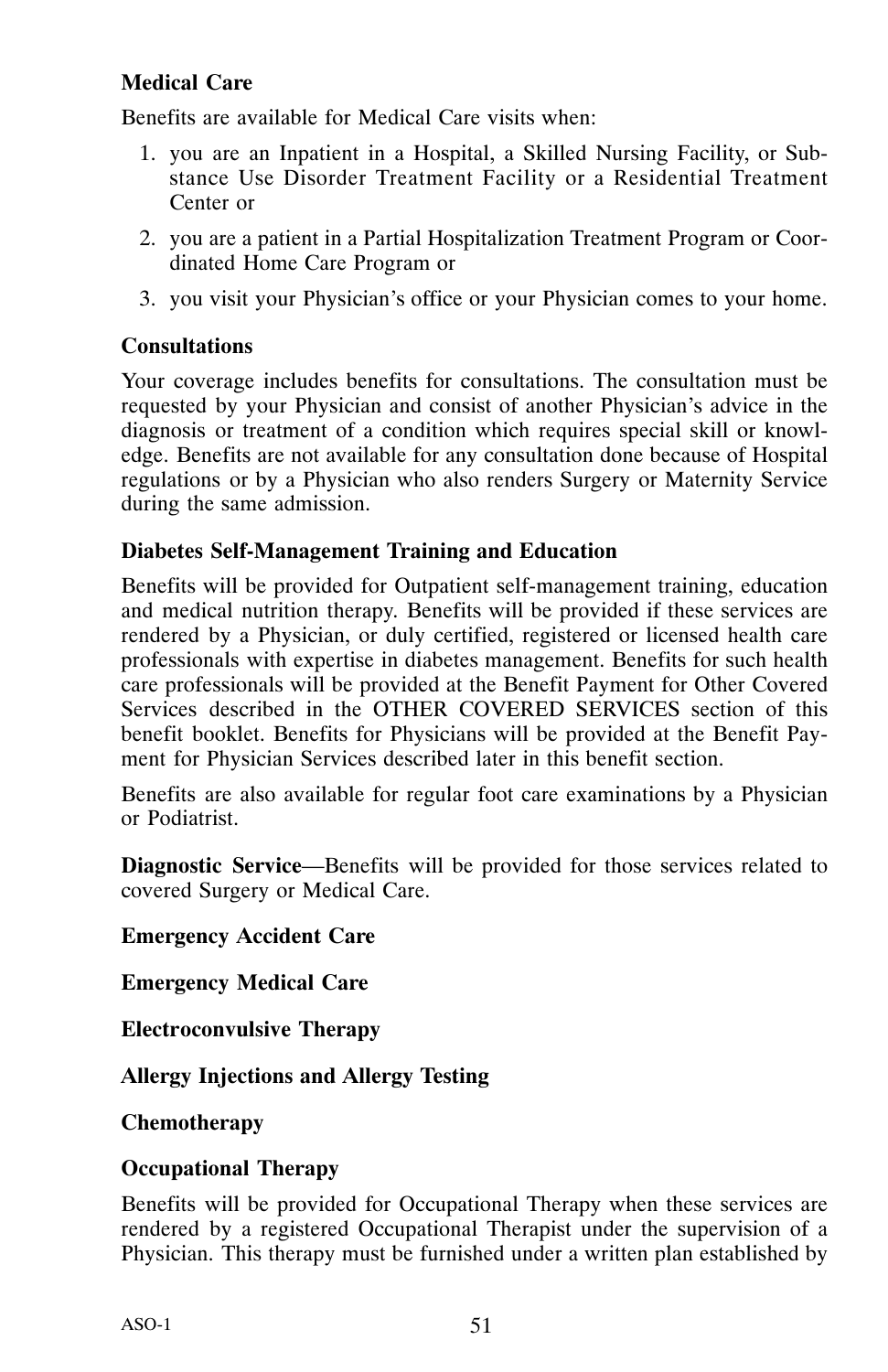**Medical Care**

Benefits are available for Medical Care visits when:

1. you are an Inpatient in a Hospital, a Skilled Nursing Facility, or Substance Use Disorder Treatment Facility or a Residential Treatment Center or
2. you are a patient in a Partial Hospitalization Treatment Program or Coordinated Home Care Program or
3. you visit your Physician's office or your Physician comes to your home.

**Consultations**

Your coverage includes benefits for consultations. The consultation must be requested by your Physician and consist of another Physician's advice in the diagnosis or treatment of a condition which requires special skill or knowledge. Benefits are not available for any consultation done because of Hospital regulations or by a Physician who also renders Surgery or Maternity Service during the same admission.

**Diabetes Self-Management Training and Education**

Benefits will be provided for Outpatient self-management training, education and medical nutrition therapy. Benefits will be provided if these services are rendered by a Physician, or duly certified, registered or licensed health care professionals with expertise in diabetes management. Benefits for such health care professionals will be provided at the Benefit Payment for Other Covered Services described in the OTHER COVERED SERVICES section of this benefit booklet. Benefits for Physicians will be provided at the Benefit Payment for Physician Services described later in this benefit section.

Benefits are also available for regular foot care examinations by a Physician or Podiatrist.

**Diagnostic Service**—Benefits will be provided for those services related to covered Surgery or Medical Care.

**Emergency Accident Care**

**Emergency Medical Care**

**Electroconvulsive Therapy**

**Allergy Injections and Allergy Testing**

**Chemotherapy**

**Occupational Therapy**

Benefits will be provided for Occupational Therapy when these services are rendered by a registered Occupational Therapist under the supervision of a Physician. This therapy must be furnished under a written plan established by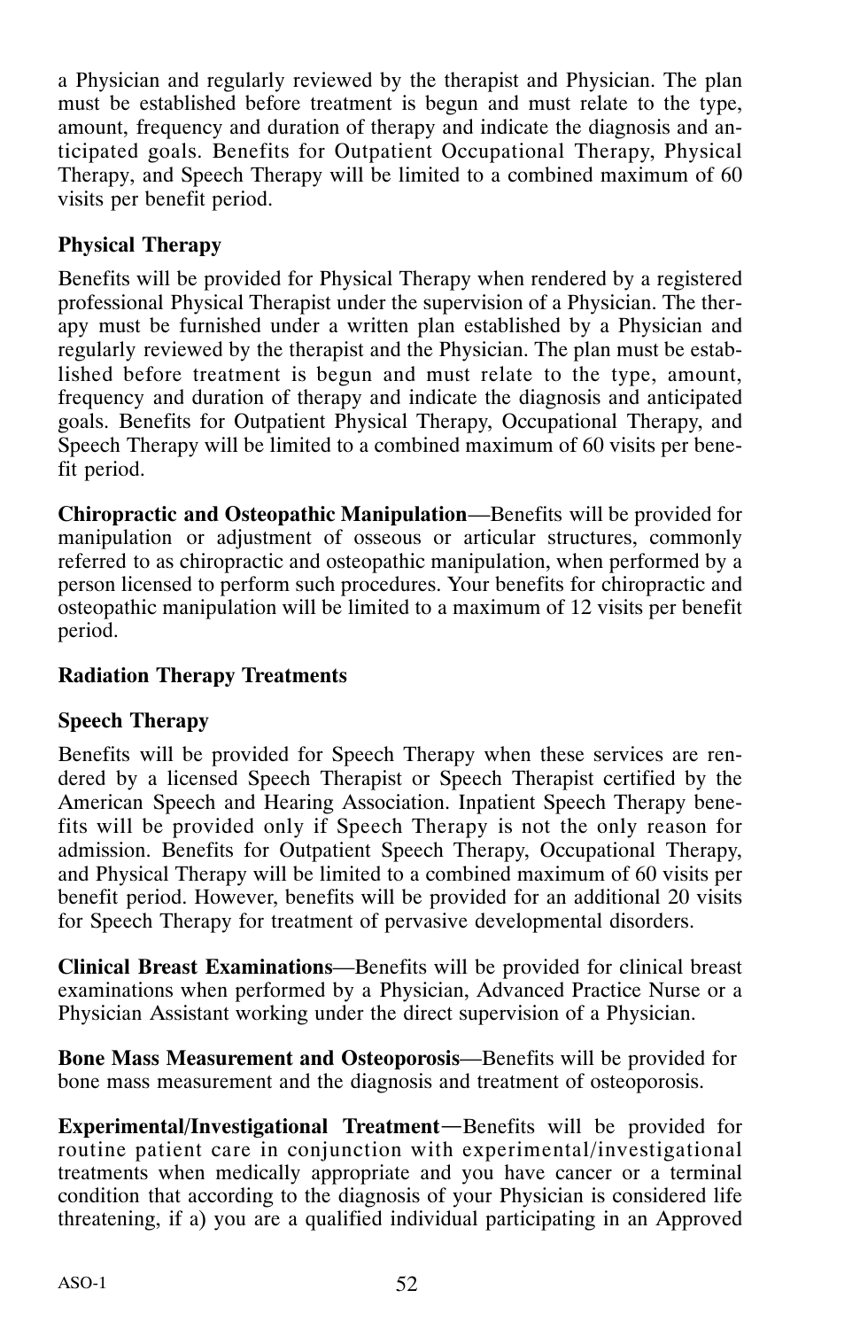a Physician and regularly reviewed by the therapist and Physician. The plan must be established before treatment is begun and must relate to the type, amount, frequency and duration of therapy and indicate the diagnosis and anticipated goals. Benefits for Outpatient Occupational Therapy, Physical Therapy, and Speech Therapy will be limited to a combined maximum of 60 visits per benefit period.

**Physical Therapy**

Benefits will be provided for Physical Therapy when rendered by a registered professional Physical Therapist under the supervision of a Physician. The therapy must be furnished under a written plan established by a Physician and regularly reviewed by the therapist and the Physician. The plan must be established before treatment is begun and must relate to the type, amount, frequency and duration of therapy and indicate the diagnosis and anticipated goals. Benefits for Outpatient Physical Therapy, Occupational Therapy, and Speech Therapy will be limited to a combined maximum of 60 visits per benefit period.

**Chiropractic and Osteopathic Manipulation**—Benefits will be provided for manipulation or adjustment of osseous or articular structures, commonly referred to as chiropractic and osteopathic manipulation, when performed by a person licensed to perform such procedures. Your benefits for chiropractic and osteopathic manipulation will be limited to a maximum of 12 visits per benefit period.

**Radiation Therapy Treatments**

**Speech Therapy**

Benefits will be provided for Speech Therapy when these services are rendered by a licensed Speech Therapist or Speech Therapist certified by the American Speech and Hearing Association. Inpatient Speech Therapy benefits will be provided only if Speech Therapy is not the only reason for admission. Benefits for Outpatient Speech Therapy, Occupational Therapy, and Physical Therapy will be limited to a combined maximum of 60 visits per benefit period. However, benefits will be provided for an additional 20 visits for Speech Therapy for treatment of pervasive developmental disorders.

**Clinical Breast Examinations**—Benefits will be provided for clinical breast examinations when performed by a Physician, Advanced Practice Nurse or a Physician Assistant working under the direct supervision of a Physician.

**Bone Mass Measurement and Osteoporosis**—Benefits will be provided for bone mass measurement and the diagnosis and treatment of osteoporosis.

**Experimental/Investigational Treatment**—Benefits will be provided for routine patient care in conjunction with experimental/investigational treatments when medically appropriate and you have cancer or a terminal condition that according to the diagnosis of your Physician is considered life threatening, if a) you are a qualified individual participating in an Approved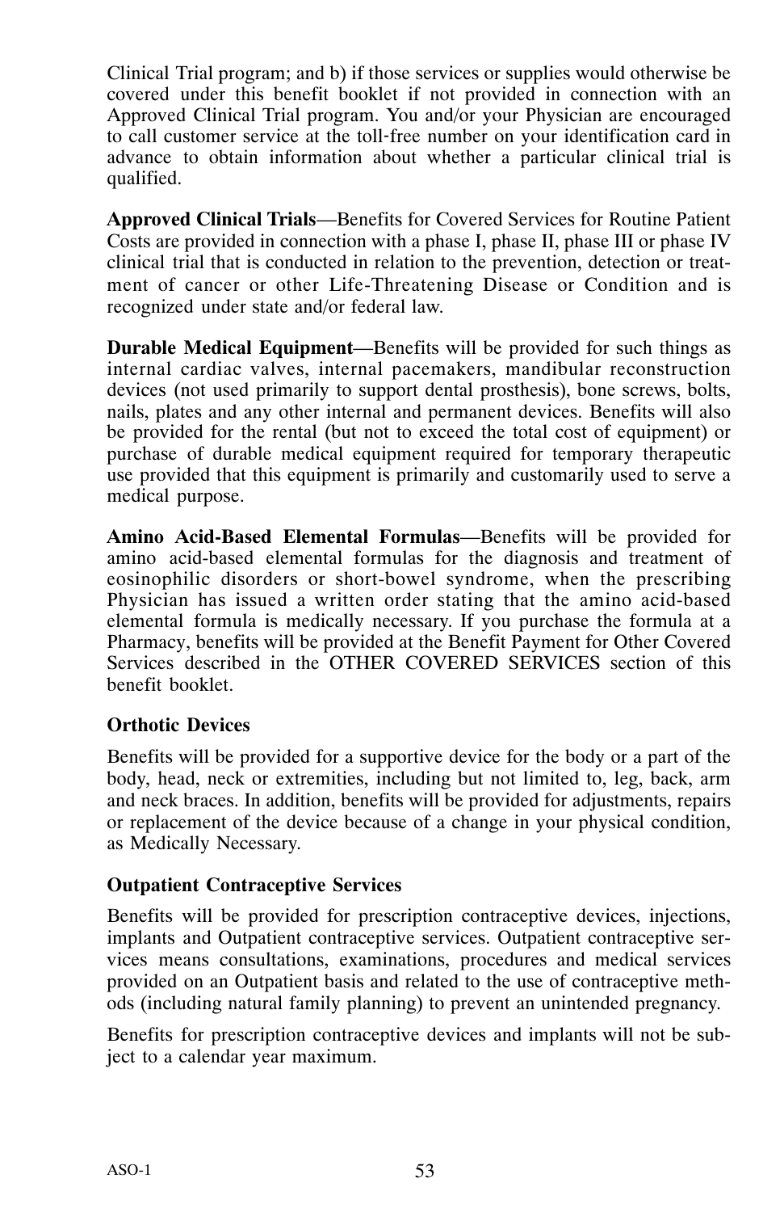Clinical Trial program; and b) if those services or supplies would otherwise be covered under this benefit booklet if not provided in connection with an Approved Clinical Trial program. You and/or your Physician are encouraged to call customer service at the toll-free number on your identification card in advance to obtain information about whether a particular clinical trial is qualified.

**Approved Clinical Trials**—Benefits for Covered Services for Routine Patient Costs are provided in connection with a phase I, phase II, phase III or phase IV clinical trial that is conducted in relation to the prevention, detection or treatment of cancer or other Life-Threatening Disease or Condition and is recognized under state and/or federal law.

**Durable Medical Equipment**—Benefits will be provided for such things as internal cardiac valves, internal pacemakers, mandibular reconstruction devices (not used primarily to support dental prosthesis), bone screws, bolts, nails, plates and any other internal and permanent devices. Benefits will also be provided for the rental (but not to exceed the total cost of equipment) or purchase of durable medical equipment required for temporary therapeutic use provided that this equipment is primarily and customarily used to serve a medical purpose.

**Amino Acid-Based Elemental Formulas**—Benefits will be provided for amino acid-based elemental formulas for the diagnosis and treatment of eosinophilic disorders or short-bowel syndrome, when the prescribing Physician has issued a written order stating that the amino acid-based elemental formula is medically necessary. If you purchase the formula at a Pharmacy, benefits will be provided at the Benefit Payment for Other Covered Services described in the OTHER COVERED SERVICES section of this benefit booklet.

**Orthotic Devices**

Benefits will be provided for a supportive device for the body or a part of the body, head, neck or extremities, including but not limited to, leg, back, arm and neck braces. In addition, benefits will be provided for adjustments, repairs or replacement of the device because of a change in your physical condition, as Medically Necessary.

**Outpatient Contraceptive Services**

Benefits will be provided for prescription contraceptive devices, injections, implants and Outpatient contraceptive services. Outpatient contraceptive services means consultations, examinations, procedures and medical services provided on an Outpatient basis and related to the use of contraceptive methods (including natural family planning) to prevent an unintended pregnancy.

Benefits for prescription contraceptive devices and implants will not be subject to a calendar year maximum.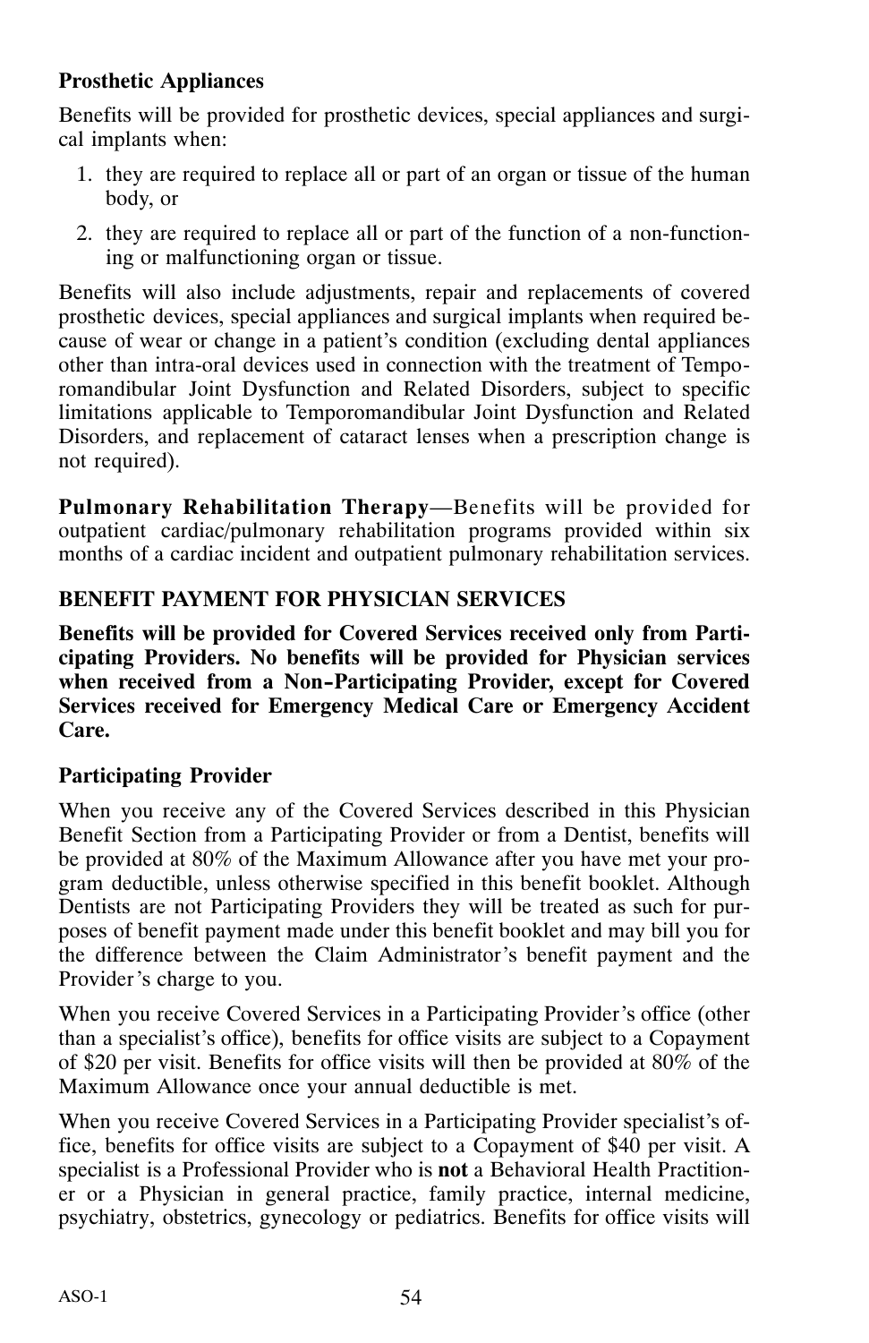**Prosthetic Appliances**

Benefits will be provided for prosthetic devices, special appliances and surgical implants when:

1. they are required to replace all or part of an organ or tissue of the human body, or
2. they are required to replace all or part of the function of a non-functioning or malfunctioning organ or tissue.

Benefits will also include adjustments, repair and replacements of covered prosthetic devices, special appliances and surgical implants when required because of wear or change in a patient's condition (excluding dental appliances other than intra-oral devices used in connection with the treatment of Temporomandibular Joint Dysfunction and Related Disorders, subject to specific limitations applicable to Temporomandibular Joint Dysfunction and Related Disorders, and replacement of cataract lenses when a prescription change is not required).

**Pulmonary Rehabilitation Therapy**—Benefits will be provided for outpatient cardiac/pulmonary rehabilitation programs provided within six months of a cardiac incident and outpatient pulmonary rehabilitation services.

## BENEFIT PAYMENT FOR PHYSICIAN SERVICES

**Benefits will be provided for Covered Services received only from Participating Providers. No benefits will be provided for Physician services when received from a Non-Participating Provider, except for Covered Services received for Emergency Medical Care or Emergency Accident Care.**

**Participating Provider**

When you receive any of the Covered Services described in this Physician Benefit Section from a Participating Provider or from a Dentist, benefits will be provided at 80% of the Maximum Allowance after you have met your program deductible, unless otherwise specified in this benefit booklet. Although Dentists are not Participating Providers they will be treated as such for purposes of benefit payment made under this benefit booklet and may bill you for the difference between the Claim Administrator's benefit payment and the Provider's charge to you.

When you receive Covered Services in a Participating Provider's office (other than a specialist's office), benefits for office visits are subject to a Copayment of $20 per visit. Benefits for office visits will then be provided at 80% of the Maximum Allowance once your annual deductible is met.

When you receive Covered Services in a Participating Provider specialist's office, benefits for office visits are subject to a Copayment of $40 per visit. A specialist is a Professional Provider who is **not** a Behavioral Health Practitioner or a Physician in general practice, family practice, internal medicine, psychiatry, obstetrics, gynecology or pediatrics. Benefits for office visits will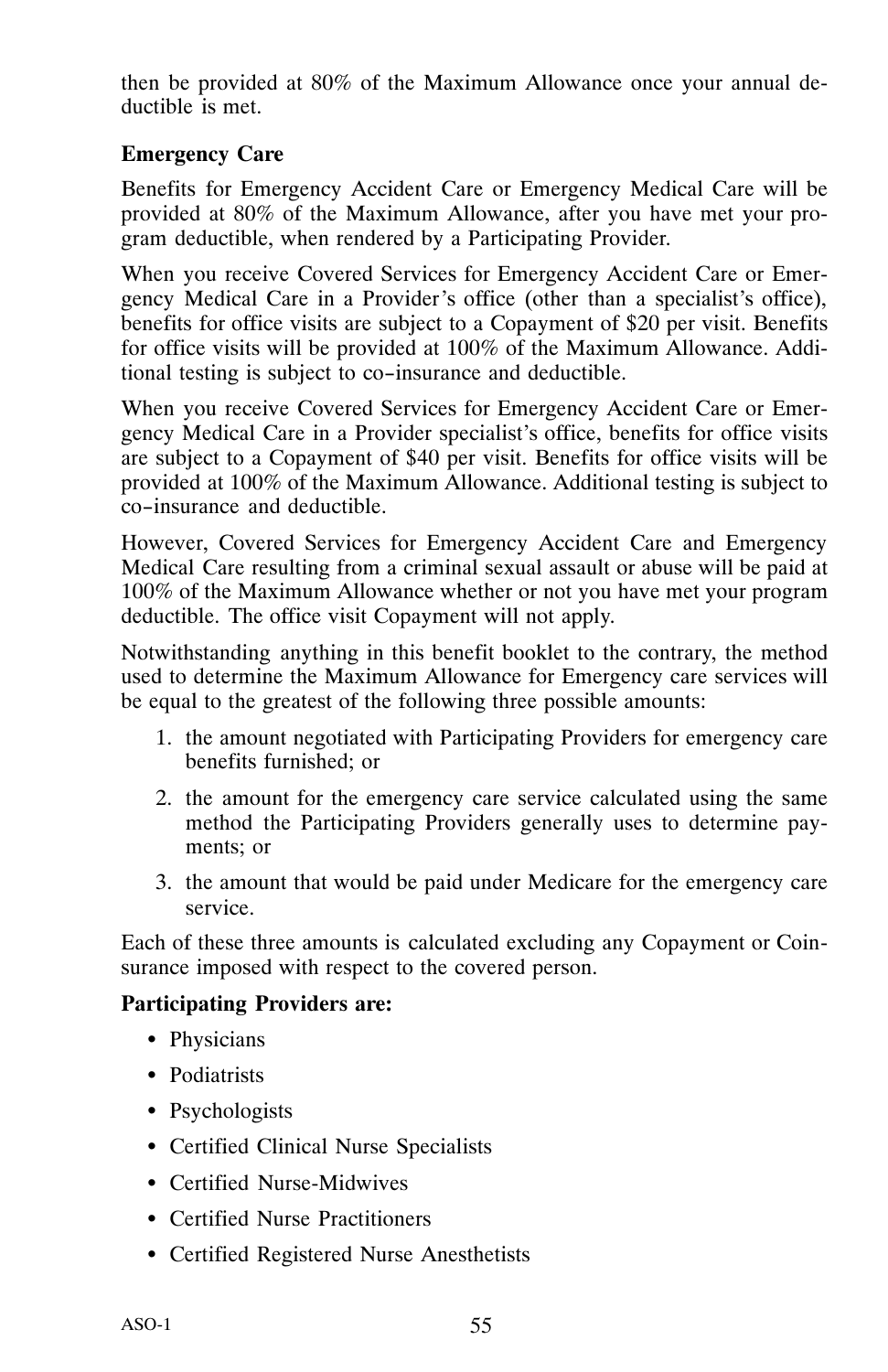then be provided at 80% of the Maximum Allowance once your annual deductible is met.

**Emergency Care**

Benefits for Emergency Accident Care or Emergency Medical Care will be provided at 80% of the Maximum Allowance, after you have met your program deductible, when rendered by a Participating Provider.

When you receive Covered Services for Emergency Accident Care or Emergency Medical Care in a Provider's office (other than a specialist's office), benefits for office visits are subject to a Copayment of $20 per visit. Benefits for office visits will be provided at 100% of the Maximum Allowance. Additional testing is subject to co-insurance and deductible.

When you receive Covered Services for Emergency Accident Care or Emergency Medical Care in a Provider specialist's office, benefits for office visits are subject to a Copayment of $40 per visit. Benefits for office visits will be provided at 100% of the Maximum Allowance. Additional testing is subject to co-insurance and deductible.

However, Covered Services for Emergency Accident Care and Emergency Medical Care resulting from a criminal sexual assault or abuse will be paid at 100% of the Maximum Allowance whether or not you have met your program deductible. The office visit Copayment will not apply.

Notwithstanding anything in this benefit booklet to the contrary, the method used to determine the Maximum Allowance for Emergency care services will be equal to the greatest of the following three possible amounts:

1. the amount negotiated with Participating Providers for emergency care benefits furnished; or
2. the amount for the emergency care service calculated using the same method the Participating Providers generally uses to determine payments; or
3. the amount that would be paid under Medicare for the emergency care service.

Each of these three amounts is calculated excluding any Copayment or Coinsurance imposed with respect to the covered person.

**Participating Providers are:**

- Physicians
- Podiatrists
- Psychologists
- Certified Clinical Nurse Specialists
- Certified Nurse-Midwives
- Certified Nurse Practitioners
- Certified Registered Nurse Anesthetists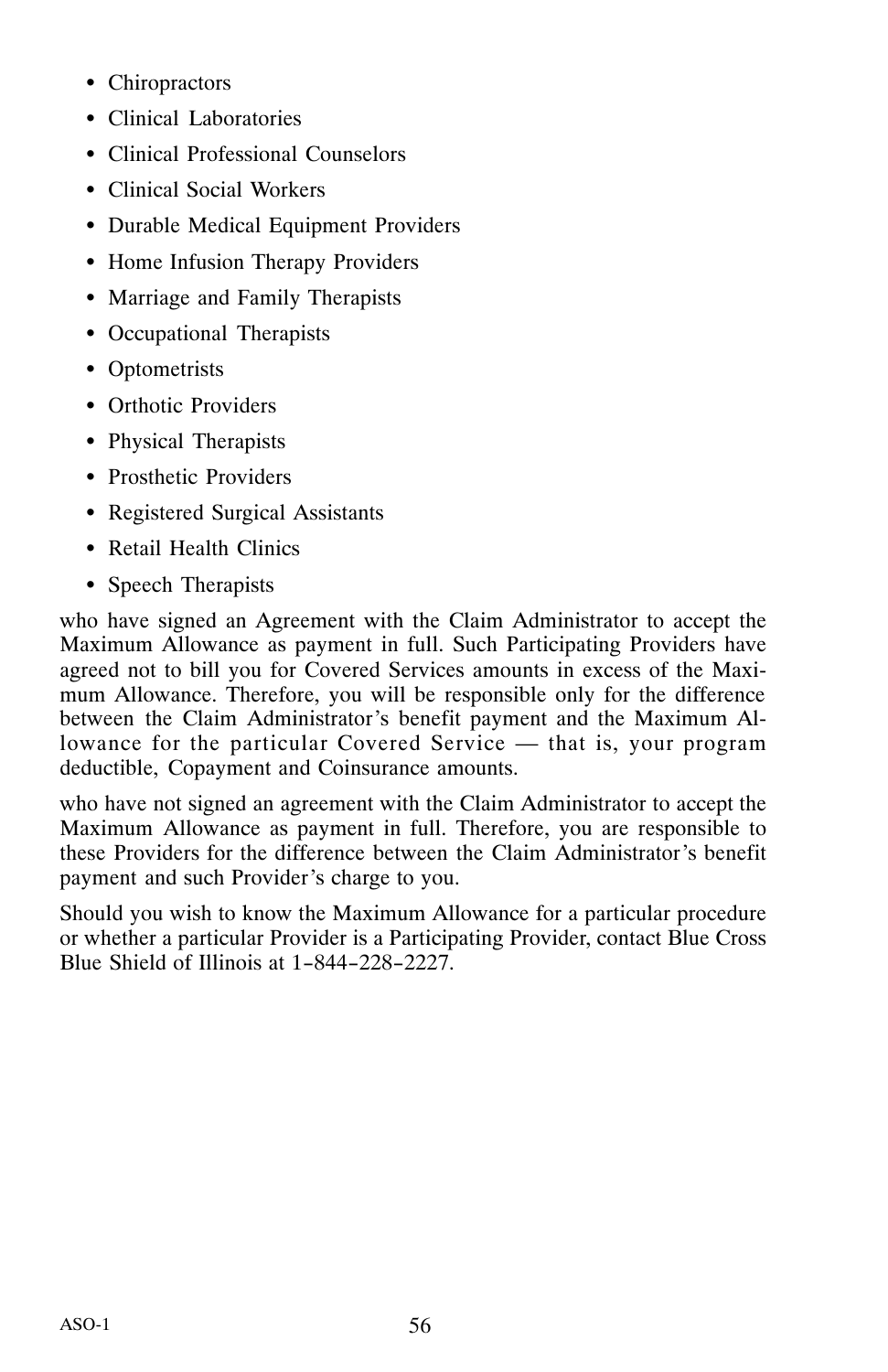- Chiropractors
- Clinical Laboratories
- Clinical Professional Counselors
- Clinical Social Workers
- Durable Medical Equipment Providers
- Home Infusion Therapy Providers
- Marriage and Family Therapists
- Occupational Therapists
- Optometrists
- Orthotic Providers
- Physical Therapists
- Prosthetic Providers
- Registered Surgical Assistants
- Retail Health Clinics
- Speech Therapists

who have signed an Agreement with the Claim Administrator to accept the Maximum Allowance as payment in full. Such Participating Providers have agreed not to bill you for Covered Services amounts in excess of the Maximum Allowance. Therefore, you will be responsible only for the difference between the Claim Administrator's benefit payment and the Maximum Allowance for the particular Covered Service — that is, your program deductible, Copayment and Coinsurance amounts.

who have not signed an agreement with the Claim Administrator to accept the Maximum Allowance as payment in full. Therefore, you are responsible to these Providers for the difference between the Claim Administrator's benefit payment and such Provider's charge to you.

Should you wish to know the Maximum Allowance for a particular procedure or whether a particular Provider is a Participating Provider, contact Blue Cross Blue Shield of Illinois at 1-844-228-2227.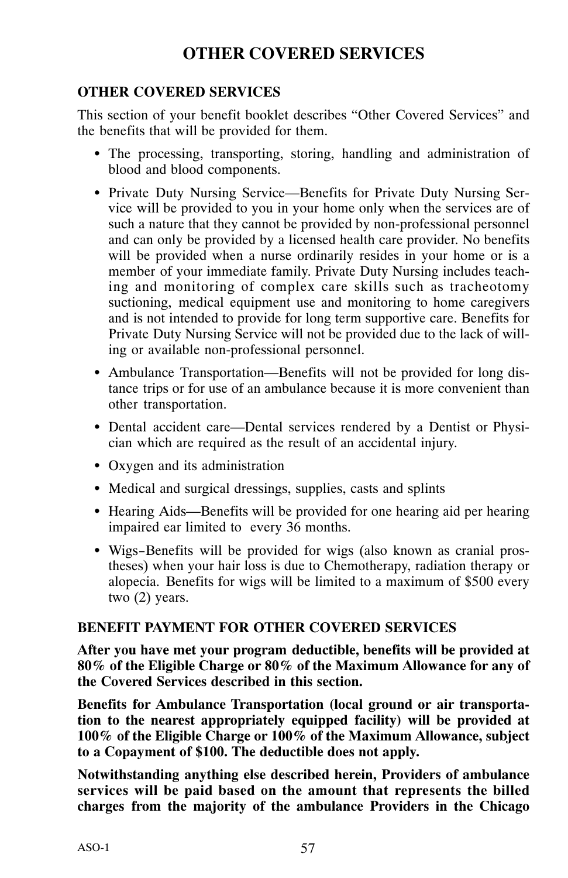# OTHER COVERED SERVICES

### OTHER COVERED SERVICES

This section of your benefit booklet describes "Other Covered Services" and the benefits that will be provided for them.

- The processing, transporting, storing, handling and administration of blood and blood components.
- Private Duty Nursing Service—Benefits for Private Duty Nursing Service will be provided to you in your home only when the services are of such a nature that they cannot be provided by non-professional personnel and can only be provided by a licensed health care provider. No benefits will be provided when a nurse ordinarily resides in your home or is a member of your immediate family. Private Duty Nursing includes teaching and monitoring of complex care skills such as tracheotomy suctioning, medical equipment use and monitoring to home caregivers and is not intended to provide for long term supportive care. Benefits for Private Duty Nursing Service will not be provided due to the lack of willing or available non-professional personnel.
- Ambulance Transportation—Benefits will not be provided for long distance trips or for use of an ambulance because it is more convenient than other transportation.
- Dental accident care—Dental services rendered by a Dentist or Physician which are required as the result of an accidental injury.
- Oxygen and its administration
- Medical and surgical dressings, supplies, casts and splints
- Hearing Aids—Benefits will be provided for one hearing aid per hearing impaired ear limited to every 36 months.
- Wigs–Benefits will be provided for wigs (also known as cranial prostheses) when your hair loss is due to Chemotherapy, radiation therapy or alopecia. Benefits for wigs will be limited to a maximum of $500 every two (2) years.

### BENEFIT PAYMENT FOR OTHER COVERED SERVICES

**After you have met your program deductible, benefits will be provided at 80% of the Eligible Charge or 80% of the Maximum Allowance for any of the Covered Services described in this section.**

**Benefits for Ambulance Transportation (local ground or air transportation to the nearest appropriately equipped facility) will be provided at 100% of the Eligible Charge or 100% of the Maximum Allowance, subject to a Copayment of $100. The deductible does not apply.**

**Notwithstanding anything else described herein, Providers of ambulance services will be paid based on the amount that represents the billed charges from the majority of the ambulance Providers in the Chicago**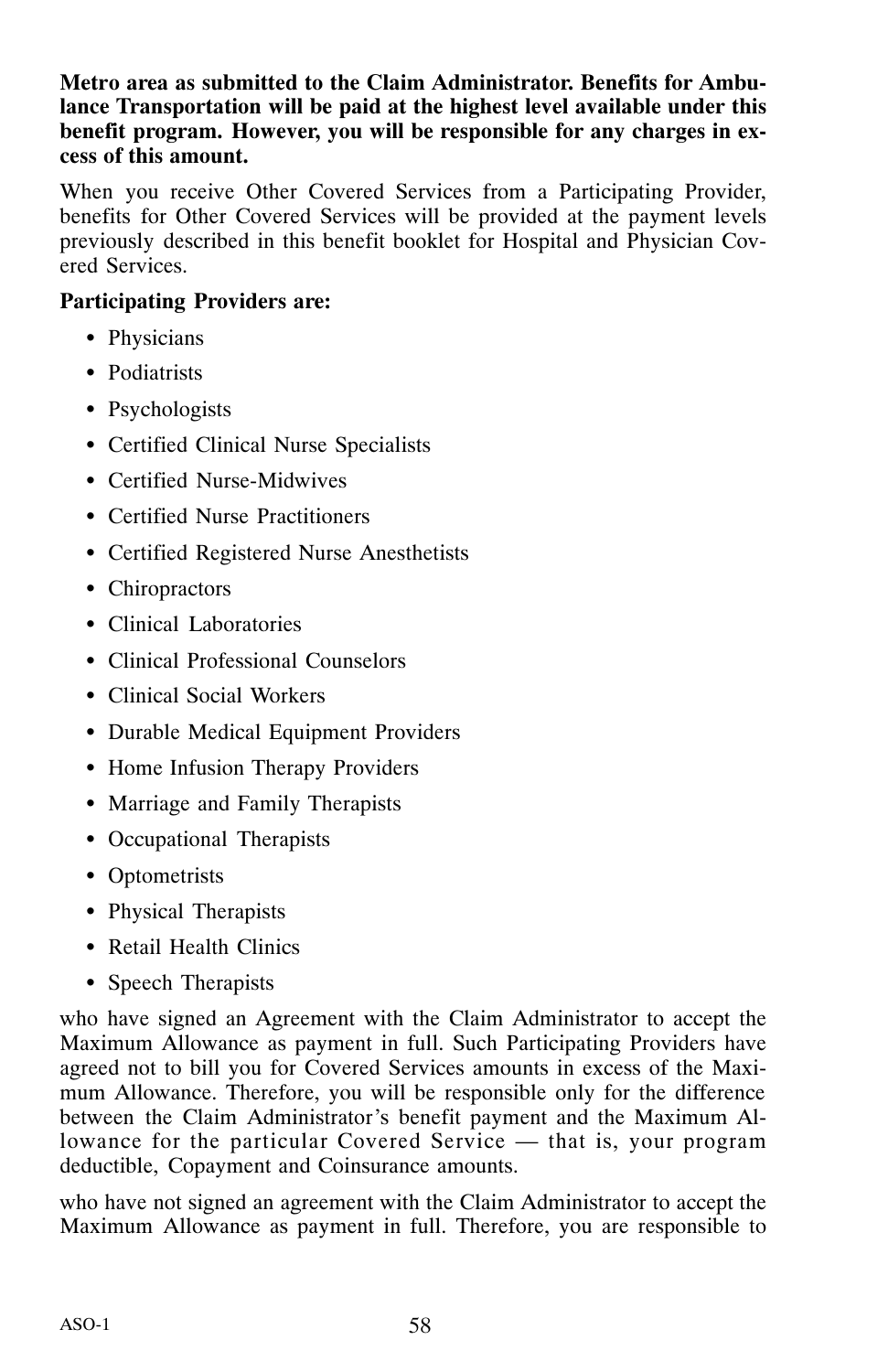**Metro area as submitted to the Claim Administrator. Benefits for Ambulance Transportation will be paid at the highest level available under this benefit program. However, you will be responsible for any charges in excess of this amount.**

When you receive Other Covered Services from a Participating Provider, benefits for Other Covered Services will be provided at the payment levels previously described in this benefit booklet for Hospital and Physician Covered Services.

**Participating Providers are:**

- Physicians
- Podiatrists
- Psychologists
- Certified Clinical Nurse Specialists
- Certified Nurse-Midwives
- Certified Nurse Practitioners
- Certified Registered Nurse Anesthetists
- Chiropractors
- Clinical Laboratories
- Clinical Professional Counselors
- Clinical Social Workers
- Durable Medical Equipment Providers
- Home Infusion Therapy Providers
- Marriage and Family Therapists
- Occupational Therapists
- Optometrists
- Physical Therapists
- Retail Health Clinics
- Speech Therapists

who have signed an Agreement with the Claim Administrator to accept the Maximum Allowance as payment in full. Such Participating Providers have agreed not to bill you for Covered Services amounts in excess of the Maximum Allowance. Therefore, you will be responsible only for the difference between the Claim Administrator's benefit payment and the Maximum Allowance for the particular Covered Service — that is, your program deductible, Copayment and Coinsurance amounts.

who have not signed an agreement with the Claim Administrator to accept the Maximum Allowance as payment in full. Therefore, you are responsible to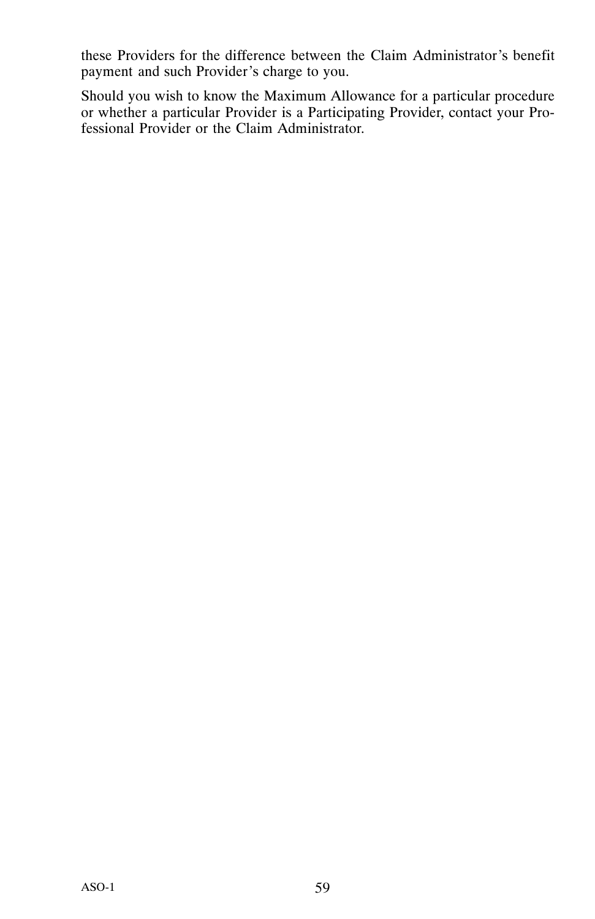these Providers for the difference between the Claim Administrator's benefit payment and such Provider's charge to you.

Should you wish to know the Maximum Allowance for a particular procedure or whether a particular Provider is a Participating Provider, contact your Professional Provider or the Claim Administrator.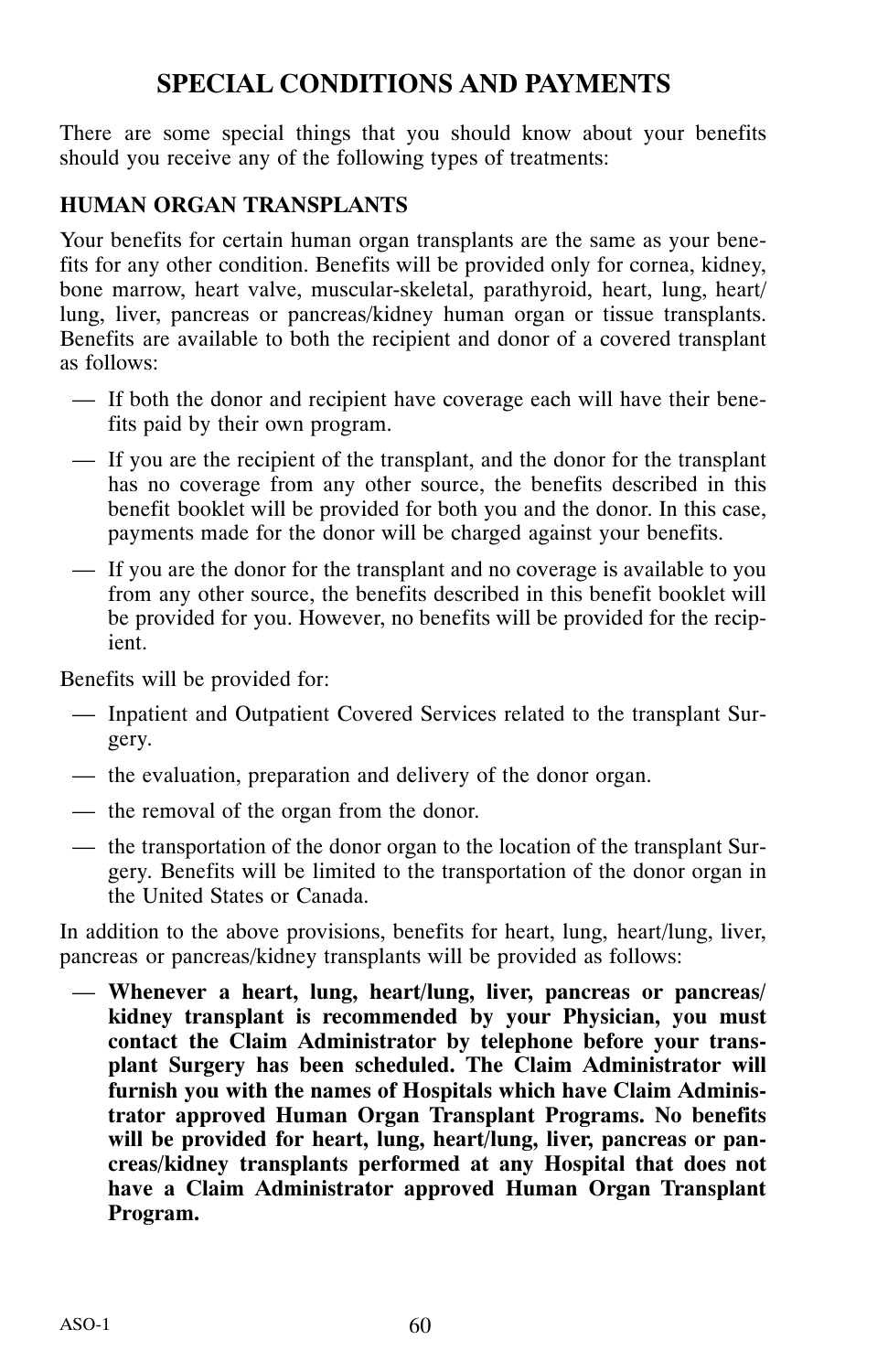# SPECIAL CONDITIONS AND PAYMENTS

There are some special things that you should know about your benefits should you receive any of the following types of treatments:

## HUMAN ORGAN TRANSPLANTS

Your benefits for certain human organ transplants are the same as your benefits for any other condition. Benefits will be provided only for cornea, kidney, bone marrow, heart valve, muscular-skeletal, parathyroid, heart, lung, heart/lung, liver, pancreas or pancreas/kidney human organ or tissue transplants. Benefits are available to both the recipient and donor of a covered transplant as follows:

- If both the donor and recipient have coverage each will have their benefits paid by their own program.
- If you are the recipient of the transplant, and the donor for the transplant has no coverage from any other source, the benefits described in this benefit booklet will be provided for both you and the donor. In this case, payments made for the donor will be charged against your benefits.
- If you are the donor for the transplant and no coverage is available to you from any other source, the benefits described in this benefit booklet will be provided for you. However, no benefits will be provided for the recipient.

Benefits will be provided for:

- Inpatient and Outpatient Covered Services related to the transplant Surgery.
- the evaluation, preparation and delivery of the donor organ.
- the removal of the organ from the donor.
- the transportation of the donor organ to the location of the transplant Surgery. Benefits will be limited to the transportation of the donor organ in the United States or Canada.

In addition to the above provisions, benefits for heart, lung, heart/lung, liver, pancreas or pancreas/kidney transplants will be provided as follows:

- **Whenever a heart, lung, heart/lung, liver, pancreas or pancreas/kidney transplant is recommended by your Physician, you must contact the Claim Administrator by telephone before your transplant Surgery has been scheduled. The Claim Administrator will furnish you with the names of Hospitals which have Claim Administrator approved Human Organ Transplant Programs. No benefits will be provided for heart, lung, heart/lung, liver, pancreas or pancreas/kidney transplants performed at any Hospital that does not have a Claim Administrator approved Human Organ Transplant Program.**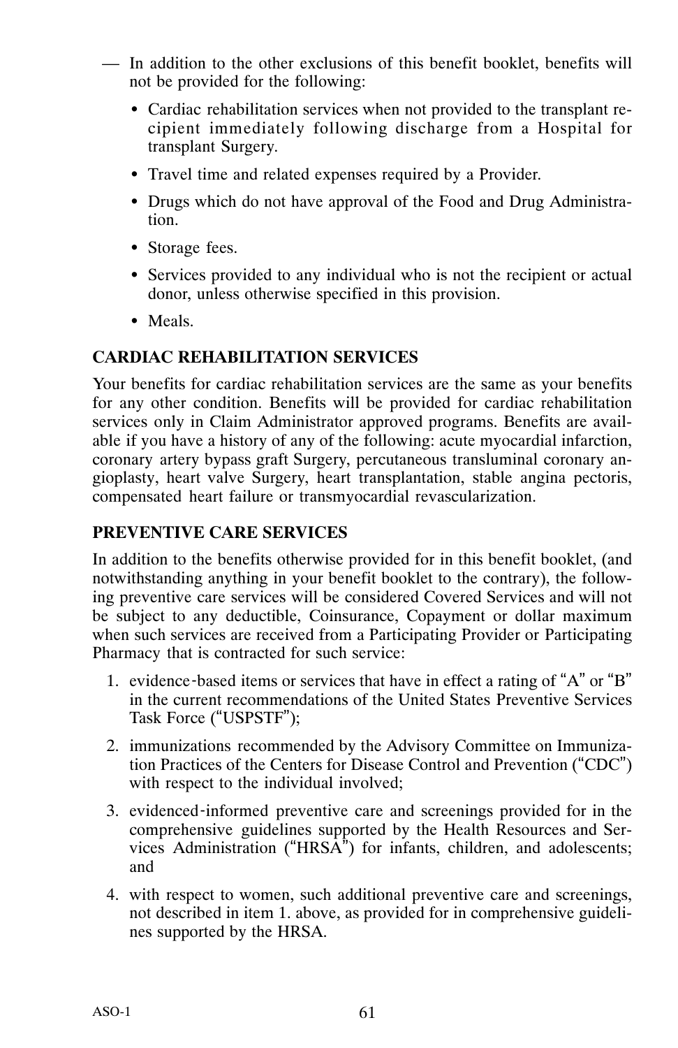— In addition to the other exclusions of this benefit booklet, benefits will not be provided for the following:

- Cardiac rehabilitation services when not provided to the transplant recipient immediately following discharge from a Hospital for transplant Surgery.
- Travel time and related expenses required by a Provider.
- Drugs which do not have approval of the Food and Drug Administration.
- Storage fees.
- Services provided to any individual who is not the recipient or actual donor, unless otherwise specified in this provision.
- Meals.

**CARDIAC REHABILITATION SERVICES**

Your benefits for cardiac rehabilitation services are the same as your benefits for any other condition. Benefits will be provided for cardiac rehabilitation services only in Claim Administrator approved programs. Benefits are available if you have a history of any of the following: acute myocardial infarction, coronary artery bypass graft Surgery, percutaneous transluminal coronary angioplasty, heart valve Surgery, heart transplantation, stable angina pectoris, compensated heart failure or transmyocardial revascularization.

**PREVENTIVE CARE SERVICES**

In addition to the benefits otherwise provided for in this benefit booklet, (and notwithstanding anything in your benefit booklet to the contrary), the following preventive care services will be considered Covered Services and will not be subject to any deductible, Coinsurance, Copayment or dollar maximum when such services are received from a Participating Provider or Participating Pharmacy that is contracted for such service:

1. evidence-based items or services that have in effect a rating of "A" or "B" in the current recommendations of the United States Preventive Services Task Force ("USPSTF");
2. immunizations recommended by the Advisory Committee on Immunization Practices of the Centers for Disease Control and Prevention ("CDC") with respect to the individual involved;
3. evidenced-informed preventive care and screenings provided for in the comprehensive guidelines supported by the Health Resources and Services Administration ("HRSA") for infants, children, and adolescents; and
4. with respect to women, such additional preventive care and screenings, not described in item 1. above, as provided for in comprehensive guidelines supported by the HRSA.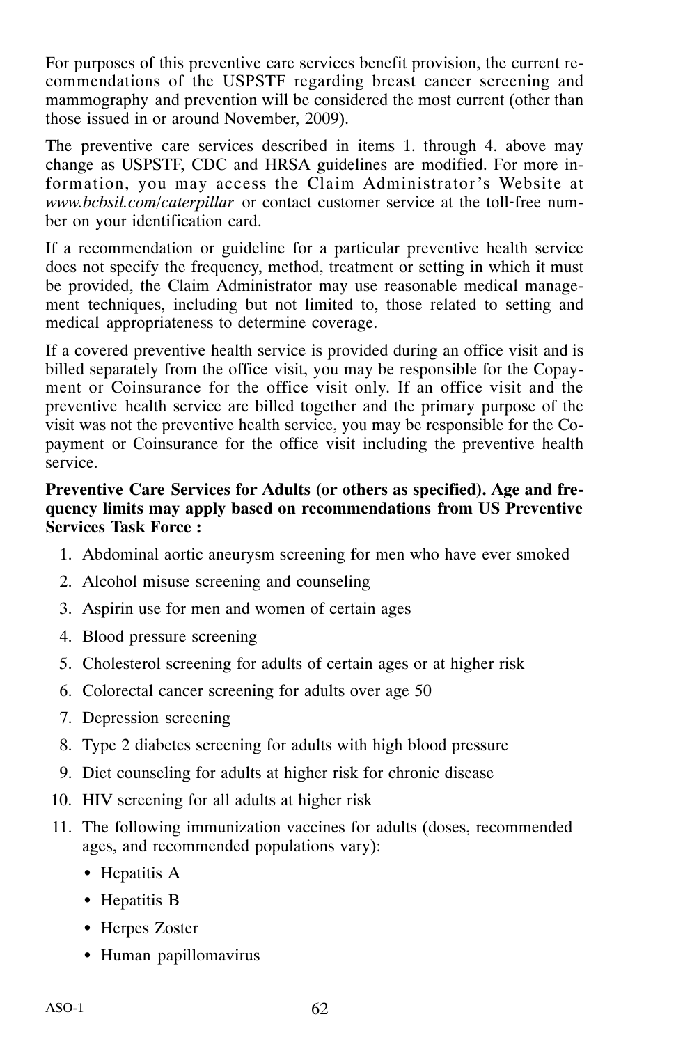For purposes of this preventive care services benefit provision, the current recommendations of the USPSTF regarding breast cancer screening and mammography and prevention will be considered the most current (other than those issued in or around November, 2009).

The preventive care services described in items 1. through 4. above may change as USPSTF, CDC and HRSA guidelines are modified. For more information, you may access the Claim Administrator's Website at *www.bcbsil.com/caterpillar* or contact customer service at the toll-free number on your identification card.

If a recommendation or guideline for a particular preventive health service does not specify the frequency, method, treatment or setting in which it must be provided, the Claim Administrator may use reasonable medical management techniques, including but not limited to, those related to setting and medical appropriateness to determine coverage.

If a covered preventive health service is provided during an office visit and is billed separately from the office visit, you may be responsible for the Copayment or Coinsurance for the office visit only. If an office visit and the preventive health service are billed together and the primary purpose of the visit was not the preventive health service, you may be responsible for the Copayment or Coinsurance for the office visit including the preventive health service.

**Preventive Care Services for Adults (or others as specified). Age and frequency limits may apply based on recommendations from US Preventive Services Task Force :**

1. Abdominal aortic aneurysm screening for men who have ever smoked
2. Alcohol misuse screening and counseling
3. Aspirin use for men and women of certain ages
4. Blood pressure screening
5. Cholesterol screening for adults of certain ages or at higher risk
6. Colorectal cancer screening for adults over age 50
7. Depression screening
8. Type 2 diabetes screening for adults with high blood pressure
9. Diet counseling for adults at higher risk for chronic disease
10. HIV screening for all adults at higher risk
11. The following immunization vaccines for adults (doses, recommended ages, and recommended populations vary):
    - Hepatitis A
    - Hepatitis B
    - Herpes Zoster
    - Human papillomavirus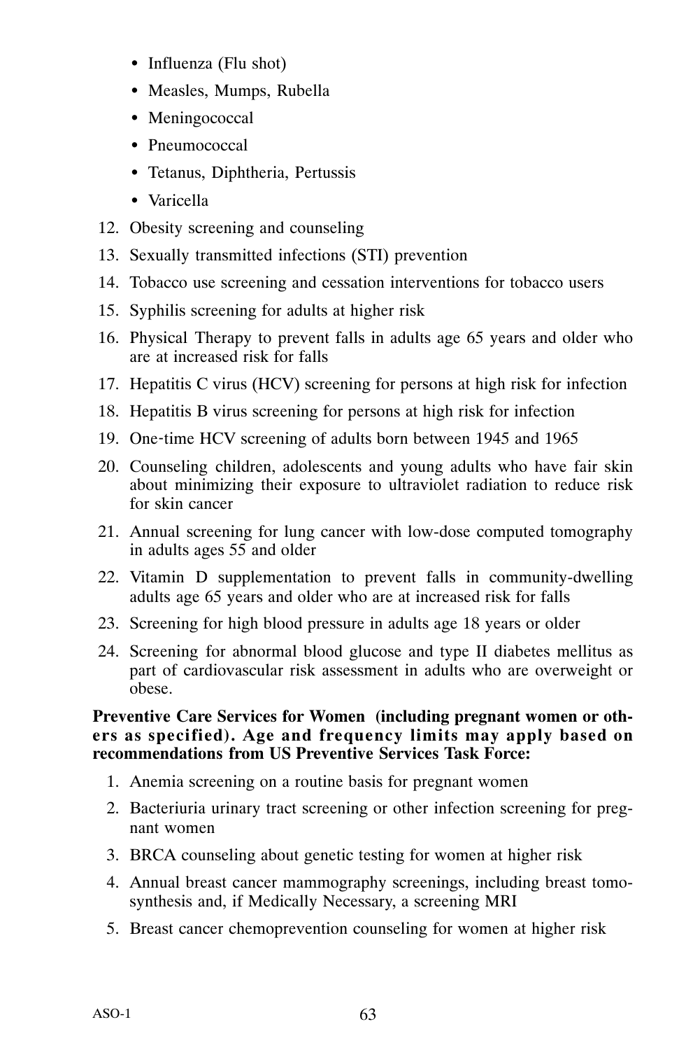- Influenza (Flu shot)
- Measles, Mumps, Rubella
- Meningococcal
- Pneumococcal
- Tetanus, Diphtheria, Pertussis
- Varicella

12. Obesity screening and counseling
13. Sexually transmitted infections (STI) prevention
14. Tobacco use screening and cessation interventions for tobacco users
15. Syphilis screening for adults at higher risk
16. Physical Therapy to prevent falls in adults age 65 years and older who are at increased risk for falls
17. Hepatitis C virus (HCV) screening for persons at high risk for infection
18. Hepatitis B virus screening for persons at high risk for infection
19. One-time HCV screening of adults born between 1945 and 1965
20. Counseling children, adolescents and young adults who have fair skin about minimizing their exposure to ultraviolet radiation to reduce risk for skin cancer
21. Annual screening for lung cancer with low-dose computed tomography in adults ages 55 and older
22. Vitamin D supplementation to prevent falls in community-dwelling adults age 65 years and older who are at increased risk for falls
23. Screening for high blood pressure in adults age 18 years or older
24. Screening for abnormal blood glucose and type II diabetes mellitus as part of cardiovascular risk assessment in adults who are overweight or obese.

**Preventive Care Services for Women (including pregnant women or others as specified). Age and frequency limits may apply based on recommendations from US Preventive Services Task Force:**

1. Anemia screening on a routine basis for pregnant women
2. Bacteriuria urinary tract screening or other infection screening for pregnant women
3. BRCA counseling about genetic testing for women at higher risk
4. Annual breast cancer mammography screenings, including breast tomosynthesis and, if Medically Necessary, a screening MRI
5. Breast cancer chemoprevention counseling for women at higher risk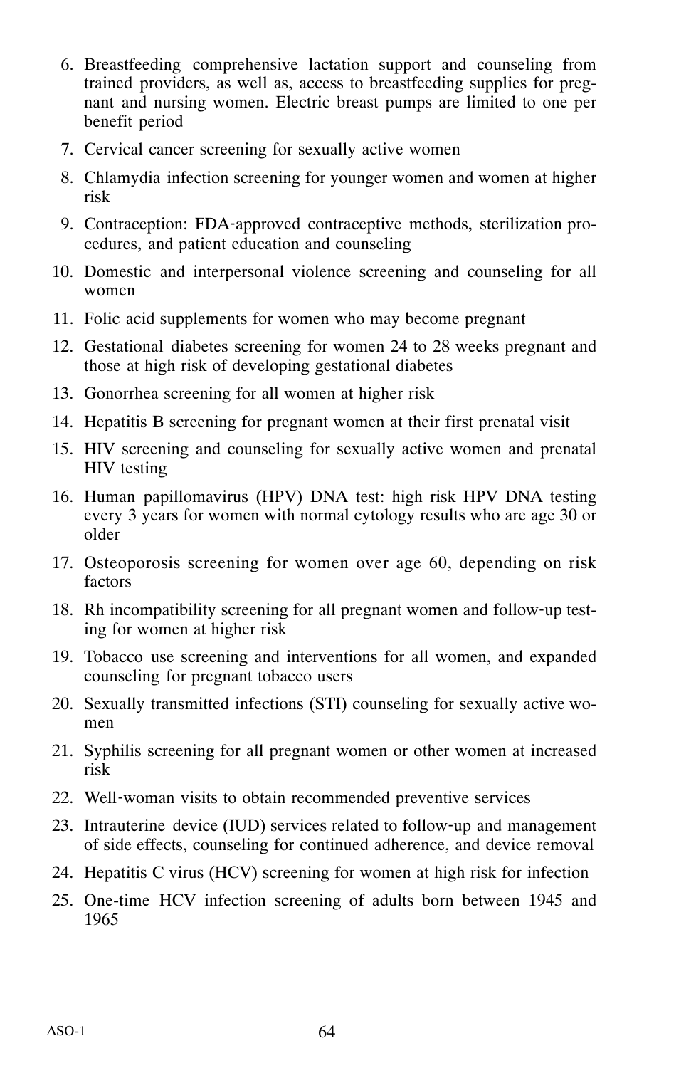6. Breastfeeding comprehensive lactation support and counseling from trained providers, as well as, access to breastfeeding supplies for pregnant and nursing women. Electric breast pumps are limited to one per benefit period
7. Cervical cancer screening for sexually active women
8. Chlamydia infection screening for younger women and women at higher risk
9. Contraception: FDA-approved contraceptive methods, sterilization procedures, and patient education and counseling
10. Domestic and interpersonal violence screening and counseling for all women
11. Folic acid supplements for women who may become pregnant
12. Gestational diabetes screening for women 24 to 28 weeks pregnant and those at high risk of developing gestational diabetes
13. Gonorrhea screening for all women at higher risk
14. Hepatitis B screening for pregnant women at their first prenatal visit
15. HIV screening and counseling for sexually active women and prenatal HIV testing
16. Human papillomavirus (HPV) DNA test: high risk HPV DNA testing every 3 years for women with normal cytology results who are age 30 or older
17. Osteoporosis screening for women over age 60, depending on risk factors
18. Rh incompatibility screening for all pregnant women and follow-up testing for women at higher risk
19. Tobacco use screening and interventions for all women, and expanded counseling for pregnant tobacco users
20. Sexually transmitted infections (STI) counseling for sexually active women
21. Syphilis screening for all pregnant women or other women at increased risk
22. Well-woman visits to obtain recommended preventive services
23. Intrauterine device (IUD) services related to follow-up and management of side effects, counseling for continued adherence, and device removal
24. Hepatitis C virus (HCV) screening for women at high risk for infection
25. One-time HCV infection screening of adults born between 1945 and 1965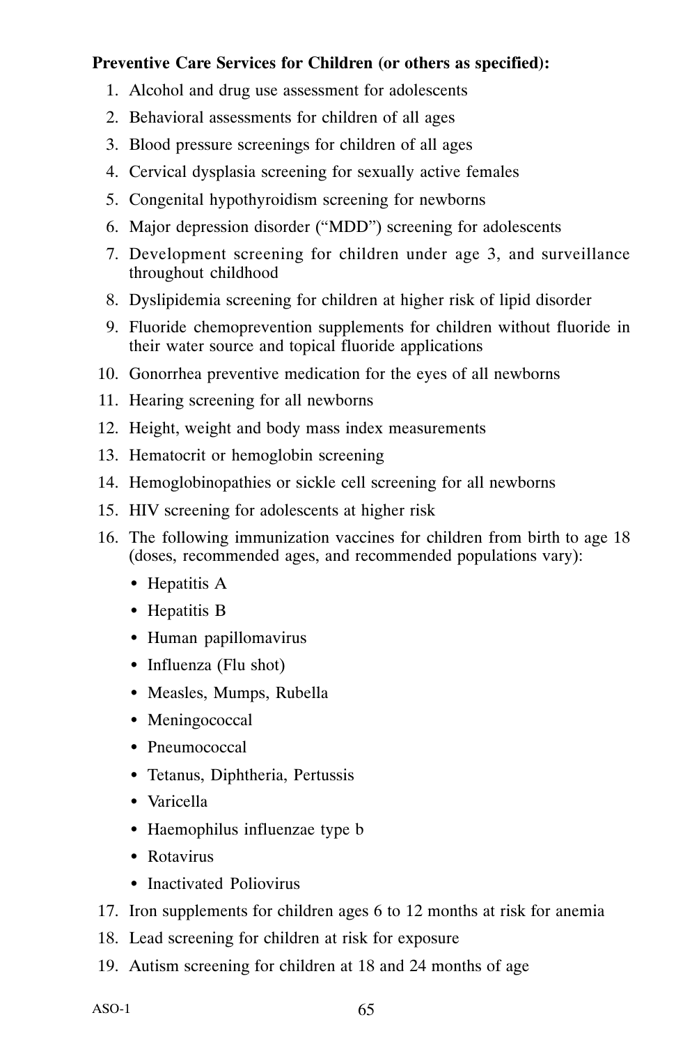**Preventive Care Services for Children (or others as specified):**

1. Alcohol and drug use assessment for adolescents
2. Behavioral assessments for children of all ages
3. Blood pressure screenings for children of all ages
4. Cervical dysplasia screening for sexually active females
5. Congenital hypothyroidism screening for newborns
6. Major depression disorder ("MDD") screening for adolescents
7. Development screening for children under age 3, and surveillance throughout childhood
8. Dyslipidemia screening for children at higher risk of lipid disorder
9. Fluoride chemoprevention supplements for children without fluoride in their water source and topical fluoride applications
10. Gonorrhea preventive medication for the eyes of all newborns
11. Hearing screening for all newborns
12. Height, weight and body mass index measurements
13. Hematocrit or hemoglobin screening
14. Hemoglobinopathies or sickle cell screening for all newborns
15. HIV screening for adolescents at higher risk
16. The following immunization vaccines for children from birth to age 18 (doses, recommended ages, and recommended populations vary):
    - Hepatitis A
    - Hepatitis B
    - Human papillomavirus
    - Influenza (Flu shot)
    - Measles, Mumps, Rubella
    - Meningococcal
    - Pneumococcal
    - Tetanus, Diphtheria, Pertussis
    - Varicella
    - Haemophilus influenzae type b
    - Rotavirus
    - Inactivated Poliovirus
17. Iron supplements for children ages 6 to 12 months at risk for anemia
18. Lead screening for children at risk for exposure
19. Autism screening for children at 18 and 24 months of age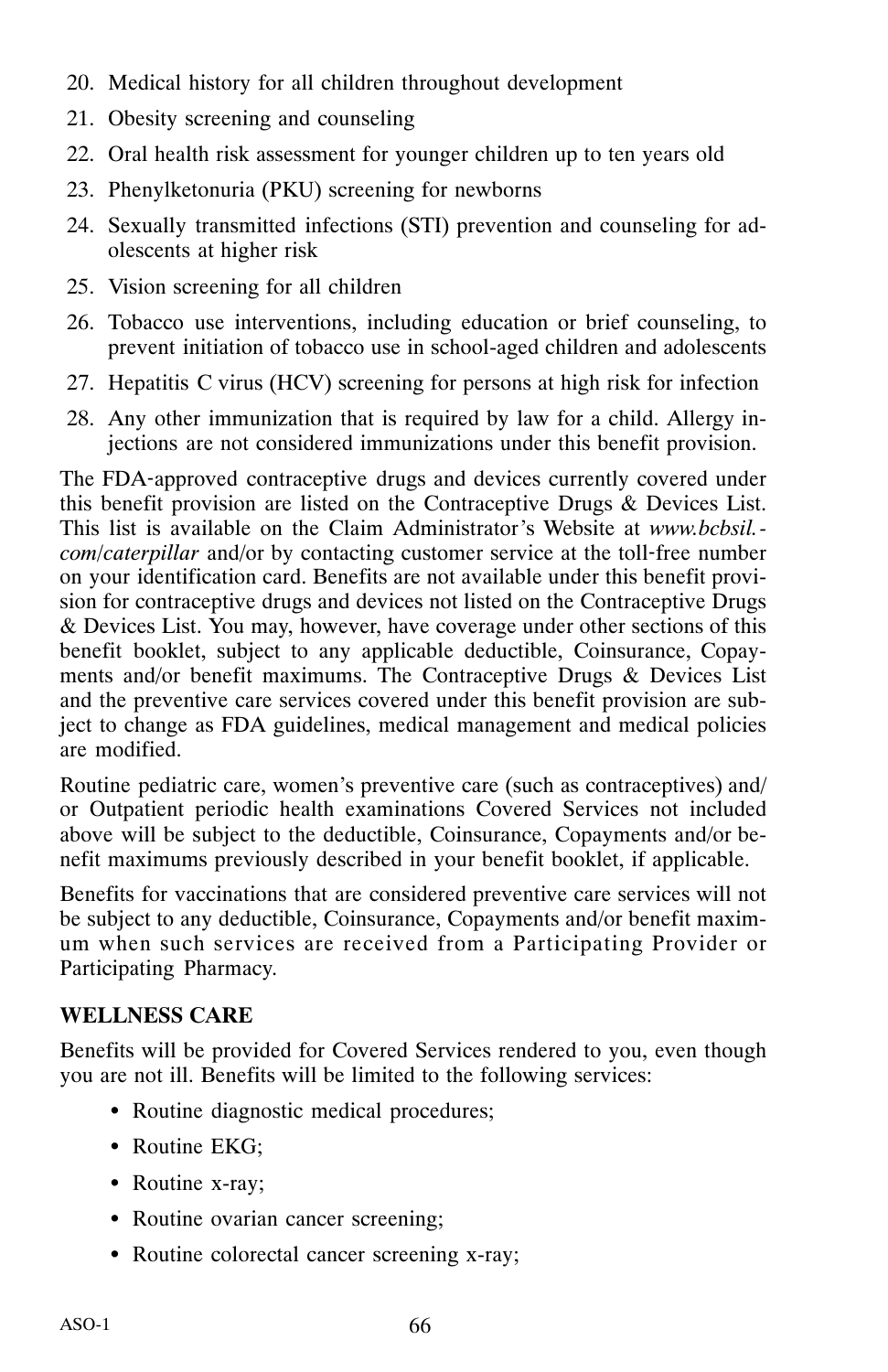20. Medical history for all children throughout development
21. Obesity screening and counseling
22. Oral health risk assessment for younger children up to ten years old
23. Phenylketonuria (PKU) screening for newborns
24. Sexually transmitted infections (STI) prevention and counseling for adolescents at higher risk
25. Vision screening for all children
26. Tobacco use interventions, including education or brief counseling, to prevent initiation of tobacco use in school-aged children and adolescents
27. Hepatitis C virus (HCV) screening for persons at high risk for infection
28. Any other immunization that is required by law for a child. Allergy injections are not considered immunizations under this benefit provision.

The FDA-approved contraceptive drugs and devices currently covered under this benefit provision are listed on the Contraceptive Drugs & Devices List. This list is available on the Claim Administrator's Website at *www.bcbsil.com/caterpillar* and/or by contacting customer service at the toll-free number on your identification card. Benefits are not available under this benefit provision for contraceptive drugs and devices not listed on the Contraceptive Drugs & Devices List. You may, however, have coverage under other sections of this benefit booklet, subject to any applicable deductible, Coinsurance, Copayments and/or benefit maximums. The Contraceptive Drugs & Devices List and the preventive care services covered under this benefit provision are subject to change as FDA guidelines, medical management and medical policies are modified.

Routine pediatric care, women's preventive care (such as contraceptives) and/or Outpatient periodic health examinations Covered Services not included above will be subject to the deductible, Coinsurance, Copayments and/or benefit maximums previously described in your benefit booklet, if applicable.

Benefits for vaccinations that are considered preventive care services will not be subject to any deductible, Coinsurance, Copayments and/or benefit maximum when such services are received from a Participating Provider or Participating Pharmacy.

**WELLNESS CARE**

Benefits will be provided for Covered Services rendered to you, even though you are not ill. Benefits will be limited to the following services:

- Routine diagnostic medical procedures;
- Routine EKG;
- Routine x-ray;
- Routine ovarian cancer screening;
- Routine colorectal cancer screening x-ray;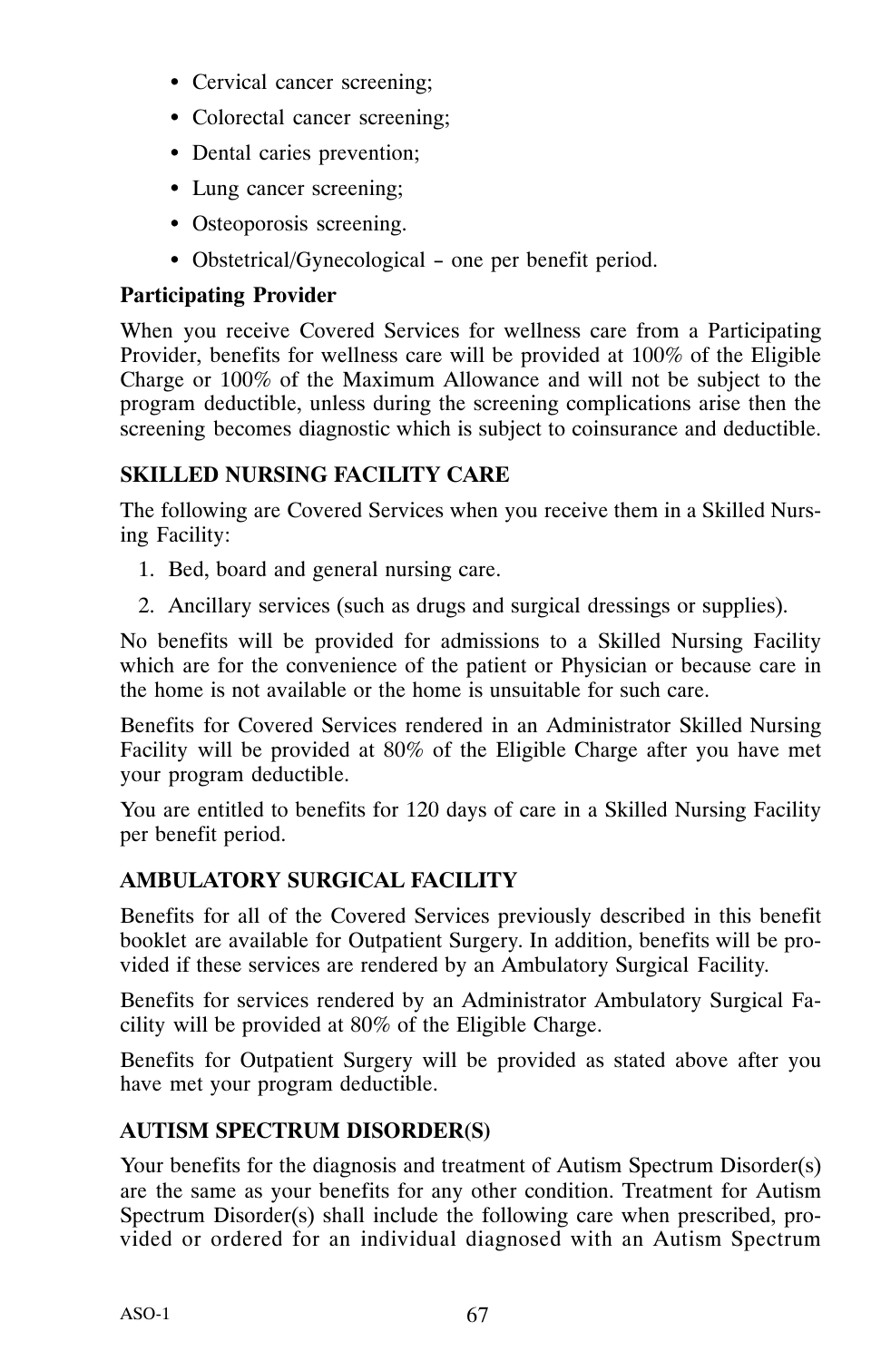- Cervical cancer screening;
- Colorectal cancer screening;
- Dental caries prevention;
- Lung cancer screening;
- Osteoporosis screening.
- Obstetrical/Gynecological – one per benefit period.

**Participating Provider**

When you receive Covered Services for wellness care from a Participating Provider, benefits for wellness care will be provided at 100% of the Eligible Charge or 100% of the Maximum Allowance and will not be subject to the program deductible, unless during the screening complications arise then the screening becomes diagnostic which is subject to coinsurance and deductible.

## SKILLED NURSING FACILITY CARE

The following are Covered Services when you receive them in a Skilled Nursing Facility:

1. Bed, board and general nursing care.
2. Ancillary services (such as drugs and surgical dressings or supplies).

No benefits will be provided for admissions to a Skilled Nursing Facility which are for the convenience of the patient or Physician or because care in the home is not available or the home is unsuitable for such care.

Benefits for Covered Services rendered in an Administrator Skilled Nursing Facility will be provided at 80% of the Eligible Charge after you have met your program deductible.

You are entitled to benefits for 120 days of care in a Skilled Nursing Facility per benefit period.

## AMBULATORY SURGICAL FACILITY

Benefits for all of the Covered Services previously described in this benefit booklet are available for Outpatient Surgery. In addition, benefits will be provided if these services are rendered by an Ambulatory Surgical Facility.

Benefits for services rendered by an Administrator Ambulatory Surgical Facility will be provided at 80% of the Eligible Charge.

Benefits for Outpatient Surgery will be provided as stated above after you have met your program deductible.

## AUTISM SPECTRUM DISORDER(S)

Your benefits for the diagnosis and treatment of Autism Spectrum Disorder(s) are the same as your benefits for any other condition. Treatment for Autism Spectrum Disorder(s) shall include the following care when prescribed, provided or ordered for an individual diagnosed with an Autism Spectrum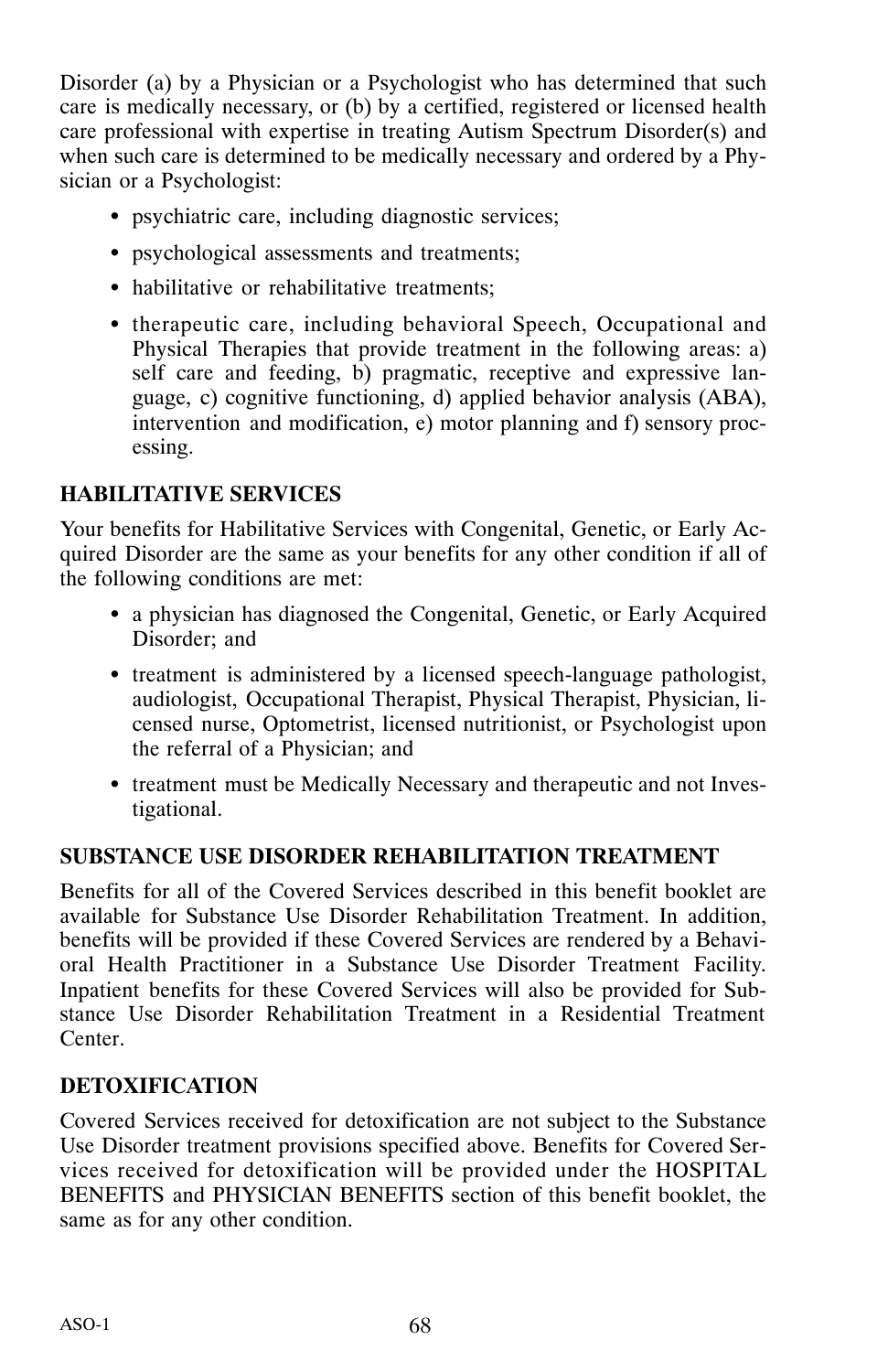Disorder (a) by a Physician or a Psychologist who has determined that such care is medically necessary, or (b) by a certified, registered or licensed health care professional with expertise in treating Autism Spectrum Disorder(s) and when such care is determined to be medically necessary and ordered by a Physician or a Psychologist:

- psychiatric care, including diagnostic services;
- psychological assessments and treatments;
- habilitative or rehabilitative treatments;
- therapeutic care, including behavioral Speech, Occupational and Physical Therapies that provide treatment in the following areas: a) self care and feeding, b) pragmatic, receptive and expressive language, c) cognitive functioning, d) applied behavior analysis (ABA), intervention and modification, e) motor planning and f) sensory processing.

**HABILITATIVE SERVICES**

Your benefits for Habilitative Services with Congenital, Genetic, or Early Acquired Disorder are the same as your benefits for any other condition if all of the following conditions are met:

- a physician has diagnosed the Congenital, Genetic, or Early Acquired Disorder; and
- treatment is administered by a licensed speech-language pathologist, audiologist, Occupational Therapist, Physical Therapist, Physician, licensed nurse, Optometrist, licensed nutritionist, or Psychologist upon the referral of a Physician; and
- treatment must be Medically Necessary and therapeutic and not Investigational.

**SUBSTANCE USE DISORDER REHABILITATION TREATMENT**

Benefits for all of the Covered Services described in this benefit booklet are available for Substance Use Disorder Rehabilitation Treatment. In addition, benefits will be provided if these Covered Services are rendered by a Behavioral Health Practitioner in a Substance Use Disorder Treatment Facility. Inpatient benefits for these Covered Services will also be provided for Substance Use Disorder Rehabilitation Treatment in a Residential Treatment Center.

**DETOXIFICATION**

Covered Services received for detoxification are not subject to the Substance Use Disorder treatment provisions specified above. Benefits for Covered Services received for detoxification will be provided under the HOSPITAL BENEFITS and PHYSICIAN BENEFITS section of this benefit booklet, the same as for any other condition.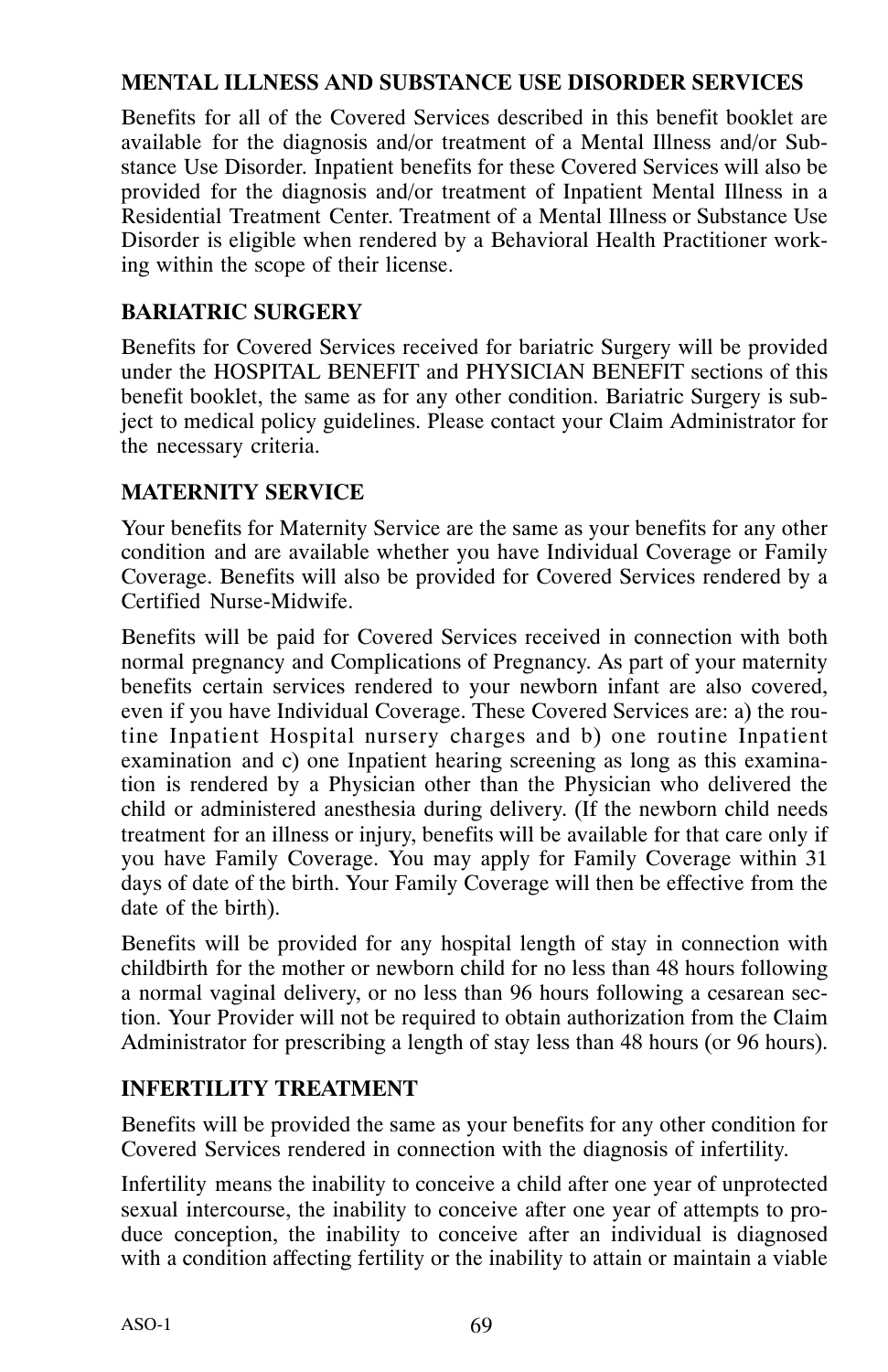### MENTAL ILLNESS AND SUBSTANCE USE DISORDER SERVICES

Benefits for all of the Covered Services described in this benefit booklet are available for the diagnosis and/or treatment of a Mental Illness and/or Substance Use Disorder. Inpatient benefits for these Covered Services will also be provided for the diagnosis and/or treatment of Inpatient Mental Illness in a Residential Treatment Center. Treatment of a Mental Illness or Substance Use Disorder is eligible when rendered by a Behavioral Health Practitioner working within the scope of their license.

### BARIATRIC SURGERY

Benefits for Covered Services received for bariatric Surgery will be provided under the HOSPITAL BENEFIT and PHYSICIAN BENEFIT sections of this benefit booklet, the same as for any other condition. Bariatric Surgery is subject to medical policy guidelines. Please contact your Claim Administrator for the necessary criteria.

### MATERNITY SERVICE

Your benefits for Maternity Service are the same as your benefits for any other condition and are available whether you have Individual Coverage or Family Coverage. Benefits will also be provided for Covered Services rendered by a Certified Nurse-Midwife.

Benefits will be paid for Covered Services received in connection with both normal pregnancy and Complications of Pregnancy. As part of your maternity benefits certain services rendered to your newborn infant are also covered, even if you have Individual Coverage. These Covered Services are: a) the routine Inpatient Hospital nursery charges and b) one routine Inpatient examination and c) one Inpatient hearing screening as long as this examination is rendered by a Physician other than the Physician who delivered the child or administered anesthesia during delivery. (If the newborn child needs treatment for an illness or injury, benefits will be available for that care only if you have Family Coverage. You may apply for Family Coverage within 31 days of date of the birth. Your Family Coverage will then be effective from the date of the birth).

Benefits will be provided for any hospital length of stay in connection with childbirth for the mother or newborn child for no less than 48 hours following a normal vaginal delivery, or no less than 96 hours following a cesarean section. Your Provider will not be required to obtain authorization from the Claim Administrator for prescribing a length of stay less than 48 hours (or 96 hours).

### INFERTILITY TREATMENT

Benefits will be provided the same as your benefits for any other condition for Covered Services rendered in connection with the diagnosis of infertility.

Infertility means the inability to conceive a child after one year of unprotected sexual intercourse, the inability to conceive after one year of attempts to produce conception, the inability to conceive after an individual is diagnosed with a condition affecting fertility or the inability to attain or maintain a viable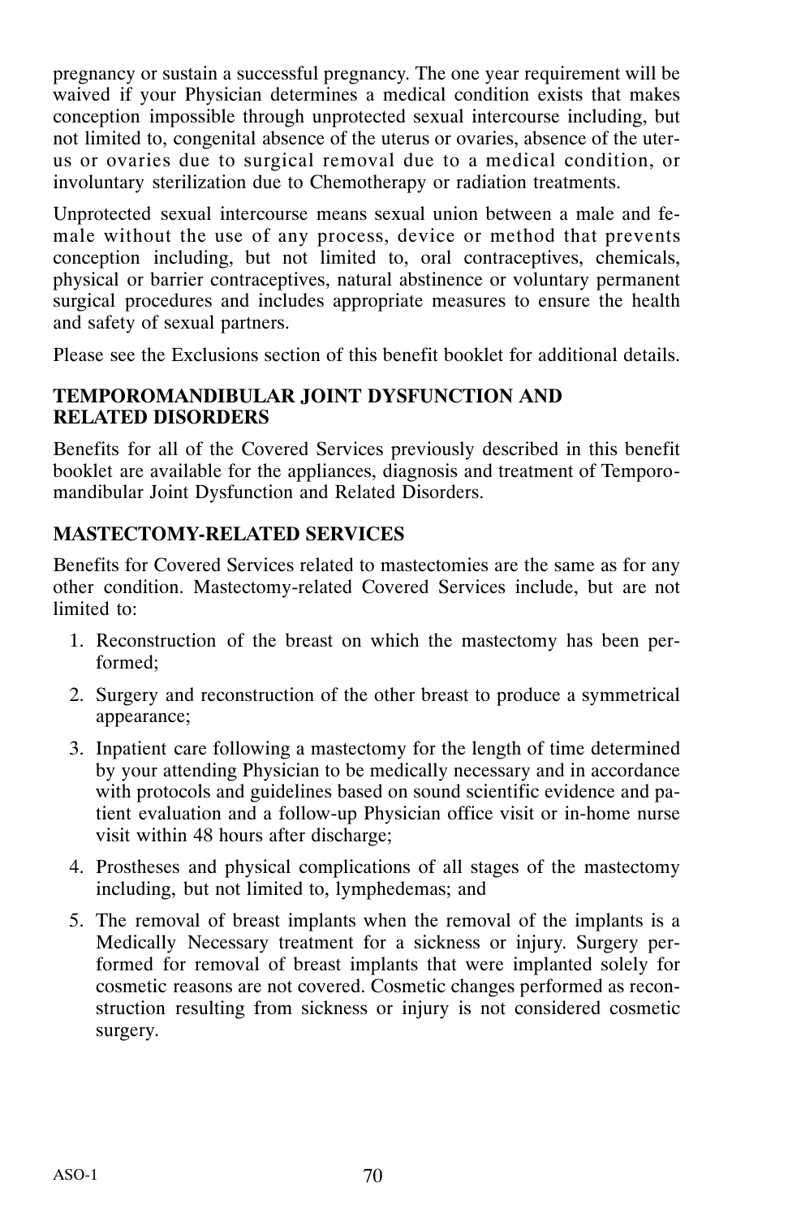pregnancy or sustain a successful pregnancy. The one year requirement will be waived if your Physician determines a medical condition exists that makes conception impossible through unprotected sexual intercourse including, but not limited to, congenital absence of the uterus or ovaries, absence of the uterus or ovaries due to surgical removal due to a medical condition, or involuntary sterilization due to Chemotherapy or radiation treatments.

Unprotected sexual intercourse means sexual union between a male and female without the use of any process, device or method that prevents conception including, but not limited to, oral contraceptives, chemicals, physical or barrier contraceptives, natural abstinence or voluntary permanent surgical procedures and includes appropriate measures to ensure the health and safety of sexual partners.

Please see the Exclusions section of this benefit booklet for additional details.

**TEMPOROMANDIBULAR JOINT DYSFUNCTION AND RELATED DISORDERS**

Benefits for all of the Covered Services previously described in this benefit booklet are available for the appliances, diagnosis and treatment of Temporomandibular Joint Dysfunction and Related Disorders.

**MASTECTOMY-RELATED SERVICES**

Benefits for Covered Services related to mastectomies are the same as for any other condition. Mastectomy-related Covered Services include, but are not limited to:

1. Reconstruction of the breast on which the mastectomy has been performed;
2. Surgery and reconstruction of the other breast to produce a symmetrical appearance;
3. Inpatient care following a mastectomy for the length of time determined by your attending Physician to be medically necessary and in accordance with protocols and guidelines based on sound scientific evidence and patient evaluation and a follow-up Physician office visit or in-home nurse visit within 48 hours after discharge;
4. Prostheses and physical complications of all stages of the mastectomy including, but not limited to, lymphedemas; and
5. The removal of breast implants when the removal of the implants is a Medically Necessary treatment for a sickness or injury. Surgery performed for removal of breast implants that were implanted solely for cosmetic reasons are not covered. Cosmetic changes performed as reconstruction resulting from sickness or injury is not considered cosmetic surgery.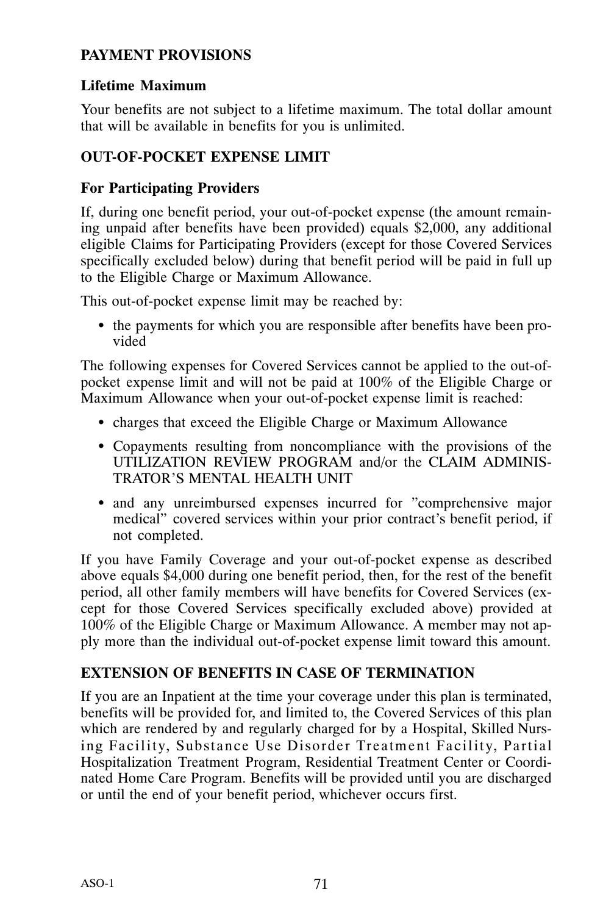## PAYMENT PROVISIONS

### Lifetime Maximum

Your benefits are not subject to a lifetime maximum. The total dollar amount that will be available in benefits for you is unlimited.

## OUT-OF-POCKET EXPENSE LIMIT

### For Participating Providers

If, during one benefit period, your out-of-pocket expense (the amount remaining unpaid after benefits have been provided) equals $2,000, any additional eligible Claims for Participating Providers (except for those Covered Services specifically excluded below) during that benefit period will be paid in full up to the Eligible Charge or Maximum Allowance.

This out-of-pocket expense limit may be reached by:

- the payments for which you are responsible after benefits have been provided

The following expenses for Covered Services cannot be applied to the out-of-pocket expense limit and will not be paid at 100% of the Eligible Charge or Maximum Allowance when your out-of-pocket expense limit is reached:

- charges that exceed the Eligible Charge or Maximum Allowance
- Copayments resulting from noncompliance with the provisions of the UTILIZATION REVIEW PROGRAM and/or the CLAIM ADMINISTRATOR'S MENTAL HEALTH UNIT
- and any unreimbursed expenses incurred for "comprehensive major medical" covered services within your prior contract's benefit period, if not completed.

If you have Family Coverage and your out-of-pocket expense as described above equals $4,000 during one benefit period, then, for the rest of the benefit period, all other family members will have benefits for Covered Services (except for those Covered Services specifically excluded above) provided at 100% of the Eligible Charge or Maximum Allowance. A member may not apply more than the individual out-of-pocket expense limit toward this amount.

## EXTENSION OF BENEFITS IN CASE OF TERMINATION

If you are an Inpatient at the time your coverage under this plan is terminated, benefits will be provided for, and limited to, the Covered Services of this plan which are rendered by and regularly charged for by a Hospital, Skilled Nursing Facility, Substance Use Disorder Treatment Facility, Partial Hospitalization Treatment Program, Residential Treatment Center or Coordinated Home Care Program. Benefits will be provided until you are discharged or until the end of your benefit period, whichever occurs first.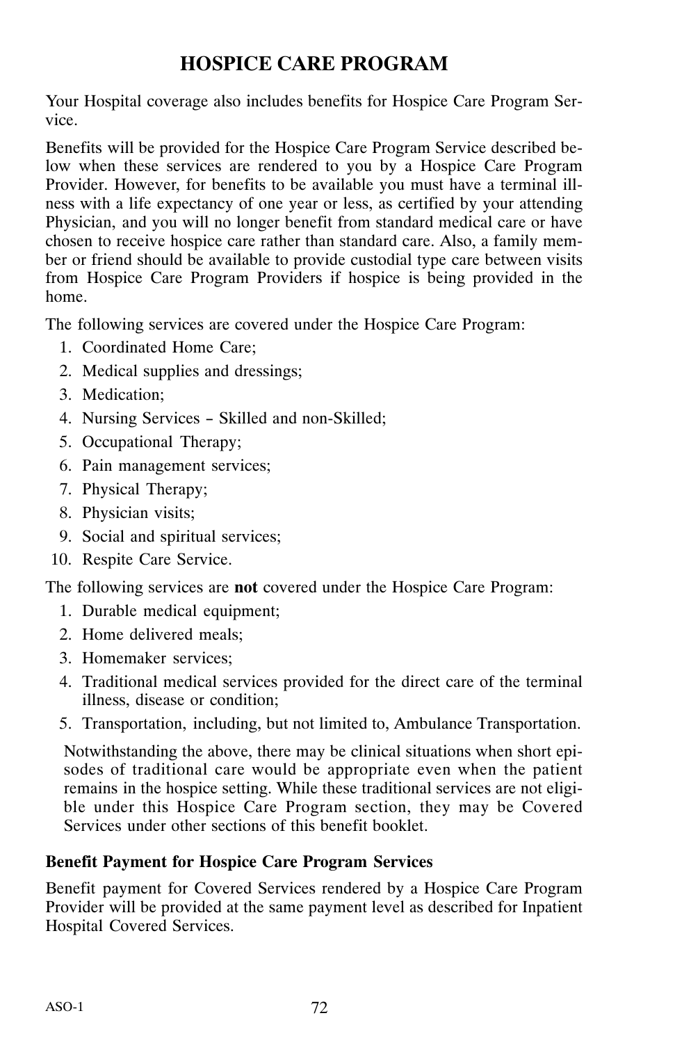## HOSPICE CARE PROGRAM

Your Hospital coverage also includes benefits for Hospice Care Program Service.

Benefits will be provided for the Hospice Care Program Service described below when these services are rendered to you by a Hospice Care Program Provider. However, for benefits to be available you must have a terminal illness with a life expectancy of one year or less, as certified by your attending Physician, and you will no longer benefit from standard medical care or have chosen to receive hospice care rather than standard care. Also, a family member or friend should be available to provide custodial type care between visits from Hospice Care Program Providers if hospice is being provided in the home.

The following services are covered under the Hospice Care Program:

1. Coordinated Home Care;
2. Medical supplies and dressings;
3. Medication;
4. Nursing Services – Skilled and non-Skilled;
5. Occupational Therapy;
6. Pain management services;
7. Physical Therapy;
8. Physician visits;
9. Social and spiritual services;
10. Respite Care Service.

The following services are **not** covered under the Hospice Care Program:

1. Durable medical equipment;
2. Home delivered meals;
3. Homemaker services;
4. Traditional medical services provided for the direct care of the terminal illness, disease or condition;
5. Transportation, including, but not limited to, Ambulance Transportation.

Notwithstanding the above, there may be clinical situations when short episodes of traditional care would be appropriate even when the patient remains in the hospice setting. While these traditional services are not eligible under this Hospice Care Program section, they may be Covered Services under other sections of this benefit booklet.

**Benefit Payment for Hospice Care Program Services**

Benefit payment for Covered Services rendered by a Hospice Care Program Provider will be provided at the same payment level as described for Inpatient Hospital Covered Services.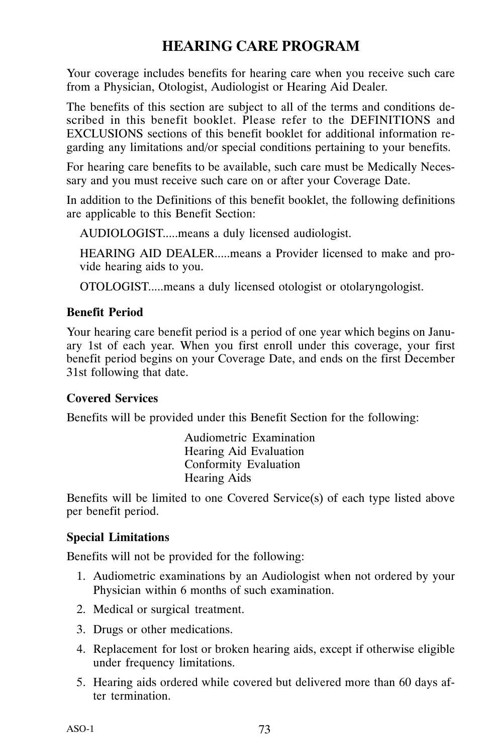# HEARING CARE PROGRAM

Your coverage includes benefits for hearing care when you receive such care from a Physician, Otologist, Audiologist or Hearing Aid Dealer.

The benefits of this section are subject to all of the terms and conditions described in this benefit booklet. Please refer to the DEFINITIONS and EXCLUSIONS sections of this benefit booklet for additional information regarding any limitations and/or special conditions pertaining to your benefits.

For hearing care benefits to be available, such care must be Medically Necessary and you must receive such care on or after your Coverage Date.

In addition to the Definitions of this benefit booklet, the following definitions are applicable to this Benefit Section:

AUDIOLOGIST.....means a duly licensed audiologist.

HEARING AID DEALER.....means a Provider licensed to make and provide hearing aids to you.

OTOLOGIST.....means a duly licensed otologist or otolaryngologist.

### Benefit Period

Your hearing care benefit period is a period of one year which begins on January 1st of each year. When you first enroll under this coverage, your first benefit period begins on your Coverage Date, and ends on the first December 31st following that date.

### Covered Services

Benefits will be provided under this Benefit Section for the following:

Audiometric Examination
Hearing Aid Evaluation
Conformity Evaluation
Hearing Aids

Benefits will be limited to one Covered Service(s) of each type listed above per benefit period.

### Special Limitations

Benefits will not be provided for the following:

1. Audiometric examinations by an Audiologist when not ordered by your Physician within 6 months of such examination.
2. Medical or surgical treatment.
3. Drugs or other medications.
4. Replacement for lost or broken hearing aids, except if otherwise eligible under frequency limitations.
5. Hearing aids ordered while covered but delivered more than 60 days after termination.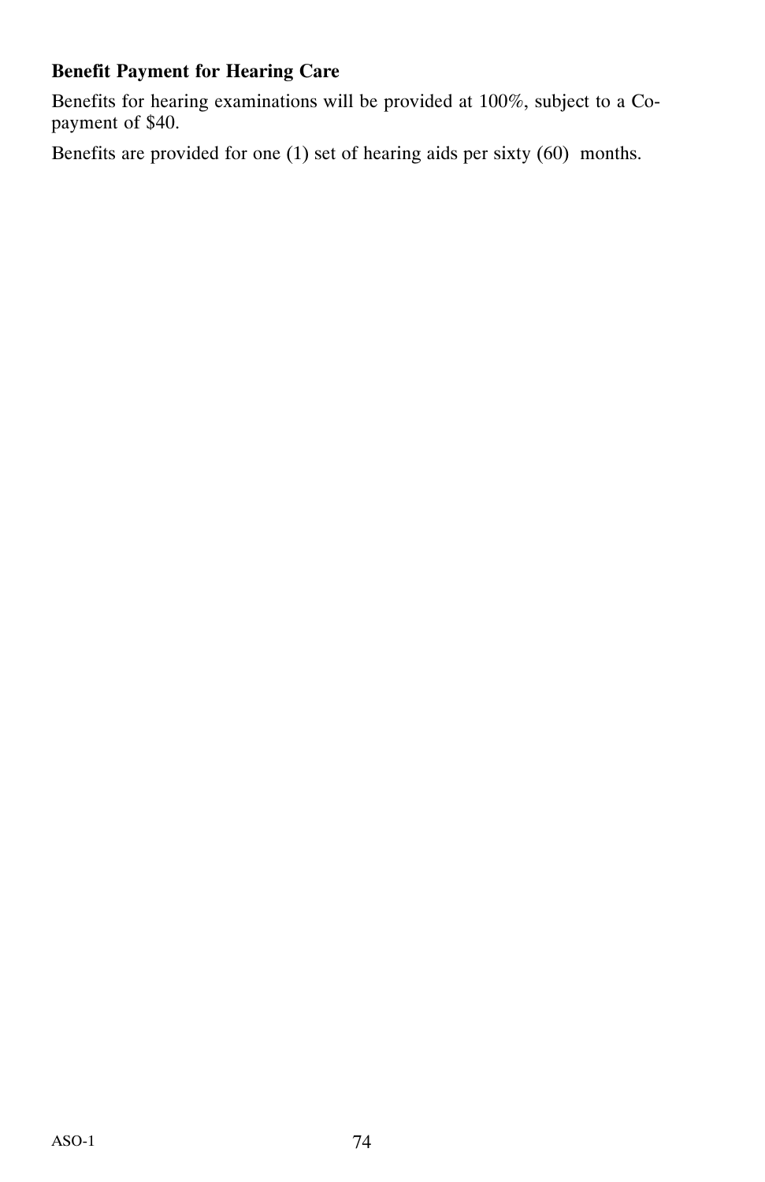**Benefit Payment for Hearing Care**

Benefits for hearing examinations will be provided at 100%, subject to a Co-payment of $40.

Benefits are provided for one (1) set of hearing aids per sixty (60) months.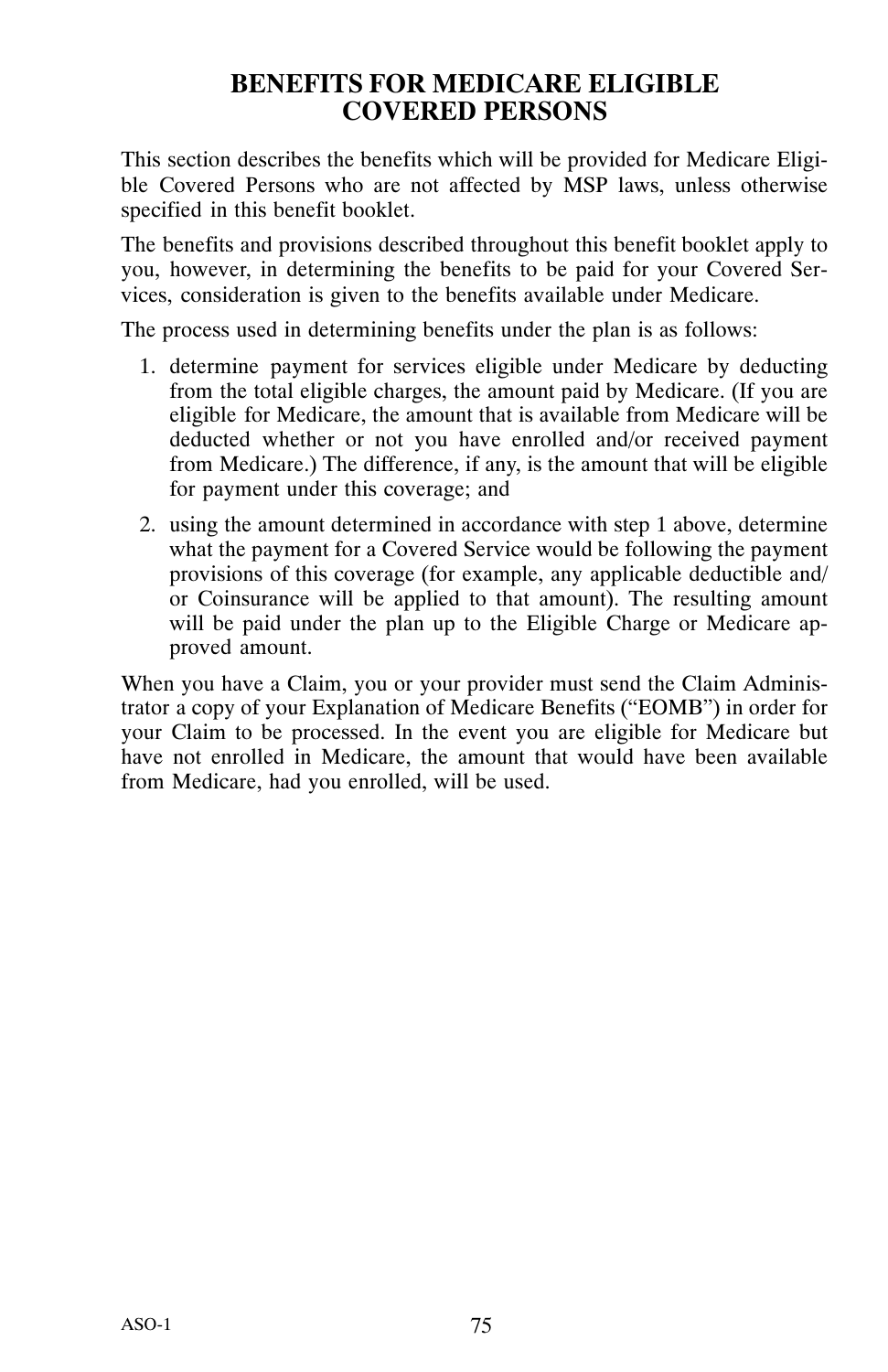# BENEFITS FOR MEDICARE ELIGIBLE COVERED PERSONS

This section describes the benefits which will be provided for Medicare Eligible Covered Persons who are not affected by MSP laws, unless otherwise specified in this benefit booklet.

The benefits and provisions described throughout this benefit booklet apply to you, however, in determining the benefits to be paid for your Covered Services, consideration is given to the benefits available under Medicare.

The process used in determining benefits under the plan is as follows:

1. determine payment for services eligible under Medicare by deducting from the total eligible charges, the amount paid by Medicare. (If you are eligible for Medicare, the amount that is available from Medicare will be deducted whether or not you have enrolled and/or received payment from Medicare.) The difference, if any, is the amount that will be eligible for payment under this coverage; and
2. using the amount determined in accordance with step 1 above, determine what the payment for a Covered Service would be following the payment provisions of this coverage (for example, any applicable deductible and/or Coinsurance will be applied to that amount). The resulting amount will be paid under the plan up to the Eligible Charge or Medicare approved amount.

When you have a Claim, you or your provider must send the Claim Administrator a copy of your Explanation of Medicare Benefits ("EOMB") in order for your Claim to be processed. In the event you are eligible for Medicare but have not enrolled in Medicare, the amount that would have been available from Medicare, had you enrolled, will be used.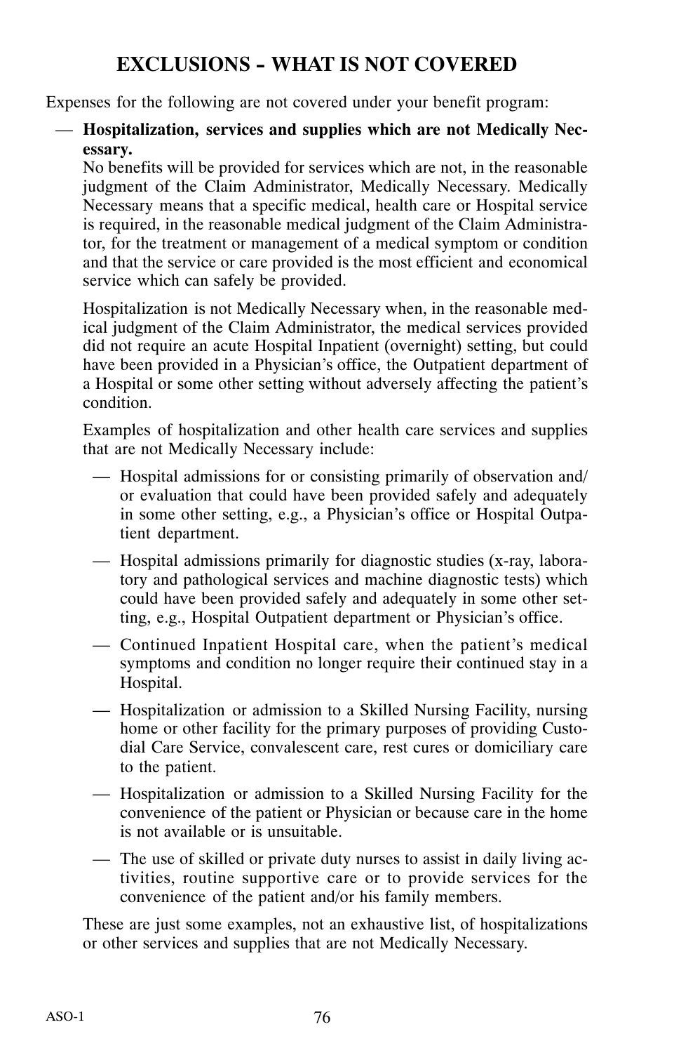## EXCLUSIONS – WHAT IS NOT COVERED

Expenses for the following are not covered under your benefit program:

— **Hospitalization, services and supplies which are not Medically Necessary.**

No benefits will be provided for services which are not, in the reasonable judgment of the Claim Administrator, Medically Necessary. Medically Necessary means that a specific medical, health care or Hospital service is required, in the reasonable medical judgment of the Claim Administrator, for the treatment or management of a medical symptom or condition and that the service or care provided is the most efficient and economical service which can safely be provided.

Hospitalization is not Medically Necessary when, in the reasonable medical judgment of the Claim Administrator, the medical services provided did not require an acute Hospital Inpatient (overnight) setting, but could have been provided in a Physician's office, the Outpatient department of a Hospital or some other setting without adversely affecting the patient's condition.

Examples of hospitalization and other health care services and supplies that are not Medically Necessary include:

— Hospital admissions for or consisting primarily of observation and/or evaluation that could have been provided safely and adequately in some other setting, e.g., a Physician's office or Hospital Outpatient department.

— Hospital admissions primarily for diagnostic studies (x-ray, laboratory and pathological services and machine diagnostic tests) which could have been provided safely and adequately in some other setting, e.g., Hospital Outpatient department or Physician's office.

— Continued Inpatient Hospital care, when the patient's medical symptoms and condition no longer require their continued stay in a Hospital.

— Hospitalization or admission to a Skilled Nursing Facility, nursing home or other facility for the primary purposes of providing Custodial Care Service, convalescent care, rest cures or domiciliary care to the patient.

— Hospitalization or admission to a Skilled Nursing Facility for the convenience of the patient or Physician or because care in the home is not available or is unsuitable.

— The use of skilled or private duty nurses to assist in daily living activities, routine supportive care or to provide services for the convenience of the patient and/or his family members.

These are just some examples, not an exhaustive list, of hospitalizations or other services and supplies that are not Medically Necessary.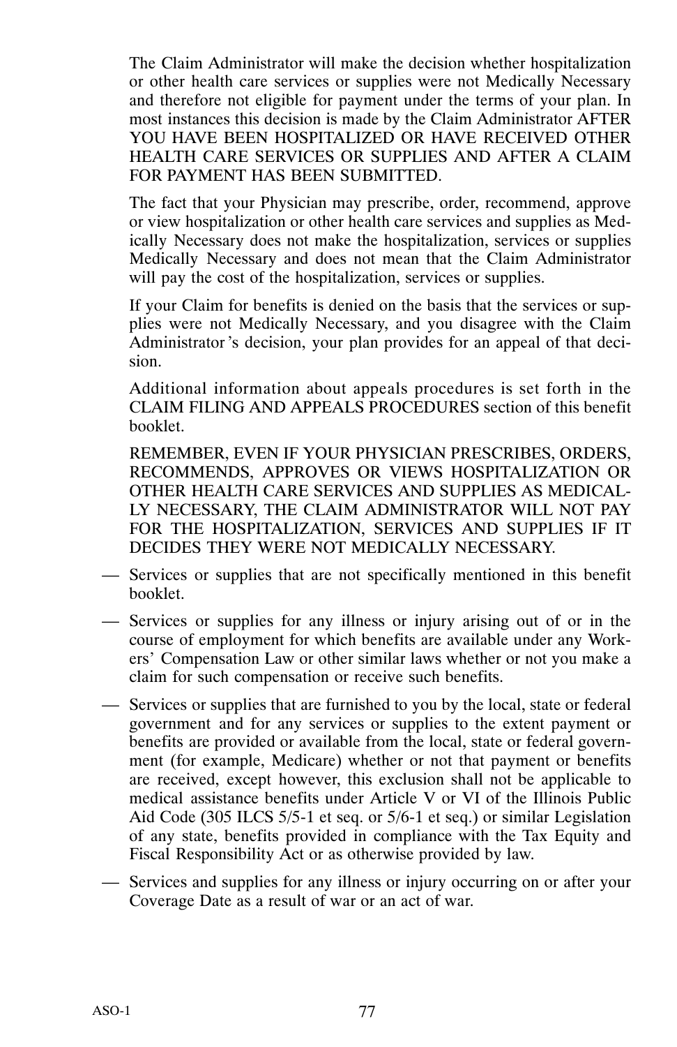The Claim Administrator will make the decision whether hospitalization or other health care services or supplies were not Medically Necessary and therefore not eligible for payment under the terms of your plan. In most instances this decision is made by the Claim Administrator AFTER YOU HAVE BEEN HOSPITALIZED OR HAVE RECEIVED OTHER HEALTH CARE SERVICES OR SUPPLIES AND AFTER A CLAIM FOR PAYMENT HAS BEEN SUBMITTED.

The fact that your Physician may prescribe, order, recommend, approve or view hospitalization or other health care services and supplies as Medically Necessary does not make the hospitalization, services or supplies Medically Necessary and does not mean that the Claim Administrator will pay the cost of the hospitalization, services or supplies.

If your Claim for benefits is denied on the basis that the services or supplies were not Medically Necessary, and you disagree with the Claim Administrator's decision, your plan provides for an appeal of that decision.

Additional information about appeals procedures is set forth in the CLAIM FILING AND APPEALS PROCEDURES section of this benefit booklet.

REMEMBER, EVEN IF YOUR PHYSICIAN PRESCRIBES, ORDERS, RECOMMENDS, APPROVES OR VIEWS HOSPITALIZATION OR OTHER HEALTH CARE SERVICES AND SUPPLIES AS MEDICALLY NECESSARY, THE CLAIM ADMINISTRATOR WILL NOT PAY FOR THE HOSPITALIZATION, SERVICES AND SUPPLIES IF IT DECIDES THEY WERE NOT MEDICALLY NECESSARY.

— Services or supplies that are not specifically mentioned in this benefit booklet.

— Services or supplies for any illness or injury arising out of or in the course of employment for which benefits are available under any Workers' Compensation Law or other similar laws whether or not you make a claim for such compensation or receive such benefits.

— Services or supplies that are furnished to you by the local, state or federal government and for any services or supplies to the extent payment or benefits are provided or available from the local, state or federal government (for example, Medicare) whether or not that payment or benefits are received, except however, this exclusion shall not be applicable to medical assistance benefits under Article V or VI of the Illinois Public Aid Code (305 ILCS 5/5-1 et seq. or 5/6-1 et seq.) or similar Legislation of any state, benefits provided in compliance with the Tax Equity and Fiscal Responsibility Act or as otherwise provided by law.

— Services and supplies for any illness or injury occurring on or after your Coverage Date as a result of war or an act of war.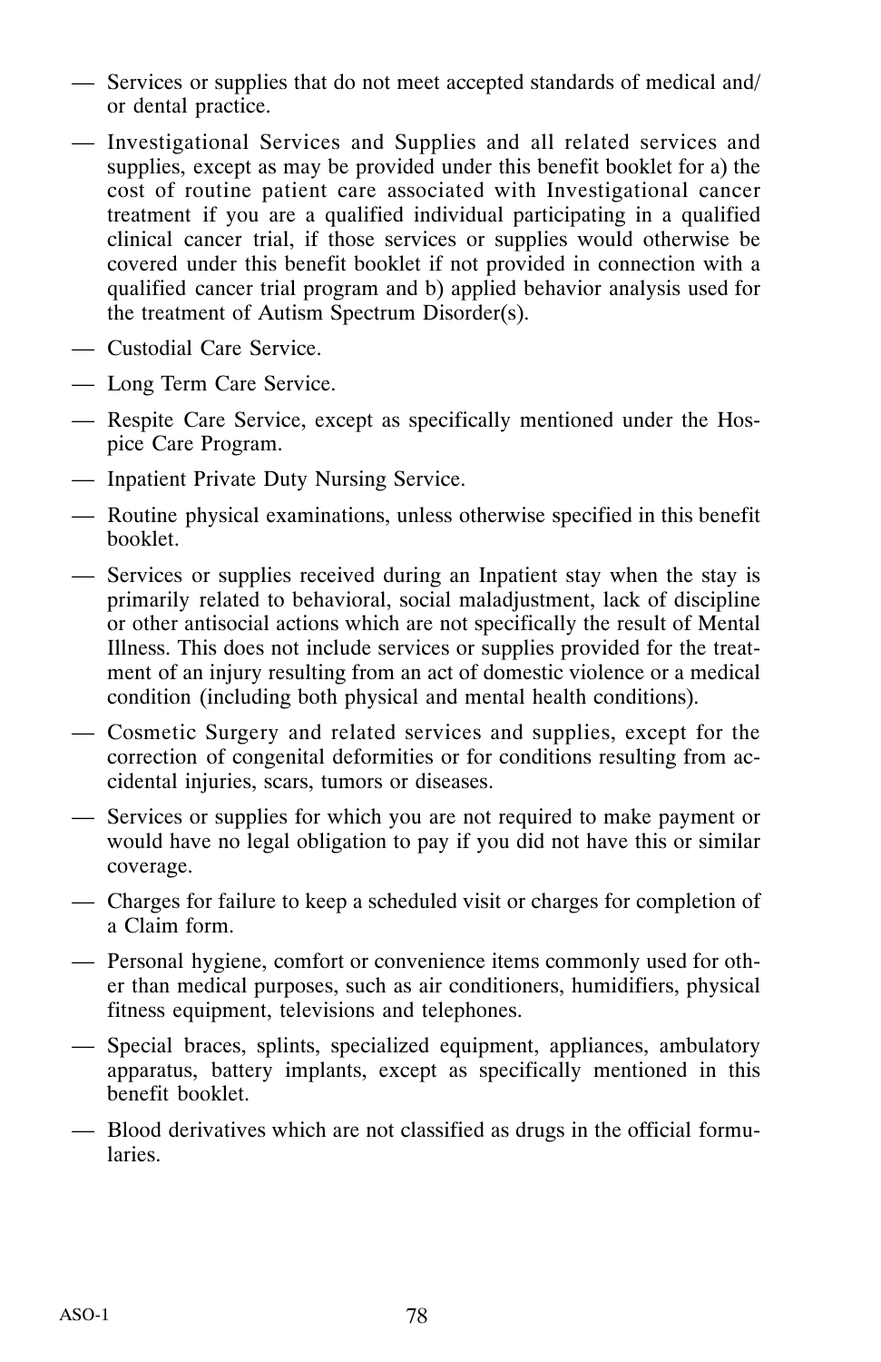- Services or supplies that do not meet accepted standards of medical and/ or dental practice.
- Investigational Services and Supplies and all related services and supplies, except as may be provided under this benefit booklet for a) the cost of routine patient care associated with Investigational cancer treatment if you are a qualified individual participating in a qualified clinical cancer trial, if those services or supplies would otherwise be covered under this benefit booklet if not provided in connection with a qualified cancer trial program and b) applied behavior analysis used for the treatment of Autism Spectrum Disorder(s).
- Custodial Care Service.
- Long Term Care Service.
- Respite Care Service, except as specifically mentioned under the Hospice Care Program.
- Inpatient Private Duty Nursing Service.
- Routine physical examinations, unless otherwise specified in this benefit booklet.
- Services or supplies received during an Inpatient stay when the stay is primarily related to behavioral, social maladjustment, lack of discipline or other antisocial actions which are not specifically the result of Mental Illness. This does not include services or supplies provided for the treatment of an injury resulting from an act of domestic violence or a medical condition (including both physical and mental health conditions).
- Cosmetic Surgery and related services and supplies, except for the correction of congenital deformities or for conditions resulting from accidental injuries, scars, tumors or diseases.
- Services or supplies for which you are not required to make payment or would have no legal obligation to pay if you did not have this or similar coverage.
- Charges for failure to keep a scheduled visit or charges for completion of a Claim form.
- Personal hygiene, comfort or convenience items commonly used for other than medical purposes, such as air conditioners, humidifiers, physical fitness equipment, televisions and telephones.
- Special braces, splints, specialized equipment, appliances, ambulatory apparatus, battery implants, except as specifically mentioned in this benefit booklet.
- Blood derivatives which are not classified as drugs in the official formularies.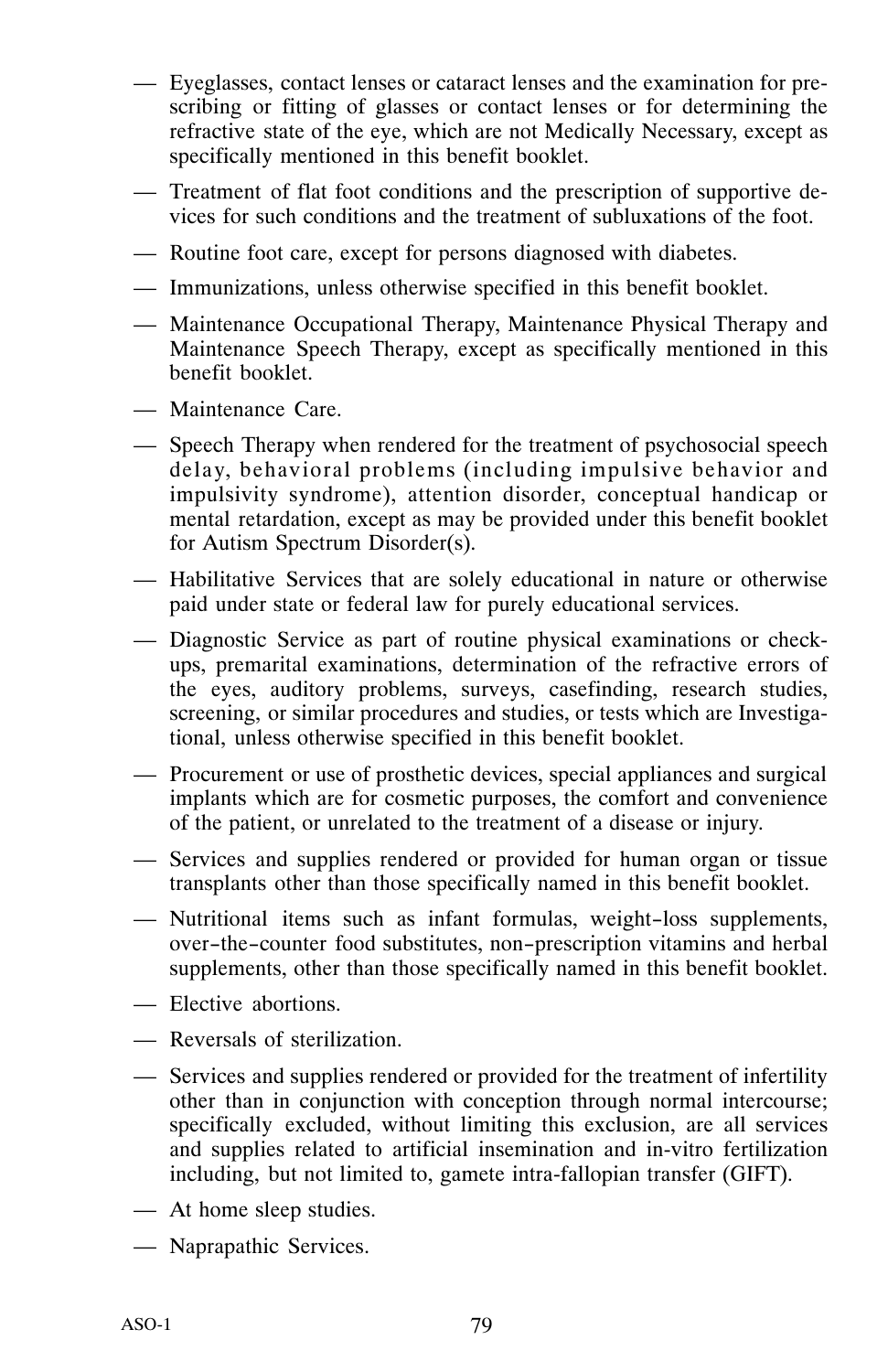- Eyeglasses, contact lenses or cataract lenses and the examination for prescribing or fitting of glasses or contact lenses or for determining the refractive state of the eye, which are not Medically Necessary, except as specifically mentioned in this benefit booklet.
- Treatment of flat foot conditions and the prescription of supportive devices for such conditions and the treatment of subluxations of the foot.
- Routine foot care, except for persons diagnosed with diabetes.
- Immunizations, unless otherwise specified in this benefit booklet.
- Maintenance Occupational Therapy, Maintenance Physical Therapy and Maintenance Speech Therapy, except as specifically mentioned in this benefit booklet.
- Maintenance Care.
- Speech Therapy when rendered for the treatment of psychosocial speech delay, behavioral problems (including impulsive behavior and impulsivity syndrome), attention disorder, conceptual handicap or mental retardation, except as may be provided under this benefit booklet for Autism Spectrum Disorder(s).
- Habilitative Services that are solely educational in nature or otherwise paid under state or federal law for purely educational services.
- Diagnostic Service as part of routine physical examinations or check-ups, premarital examinations, determination of the refractive errors of the eyes, auditory problems, surveys, casefinding, research studies, screening, or similar procedures and studies, or tests which are Investigational, unless otherwise specified in this benefit booklet.
- Procurement or use of prosthetic devices, special appliances and surgical implants which are for cosmetic purposes, the comfort and convenience of the patient, or unrelated to the treatment of a disease or injury.
- Services and supplies rendered or provided for human organ or tissue transplants other than those specifically named in this benefit booklet.
- Nutritional items such as infant formulas, weight-loss supplements, over-the-counter food substitutes, non-prescription vitamins and herbal supplements, other than those specifically named in this benefit booklet.
- Elective abortions.
- Reversals of sterilization.
- Services and supplies rendered or provided for the treatment of infertility other than in conjunction with conception through normal intercourse; specifically excluded, without limiting this exclusion, are all services and supplies related to artificial insemination and in-vitro fertilization including, but not limited to, gamete intra-fallopian transfer (GIFT).
- At home sleep studies.
- Naprapathic Services.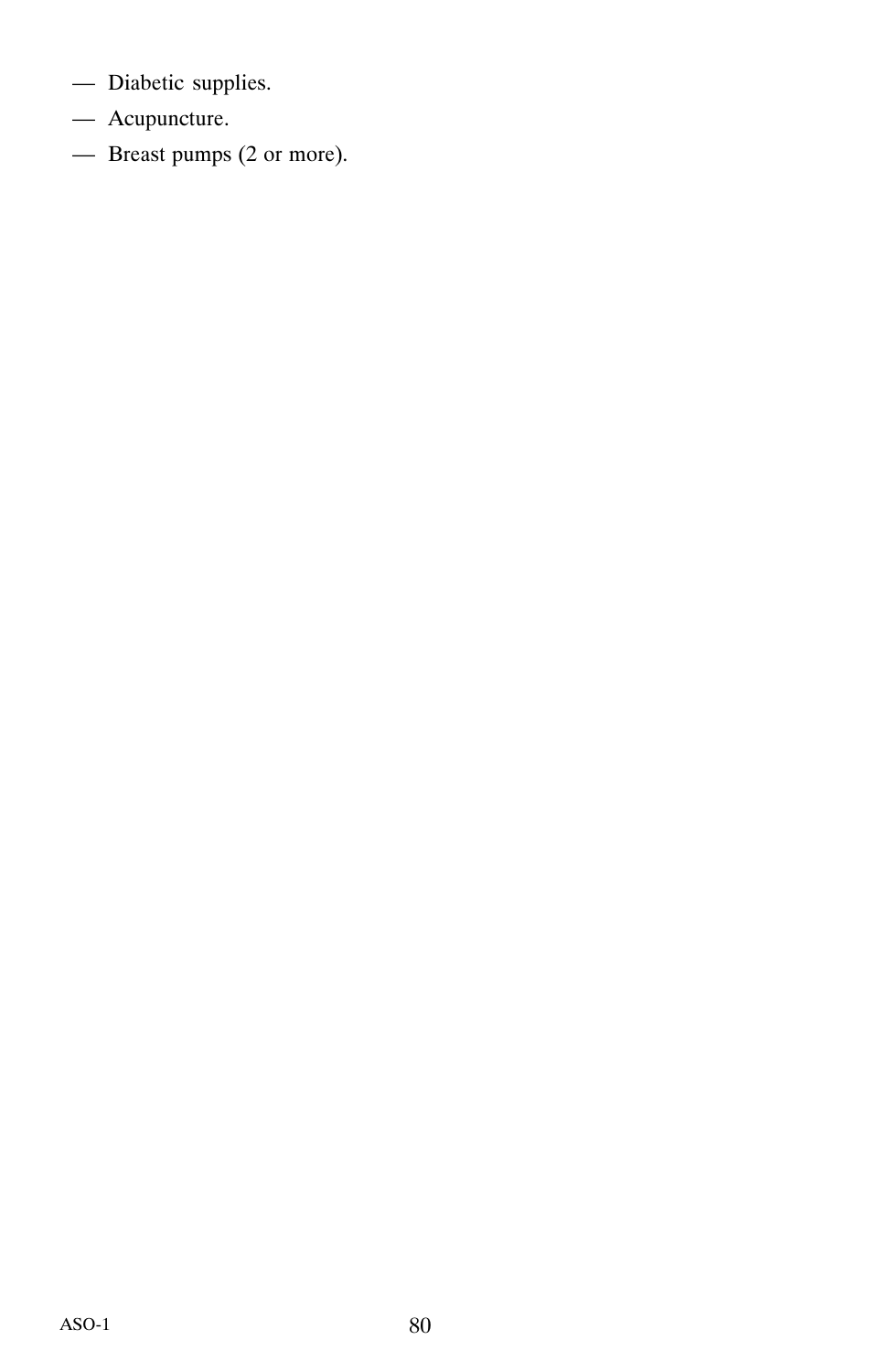— Diabetic supplies.

— Acupuncture.

— Breast pumps (2 or more).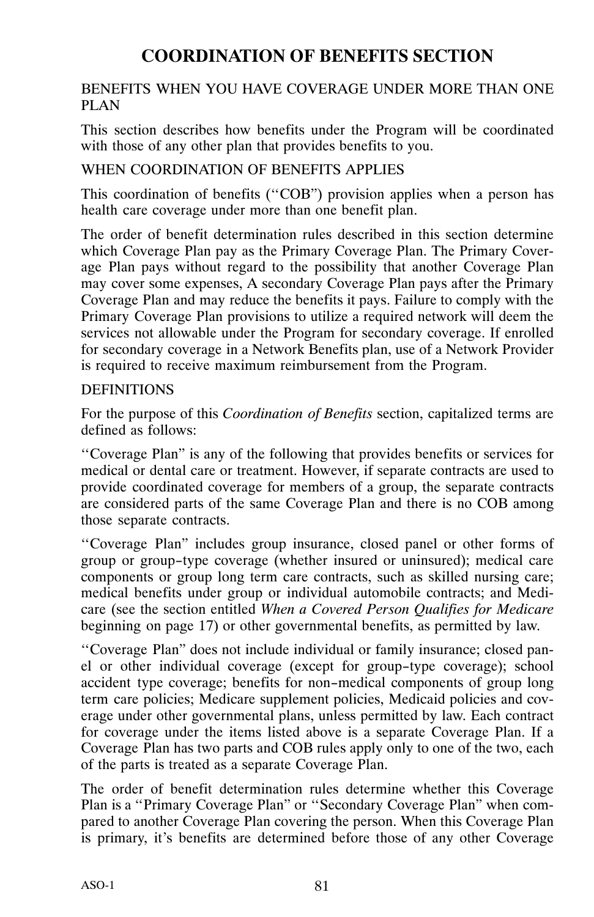# COORDINATION OF BENEFITS SECTION

BENEFITS WHEN YOU HAVE COVERAGE UNDER MORE THAN ONE PLAN

This section describes how benefits under the Program will be coordinated with those of any other plan that provides benefits to you.

WHEN COORDINATION OF BENEFITS APPLIES

This coordination of benefits (''COB'') provision applies when a person has health care coverage under more than one benefit plan.

The order of benefit determination rules described in this section determine which Coverage Plan pay as the Primary Coverage Plan. The Primary Coverage Plan pays without regard to the possibility that another Coverage Plan may cover some expenses, A secondary Coverage Plan pays after the Primary Coverage Plan and may reduce the benefits it pays. Failure to comply with the Primary Coverage Plan provisions to utilize a required network will deem the services not allowable under the Program for secondary coverage. If enrolled for secondary coverage in a Network Benefits plan, use of a Network Provider is required to receive maximum reimbursement from the Program.

DEFINITIONS

For the purpose of this *Coordination of Benefits* section, capitalized terms are defined as follows:

''Coverage Plan'' is any of the following that provides benefits or services for medical or dental care or treatment. However, if separate contracts are used to provide coordinated coverage for members of a group, the separate contracts are considered parts of the same Coverage Plan and there is no COB among those separate contracts.

''Coverage Plan'' includes group insurance, closed panel or other forms of group or group-type coverage (whether insured or uninsured); medical care components or group long term care contracts, such as skilled nursing care; medical benefits under group or individual automobile contracts; and Medicare (see the section entitled *When a Covered Person Qualifies for Medicare* beginning on page 17) or other governmental benefits, as permitted by law.

''Coverage Plan'' does not include individual or family insurance; closed panel or other individual coverage (except for group-type coverage); school accident type coverage; benefits for non-medical components of group long term care policies; Medicare supplement policies, Medicaid policies and coverage under other governmental plans, unless permitted by law. Each contract for coverage under the items listed above is a separate Coverage Plan. If a Coverage Plan has two parts and COB rules apply only to one of the two, each of the parts is treated as a separate Coverage Plan.

The order of benefit determination rules determine whether this Coverage Plan is a ''Primary Coverage Plan'' or ''Secondary Coverage Plan'' when compared to another Coverage Plan covering the person. When this Coverage Plan is primary, it's benefits are determined before those of any other Coverage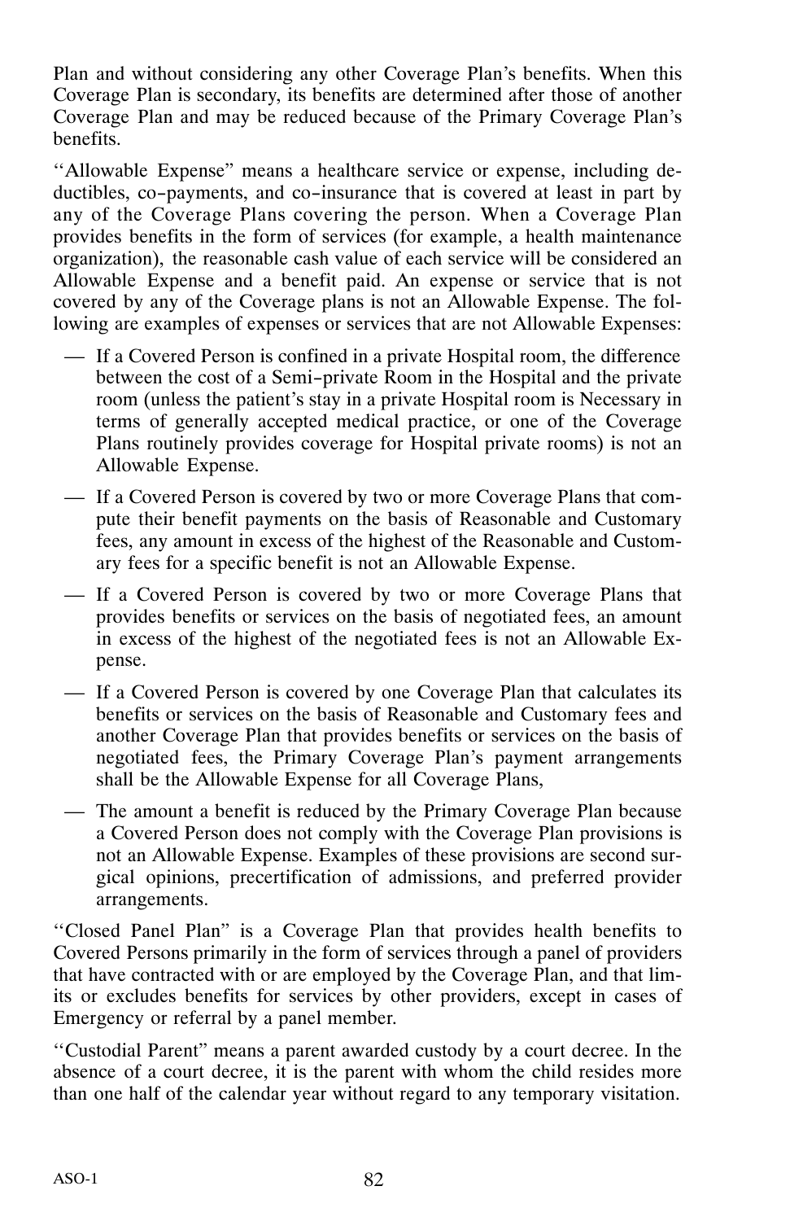Plan and without considering any other Coverage Plan's benefits. When this Coverage Plan is secondary, its benefits are determined after those of another Coverage Plan and may be reduced because of the Primary Coverage Plan's benefits.

''Allowable Expense'' means a healthcare service or expense, including deductibles, co-payments, and co-insurance that is covered at least in part by any of the Coverage Plans covering the person. When a Coverage Plan provides benefits in the form of services (for example, a health maintenance organization), the reasonable cash value of each service will be considered an Allowable Expense and a benefit paid. An expense or service that is not covered by any of the Coverage plans is not an Allowable Expense. The following are examples of expenses or services that are not Allowable Expenses:

- If a Covered Person is confined in a private Hospital room, the difference between the cost of a Semi-private Room in the Hospital and the private room (unless the patient's stay in a private Hospital room is Necessary in terms of generally accepted medical practice, or one of the Coverage Plans routinely provides coverage for Hospital private rooms) is not an Allowable Expense.
- If a Covered Person is covered by two or more Coverage Plans that compute their benefit payments on the basis of Reasonable and Customary fees, any amount in excess of the highest of the Reasonable and Customary fees for a specific benefit is not an Allowable Expense.
- If a Covered Person is covered by two or more Coverage Plans that provides benefits or services on the basis of negotiated fees, an amount in excess of the highest of the negotiated fees is not an Allowable Expense.
- If a Covered Person is covered by one Coverage Plan that calculates its benefits or services on the basis of Reasonable and Customary fees and another Coverage Plan that provides benefits or services on the basis of negotiated fees, the Primary Coverage Plan's payment arrangements shall be the Allowable Expense for all Coverage Plans,
- The amount a benefit is reduced by the Primary Coverage Plan because a Covered Person does not comply with the Coverage Plan provisions is not an Allowable Expense. Examples of these provisions are second surgical opinions, precertification of admissions, and preferred provider arrangements.

''Closed Panel Plan'' is a Coverage Plan that provides health benefits to Covered Persons primarily in the form of services through a panel of providers that have contracted with or are employed by the Coverage Plan, and that limits or excludes benefits for services by other providers, except in cases of Emergency or referral by a panel member.

''Custodial Parent'' means a parent awarded custody by a court decree. In the absence of a court decree, it is the parent with whom the child resides more than one half of the calendar year without regard to any temporary visitation.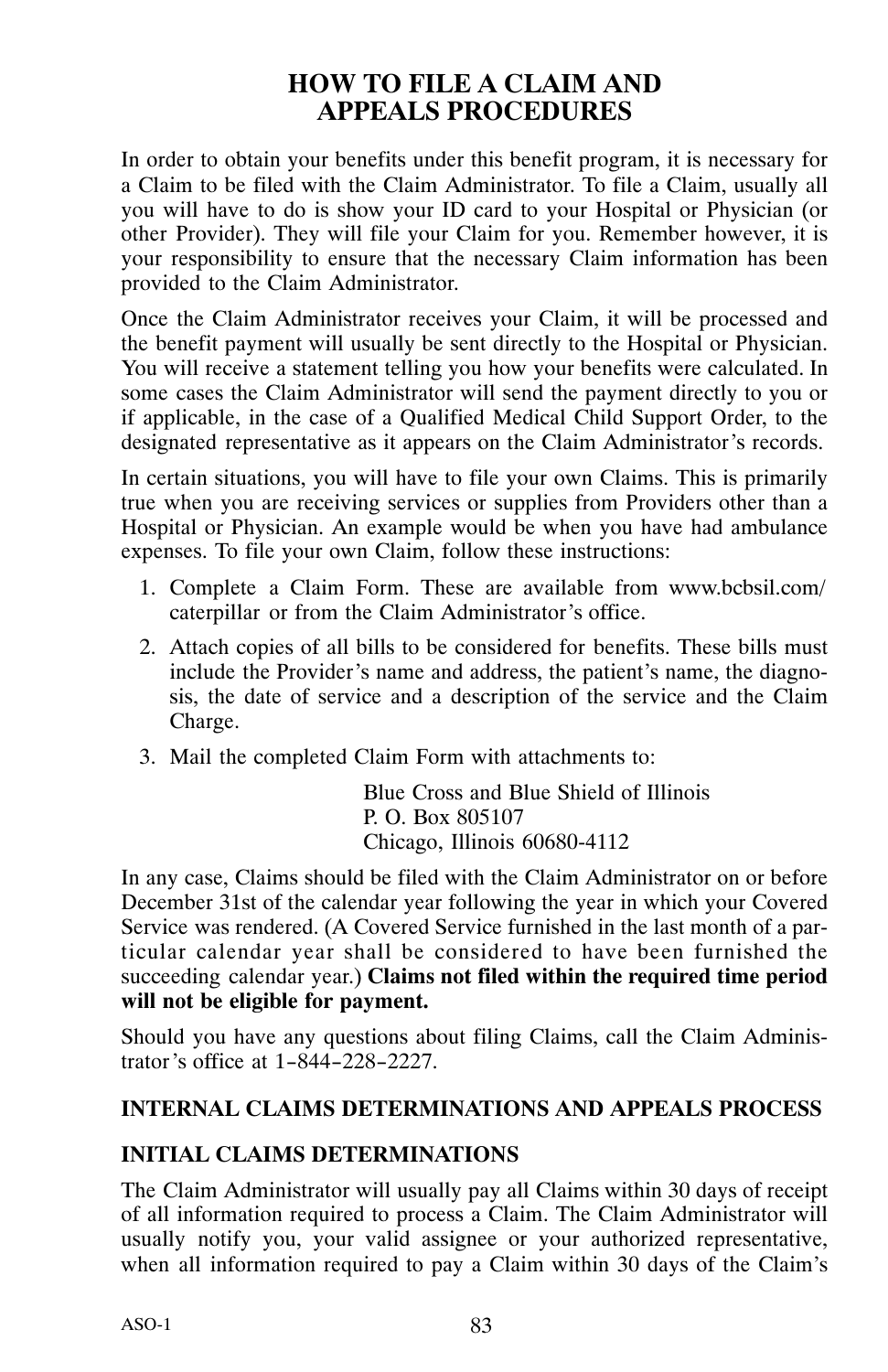# HOW TO FILE A CLAIM AND APPEALS PROCEDURES

In order to obtain your benefits under this benefit program, it is necessary for a Claim to be filed with the Claim Administrator. To file a Claim, usually all you will have to do is show your ID card to your Hospital or Physician (or other Provider). They will file your Claim for you. Remember however, it is your responsibility to ensure that the necessary Claim information has been provided to the Claim Administrator.

Once the Claim Administrator receives your Claim, it will be processed and the benefit payment will usually be sent directly to the Hospital or Physician. You will receive a statement telling you how your benefits were calculated. In some cases the Claim Administrator will send the payment directly to you or if applicable, in the case of a Qualified Medical Child Support Order, to the designated representative as it appears on the Claim Administrator's records.

In certain situations, you will have to file your own Claims. This is primarily true when you are receiving services or supplies from Providers other than a Hospital or Physician. An example would be when you have had ambulance expenses. To file your own Claim, follow these instructions:

1. Complete a Claim Form. These are available from www.bcbsil.com/caterpillar or from the Claim Administrator's office.
2. Attach copies of all bills to be considered for benefits. These bills must include the Provider's name and address, the patient's name, the diagnosis, the date of service and a description of the service and the Claim Charge.
3. Mail the completed Claim Form with attachments to:

   Blue Cross and Blue Shield of Illinois
   P. O. Box 805107
   Chicago, Illinois 60680-4112

In any case, Claims should be filed with the Claim Administrator on or before December 31st of the calendar year following the year in which your Covered Service was rendered. (A Covered Service furnished in the last month of a particular calendar year shall be considered to have been furnished the succeeding calendar year.) **Claims not filed within the required time period will not be eligible for payment.**

Should you have any questions about filing Claims, call the Claim Administrator's office at 1-844-228-2227.

## INTERNAL CLAIMS DETERMINATIONS AND APPEALS PROCESS

### INITIAL CLAIMS DETERMINATIONS

The Claim Administrator will usually pay all Claims within 30 days of receipt of all information required to process a Claim. The Claim Administrator will usually notify you, your valid assignee or your authorized representative, when all information required to pay a Claim within 30 days of the Claim's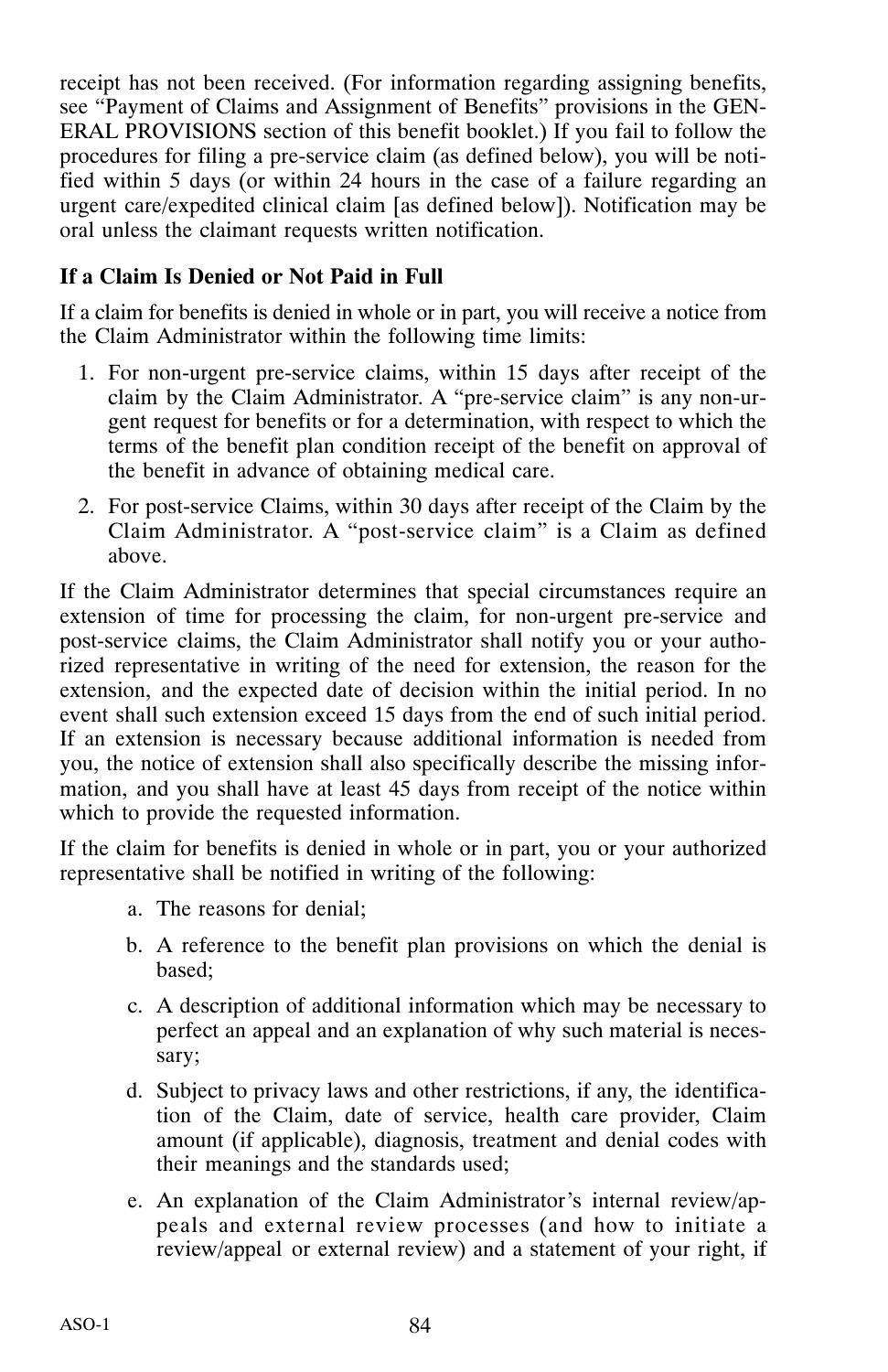receipt has not been received. (For information regarding assigning benefits, see "Payment of Claims and Assignment of Benefits" provisions in the GENERAL PROVISIONS section of this benefit booklet.) If you fail to follow the procedures for filing a pre-service claim (as defined below), you will be notified within 5 days (or within 24 hours in the case of a failure regarding an urgent care/expedited clinical claim [as defined below]). Notification may be oral unless the claimant requests written notification.

**If a Claim Is Denied or Not Paid in Full**

If a claim for benefits is denied in whole or in part, you will receive a notice from the Claim Administrator within the following time limits:

1. For non-urgent pre-service claims, within 15 days after receipt of the claim by the Claim Administrator. A "pre-service claim" is any non-urgent request for benefits or for a determination, with respect to which the terms of the benefit plan condition receipt of the benefit on approval of the benefit in advance of obtaining medical care.
2. For post-service Claims, within 30 days after receipt of the Claim by the Claim Administrator. A "post-service claim" is a Claim as defined above.

If the Claim Administrator determines that special circumstances require an extension of time for processing the claim, for non-urgent pre-service and post-service claims, the Claim Administrator shall notify you or your authorized representative in writing of the need for extension, the reason for the extension, and the expected date of decision within the initial period. In no event shall such extension exceed 15 days from the end of such initial period. If an extension is necessary because additional information is needed from you, the notice of extension shall also specifically describe the missing information, and you shall have at least 45 days from receipt of the notice within which to provide the requested information.

If the claim for benefits is denied in whole or in part, you or your authorized representative shall be notified in writing of the following:

a. The reasons for denial;

b. A reference to the benefit plan provisions on which the denial is based;

c. A description of additional information which may be necessary to perfect an appeal and an explanation of why such material is necessary;

d. Subject to privacy laws and other restrictions, if any, the identification of the Claim, date of service, health care provider, Claim amount (if applicable), diagnosis, treatment and denial codes with their meanings and the standards used;

e. An explanation of the Claim Administrator's internal review/appeals and external review processes (and how to initiate a review/appeal or external review) and a statement of your right, if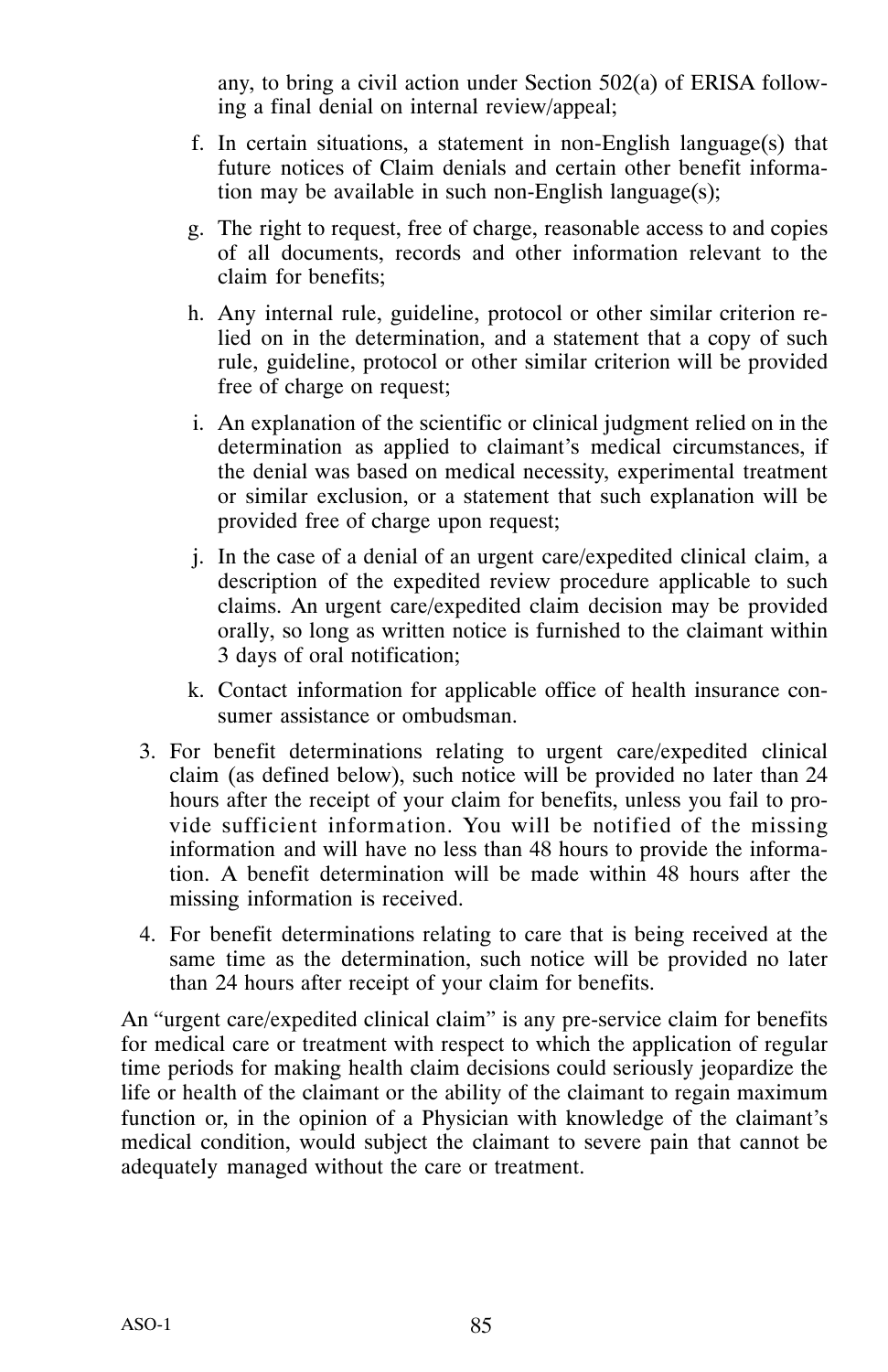any, to bring a civil action under Section 502(a) of ERISA following a final denial on internal review/appeal;

f. In certain situations, a statement in non-English language(s) that future notices of Claim denials and certain other benefit information may be available in such non-English language(s);

g. The right to request, free of charge, reasonable access to and copies of all documents, records and other information relevant to the claim for benefits;

h. Any internal rule, guideline, protocol or other similar criterion relied on in the determination, and a statement that a copy of such rule, guideline, protocol or other similar criterion will be provided free of charge on request;

i. An explanation of the scientific or clinical judgment relied on in the determination as applied to claimant's medical circumstances, if the denial was based on medical necessity, experimental treatment or similar exclusion, or a statement that such explanation will be provided free of charge upon request;

j. In the case of a denial of an urgent care/expedited clinical claim, a description of the expedited review procedure applicable to such claims. An urgent care/expedited claim decision may be provided orally, so long as written notice is furnished to the claimant within 3 days of oral notification;

k. Contact information for applicable office of health insurance consumer assistance or ombudsman.

3. For benefit determinations relating to urgent care/expedited clinical claim (as defined below), such notice will be provided no later than 24 hours after the receipt of your claim for benefits, unless you fail to provide sufficient information. You will be notified of the missing information and will have no less than 48 hours to provide the information. A benefit determination will be made within 48 hours after the missing information is received.

4. For benefit determinations relating to care that is being received at the same time as the determination, such notice will be provided no later than 24 hours after receipt of your claim for benefits.

An "urgent care/expedited clinical claim" is any pre-service claim for benefits for medical care or treatment with respect to which the application of regular time periods for making health claim decisions could seriously jeopardize the life or health of the claimant or the ability of the claimant to regain maximum function or, in the opinion of a Physician with knowledge of the claimant's medical condition, would subject the claimant to severe pain that cannot be adequately managed without the care or treatment.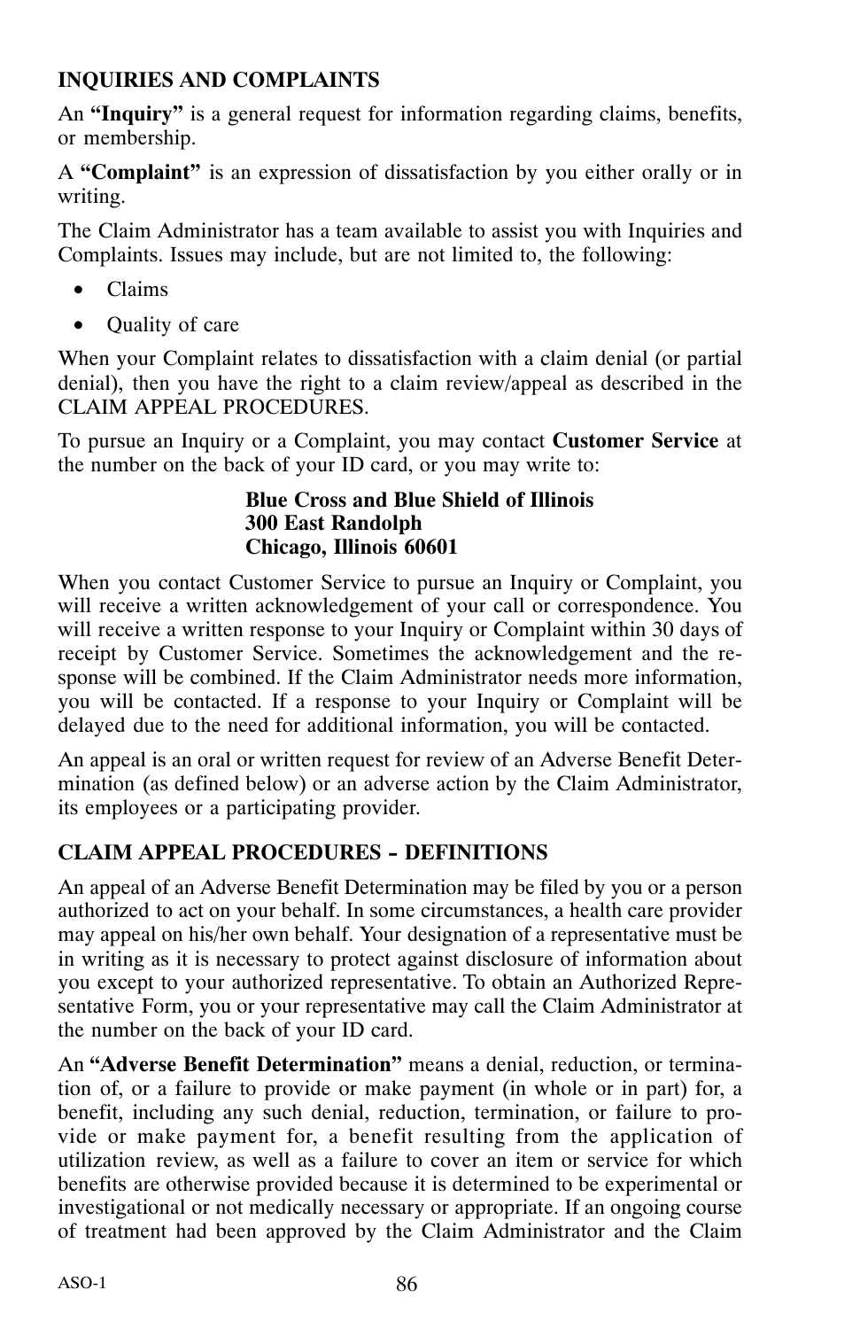## INQUIRIES AND COMPLAINTS

An **"Inquiry"** is a general request for information regarding claims, benefits, or membership.

A **"Complaint"** is an expression of dissatisfaction by you either orally or in writing.

The Claim Administrator has a team available to assist you with Inquiries and Complaints. Issues may include, but are not limited to, the following:

- Claims
- Quality of care

When your Complaint relates to dissatisfaction with a claim denial (or partial denial), then you have the right to a claim review/appeal as described in the CLAIM APPEAL PROCEDURES.

To pursue an Inquiry or a Complaint, you may contact **Customer Service** at the number on the back of your ID card, or you may write to:

**Blue Cross and Blue Shield of Illinois**
**300 East Randolph**
**Chicago, Illinois 60601**

When you contact Customer Service to pursue an Inquiry or Complaint, you will receive a written acknowledgement of your call or correspondence. You will receive a written response to your Inquiry or Complaint within 30 days of receipt by Customer Service. Sometimes the acknowledgement and the response will be combined. If the Claim Administrator needs more information, you will be contacted. If a response to your Inquiry or Complaint will be delayed due to the need for additional information, you will be contacted.

An appeal is an oral or written request for review of an Adverse Benefit Determination (as defined below) or an adverse action by the Claim Administrator, its employees or a participating provider.

## CLAIM APPEAL PROCEDURES - DEFINITIONS

An appeal of an Adverse Benefit Determination may be filed by you or a person authorized to act on your behalf. In some circumstances, a health care provider may appeal on his/her own behalf. Your designation of a representative must be in writing as it is necessary to protect against disclosure of information about you except to your authorized representative. To obtain an Authorized Representative Form, you or your representative may call the Claim Administrator at the number on the back of your ID card.

An **"Adverse Benefit Determination"** means a denial, reduction, or termination of, or a failure to provide or make payment (in whole or in part) for, a benefit, including any such denial, reduction, termination, or failure to provide or make payment for, a benefit resulting from the application of utilization review, as well as a failure to cover an item or service for which benefits are otherwise provided because it is determined to be experimental or investigational or not medically necessary or appropriate. If an ongoing course of treatment had been approved by the Claim Administrator and the Claim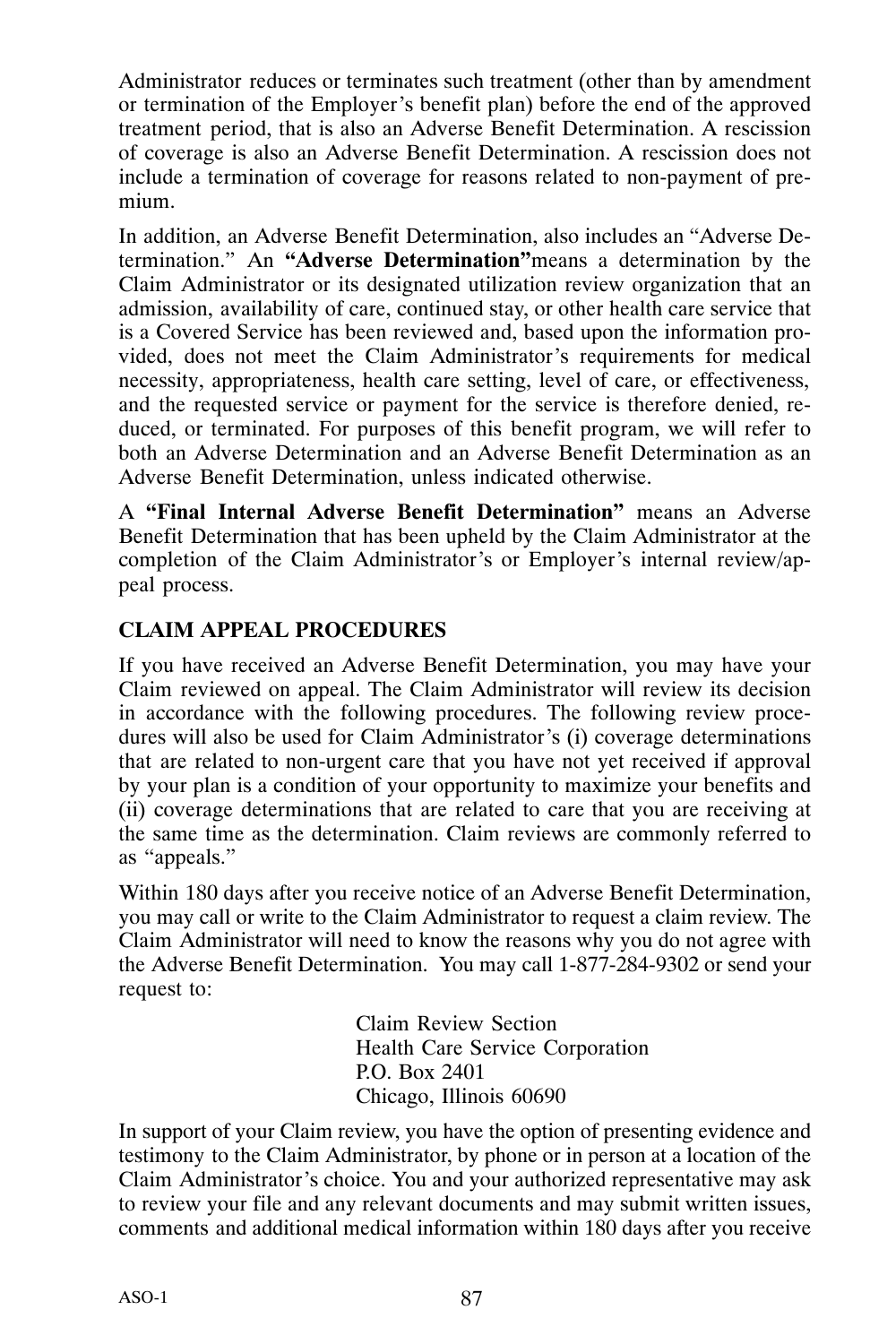Administrator reduces or terminates such treatment (other than by amendment or termination of the Employer's benefit plan) before the end of the approved treatment period, that is also an Adverse Benefit Determination. A rescission of coverage is also an Adverse Benefit Determination. A rescission does not include a termination of coverage for reasons related to non-payment of premium.

In addition, an Adverse Benefit Determination, also includes an "Adverse Determination." An **"Adverse Determination"** means a determination by the Claim Administrator or its designated utilization review organization that an admission, availability of care, continued stay, or other health care service that is a Covered Service has been reviewed and, based upon the information provided, does not meet the Claim Administrator's requirements for medical necessity, appropriateness, health care setting, level of care, or effectiveness, and the requested service or payment for the service is therefore denied, reduced, or terminated. For purposes of this benefit program, we will refer to both an Adverse Determination and an Adverse Benefit Determination as an Adverse Benefit Determination, unless indicated otherwise.

A **"Final Internal Adverse Benefit Determination"** means an Adverse Benefit Determination that has been upheld by the Claim Administrator at the completion of the Claim Administrator's or Employer's internal review/appeal process.

## CLAIM APPEAL PROCEDURES

If you have received an Adverse Benefit Determination, you may have your Claim reviewed on appeal. The Claim Administrator will review its decision in accordance with the following procedures. The following review procedures will also be used for Claim Administrator's (i) coverage determinations that are related to non-urgent care that you have not yet received if approval by your plan is a condition of your opportunity to maximize your benefits and (ii) coverage determinations that are related to care that you are receiving at the same time as the determination. Claim reviews are commonly referred to as "appeals."

Within 180 days after you receive notice of an Adverse Benefit Determination, you may call or write to the Claim Administrator to request a claim review. The Claim Administrator will need to know the reasons why you do not agree with the Adverse Benefit Determination. You may call 1-877-284-9302 or send your request to:

Claim Review Section
Health Care Service Corporation
P.O. Box 2401
Chicago, Illinois 60690

In support of your Claim review, you have the option of presenting evidence and testimony to the Claim Administrator, by phone or in person at a location of the Claim Administrator's choice. You and your authorized representative may ask to review your file and any relevant documents and may submit written issues, comments and additional medical information within 180 days after you receive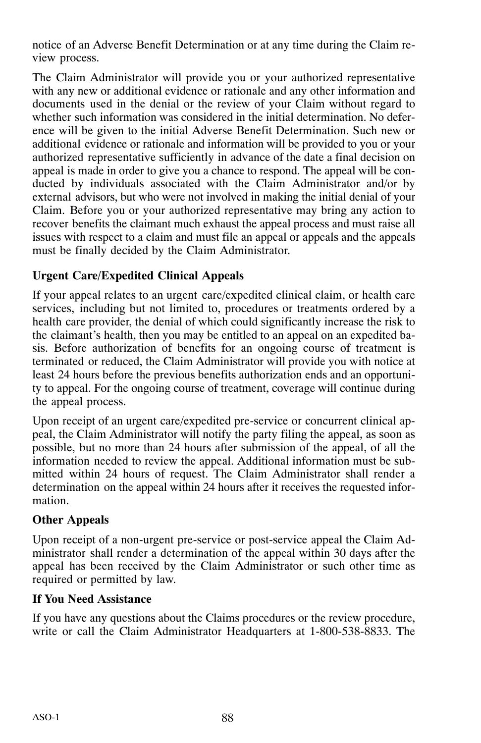notice of an Adverse Benefit Determination or at any time during the Claim review process.

The Claim Administrator will provide you or your authorized representative with any new or additional evidence or rationale and any other information and documents used in the denial or the review of your Claim without regard to whether such information was considered in the initial determination. No deference will be given to the initial Adverse Benefit Determination. Such new or additional evidence or rationale and information will be provided to you or your authorized representative sufficiently in advance of the date a final decision on appeal is made in order to give you a chance to respond. The appeal will be conducted by individuals associated with the Claim Administrator and/or by external advisors, but who were not involved in making the initial denial of your Claim. Before you or your authorized representative may bring any action to recover benefits the claimant much exhaust the appeal process and must raise all issues with respect to a claim and must file an appeal or appeals and the appeals must be finally decided by the Claim Administrator.

**Urgent Care/Expedited Clinical Appeals**

If your appeal relates to an urgent care/expedited clinical claim, or health care services, including but not limited to, procedures or treatments ordered by a health care provider, the denial of which could significantly increase the risk to the claimant's health, then you may be entitled to an appeal on an expedited basis. Before authorization of benefits for an ongoing course of treatment is terminated or reduced, the Claim Administrator will provide you with notice at least 24 hours before the previous benefits authorization ends and an opportunity to appeal. For the ongoing course of treatment, coverage will continue during the appeal process.

Upon receipt of an urgent care/expedited pre-service or concurrent clinical appeal, the Claim Administrator will notify the party filing the appeal, as soon as possible, but no more than 24 hours after submission of the appeal, of all the information needed to review the appeal. Additional information must be submitted within 24 hours of request. The Claim Administrator shall render a determination on the appeal within 24 hours after it receives the requested information.

**Other Appeals**

Upon receipt of a non-urgent pre-service or post-service appeal the Claim Administrator shall render a determination of the appeal within 30 days after the appeal has been received by the Claim Administrator or such other time as required or permitted by law.

**If You Need Assistance**

If you have any questions about the Claims procedures or the review procedure, write or call the Claim Administrator Headquarters at 1-800-538-8833. The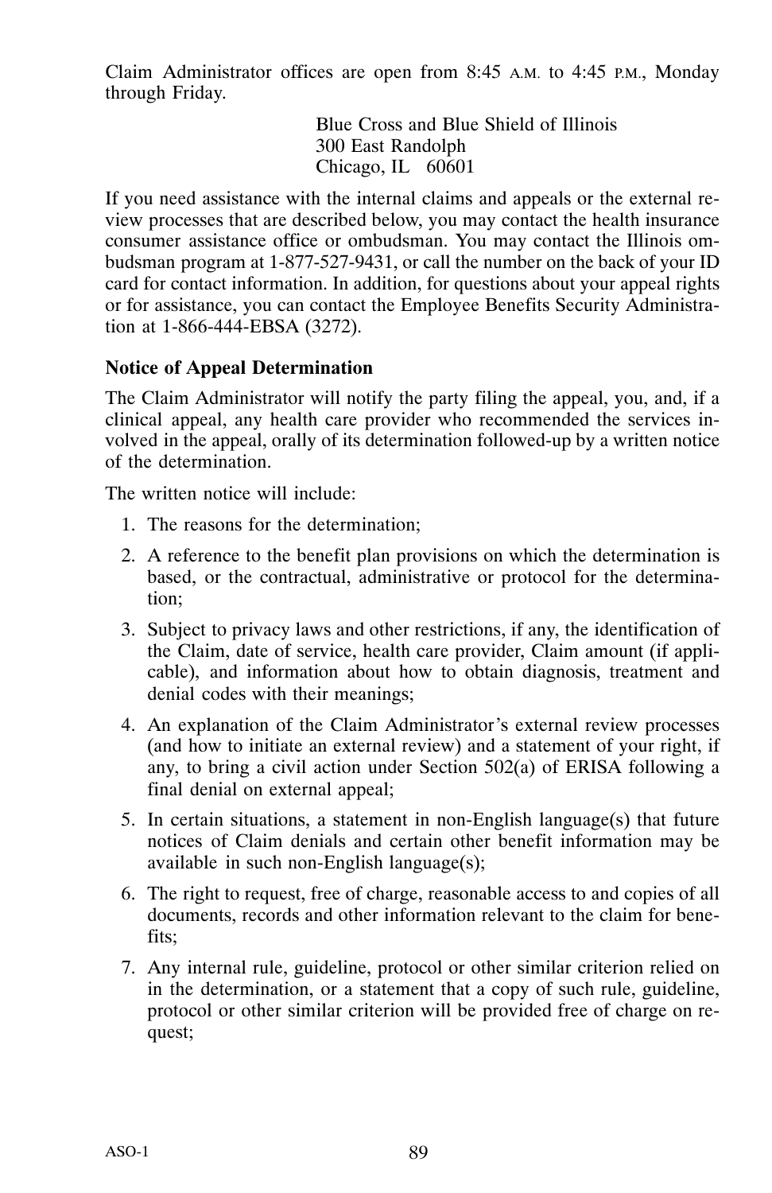Claim Administrator offices are open from 8:45 A.M. to 4:45 P.M., Monday through Friday.

Blue Cross and Blue Shield of Illinois
300 East Randolph
Chicago, IL 60601

If you need assistance with the internal claims and appeals or the external review processes that are described below, you may contact the health insurance consumer assistance office or ombudsman. You may contact the Illinois ombudsman program at 1-877-527-9431, or call the number on the back of your ID card for contact information. In addition, for questions about your appeal rights or for assistance, you can contact the Employee Benefits Security Administration at 1-866-444-EBSA (3272).

**Notice of Appeal Determination**

The Claim Administrator will notify the party filing the appeal, you, and, if a clinical appeal, any health care provider who recommended the services involved in the appeal, orally of its determination followed-up by a written notice of the determination.

The written notice will include:

1. The reasons for the determination;
2. A reference to the benefit plan provisions on which the determination is based, or the contractual, administrative or protocol for the determination;
3. Subject to privacy laws and other restrictions, if any, the identification of the Claim, date of service, health care provider, Claim amount (if applicable), and information about how to obtain diagnosis, treatment and denial codes with their meanings;
4. An explanation of the Claim Administrator's external review processes (and how to initiate an external review) and a statement of your right, if any, to bring a civil action under Section 502(a) of ERISA following a final denial on external appeal;
5. In certain situations, a statement in non-English language(s) that future notices of Claim denials and certain other benefit information may be available in such non-English language(s);
6. The right to request, free of charge, reasonable access to and copies of all documents, records and other information relevant to the claim for benefits;
7. Any internal rule, guideline, protocol or other similar criterion relied on in the determination, or a statement that a copy of such rule, guideline, protocol or other similar criterion will be provided free of charge on request;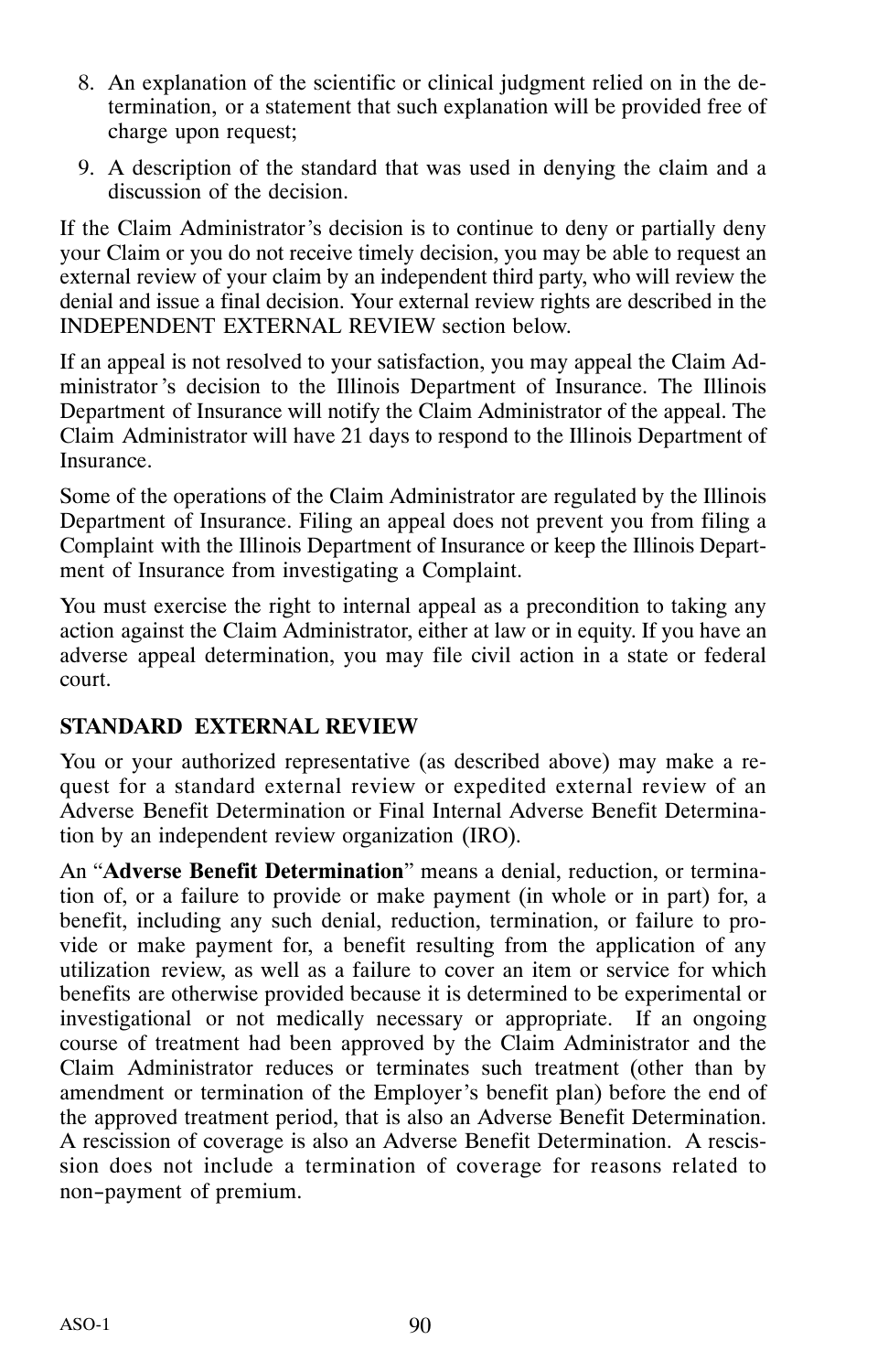8. An explanation of the scientific or clinical judgment relied on in the determination, or a statement that such explanation will be provided free of charge upon request;
9. A description of the standard that was used in denying the claim and a discussion of the decision.

If the Claim Administrator's decision is to continue to deny or partially deny your Claim or you do not receive timely decision, you may be able to request an external review of your claim by an independent third party, who will review the denial and issue a final decision. Your external review rights are described in the INDEPENDENT EXTERNAL REVIEW section below.

If an appeal is not resolved to your satisfaction, you may appeal the Claim Administrator's decision to the Illinois Department of Insurance. The Illinois Department of Insurance will notify the Claim Administrator of the appeal. The Claim Administrator will have 21 days to respond to the Illinois Department of Insurance.

Some of the operations of the Claim Administrator are regulated by the Illinois Department of Insurance. Filing an appeal does not prevent you from filing a Complaint with the Illinois Department of Insurance or keep the Illinois Department of Insurance from investigating a Complaint.

You must exercise the right to internal appeal as a precondition to taking any action against the Claim Administrator, either at law or in equity. If you have an adverse appeal determination, you may file civil action in a state or federal court.

**STANDARD EXTERNAL REVIEW**

You or your authorized representative (as described above) may make a request for a standard external review or expedited external review of an Adverse Benefit Determination or Final Internal Adverse Benefit Determination by an independent review organization (IRO).

An "**Adverse Benefit Determination**" means a denial, reduction, or termination of, or a failure to provide or make payment (in whole or in part) for, a benefit, including any such denial, reduction, termination, or failure to provide or make payment for, a benefit resulting from the application of any utilization review, as well as a failure to cover an item or service for which benefits are otherwise provided because it is determined to be experimental or investigational or not medically necessary or appropriate. If an ongoing course of treatment had been approved by the Claim Administrator and the Claim Administrator reduces or terminates such treatment (other than by amendment or termination of the Employer's benefit plan) before the end of the approved treatment period, that is also an Adverse Benefit Determination. A rescission of coverage is also an Adverse Benefit Determination. A rescission does not include a termination of coverage for reasons related to non-payment of premium.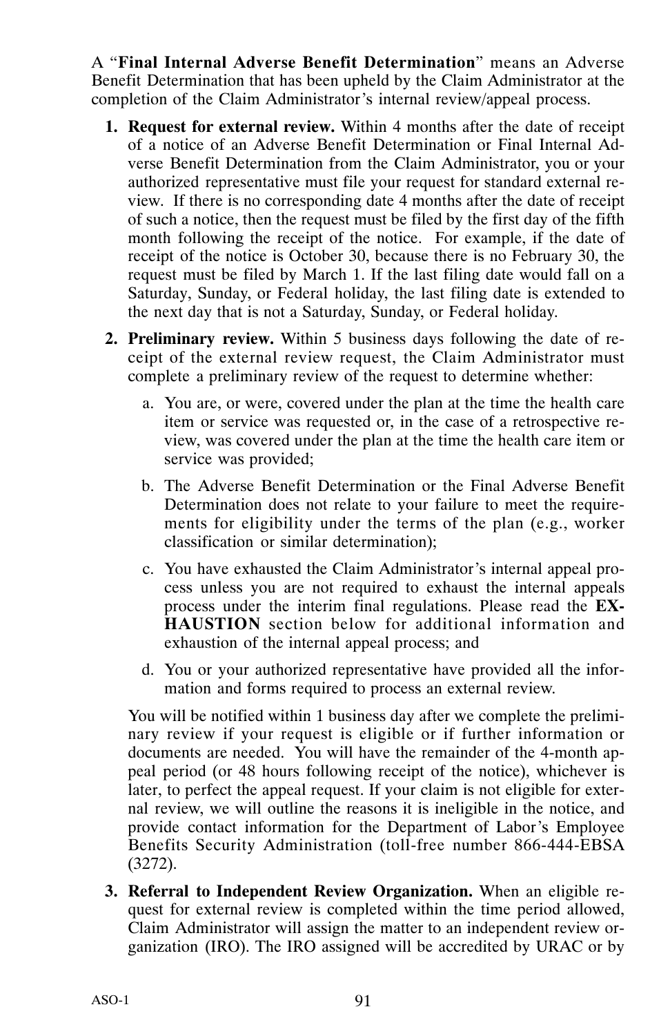A "**Final Internal Adverse Benefit Determination**" means an Adverse Benefit Determination that has been upheld by the Claim Administrator at the completion of the Claim Administrator's internal review/appeal process.

1. **Request for external review.** Within 4 months after the date of receipt of a notice of an Adverse Benefit Determination or Final Internal Adverse Benefit Determination from the Claim Administrator, you or your authorized representative must file your request for standard external review. If there is no corresponding date 4 months after the date of receipt of such a notice, then the request must be filed by the first day of the fifth month following the receipt of the notice. For example, if the date of receipt of the notice is October 30, because there is no February 30, the request must be filed by March 1. If the last filing date would fall on a Saturday, Sunday, or Federal holiday, the last filing date is extended to the next day that is not a Saturday, Sunday, or Federal holiday.

2. **Preliminary review.** Within 5 business days following the date of receipt of the external review request, the Claim Administrator must complete a preliminary review of the request to determine whether:

   a. You are, or were, covered under the plan at the time the health care item or service was requested or, in the case of a retrospective review, was covered under the plan at the time the health care item or service was provided;

   b. The Adverse Benefit Determination or the Final Adverse Benefit Determination does not relate to your failure to meet the requirements for eligibility under the terms of the plan (e.g., worker classification or similar determination);

   c. You have exhausted the Claim Administrator's internal appeal process unless you are not required to exhaust the internal appeals process under the interim final regulations. Please read the **EXHAUSTION** section below for additional information and exhaustion of the internal appeal process; and

   d. You or your authorized representative have provided all the information and forms required to process an external review.

   You will be notified within 1 business day after we complete the preliminary review if your request is eligible or if further information or documents are needed. You will have the remainder of the 4-month appeal period (or 48 hours following receipt of the notice), whichever is later, to perfect the appeal request. If your claim is not eligible for external review, we will outline the reasons it is ineligible in the notice, and provide contact information for the Department of Labor's Employee Benefits Security Administration (toll-free number 866-444-EBSA (3272).

3. **Referral to Independent Review Organization.** When an eligible request for external review is completed within the time period allowed, Claim Administrator will assign the matter to an independent review organization (IRO). The IRO assigned will be accredited by URAC or by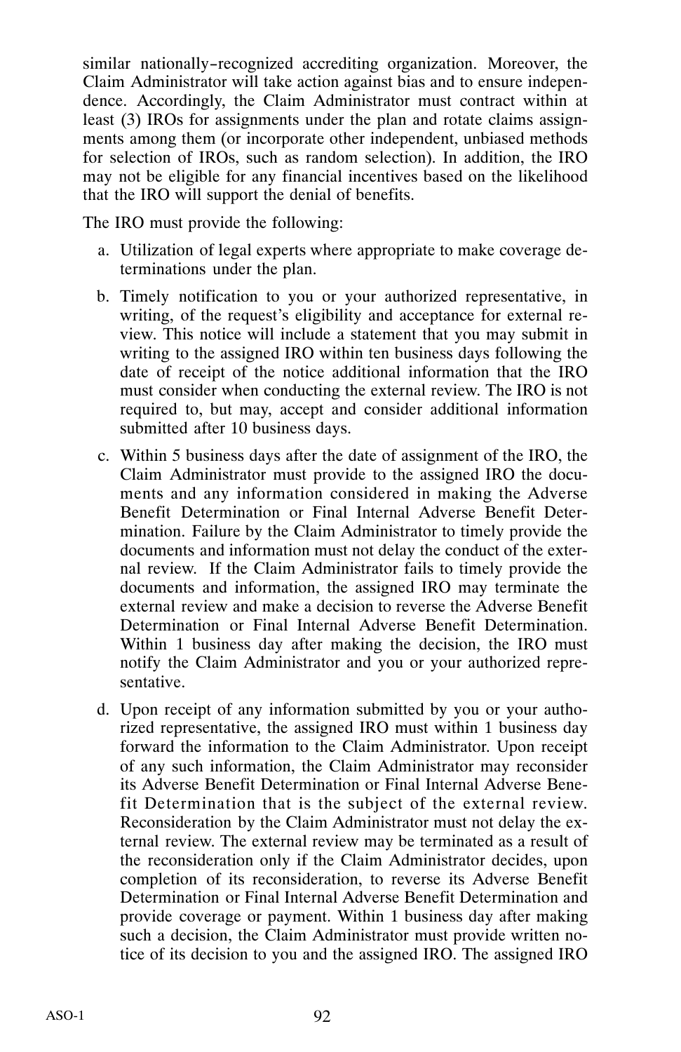similar nationally-recognized accrediting organization. Moreover, the Claim Administrator will take action against bias and to ensure independence. Accordingly, the Claim Administrator must contract within at least (3) IROs for assignments under the plan and rotate claims assignments among them (or incorporate other independent, unbiased methods for selection of IROs, such as random selection). In addition, the IRO may not be eligible for any financial incentives based on the likelihood that the IRO will support the denial of benefits.

The IRO must provide the following:

a. Utilization of legal experts where appropriate to make coverage determinations under the plan.

b. Timely notification to you or your authorized representative, in writing, of the request's eligibility and acceptance for external review. This notice will include a statement that you may submit in writing to the assigned IRO within ten business days following the date of receipt of the notice additional information that the IRO must consider when conducting the external review. The IRO is not required to, but may, accept and consider additional information submitted after 10 business days.

c. Within 5 business days after the date of assignment of the IRO, the Claim Administrator must provide to the assigned IRO the documents and any information considered in making the Adverse Benefit Determination or Final Internal Adverse Benefit Determination. Failure by the Claim Administrator to timely provide the documents and information must not delay the conduct of the external review. If the Claim Administrator fails to timely provide the documents and information, the assigned IRO may terminate the external review and make a decision to reverse the Adverse Benefit Determination or Final Internal Adverse Benefit Determination. Within 1 business day after making the decision, the IRO must notify the Claim Administrator and you or your authorized representative.

d. Upon receipt of any information submitted by you or your authorized representative, the assigned IRO must within 1 business day forward the information to the Claim Administrator. Upon receipt of any such information, the Claim Administrator may reconsider its Adverse Benefit Determination or Final Internal Adverse Benefit Determination that is the subject of the external review. Reconsideration by the Claim Administrator must not delay the external review. The external review may be terminated as a result of the reconsideration only if the Claim Administrator decides, upon completion of its reconsideration, to reverse its Adverse Benefit Determination or Final Internal Adverse Benefit Determination and provide coverage or payment. Within 1 business day after making such a decision, the Claim Administrator must provide written notice of its decision to you and the assigned IRO. The assigned IRO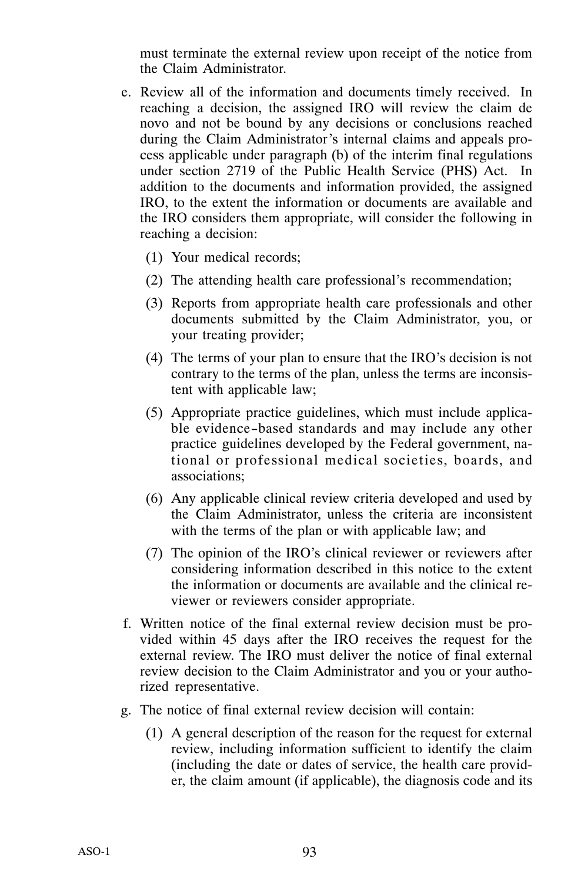must terminate the external review upon receipt of the notice from the Claim Administrator.

e. Review all of the information and documents timely received. In reaching a decision, the assigned IRO will review the claim de novo and not be bound by any decisions or conclusions reached during the Claim Administrator's internal claims and appeals process applicable under paragraph (b) of the interim final regulations under section 2719 of the Public Health Service (PHS) Act. In addition to the documents and information provided, the assigned IRO, to the extent the information or documents are available and the IRO considers them appropriate, will consider the following in reaching a decision:

   (1) Your medical records;

   (2) The attending health care professional's recommendation;

   (3) Reports from appropriate health care professionals and other documents submitted by the Claim Administrator, you, or your treating provider;

   (4) The terms of your plan to ensure that the IRO's decision is not contrary to the terms of the plan, unless the terms are inconsistent with applicable law;

   (5) Appropriate practice guidelines, which must include applicable evidence–based standards and may include any other practice guidelines developed by the Federal government, national or professional medical societies, boards, and associations;

   (6) Any applicable clinical review criteria developed and used by the Claim Administrator, unless the criteria are inconsistent with the terms of the plan or with applicable law; and

   (7) The opinion of the IRO's clinical reviewer or reviewers after considering information described in this notice to the extent the information or documents are available and the clinical reviewer or reviewers consider appropriate.

f. Written notice of the final external review decision must be provided within 45 days after the IRO receives the request for the external review. The IRO must deliver the notice of final external review decision to the Claim Administrator and you or your authorized representative.

g. The notice of final external review decision will contain:

   (1) A general description of the reason for the request for external review, including information sufficient to identify the claim (including the date or dates of service, the health care provider, the claim amount (if applicable), the diagnosis code and its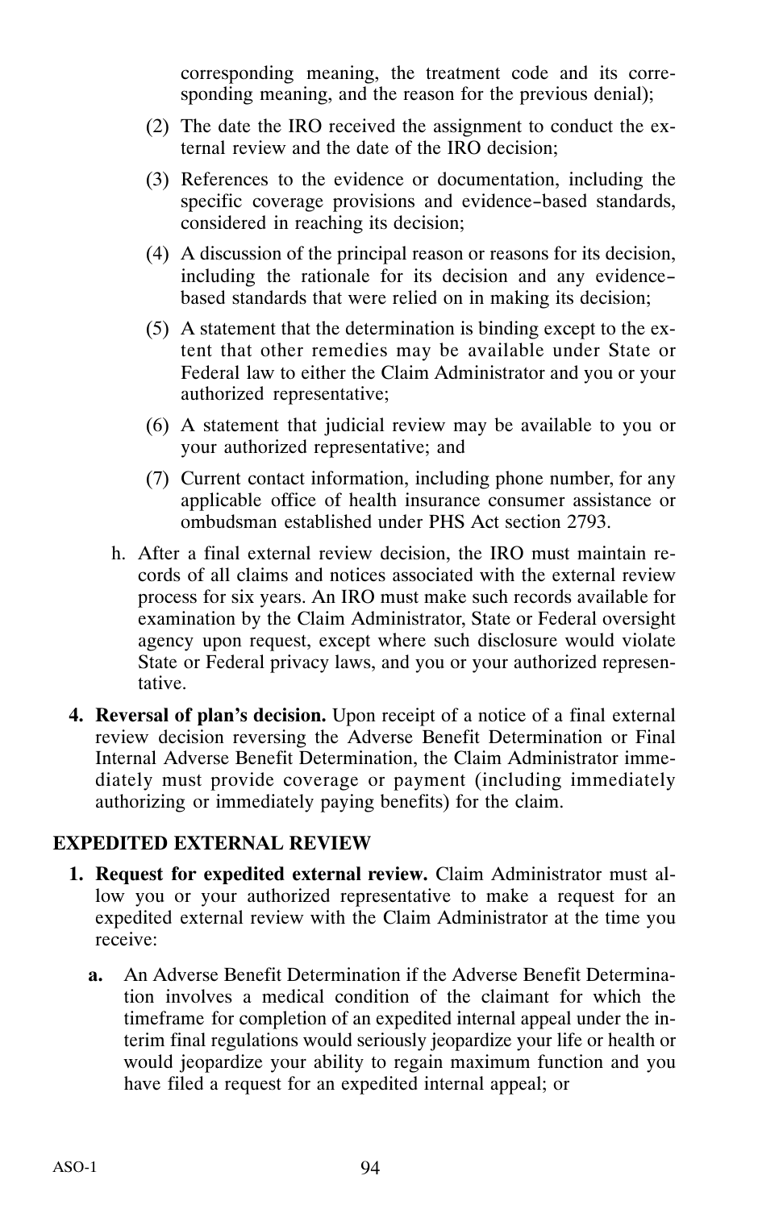corresponding meaning, the treatment code and its corresponding meaning, and the reason for the previous denial);

(2) The date the IRO received the assignment to conduct the external review and the date of the IRO decision;

(3) References to the evidence or documentation, including the specific coverage provisions and evidence-based standards, considered in reaching its decision;

(4) A discussion of the principal reason or reasons for its decision, including the rationale for its decision and any evidence-based standards that were relied on in making its decision;

(5) A statement that the determination is binding except to the extent that other remedies may be available under State or Federal law to either the Claim Administrator and you or your authorized representative;

(6) A statement that judicial review may be available to you or your authorized representative; and

(7) Current contact information, including phone number, for any applicable office of health insurance consumer assistance or ombudsman established under PHS Act section 2793.

h. After a final external review decision, the IRO must maintain records of all claims and notices associated with the external review process for six years. An IRO must make such records available for examination by the Claim Administrator, State or Federal oversight agency upon request, except where such disclosure would violate State or Federal privacy laws, and you or your authorized representative.

**4. Reversal of plan's decision.** Upon receipt of a notice of a final external review decision reversing the Adverse Benefit Determination or Final Internal Adverse Benefit Determination, the Claim Administrator immediately must provide coverage or payment (including immediately authorizing or immediately paying benefits) for the claim.

## EXPEDITED EXTERNAL REVIEW

**1. Request for expedited external review.** Claim Administrator must allow you or your authorized representative to make a request for an expedited external review with the Claim Administrator at the time you receive:

**a.** An Adverse Benefit Determination if the Adverse Benefit Determination involves a medical condition of the claimant for which the timeframe for completion of an expedited internal appeal under the interim final regulations would seriously jeopardize your life or health or would jeopardize your ability to regain maximum function and you have filed a request for an expedited internal appeal; or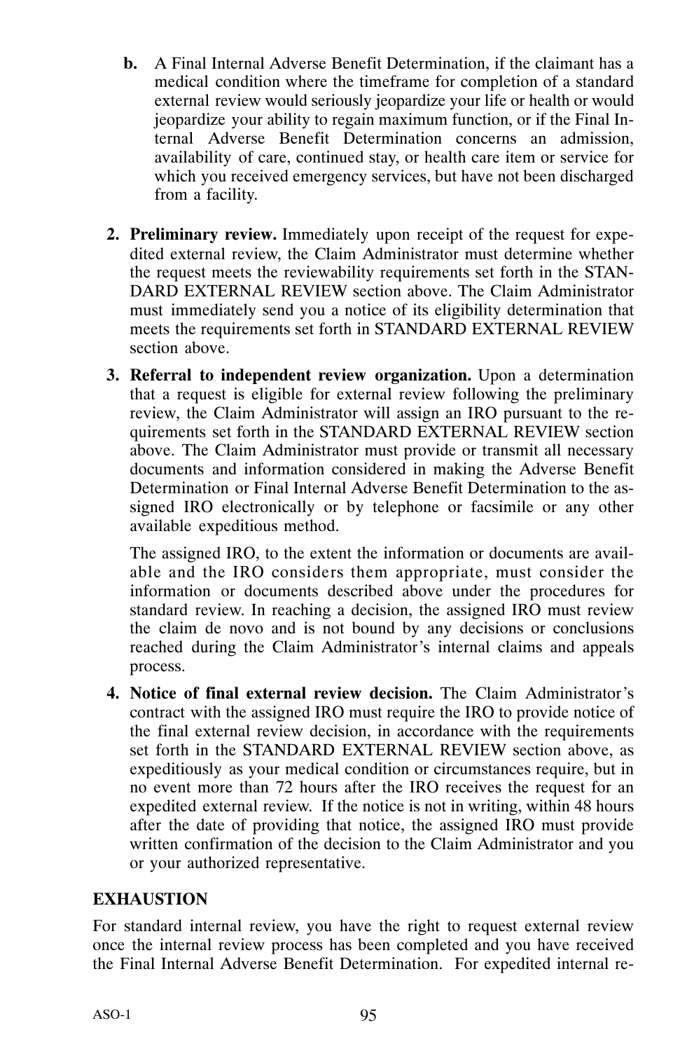b. A Final Internal Adverse Benefit Determination, if the claimant has a medical condition where the timeframe for completion of a standard external review would seriously jeopardize your life or health or would jeopardize your ability to regain maximum function, or if the Final Internal Adverse Benefit Determination concerns an admission, availability of care, continued stay, or health care item or service for which you received emergency services, but have not been discharged from a facility.

2. **Preliminary review.** Immediately upon receipt of the request for expedited external review, the Claim Administrator must determine whether the request meets the reviewability requirements set forth in the STANDARD EXTERNAL REVIEW section above. The Claim Administrator must immediately send you a notice of its eligibility determination that meets the requirements set forth in STANDARD EXTERNAL REVIEW section above.

3. **Referral to independent review organization.** Upon a determination that a request is eligible for external review following the preliminary review, the Claim Administrator will assign an IRO pursuant to the requirements set forth in the STANDARD EXTERNAL REVIEW section above. The Claim Administrator must provide or transmit all necessary documents and information considered in making the Adverse Benefit Determination or Final Internal Adverse Benefit Determination to the assigned IRO electronically or by telephone or facsimile or any other available expeditious method.

   The assigned IRO, to the extent the information or documents are available and the IRO considers them appropriate, must consider the information or documents described above under the procedures for standard review. In reaching a decision, the assigned IRO must review the claim de novo and is not bound by any decisions or conclusions reached during the Claim Administrator's internal claims and appeals process.

4. **Notice of final external review decision.** The Claim Administrator's contract with the assigned IRO must require the IRO to provide notice of the final external review decision, in accordance with the requirements set forth in the STANDARD EXTERNAL REVIEW section above, as expeditiously as your medical condition or circumstances require, but in no event more than 72 hours after the IRO receives the request for an expedited external review. If the notice is not in writing, within 48 hours after the date of providing that notice, the assigned IRO must provide written confirmation of the decision to the Claim Administrator and you or your authorized representative.

**EXHAUSTION**

For standard internal review, you have the right to request external review once the internal review process has been completed and you have received the Final Internal Adverse Benefit Determination. For expedited internal re-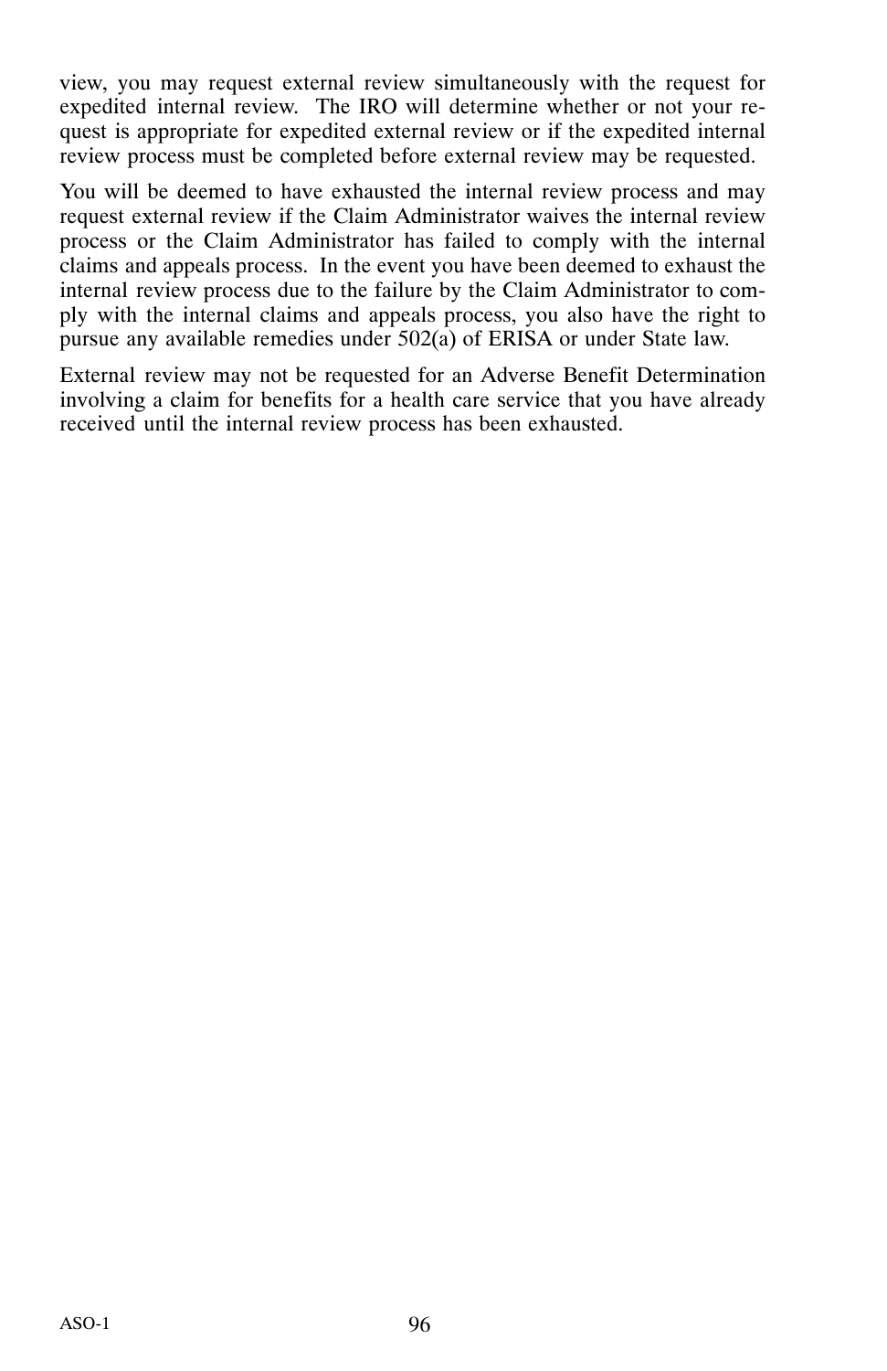view, you may request external review simultaneously with the request for expedited internal review. The IRO will determine whether or not your request is appropriate for expedited external review or if the expedited internal review process must be completed before external review may be requested.

You will be deemed to have exhausted the internal review process and may request external review if the Claim Administrator waives the internal review process or the Claim Administrator has failed to comply with the internal claims and appeals process. In the event you have been deemed to exhaust the internal review process due to the failure by the Claim Administrator to comply with the internal claims and appeals process, you also have the right to pursue any available remedies under 502(a) of ERISA or under State law.

External review may not be requested for an Adverse Benefit Determination involving a claim for benefits for a health care service that you have already received until the internal review process has been exhausted.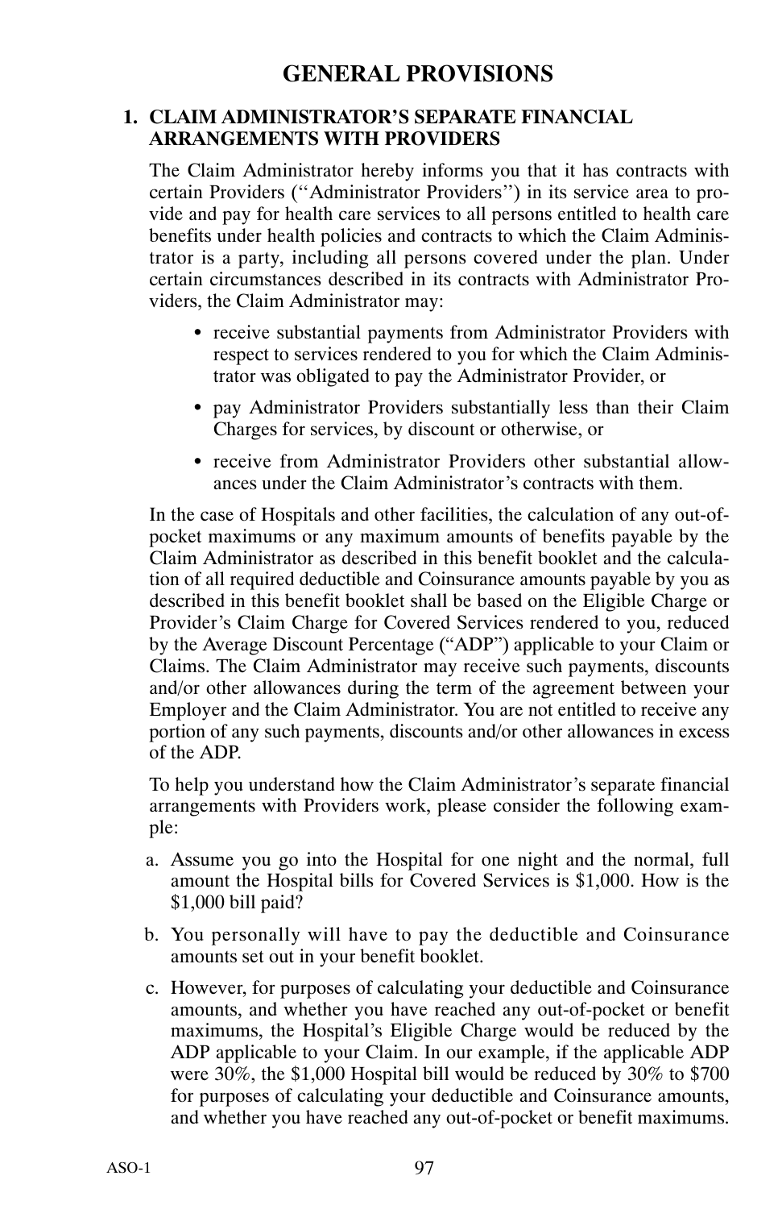# GENERAL PROVISIONS

## 1. CLAIM ADMINISTRATOR'S SEPARATE FINANCIAL ARRANGEMENTS WITH PROVIDERS

The Claim Administrator hereby informs you that it has contracts with certain Providers (''Administrator Providers'') in its service area to provide and pay for health care services to all persons entitled to health care benefits under health policies and contracts to which the Claim Administrator is a party, including all persons covered under the plan. Under certain circumstances described in its contracts with Administrator Providers, the Claim Administrator may:

- receive substantial payments from Administrator Providers with respect to services rendered to you for which the Claim Administrator was obligated to pay the Administrator Provider, or
- pay Administrator Providers substantially less than their Claim Charges for services, by discount or otherwise, or
- receive from Administrator Providers other substantial allowances under the Claim Administrator's contracts with them.

In the case of Hospitals and other facilities, the calculation of any out-of-pocket maximums or any maximum amounts of benefits payable by the Claim Administrator as described in this benefit booklet and the calculation of all required deductible and Coinsurance amounts payable by you as described in this benefit booklet shall be based on the Eligible Charge or Provider's Claim Charge for Covered Services rendered to you, reduced by the Average Discount Percentage ("ADP") applicable to your Claim or Claims. The Claim Administrator may receive such payments, discounts and/or other allowances during the term of the agreement between your Employer and the Claim Administrator. You are not entitled to receive any portion of any such payments, discounts and/or other allowances in excess of the ADP.

To help you understand how the Claim Administrator's separate financial arrangements with Providers work, please consider the following example:

a. Assume you go into the Hospital for one night and the normal, full amount the Hospital bills for Covered Services is $1,000. How is the $1,000 bill paid?

b. You personally will have to pay the deductible and Coinsurance amounts set out in your benefit booklet.

c. However, for purposes of calculating your deductible and Coinsurance amounts, and whether you have reached any out-of-pocket or benefit maximums, the Hospital's Eligible Charge would be reduced by the ADP applicable to your Claim. In our example, if the applicable ADP were 30%, the $1,000 Hospital bill would be reduced by 30% to $700 for purposes of calculating your deductible and Coinsurance amounts, and whether you have reached any out-of-pocket or benefit maximums.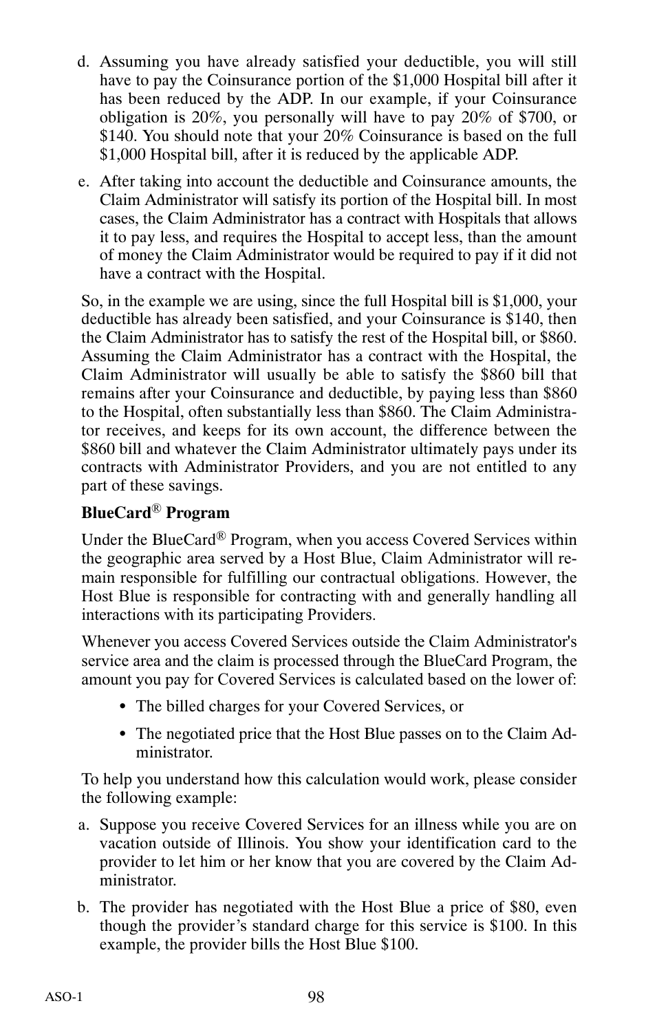d. Assuming you have already satisfied your deductible, you will still have to pay the Coinsurance portion of the $1,000 Hospital bill after it has been reduced by the ADP. In our example, if your Coinsurance obligation is 20%, you personally will have to pay 20% of $700, or $140. You should note that your 20% Coinsurance is based on the full $1,000 Hospital bill, after it is reduced by the applicable ADP.

e. After taking into account the deductible and Coinsurance amounts, the Claim Administrator will satisfy its portion of the Hospital bill. In most cases, the Claim Administrator has a contract with Hospitals that allows it to pay less, and requires the Hospital to accept less, than the amount of money the Claim Administrator would be required to pay if it did not have a contract with the Hospital.

So, in the example we are using, since the full Hospital bill is $1,000, your deductible has already been satisfied, and your Coinsurance is $140, then the Claim Administrator has to satisfy the rest of the Hospital bill, or $860. Assuming the Claim Administrator has a contract with the Hospital, the Claim Administrator will usually be able to satisfy the $860 bill that remains after your Coinsurance and deductible, by paying less than $860 to the Hospital, often substantially less than $860. The Claim Administrator receives, and keeps for its own account, the difference between the $860 bill and whatever the Claim Administrator ultimately pays under its contracts with Administrator Providers, and you are not entitled to any part of these savings.

**BlueCard® Program**

Under the BlueCard® Program, when you access Covered Services within the geographic area served by a Host Blue, Claim Administrator will remain responsible for fulfilling our contractual obligations. However, the Host Blue is responsible for contracting with and generally handling all interactions with its participating Providers.

Whenever you access Covered Services outside the Claim Administrator's service area and the claim is processed through the BlueCard Program, the amount you pay for Covered Services is calculated based on the lower of:

- The billed charges for your Covered Services, or
- The negotiated price that the Host Blue passes on to the Claim Administrator.

To help you understand how this calculation would work, please consider the following example:

a. Suppose you receive Covered Services for an illness while you are on vacation outside of Illinois. You show your identification card to the provider to let him or her know that you are covered by the Claim Administrator.

b. The provider has negotiated with the Host Blue a price of $80, even though the provider's standard charge for this service is $100. In this example, the provider bills the Host Blue $100.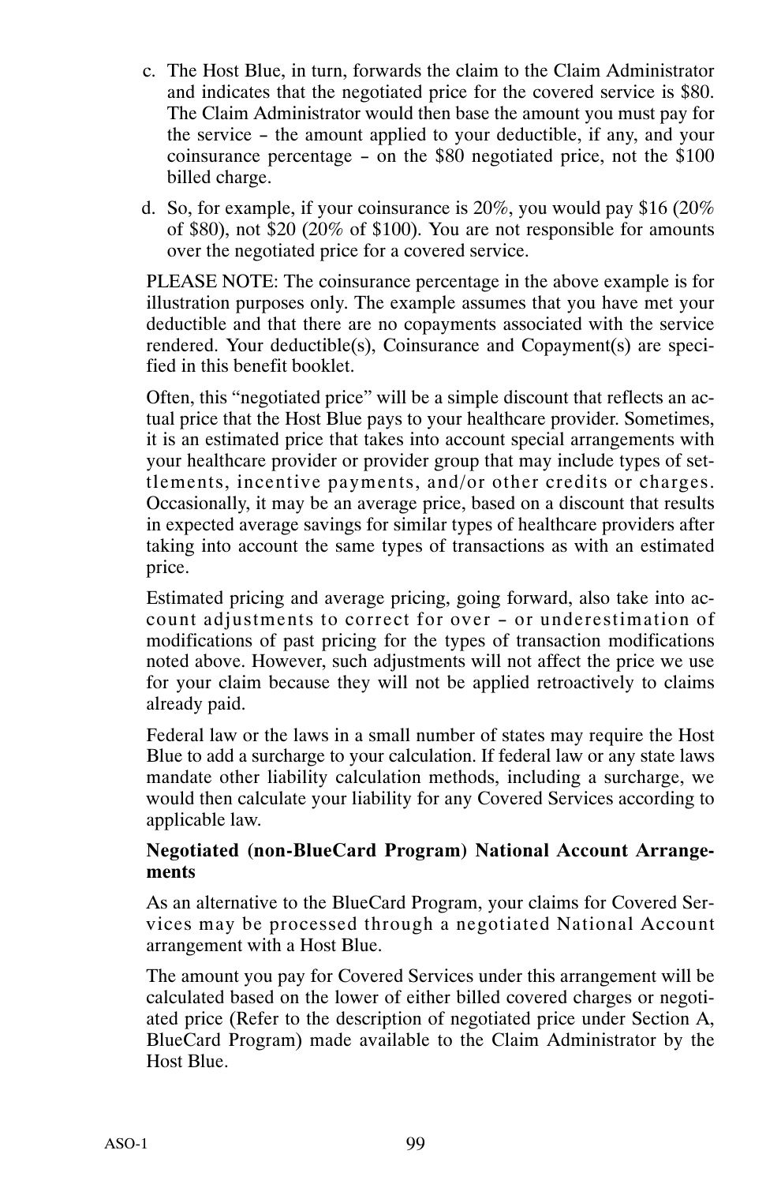c. The Host Blue, in turn, forwards the claim to the Claim Administrator and indicates that the negotiated price for the covered service is $80. The Claim Administrator would then base the amount you must pay for the service – the amount applied to your deductible, if any, and your coinsurance percentage – on the $80 negotiated price, not the $100 billed charge.

d. So, for example, if your coinsurance is 20%, you would pay $16 (20% of $80), not $20 (20% of $100). You are not responsible for amounts over the negotiated price for a covered service.

PLEASE NOTE: The coinsurance percentage in the above example is for illustration purposes only. The example assumes that you have met your deductible and that there are no copayments associated with the service rendered. Your deductible(s), Coinsurance and Copayment(s) are specified in this benefit booklet.

Often, this "negotiated price" will be a simple discount that reflects an actual price that the Host Blue pays to your healthcare provider. Sometimes, it is an estimated price that takes into account special arrangements with your healthcare provider or provider group that may include types of settlements, incentive payments, and/or other credits or charges. Occasionally, it may be an average price, based on a discount that results in expected average savings for similar types of healthcare providers after taking into account the same types of transactions as with an estimated price.

Estimated pricing and average pricing, going forward, also take into account adjustments to correct for over – or underestimation of modifications of past pricing for the types of transaction modifications noted above. However, such adjustments will not affect the price we use for your claim because they will not be applied retroactively to claims already paid.

Federal law or the laws in a small number of states may require the Host Blue to add a surcharge to your calculation. If federal law or any state laws mandate other liability calculation methods, including a surcharge, we would then calculate your liability for any Covered Services according to applicable law.

**Negotiated (non-BlueCard Program) National Account Arrangements**

As an alternative to the BlueCard Program, your claims for Covered Services may be processed through a negotiated National Account arrangement with a Host Blue.

The amount you pay for Covered Services under this arrangement will be calculated based on the lower of either billed covered charges or negotiated price (Refer to the description of negotiated price under Section A, BlueCard Program) made available to the Claim Administrator by the Host Blue.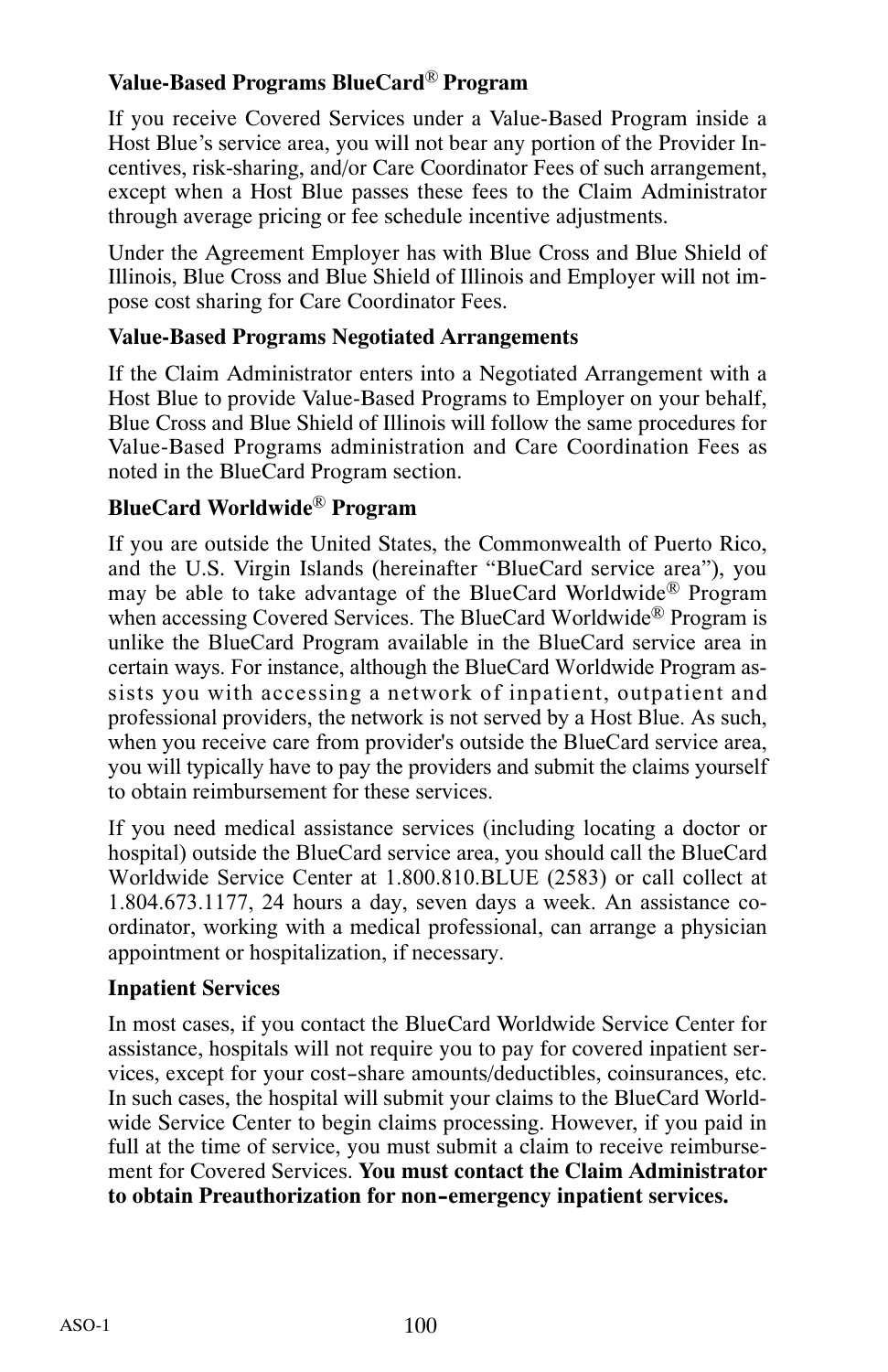**Value-Based Programs BlueCard® Program**

If you receive Covered Services under a Value-Based Program inside a Host Blue's service area, you will not bear any portion of the Provider Incentives, risk-sharing, and/or Care Coordinator Fees of such arrangement, except when a Host Blue passes these fees to the Claim Administrator through average pricing or fee schedule incentive adjustments.

Under the Agreement Employer has with Blue Cross and Blue Shield of Illinois, Blue Cross and Blue Shield of Illinois and Employer will not impose cost sharing for Care Coordinator Fees.

**Value-Based Programs Negotiated Arrangements**

If the Claim Administrator enters into a Negotiated Arrangement with a Host Blue to provide Value-Based Programs to Employer on your behalf, Blue Cross and Blue Shield of Illinois will follow the same procedures for Value-Based Programs administration and Care Coordination Fees as noted in the BlueCard Program section.

**BlueCard Worldwide® Program**

If you are outside the United States, the Commonwealth of Puerto Rico, and the U.S. Virgin Islands (hereinafter "BlueCard service area"), you may be able to take advantage of the BlueCard Worldwide® Program when accessing Covered Services. The BlueCard Worldwide® Program is unlike the BlueCard Program available in the BlueCard service area in certain ways. For instance, although the BlueCard Worldwide Program assists you with accessing a network of inpatient, outpatient and professional providers, the network is not served by a Host Blue. As such, when you receive care from provider's outside the BlueCard service area, you will typically have to pay the providers and submit the claims yourself to obtain reimbursement for these services.

If you need medical assistance services (including locating a doctor or hospital) outside the BlueCard service area, you should call the BlueCard Worldwide Service Center at 1.800.810.BLUE (2583) or call collect at 1.804.673.1177, 24 hours a day, seven days a week. An assistance coordinator, working with a medical professional, can arrange a physician appointment or hospitalization, if necessary.

**Inpatient Services**

In most cases, if you contact the BlueCard Worldwide Service Center for assistance, hospitals will not require you to pay for covered inpatient services, except for your cost-share amounts/deductibles, coinsurances, etc. In such cases, the hospital will submit your claims to the BlueCard Worldwide Service Center to begin claims processing. However, if you paid in full at the time of service, you must submit a claim to receive reimbursement for Covered Services. **You must contact the Claim Administrator to obtain Preauthorization for non-emergency inpatient services.**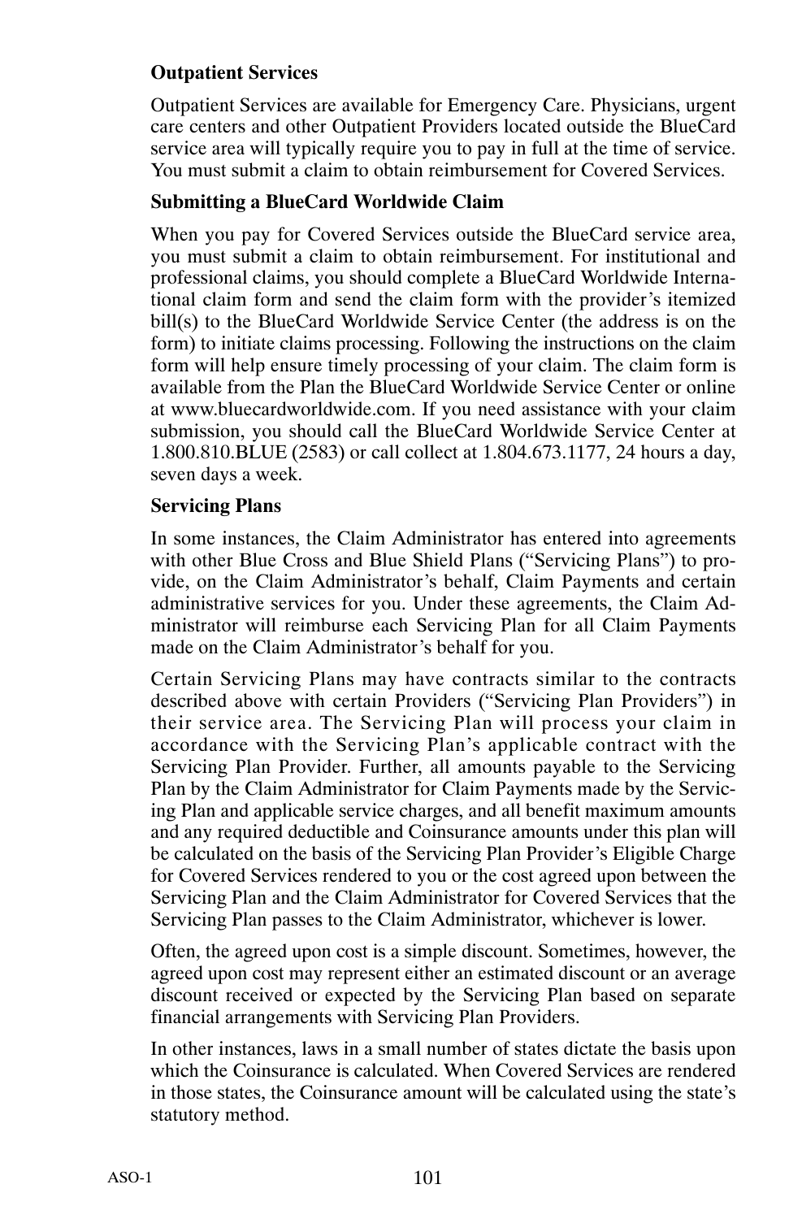**Outpatient Services**

Outpatient Services are available for Emergency Care. Physicians, urgent care centers and other Outpatient Providers located outside the BlueCard service area will typically require you to pay in full at the time of service. You must submit a claim to obtain reimbursement for Covered Services.

**Submitting a BlueCard Worldwide Claim**

When you pay for Covered Services outside the BlueCard service area, you must submit a claim to obtain reimbursement. For institutional and professional claims, you should complete a BlueCard Worldwide International claim form and send the claim form with the provider's itemized bill(s) to the BlueCard Worldwide Service Center (the address is on the form) to initiate claims processing. Following the instructions on the claim form will help ensure timely processing of your claim. The claim form is available from the Plan the BlueCard Worldwide Service Center or online at www.bluecardworldwide.com. If you need assistance with your claim submission, you should call the BlueCard Worldwide Service Center at 1.800.810.BLUE (2583) or call collect at 1.804.673.1177, 24 hours a day, seven days a week.

**Servicing Plans**

In some instances, the Claim Administrator has entered into agreements with other Blue Cross and Blue Shield Plans ("Servicing Plans") to provide, on the Claim Administrator's behalf, Claim Payments and certain administrative services for you. Under these agreements, the Claim Administrator will reimburse each Servicing Plan for all Claim Payments made on the Claim Administrator's behalf for you.

Certain Servicing Plans may have contracts similar to the contracts described above with certain Providers ("Servicing Plan Providers") in their service area. The Servicing Plan will process your claim in accordance with the Servicing Plan's applicable contract with the Servicing Plan Provider. Further, all amounts payable to the Servicing Plan by the Claim Administrator for Claim Payments made by the Servicing Plan and applicable service charges, and all benefit maximum amounts and any required deductible and Coinsurance amounts under this plan will be calculated on the basis of the Servicing Plan Provider's Eligible Charge for Covered Services rendered to you or the cost agreed upon between the Servicing Plan and the Claim Administrator for Covered Services that the Servicing Plan passes to the Claim Administrator, whichever is lower.

Often, the agreed upon cost is a simple discount. Sometimes, however, the agreed upon cost may represent either an estimated discount or an average discount received or expected by the Servicing Plan based on separate financial arrangements with Servicing Plan Providers.

In other instances, laws in a small number of states dictate the basis upon which the Coinsurance is calculated. When Covered Services are rendered in those states, the Coinsurance amount will be calculated using the state's statutory method.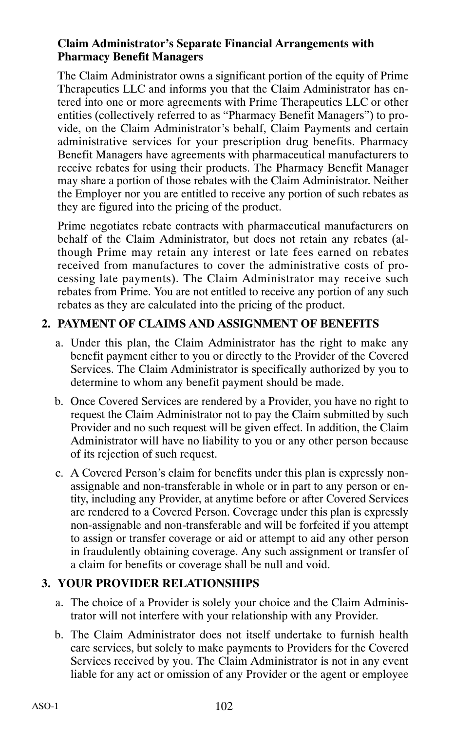**Claim Administrator's Separate Financial Arrangements with Pharmacy Benefit Managers**

The Claim Administrator owns a significant portion of the equity of Prime Therapeutics LLC and informs you that the Claim Administrator has entered into one or more agreements with Prime Therapeutics LLC or other entities (collectively referred to as "Pharmacy Benefit Managers") to provide, on the Claim Administrator's behalf, Claim Payments and certain administrative services for your prescription drug benefits. Pharmacy Benefit Managers have agreements with pharmaceutical manufacturers to receive rebates for using their products. The Pharmacy Benefit Manager may share a portion of those rebates with the Claim Administrator. Neither the Employer nor you are entitled to receive any portion of such rebates as they are figured into the pricing of the product.

Prime negotiates rebate contracts with pharmaceutical manufacturers on behalf of the Claim Administrator, but does not retain any rebates (although Prime may retain any interest or late fees earned on rebates received from manufactures to cover the administrative costs of processing late payments). The Claim Administrator may receive such rebates from Prime. You are not entitled to receive any portion of any such rebates as they are calculated into the pricing of the product.

**2. PAYMENT OF CLAIMS AND ASSIGNMENT OF BENEFITS**

a. Under this plan, the Claim Administrator has the right to make any benefit payment either to you or directly to the Provider of the Covered Services. The Claim Administrator is specifically authorized by you to determine to whom any benefit payment should be made.

b. Once Covered Services are rendered by a Provider, you have no right to request the Claim Administrator not to pay the Claim submitted by such Provider and no such request will be given effect. In addition, the Claim Administrator will have no liability to you or any other person because of its rejection of such request.

c. A Covered Person's claim for benefits under this plan is expressly non-assignable and non-transferable in whole or in part to any person or entity, including any Provider, at anytime before or after Covered Services are rendered to a Covered Person. Coverage under this plan is expressly non-assignable and non-transferable and will be forfeited if you attempt to assign or transfer coverage or aid or attempt to aid any other person in fraudulently obtaining coverage. Any such assignment or transfer of a claim for benefits or coverage shall be null and void.

**3. YOUR PROVIDER RELATIONSHIPS**

a. The choice of a Provider is solely your choice and the Claim Administrator will not interfere with your relationship with any Provider.

b. The Claim Administrator does not itself undertake to furnish health care services, but solely to make payments to Providers for the Covered Services received by you. The Claim Administrator is not in any event liable for any act or omission of any Provider or the agent or employee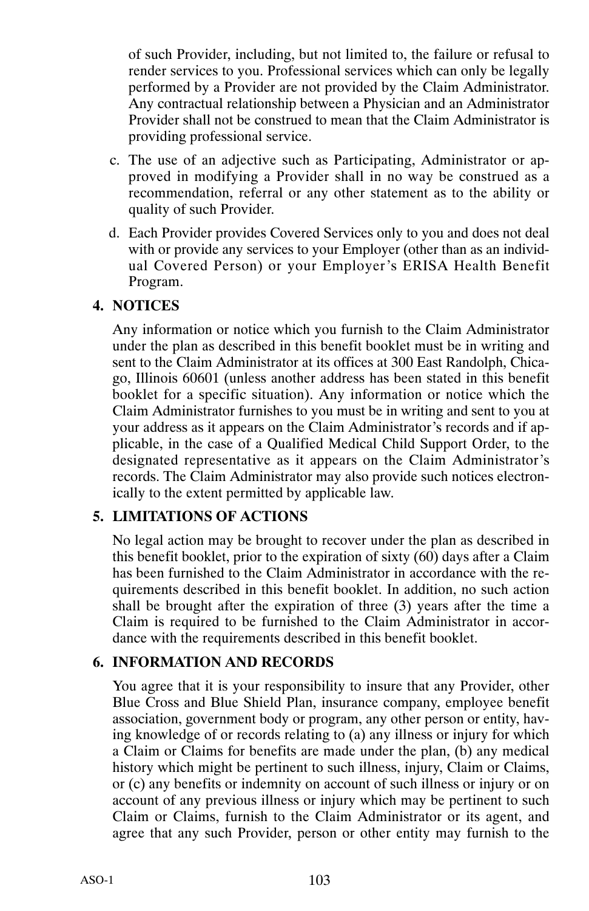of such Provider, including, but not limited to, the failure or refusal to render services to you. Professional services which can only be legally performed by a Provider are not provided by the Claim Administrator. Any contractual relationship between a Physician and an Administrator Provider shall not be construed to mean that the Claim Administrator is providing professional service.

c. The use of an adjective such as Participating, Administrator or approved in modifying a Provider shall in no way be construed as a recommendation, referral or any other statement as to the ability or quality of such Provider.

d. Each Provider provides Covered Services only to you and does not deal with or provide any services to your Employer (other than as an individual Covered Person) or your Employer's ERISA Health Benefit Program.

**4. NOTICES**

Any information or notice which you furnish to the Claim Administrator under the plan as described in this benefit booklet must be in writing and sent to the Claim Administrator at its offices at 300 East Randolph, Chicago, Illinois 60601 (unless another address has been stated in this benefit booklet for a specific situation). Any information or notice which the Claim Administrator furnishes to you must be in writing and sent to you at your address as it appears on the Claim Administrator's records and if applicable, in the case of a Qualified Medical Child Support Order, to the designated representative as it appears on the Claim Administrator's records. The Claim Administrator may also provide such notices electronically to the extent permitted by applicable law.

**5. LIMITATIONS OF ACTIONS**

No legal action may be brought to recover under the plan as described in this benefit booklet, prior to the expiration of sixty (60) days after a Claim has been furnished to the Claim Administrator in accordance with the requirements described in this benefit booklet. In addition, no such action shall be brought after the expiration of three (3) years after the time a Claim is required to be furnished to the Claim Administrator in accordance with the requirements described in this benefit booklet.

**6. INFORMATION AND RECORDS**

You agree that it is your responsibility to insure that any Provider, other Blue Cross and Blue Shield Plan, insurance company, employee benefit association, government body or program, any other person or entity, having knowledge of or records relating to (a) any illness or injury for which a Claim or Claims for benefits are made under the plan, (b) any medical history which might be pertinent to such illness, injury, Claim or Claims, or (c) any benefits or indemnity on account of such illness or injury or on account of any previous illness or injury which may be pertinent to such Claim or Claims, furnish to the Claim Administrator or its agent, and agree that any such Provider, person or other entity may furnish to the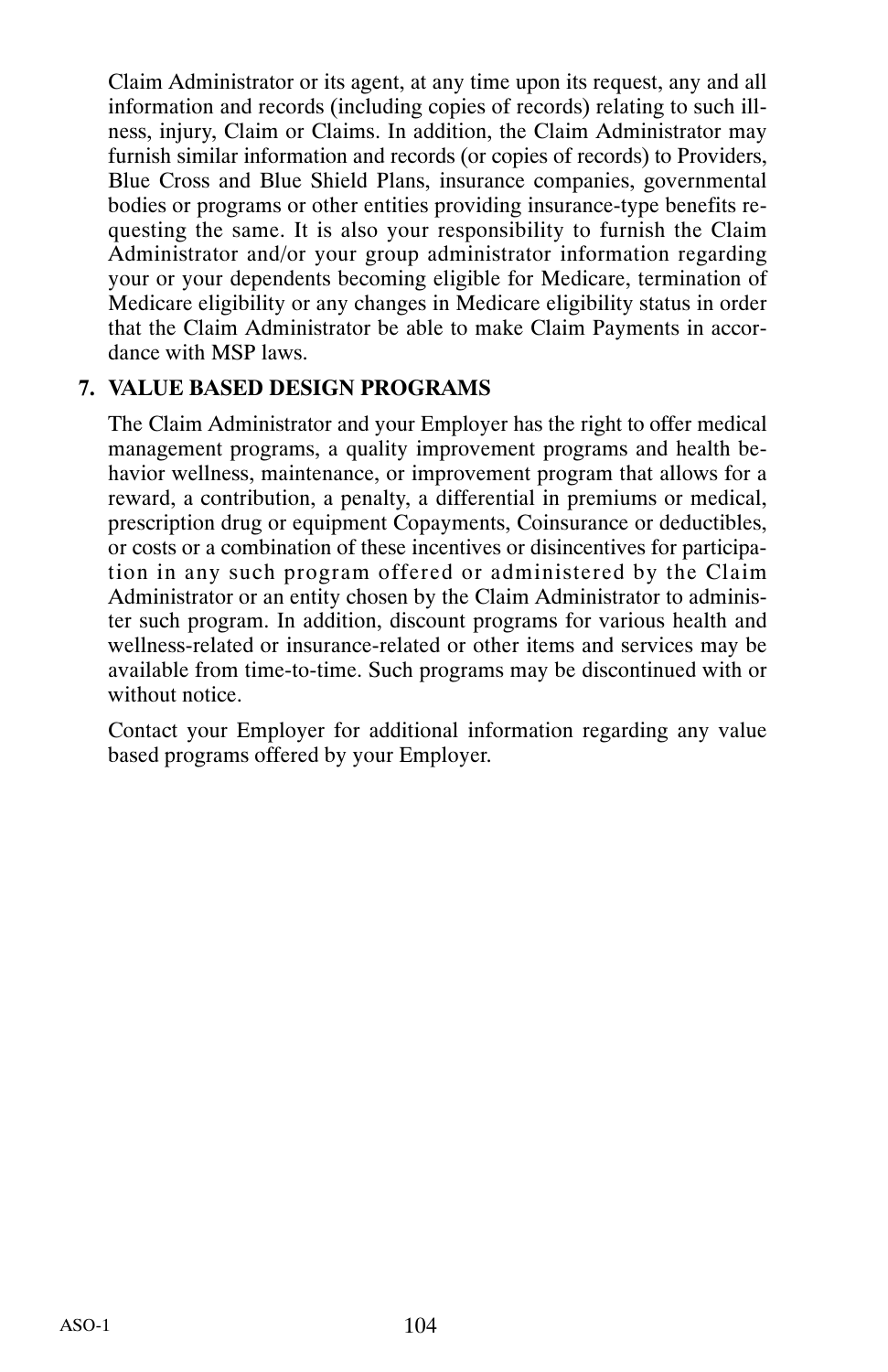Claim Administrator or its agent, at any time upon its request, any and all information and records (including copies of records) relating to such illness, injury, Claim or Claims. In addition, the Claim Administrator may furnish similar information and records (or copies of records) to Providers, Blue Cross and Blue Shield Plans, insurance companies, governmental bodies or programs or other entities providing insurance-type benefits requesting the same. It is also your responsibility to furnish the Claim Administrator and/or your group administrator information regarding your or your dependents becoming eligible for Medicare, termination of Medicare eligibility or any changes in Medicare eligibility status in order that the Claim Administrator be able to make Claim Payments in accordance with MSP laws.

**7. VALUE BASED DESIGN PROGRAMS**

The Claim Administrator and your Employer has the right to offer medical management programs, a quality improvement programs and health behavior wellness, maintenance, or improvement program that allows for a reward, a contribution, a penalty, a differential in premiums or medical, prescription drug or equipment Copayments, Coinsurance or deductibles, or costs or a combination of these incentives or disincentives for participation in any such program offered or administered by the Claim Administrator or an entity chosen by the Claim Administrator to administer such program. In addition, discount programs for various health and wellness-related or insurance-related or other items and services may be available from time-to-time. Such programs may be discontinued with or without notice.

Contact your Employer for additional information regarding any value based programs offered by your Employer.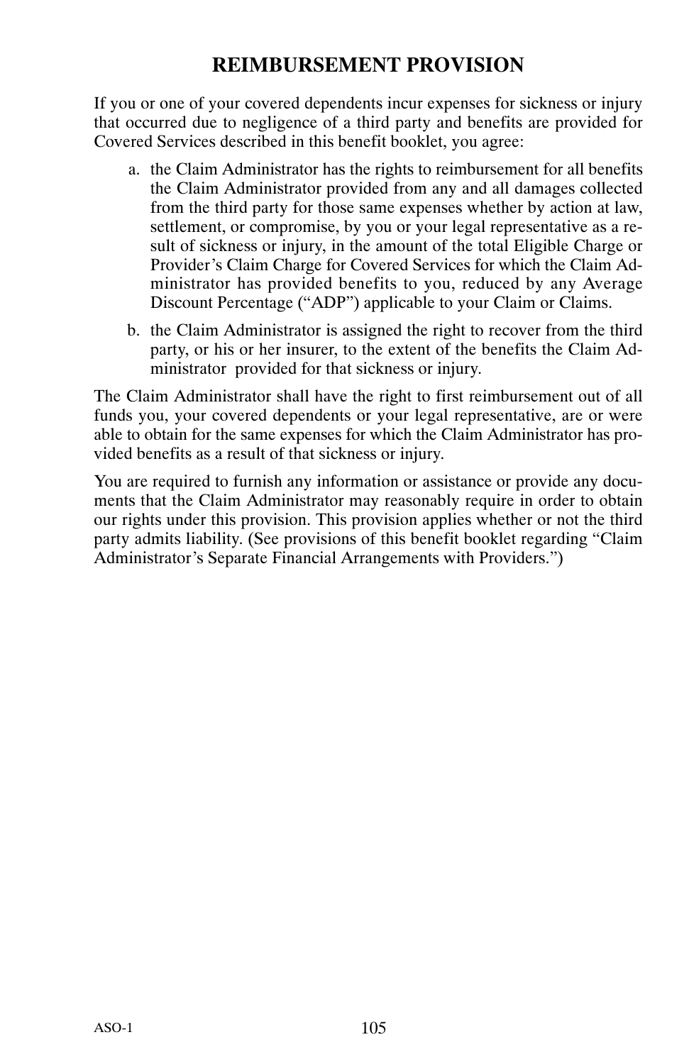## REIMBURSEMENT PROVISION

If you or one of your covered dependents incur expenses for sickness or injury that occurred due to negligence of a third party and benefits are provided for Covered Services described in this benefit booklet, you agree:

a. the Claim Administrator has the rights to reimbursement for all benefits the Claim Administrator provided from any and all damages collected from the third party for those same expenses whether by action at law, settlement, or compromise, by you or your legal representative as a result of sickness or injury, in the amount of the total Eligible Charge or Provider's Claim Charge for Covered Services for which the Claim Administrator has provided benefits to you, reduced by any Average Discount Percentage ("ADP") applicable to your Claim or Claims.

b. the Claim Administrator is assigned the right to recover from the third party, or his or her insurer, to the extent of the benefits the Claim Administrator provided for that sickness or injury.

The Claim Administrator shall have the right to first reimbursement out of all funds you, your covered dependents or your legal representative, are or were able to obtain for the same expenses for which the Claim Administrator has provided benefits as a result of that sickness or injury.

You are required to furnish any information or assistance or provide any documents that the Claim Administrator may reasonably require in order to obtain our rights under this provision. This provision applies whether or not the third party admits liability. (See provisions of this benefit booklet regarding "Claim Administrator's Separate Financial Arrangements with Providers.")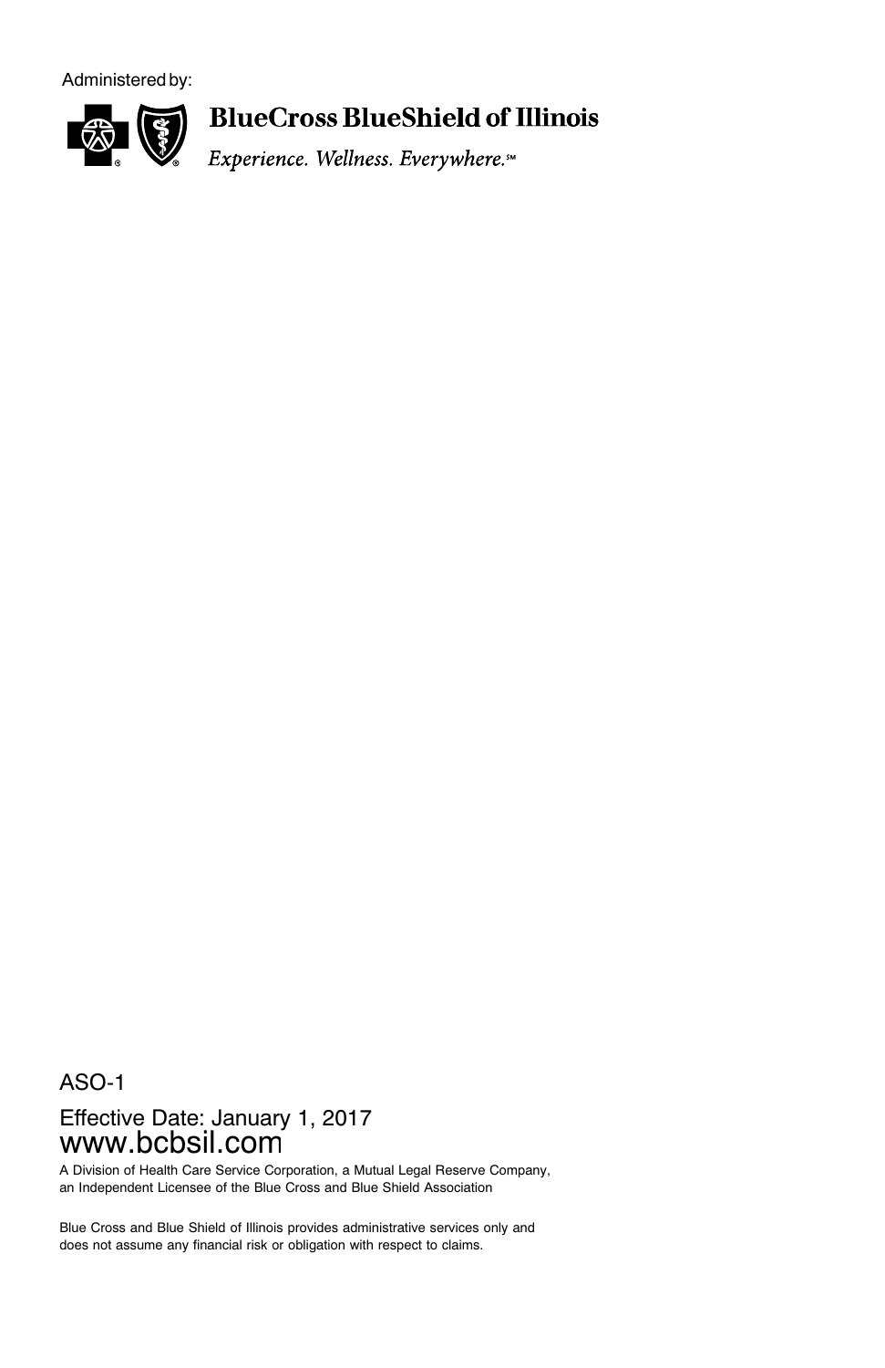Administered by:

**BlueCross BlueShield of Illinois**

*Experience. Wellness. Everywhere.℠*

ASO-1

Effective Date: January 1, 2017

www.bcbsil.com

A Division of Health Care Service Corporation, a Mutual Legal Reserve Company, an Independent Licensee of the Blue Cross and Blue Shield Association

Blue Cross and Blue Shield of Illinois provides administrative services only and does not assume any financial risk or obligation with respect to claims.